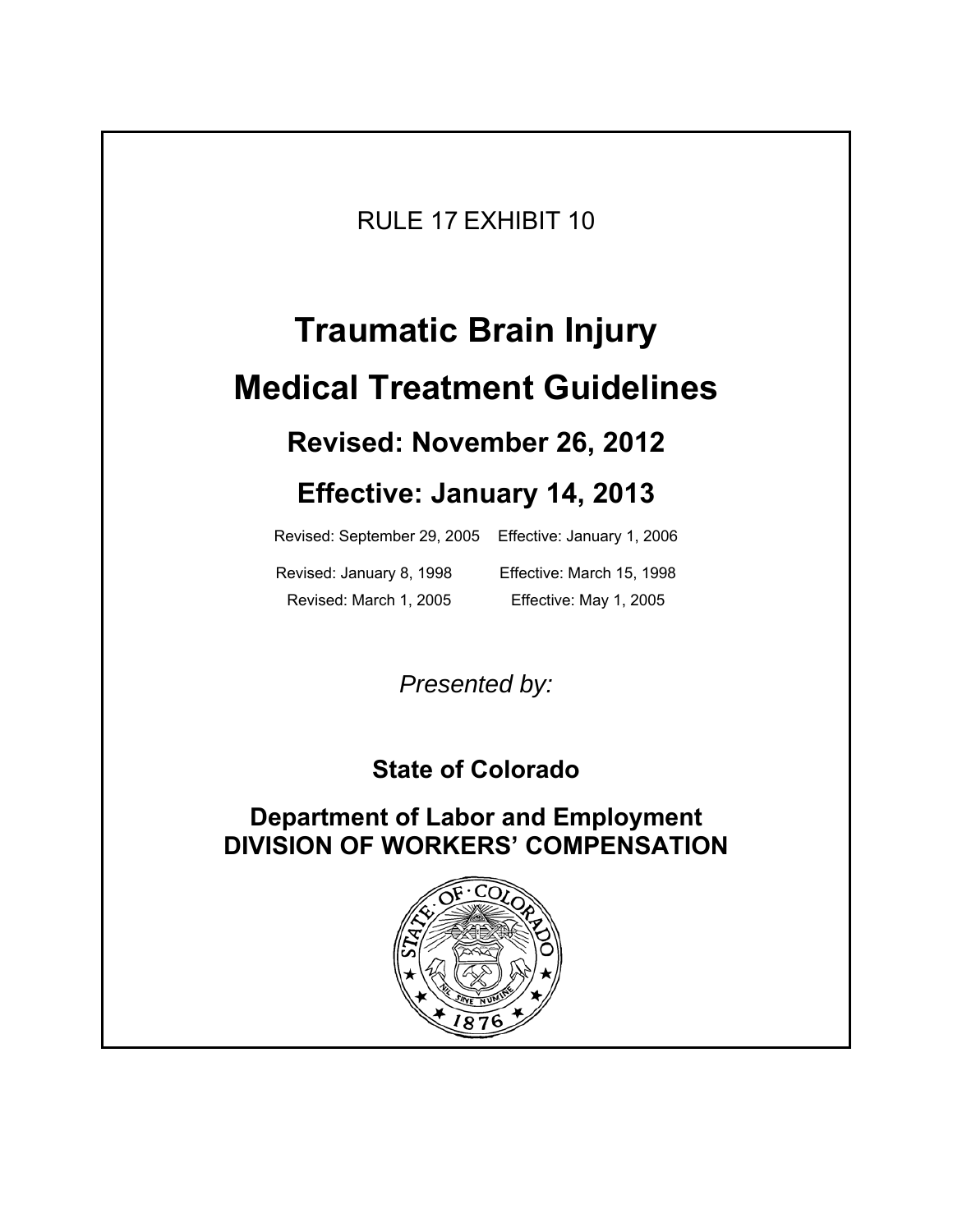RULE 17 EXHIBIT 10

# Traumatic Brain Injury

# Medical Treatment Guidelines

## Revised: November 26, 2012

## Effective: January 14, 2013

Revised: September 29, 2005 Effective: January 1, 2006

Revised: January 8, 1998 Effective: March 15, 1998

Revised: March 1, 2005 Effective: May 1, 2005

*Presented by:*

**State of Colorado**

**Department of Labor and Employment**
**DIVISION OF WORKERS' COMPENSATION**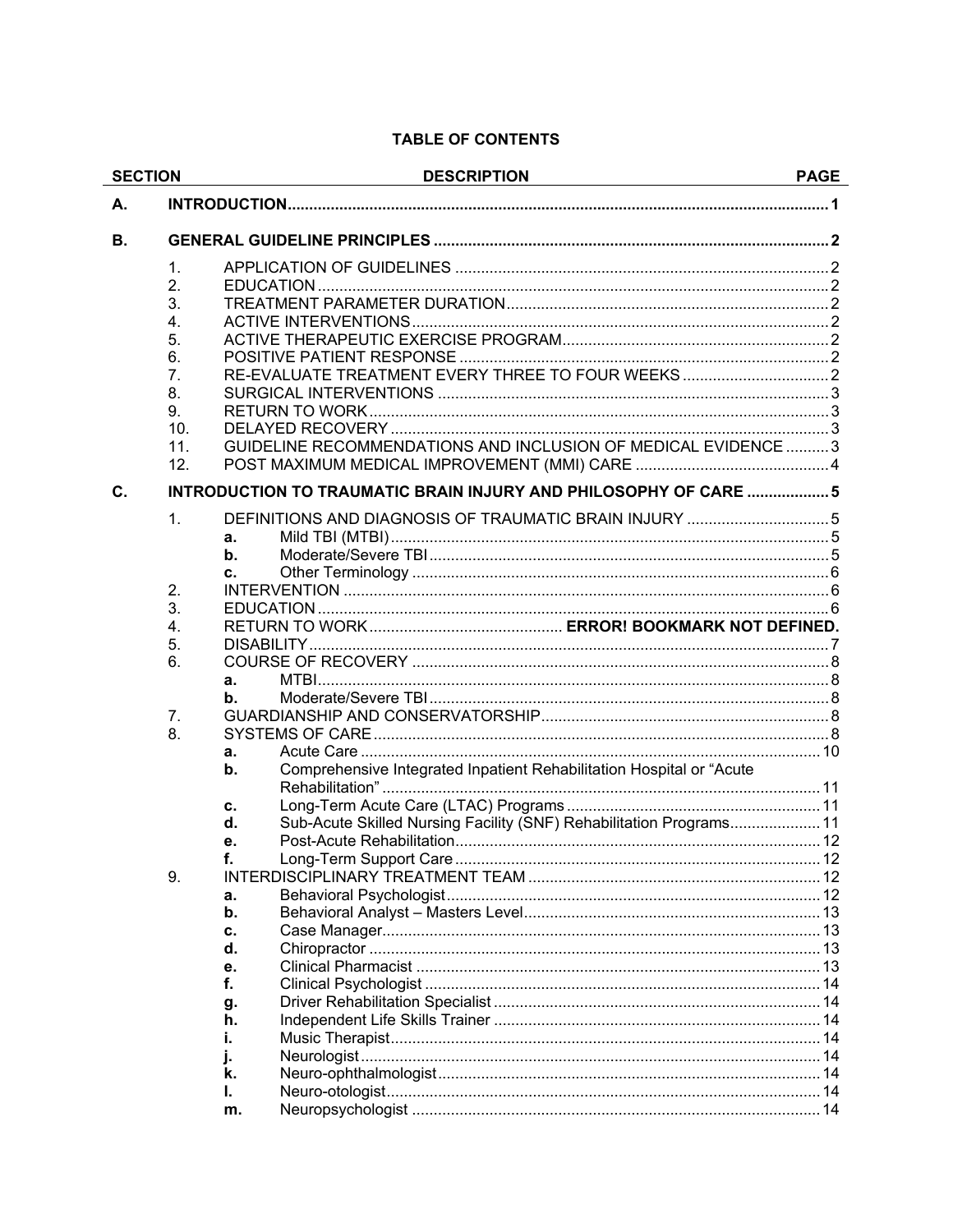## TABLE OF CONTENTS

| SECTION | | | DESCRIPTION | PAGE |
|---|---|---|---|---|
| **A.** | **INTRODUCTION** | | | **1** |
| **B.** | **GENERAL GUIDELINE PRINCIPLES** | | | **2** |
| | 1. | APPLICATION OF GUIDELINES | | 2 |
| | 2. | EDUCATION | | 2 |
| | 3. | TREATMENT PARAMETER DURATION | | 2 |
| | 4. | ACTIVE INTERVENTIONS | | 2 |
| | 5. | ACTIVE THERAPEUTIC EXERCISE PROGRAM | | 2 |
| | 6. | POSITIVE PATIENT RESPONSE | | 2 |
| | 7. | RE-EVALUATE TREATMENT EVERY THREE TO FOUR WEEKS | | 2 |
| | 8. | SURGICAL INTERVENTIONS | | 3 |
| | 9. | RETURN TO WORK | | 3 |
| | 10. | DELAYED RECOVERY | | 3 |
| | 11. | GUIDELINE RECOMMENDATIONS AND INCLUSION OF MEDICAL EVIDENCE | | 3 |
| | 12. | POST MAXIMUM MEDICAL IMPROVEMENT (MMI) CARE | | 4 |
| **C.** | **INTRODUCTION TO TRAUMATIC BRAIN INJURY AND PHILOSOPHY OF CARE** | | | **5** |
| | 1. | DEFINITIONS AND DIAGNOSIS OF TRAUMATIC BRAIN INJURY | | 5 |
| | | **a.** | Mild TBI (MTBI) | 5 |
| | | **b.** | Moderate/Severe TBI | 5 |
| | | **c.** | Other Terminology | 6 |
| | 2. | INTERVENTION | | 6 |
| | 3. | EDUCATION | | 6 |
| | 4. | RETURN TO WORK | | **ERROR! BOOKMARK NOT DEFINED.** |
| | 5. | DISABILITY | | 7 |
| | 6. | COURSE OF RECOVERY | | 8 |
| | | **a.** | MTBI | 8 |
| | | **b.** | Moderate/Severe TBI | 8 |
| | 7. | GUARDIANSHIP AND CONSERVATORSHIP | | 8 |
| | 8. | SYSTEMS OF CARE | | 8 |
| | | **a.** | Acute Care | 10 |
| | | **b.** | Comprehensive Integrated Inpatient Rehabilitation Hospital or "Acute Rehabilitation" | 11 |
| | | **c.** | Long-Term Acute Care (LTAC) Programs | 11 |
| | | **d.** | Sub-Acute Skilled Nursing Facility (SNF) Rehabilitation Programs | 11 |
| | | **e.** | Post-Acute Rehabilitation | 12 |
| | | **f.** | Long-Term Support Care | 12 |
| | 9. | INTERDISCIPLINARY TREATMENT TEAM | | 12 |
| | | **a.** | Behavioral Psychologist | 12 |
| | | **b.** | Behavioral Analyst – Masters Level | 13 |
| | | **c.** | Case Manager | 13 |
| | | **d.** | Chiropractor | 13 |
| | | **e.** | Clinical Pharmacist | 13 |
| | | **f.** | Clinical Psychologist | 14 |
| | | **g.** | Driver Rehabilitation Specialist | 14 |
| | | **h.** | Independent Life Skills Trainer | 14 |
| | | **i.** | Music Therapist | 14 |
| | | **j.** | Neurologist | 14 |
| | | **k.** | Neuro-ophthalmologist | 14 |
| | | **l.** | Neuro-otologist | 14 |
| | | **m.** | Neuropsychologist | 14 |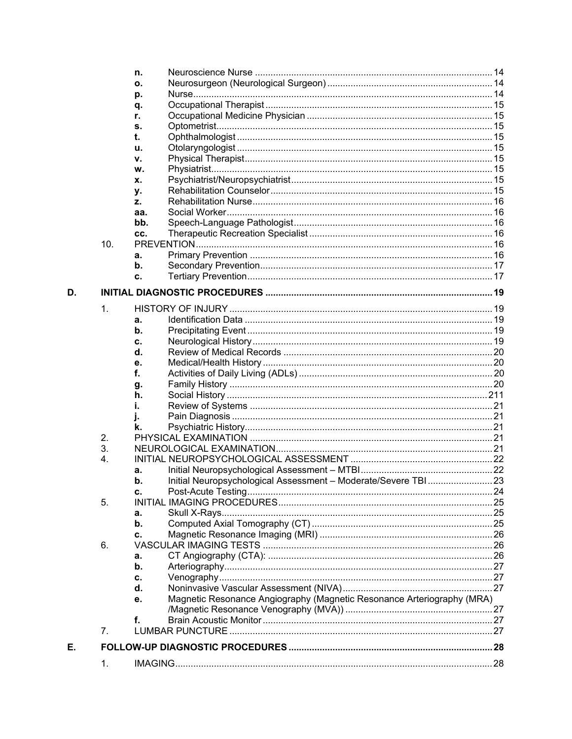- n. Neuroscience Nurse ........ 14
- o. Neurosurgeon (Neurological Surgeon) ........ 14
- p. Nurse ........ 14
- q. Occupational Therapist ........ 15
- r. Occupational Medicine Physician ........ 15
- s. Optometrist ........ 15
- t. Ophthalmologist ........ 15
- u. Otolaryngologist ........ 15
- v. Physical Therapist ........ 15
- w. Physiatrist ........ 15
- x. Psychiatrist/Neuropsychiatrist ........ 15
- y. Rehabilitation Counselor ........ 15
- z. Rehabilitation Nurse ........ 16
- aa. Social Worker ........ 16
- bb. Speech-Language Pathologist ........ 16
- cc. Therapeutic Recreation Specialist ........ 16

10. PREVENTION ........ 16
    - a. Primary Prevention ........ 16
    - b. Secondary Prevention ........ 17
    - c. Tertiary Prevention ........ 17

**D. INITIAL DIAGNOSTIC PROCEDURES ........ 19**

1. HISTORY OF INJURY ........ 19
    - a. Identification Data ........ 19
    - b. Precipitating Event ........ 19
    - c. Neurological History ........ 19
    - d. Review of Medical Records ........ 20
    - e. Medical/Health History ........ 20
    - f. Activities of Daily Living (ADLs) ........ 20
    - g. Family History ........ 20
    - h. Social History ........ 211
    - i. Review of Systems ........ 21
    - j. Pain Diagnosis ........ 21
    - k. Psychiatric History ........ 21
2. PHYSICAL EXAMINATION ........ 21
3. NEUROLOGICAL EXAMINATION ........ 21
4. INITIAL NEUROPSYCHOLOGICAL ASSESSMENT ........ 22
    - a. Initial Neuropsychological Assessment – MTBI ........ 22
    - b. Initial Neuropsychological Assessment – Moderate/Severe TBI ........ 23
    - c. Post-Acute Testing ........ 24
5. INITIAL IMAGING PROCEDURES ........ 25
    - a. Skull X-Rays ........ 25
    - b. Computed Axial Tomography (CT) ........ 25
    - c. Magnetic Resonance Imaging (MRI) ........ 26
6. VASCULAR IMAGING TESTS ........ 26
    - a. CT Angiography (CTA): ........ 26
    - b. Arteriography ........ 27
    - c. Venography ........ 27
    - d. Noninvasive Vascular Assessment (NIVA) ........ 27
    - e. Magnetic Resonance Angiography (Magnetic Resonance Arteriography (MRA) /Magnetic Resonance Venography (MVA)) ........ 27
    - f. Brain Acoustic Monitor ........ 27
7. LUMBAR PUNCTURE ........ 27

**E. FOLLOW-UP DIAGNOSTIC PROCEDURES ........ 28**

1. IMAGING ........ 28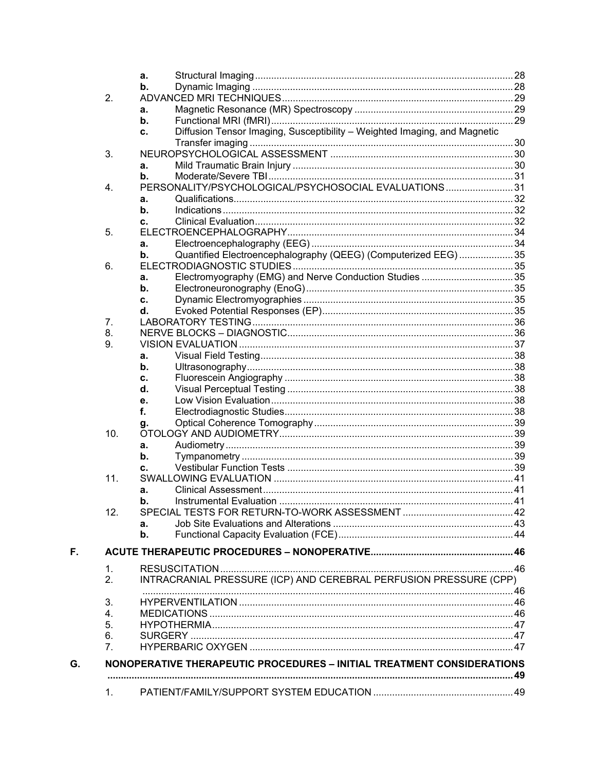- a. Structural Imaging ..... 28
- b. Dynamic Imaging ..... 28

2. ADVANCED MRI TECHNIQUES ..... 29
   - a. Magnetic Resonance (MR) Spectroscopy ..... 29
   - b. Functional MRI (fMRI) ..... 29
   - c. Diffusion Tensor Imaging, Susceptibility – Weighted Imaging, and Magnetic Transfer imaging ..... 30
3. NEUROPSYCHOLOGICAL ASSESSMENT ..... 30
   - a. Mild Traumatic Brain Injury ..... 30
   - b. Moderate/Severe TBI ..... 31
4. PERSONALITY/PSYCHOLOGICAL/PSYCHOSOCIAL EVALUATIONS ..... 31
   - a. Qualifications ..... 32
   - b. Indications ..... 32
   - c. Clinical Evaluation ..... 32
5. ELECTROENCEPHALOGRAPHY ..... 34
   - a. Electroencephalography (EEG) ..... 34
   - b. Quantified Electroencephalography (QEEG) (Computerized EEG) ..... 35
6. ELECTRODIAGNOSTIC STUDIES ..... 35
   - a. Electromyography (EMG) and Nerve Conduction Studies ..... 35
   - b. Electroneuronography (EnoG) ..... 35
   - c. Dynamic Electromyographies ..... 35
   - d. Evoked Potential Responses (EP) ..... 35
7. LABORATORY TESTING ..... 36
8. NERVE BLOCKS – DIAGNOSTIC ..... 36
9. VISION EVALUATION ..... 37
   - a. Visual Field Testing ..... 38
   - b. Ultrasonography ..... 38
   - c. Fluorescein Angiography ..... 38
   - d. Visual Perceptual Testing ..... 38
   - e. Low Vision Evaluation ..... 38
   - f. Electrodiagnostic Studies ..... 38
   - g. Optical Coherence Tomography ..... 39
10. OTOLOGY AND AUDIOMETRY ..... 39
    - a. Audiometry ..... 39
    - b. Tympanometry ..... 39
    - c. Vestibular Function Tests ..... 39
11. SWALLOWING EVALUATION ..... 41
    - a. Clinical Assessment ..... 41
    - b. Instrumental Evaluation ..... 41
12. SPECIAL TESTS FOR RETURN-TO-WORK ASSESSMENT ..... 42
    - a. Job Site Evaluations and Alterations ..... 43
    - b. Functional Capacity Evaluation (FCE) ..... 44

**F. ACUTE THERAPEUTIC PROCEDURES – NONOPERATIVE ..... 46**

1. RESUSCITATION ..... 46
2. INTRACRANIAL PRESSURE (ICP) AND CEREBRAL PERFUSION PRESSURE (CPP) ..... 46
3. HYPERVENTILATION ..... 46
4. MEDICATIONS ..... 46
5. HYPOTHERMIA ..... 47
6. SURGERY ..... 47
7. HYPERBARIC OXYGEN ..... 47

**G. NONOPERATIVE THERAPEUTIC PROCEDURES – INITIAL TREATMENT CONSIDERATIONS ..... 49**

1. PATIENT/FAMILY/SUPPORT SYSTEM EDUCATION ..... 49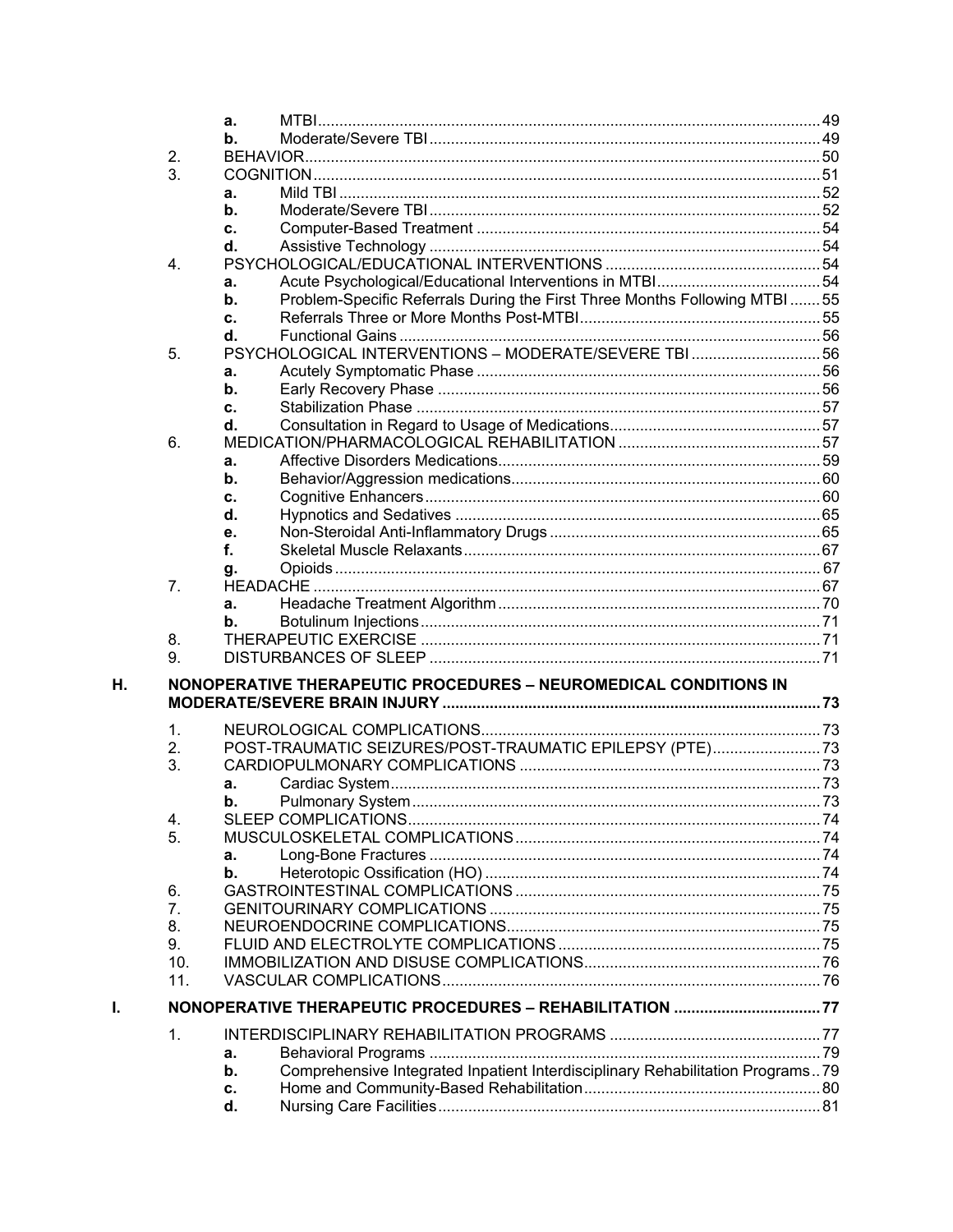- a. MTBI ..... 49
- b. Moderate/Severe TBI ..... 49

2. BEHAVIOR ..... 50
3. COGNITION ..... 51
   - a. Mild TBI ..... 52
   - b. Moderate/Severe TBI ..... 52
   - c. Computer-Based Treatment ..... 54
   - d. Assistive Technology ..... 54
4. PSYCHOLOGICAL/EDUCATIONAL INTERVENTIONS ..... 54
   - a. Acute Psychological/Educational Interventions in MTBI ..... 54
   - b. Problem-Specific Referrals During the First Three Months Following MTBI ..... 55
   - c. Referrals Three or More Months Post-MTBI ..... 55
   - d. Functional Gains ..... 56
5. PSYCHOLOGICAL INTERVENTIONS – MODERATE/SEVERE TBI ..... 56
   - a. Acutely Symptomatic Phase ..... 56
   - b. Early Recovery Phase ..... 56
   - c. Stabilization Phase ..... 57
   - d. Consultation in Regard to Usage of Medications ..... 57
6. MEDICATION/PHARMACOLOGICAL REHABILITATION ..... 57
   - a. Affective Disorders Medications ..... 59
   - b. Behavior/Aggression medications ..... 60
   - c. Cognitive Enhancers ..... 60
   - d. Hypnotics and Sedatives ..... 65
   - e. Non-Steroidal Anti-Inflammatory Drugs ..... 65
   - f. Skeletal Muscle Relaxants ..... 67
   - g. Opioids ..... 67
7. HEADACHE ..... 67
   - a. Headache Treatment Algorithm ..... 70
   - b. Botulinum Injections ..... 71
8. THERAPEUTIC EXERCISE ..... 71
9. DISTURBANCES OF SLEEP ..... 71

**H. NONOPERATIVE THERAPEUTIC PROCEDURES – NEUROMEDICAL CONDITIONS IN MODERATE/SEVERE BRAIN INJURY ..... 73**

1. NEUROLOGICAL COMPLICATIONS ..... 73
2. POST-TRAUMATIC SEIZURES/POST-TRAUMATIC EPILEPSY (PTE) ..... 73
3. CARDIOPULMONARY COMPLICATIONS ..... 73
   - a. Cardiac System ..... 73
   - b. Pulmonary System ..... 73
4. SLEEP COMPLICATIONS ..... 74
5. MUSCULOSKELETAL COMPLICATIONS ..... 74
   - a. Long-Bone Fractures ..... 74
   - b. Heterotopic Ossification (HO) ..... 74
6. GASTROINTESTINAL COMPLICATIONS ..... 75
7. GENITOURINARY COMPLICATIONS ..... 75
8. NEUROENDOCRINE COMPLICATIONS ..... 75
9. FLUID AND ELECTROLYTE COMPLICATIONS ..... 75
10. IMMOBILIZATION AND DISUSE COMPLICATIONS ..... 76
11. VASCULAR COMPLICATIONS ..... 76

**I. NONOPERATIVE THERAPEUTIC PROCEDURES – REHABILITATION ..... 77**

1. INTERDISCIPLINARY REHABILITATION PROGRAMS ..... 77
   - a. Behavioral Programs ..... 79
   - b. Comprehensive Integrated Inpatient Interdisciplinary Rehabilitation Programs ..... 79
   - c. Home and Community-Based Rehabilitation ..... 80
   - d. Nursing Care Facilities ..... 81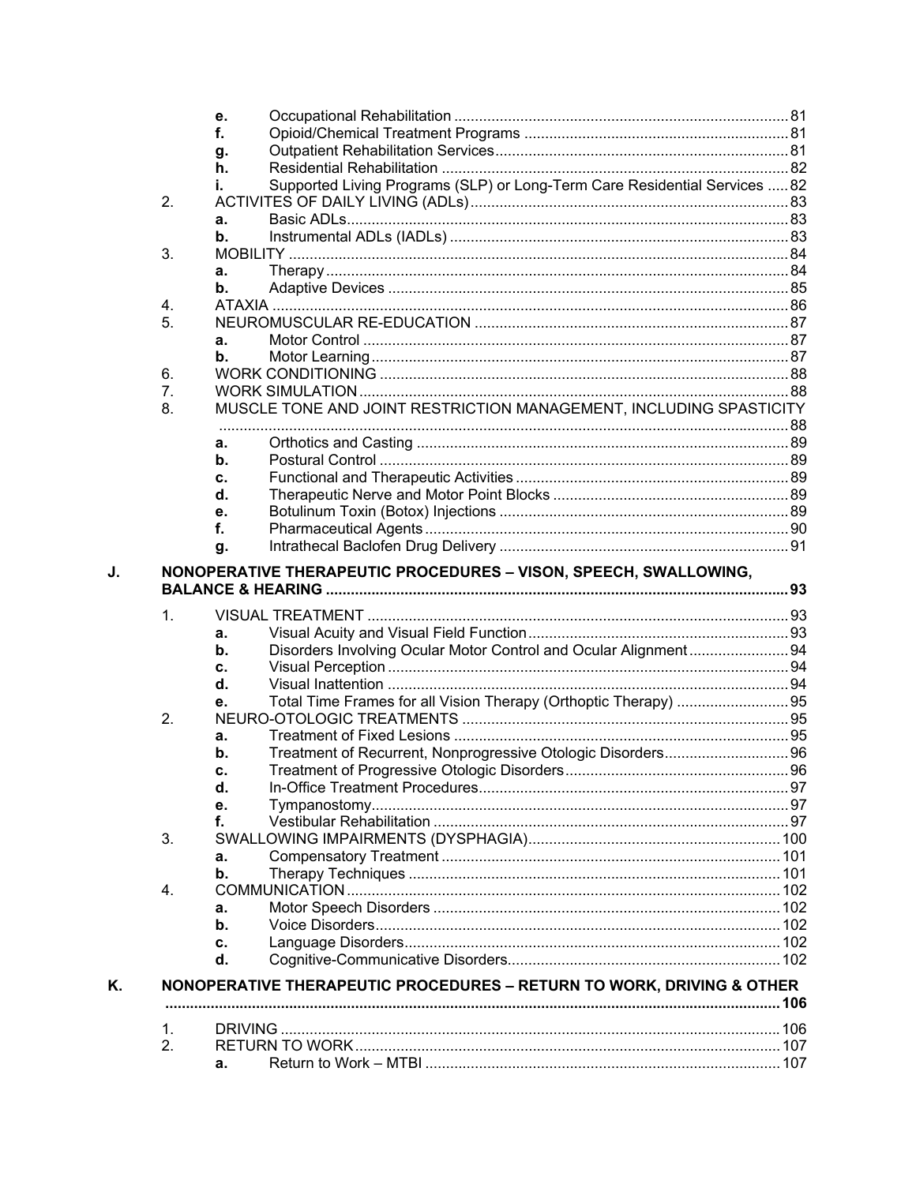- e. Occupational Rehabilitation ........ 81
- f. Opioid/Chemical Treatment Programs ........ 81
- g. Outpatient Rehabilitation Services ........ 81
- h. Residential Rehabilitation ........ 82
- i. Supported Living Programs (SLP) or Long-Term Care Residential Services ........ 82

2. ACTIVITES OF DAILY LIVING (ADLs) ........ 83
   - a. Basic ADLs ........ 83
   - b. Instrumental ADLs (IADLs) ........ 83
3. MOBILITY ........ 84
   - a. Therapy ........ 84
   - b. Adaptive Devices ........ 85
4. ATAXIA ........ 86
5. NEUROMUSCULAR RE-EDUCATION ........ 87
   - a. Motor Control ........ 87
   - b. Motor Learning ........ 87
6. WORK CONDITIONING ........ 88
7. WORK SIMULATION ........ 88
8. MUSCLE TONE AND JOINT RESTRICTION MANAGEMENT, INCLUDING SPASTICITY ........ 88
   - a. Orthotics and Casting ........ 89
   - b. Postural Control ........ 89
   - c. Functional and Therapeutic Activities ........ 89
   - d. Therapeutic Nerve and Motor Point Blocks ........ 89
   - e. Botulinum Toxin (Botox) Injections ........ 89
   - f. Pharmaceutical Agents ........ 90
   - g. Intrathecal Baclofen Drug Delivery ........ 91

**J. NONOPERATIVE THERAPEUTIC PROCEDURES – VISON, SPEECH, SWALLOWING, BALANCE & HEARING ........ 93**

1. VISUAL TREATMENT ........ 93
   - a. Visual Acuity and Visual Field Function ........ 93
   - b. Disorders Involving Ocular Motor Control and Ocular Alignment ........ 94
   - c. Visual Perception ........ 94
   - d. Visual Inattention ........ 94
   - e. Total Time Frames for all Vision Therapy (Orthoptic Therapy) ........ 95
2. NEURO-OTOLOGIC TREATMENTS ........ 95
   - a. Treatment of Fixed Lesions ........ 95
   - b. Treatment of Recurrent, Nonprogressive Otologic Disorders ........ 96
   - c. Treatment of Progressive Otologic Disorders ........ 96
   - d. In-Office Treatment Procedures ........ 97
   - e. Tympanostomy ........ 97
   - f. Vestibular Rehabilitation ........ 97
3. SWALLOWING IMPAIRMENTS (DYSPHAGIA) ........ 100
   - a. Compensatory Treatment ........ 101
   - b. Therapy Techniques ........ 101
4. COMMUNICATION ........ 102
   - a. Motor Speech Disorders ........ 102
   - b. Voice Disorders ........ 102
   - c. Language Disorders ........ 102
   - d. Cognitive-Communicative Disorders ........ 102

**K. NONOPERATIVE THERAPEUTIC PROCEDURES – RETURN TO WORK, DRIVING & OTHER ........ 106**

1. DRIVING ........ 106
2. RETURN TO WORK ........ 107
   - a. Return to Work – MTBI ........ 107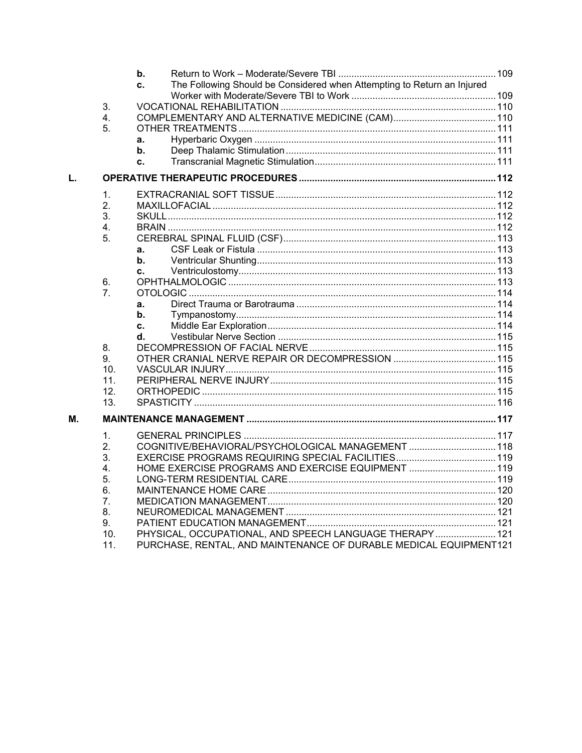- b. Return to Work – Moderate/Severe TBI ........ 109
- c. The Following Should be Considered when Attempting to Return an Injured Worker with Moderate/Severe TBI to Work ........ 109

3. VOCATIONAL REHABILITATION ........ 110
4. COMPLEMENTARY AND ALTERNATIVE MEDICINE (CAM) ........ 110
5. OTHER TREATMENTS ........ 111
   - a. Hyperbaric Oxygen ........ 111
   - b. Deep Thalamic Stimulation ........ 111
   - c. Transcranial Magnetic Stimulation ........ 111

**L. OPERATIVE THERAPEUTIC PROCEDURES ........ 112**

1. EXTRACRANIAL SOFT TISSUE ........ 112
2. MAXILLOFACIAL ........ 112
3. SKULL ........ 112
4. BRAIN ........ 112
5. CEREBRAL SPINAL FLUID (CSF) ........ 113
   - a. CSF Leak or Fistula ........ 113
   - b. Ventricular Shunting ........ 113
   - c. Ventriculostomy ........ 113
6. OPHTHALMOLOGIC ........ 113
7. OTOLOGIC ........ 114
   - a. Direct Trauma or Barotrauma ........ 114
   - b. Tympanostomy ........ 114
   - c. Middle Ear Exploration ........ 114
   - d. Vestibular Nerve Section ........ 115
8. DECOMPRESSION OF FACIAL NERVE ........ 115
9. OTHER CRANIAL NERVE REPAIR OR DECOMPRESSION ........ 115
10. VASCULAR INJURY ........ 115
11. PERIPHERAL NERVE INJURY ........ 115
12. ORTHOPEDIC ........ 115
13. SPASTICITY ........ 116

**M. MAINTENANCE MANAGEMENT ........ 117**

1. GENERAL PRINCIPLES ........ 117
2. COGNITIVE/BEHAVIORAL/PSYCHOLOGICAL MANAGEMENT ........ 118
3. EXERCISE PROGRAMS REQUIRING SPECIAL FACILITIES ........ 119
4. HOME EXERCISE PROGRAMS AND EXERCISE EQUIPMENT ........ 119
5. LONG-TERM RESIDENTIAL CARE ........ 119
6. MAINTENANCE HOME CARE ........ 120
7. MEDICATION MANAGEMENT ........ 120
8. NEUROMEDICAL MANAGEMENT ........ 121
9. PATIENT EDUCATION MANAGEMENT ........ 121
10. PHYSICAL, OCCUPATIONAL, AND SPEECH LANGUAGE THERAPY ........ 121
11. PURCHASE, RENTAL, AND MAINTENANCE OF DURABLE MEDICAL EQUIPMENT ........ 121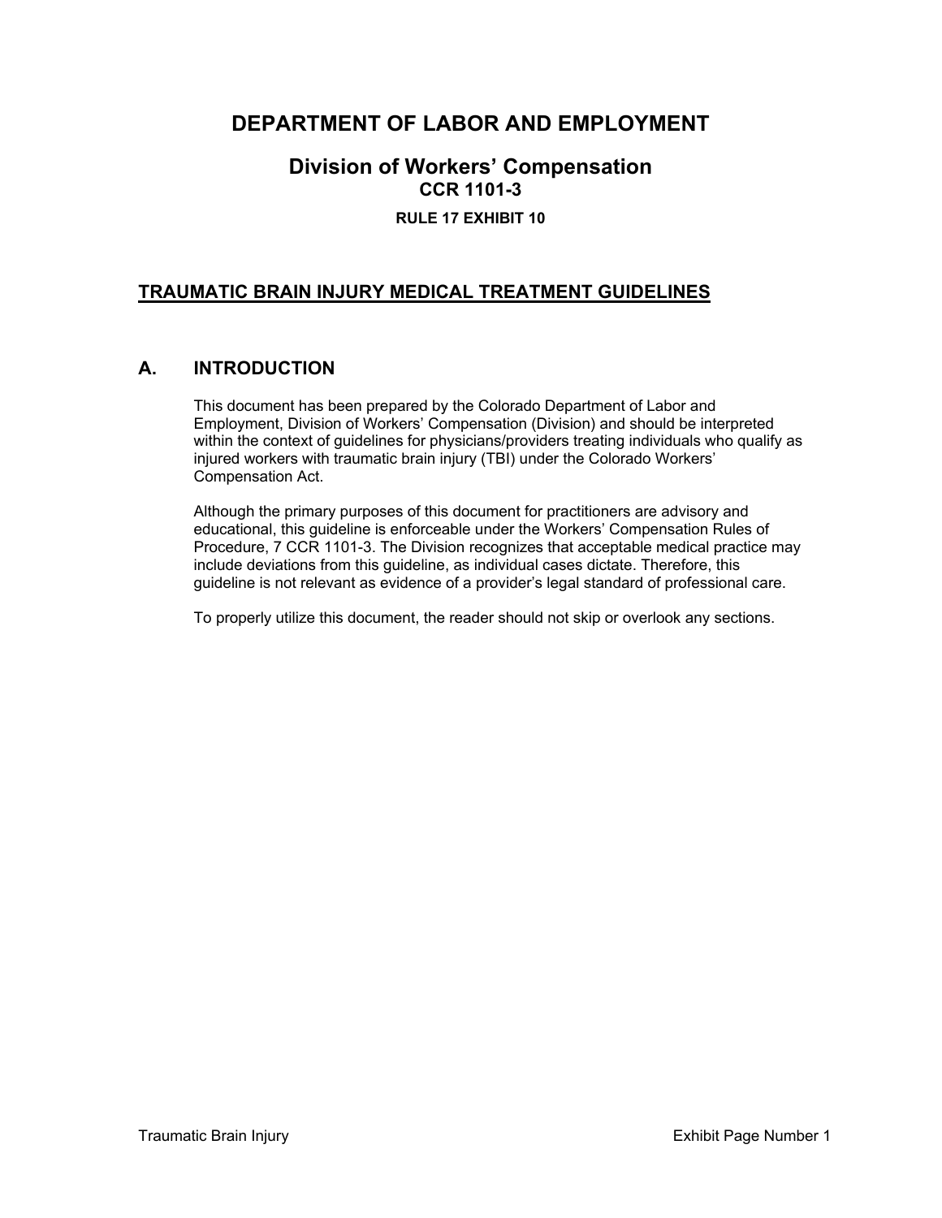# DEPARTMENT OF LABOR AND EMPLOYMENT

## Division of Workers' Compensation

### CCR 1101-3

#### RULE 17 EXHIBIT 10

## TRAUMATIC BRAIN INJURY MEDICAL TREATMENT GUIDELINES

## A. INTRODUCTION

This document has been prepared by the Colorado Department of Labor and Employment, Division of Workers' Compensation (Division) and should be interpreted within the context of guidelines for physicians/providers treating individuals who qualify as injured workers with traumatic brain injury (TBI) under the Colorado Workers' Compensation Act.

Although the primary purposes of this document for practitioners are advisory and educational, this guideline is enforceable under the Workers' Compensation Rules of Procedure, 7 CCR 1101-3. The Division recognizes that acceptable medical practice may include deviations from this guideline, as individual cases dictate. Therefore, this guideline is not relevant as evidence of a provider's legal standard of professional care.

To properly utilize this document, the reader should not skip or overlook any sections.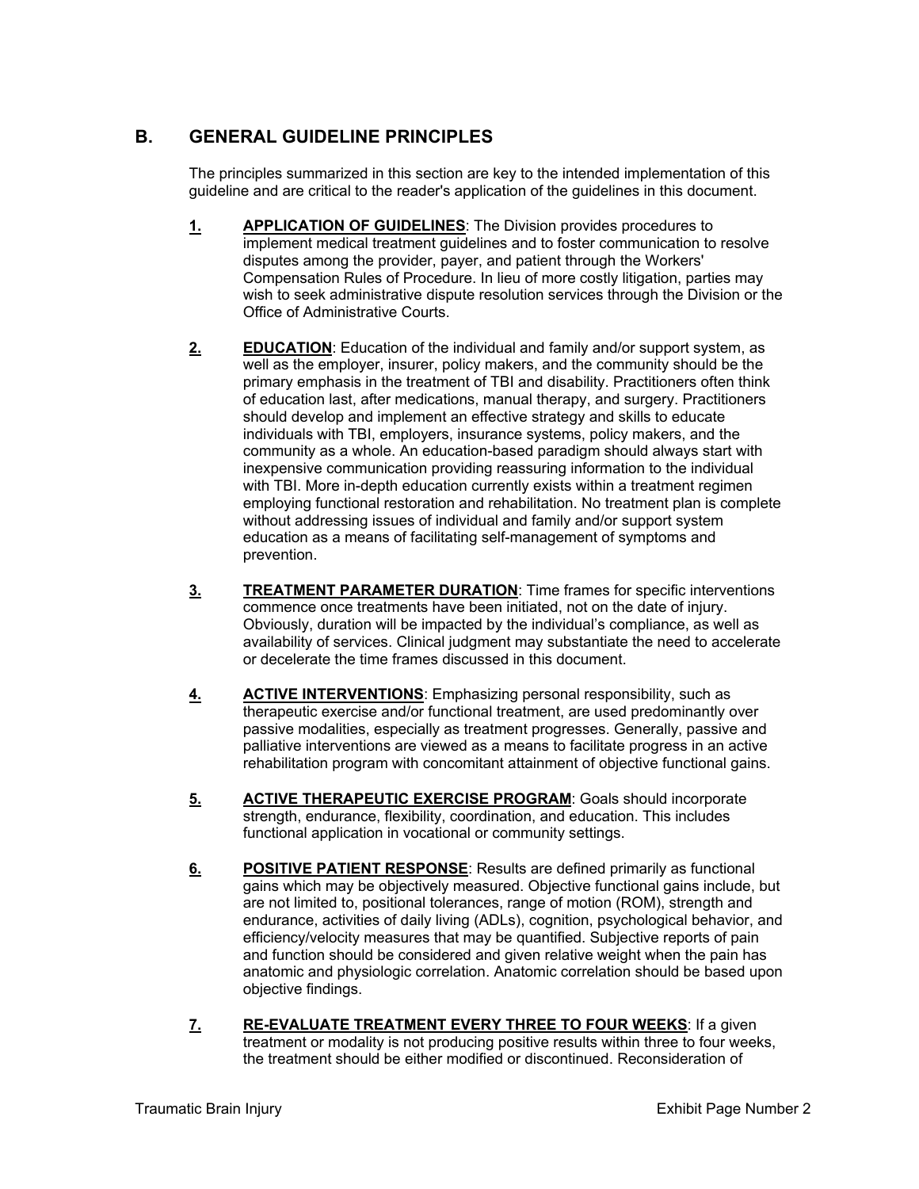## B. GENERAL GUIDELINE PRINCIPLES

The principles summarized in this section are key to the intended implementation of this guideline and are critical to the reader's application of the guidelines in this document.

1. **APPLICATION OF GUIDELINES**: The Division provides procedures to implement medical treatment guidelines and to foster communication to resolve disputes among the provider, payer, and patient through the Workers' Compensation Rules of Procedure. In lieu of more costly litigation, parties may wish to seek administrative dispute resolution services through the Division or the Office of Administrative Courts.

2. **EDUCATION**: Education of the individual and family and/or support system, as well as the employer, insurer, policy makers, and the community should be the primary emphasis in the treatment of TBI and disability. Practitioners often think of education last, after medications, manual therapy, and surgery. Practitioners should develop and implement an effective strategy and skills to educate individuals with TBI, employers, insurance systems, policy makers, and the community as a whole. An education-based paradigm should always start with inexpensive communication providing reassuring information to the individual with TBI. More in-depth education currently exists within a treatment regimen employing functional restoration and rehabilitation. No treatment plan is complete without addressing issues of individual and family and/or support system education as a means of facilitating self-management of symptoms and prevention.

3. **TREATMENT PARAMETER DURATION**: Time frames for specific interventions commence once treatments have been initiated, not on the date of injury. Obviously, duration will be impacted by the individual's compliance, as well as availability of services. Clinical judgment may substantiate the need to accelerate or decelerate the time frames discussed in this document.

4. **ACTIVE INTERVENTIONS**: Emphasizing personal responsibility, such as therapeutic exercise and/or functional treatment, are used predominantly over passive modalities, especially as treatment progresses. Generally, passive and palliative interventions are viewed as a means to facilitate progress in an active rehabilitation program with concomitant attainment of objective functional gains.

5. **ACTIVE THERAPEUTIC EXERCISE PROGRAM**: Goals should incorporate strength, endurance, flexibility, coordination, and education. This includes functional application in vocational or community settings.

6. **POSITIVE PATIENT RESPONSE**: Results are defined primarily as functional gains which may be objectively measured. Objective functional gains include, but are not limited to, positional tolerances, range of motion (ROM), strength and endurance, activities of daily living (ADLs), cognition, psychological behavior, and efficiency/velocity measures that may be quantified. Subjective reports of pain and function should be considered and given relative weight when the pain has anatomic and physiologic correlation. Anatomic correlation should be based upon objective findings.

7. **RE-EVALUATE TREATMENT EVERY THREE TO FOUR WEEKS**: If a given treatment or modality is not producing positive results within three to four weeks, the treatment should be either modified or discontinued. Reconsideration of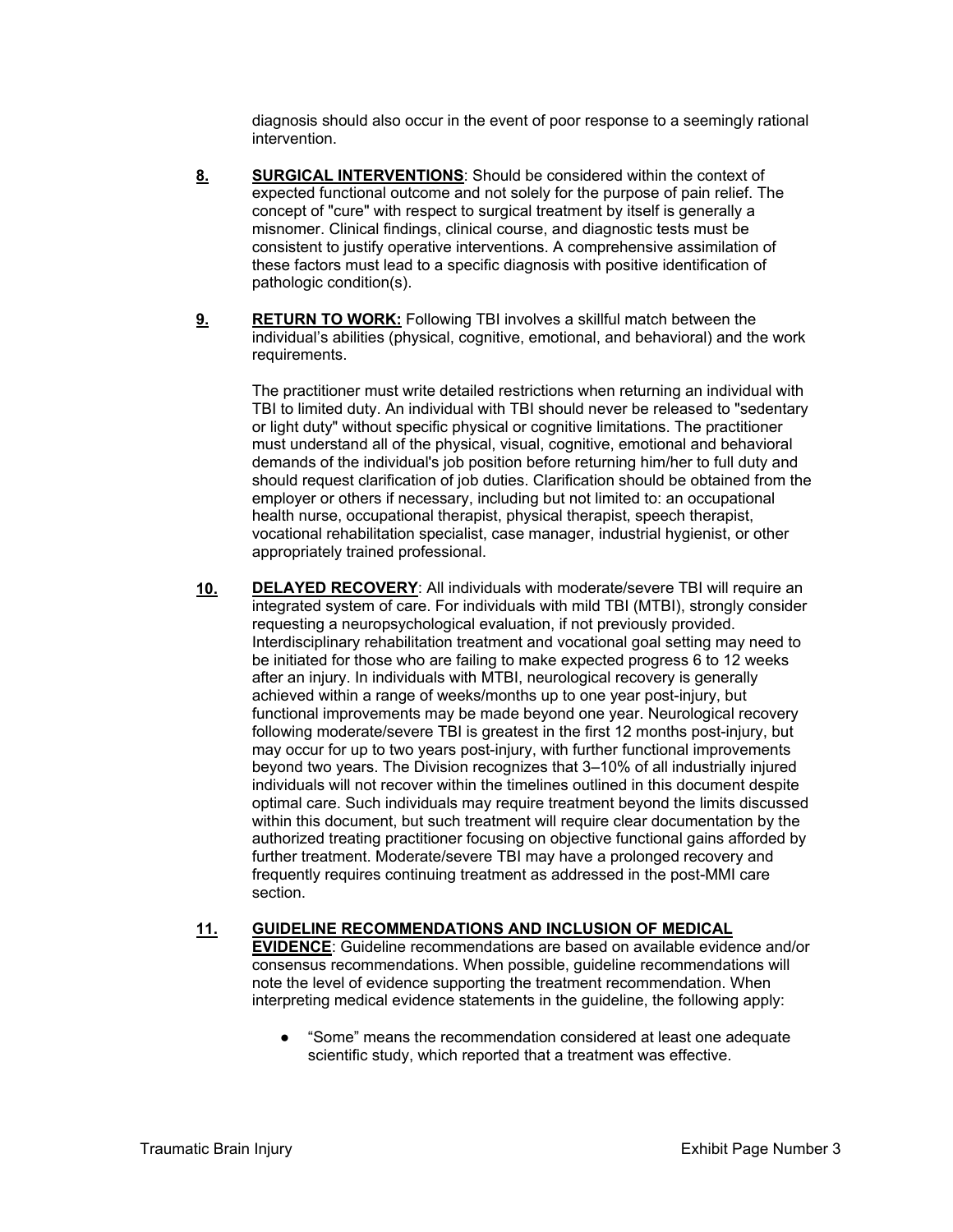diagnosis should also occur in the event of poor response to a seemingly rational intervention.

8. **SURGICAL INTERVENTIONS**: Should be considered within the context of expected functional outcome and not solely for the purpose of pain relief. The concept of "cure" with respect to surgical treatment by itself is generally a misnomer. Clinical findings, clinical course, and diagnostic tests must be consistent to justify operative interventions. A comprehensive assimilation of these factors must lead to a specific diagnosis with positive identification of pathologic condition(s).

9. **RETURN TO WORK:** Following TBI involves a skillful match between the individual's abilities (physical, cognitive, emotional, and behavioral) and the work requirements.

   The practitioner must write detailed restrictions when returning an individual with TBI to limited duty. An individual with TBI should never be released to "sedentary or light duty" without specific physical or cognitive limitations. The practitioner must understand all of the physical, visual, cognitive, emotional and behavioral demands of the individual's job position before returning him/her to full duty and should request clarification of job duties. Clarification should be obtained from the employer or others if necessary, including but not limited to: an occupational health nurse, occupational therapist, physical therapist, speech therapist, vocational rehabilitation specialist, case manager, industrial hygienist, or other appropriately trained professional.

10. **DELAYED RECOVERY**: All individuals with moderate/severe TBI will require an integrated system of care. For individuals with mild TBI (MTBI), strongly consider requesting a neuropsychological evaluation, if not previously provided. Interdisciplinary rehabilitation treatment and vocational goal setting may need to be initiated for those who are failing to make expected progress 6 to 12 weeks after an injury. In individuals with MTBI, neurological recovery is generally achieved within a range of weeks/months up to one year post-injury, but functional improvements may be made beyond one year. Neurological recovery following moderate/severe TBI is greatest in the first 12 months post-injury, but may occur for up to two years post-injury, with further functional improvements beyond two years. The Division recognizes that 3–10% of all industrially injured individuals will not recover within the timelines outlined in this document despite optimal care. Such individuals may require treatment beyond the limits discussed within this document, but such treatment will require clear documentation by the authorized treating practitioner focusing on objective functional gains afforded by further treatment. Moderate/severe TBI may have a prolonged recovery and frequently requires continuing treatment as addressed in the post-MMI care section.

11. **GUIDELINE RECOMMENDATIONS AND INCLUSION OF MEDICAL EVIDENCE**: Guideline recommendations are based on available evidence and/or consensus recommendations. When possible, guideline recommendations will note the level of evidence supporting the treatment recommendation. When interpreting medical evidence statements in the guideline, the following apply:

    - "Some" means the recommendation considered at least one adequate scientific study, which reported that a treatment was effective.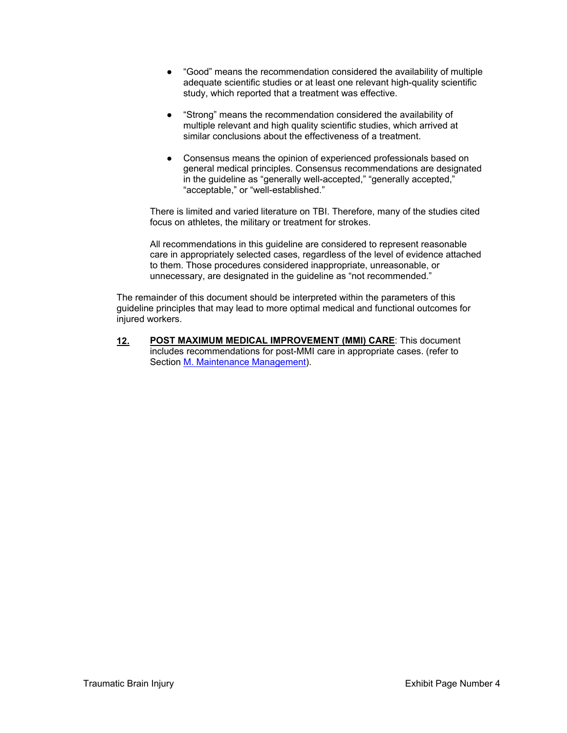- "Good" means the recommendation considered the availability of multiple adequate scientific studies or at least one relevant high-quality scientific study, which reported that a treatment was effective.

- "Strong" means the recommendation considered the availability of multiple relevant and high quality scientific studies, which arrived at similar conclusions about the effectiveness of a treatment.

- Consensus means the opinion of experienced professionals based on general medical principles. Consensus recommendations are designated in the guideline as "generally well-accepted," "generally accepted," "acceptable," or "well-established."

There is limited and varied literature on TBI. Therefore, many of the studies cited focus on athletes, the military or treatment for strokes.

All recommendations in this guideline are considered to represent reasonable care in appropriately selected cases, regardless of the level of evidence attached to them. Those procedures considered inappropriate, unreasonable, or unnecessary, are designated in the guideline as "not recommended."

The remainder of this document should be interpreted within the parameters of this guideline principles that may lead to more optimal medical and functional outcomes for injured workers.

**12.** **POST MAXIMUM MEDICAL IMPROVEMENT (MMI) CARE**: This document includes recommendations for post-MMI care in appropriate cases. (refer to Section M. Maintenance Management).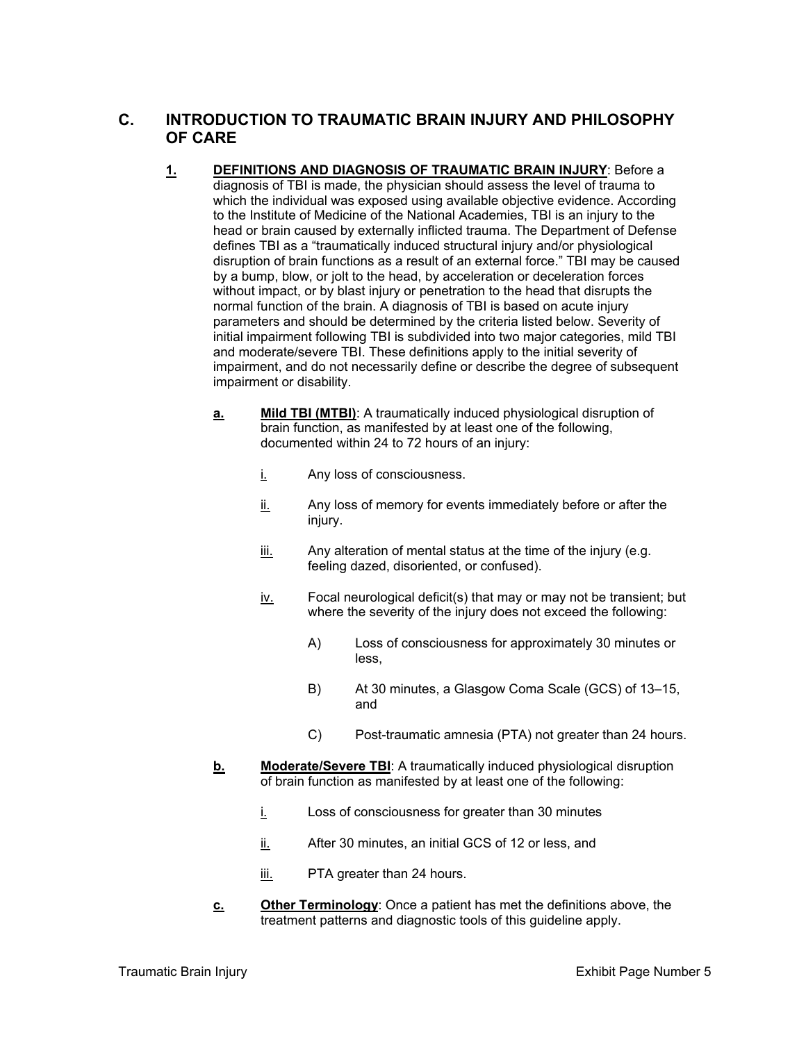## C. INTRODUCTION TO TRAUMATIC BRAIN INJURY AND PHILOSOPHY OF CARE

**1. DEFINITIONS AND DIAGNOSIS OF TRAUMATIC BRAIN INJURY**: Before a diagnosis of TBI is made, the physician should assess the level of trauma to which the individual was exposed using available objective evidence. According to the Institute of Medicine of the National Academies, TBI is an injury to the head or brain caused by externally inflicted trauma. The Department of Defense defines TBI as a "traumatically induced structural injury and/or physiological disruption of brain functions as a result of an external force." TBI may be caused by a bump, blow, or jolt to the head, by acceleration or deceleration forces without impact, or by blast injury or penetration to the head that disrupts the normal function of the brain. A diagnosis of TBI is based on acute injury parameters and should be determined by the criteria listed below. Severity of initial impairment following TBI is subdivided into two major categories, mild TBI and moderate/severe TBI. These definitions apply to the initial severity of impairment, and do not necessarily define or describe the degree of subsequent impairment or disability.

**a. Mild TBI (MTBI)**: A traumatically induced physiological disruption of brain function, as manifested by at least one of the following, documented within 24 to 72 hours of an injury:

- i. Any loss of consciousness.
- ii. Any loss of memory for events immediately before or after the injury.
- iii. Any alteration of mental status at the time of the injury (e.g. feeling dazed, disoriented, or confused).
- iv. Focal neurological deficit(s) that may or may not be transient; but where the severity of the injury does not exceed the following:
  - A) Loss of consciousness for approximately 30 minutes or less,
  - B) At 30 minutes, a Glasgow Coma Scale (GCS) of 13–15, and
  - C) Post-traumatic amnesia (PTA) not greater than 24 hours.

**b. Moderate/Severe TBI**: A traumatically induced physiological disruption of brain function as manifested by at least one of the following:

- i. Loss of consciousness for greater than 30 minutes
- ii. After 30 minutes, an initial GCS of 12 or less, and
- iii. PTA greater than 24 hours.

**c. Other Terminology**: Once a patient has met the definitions above, the treatment patterns and diagnostic tools of this guideline apply.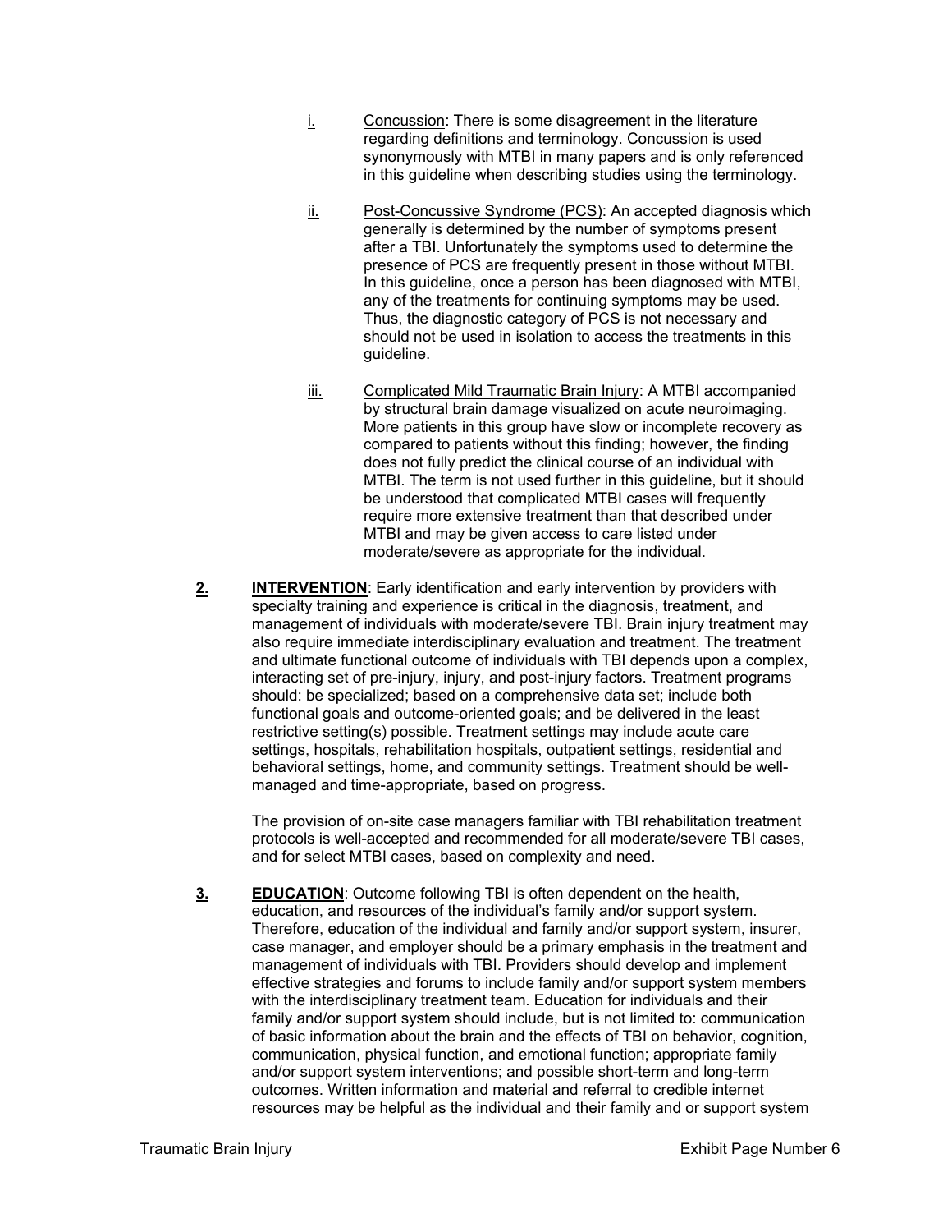i. Concussion: There is some disagreement in the literature regarding definitions and terminology. Concussion is used synonymously with MTBI in many papers and is only referenced in this guideline when describing studies using the terminology.

ii. Post-Concussive Syndrome (PCS): An accepted diagnosis which generally is determined by the number of symptoms present after a TBI. Unfortunately the symptoms used to determine the presence of PCS are frequently present in those without MTBI. In this guideline, once a person has been diagnosed with MTBI, any of the treatments for continuing symptoms may be used. Thus, the diagnostic category of PCS is not necessary and should not be used in isolation to access the treatments in this guideline.

iii. Complicated Mild Traumatic Brain Injury: A MTBI accompanied by structural brain damage visualized on acute neuroimaging. More patients in this group have slow or incomplete recovery as compared to patients without this finding; however, the finding does not fully predict the clinical course of an individual with MTBI. The term is not used further in this guideline, but it should be understood that complicated MTBI cases will frequently require more extensive treatment than that described under MTBI and may be given access to care listed under moderate/severe as appropriate for the individual.

**2. INTERVENTION**: Early identification and early intervention by providers with specialty training and experience is critical in the diagnosis, treatment, and management of individuals with moderate/severe TBI. Brain injury treatment may also require immediate interdisciplinary evaluation and treatment. The treatment and ultimate functional outcome of individuals with TBI depends upon a complex, interacting set of pre-injury, injury, and post-injury factors. Treatment programs should: be specialized; based on a comprehensive data set; include both functional goals and outcome-oriented goals; and be delivered in the least restrictive setting(s) possible. Treatment settings may include acute care settings, hospitals, rehabilitation hospitals, outpatient settings, residential and behavioral settings, home, and community settings. Treatment should be well-managed and time-appropriate, based on progress.

The provision of on-site case managers familiar with TBI rehabilitation treatment protocols is well-accepted and recommended for all moderate/severe TBI cases, and for select MTBI cases, based on complexity and need.

**3. EDUCATION**: Outcome following TBI is often dependent on the health, education, and resources of the individual's family and/or support system. Therefore, education of the individual and family and/or support system, insurer, case manager, and employer should be a primary emphasis in the treatment and management of individuals with TBI. Providers should develop and implement effective strategies and forums to include family and/or support system members with the interdisciplinary treatment team. Education for individuals and their family and/or support system should include, but is not limited to: communication of basic information about the brain and the effects of TBI on behavior, cognition, communication, physical function, and emotional function; appropriate family and/or support system interventions; and possible short-term and long-term outcomes. Written information and material and referral to credible internet resources may be helpful as the individual and their family and or support system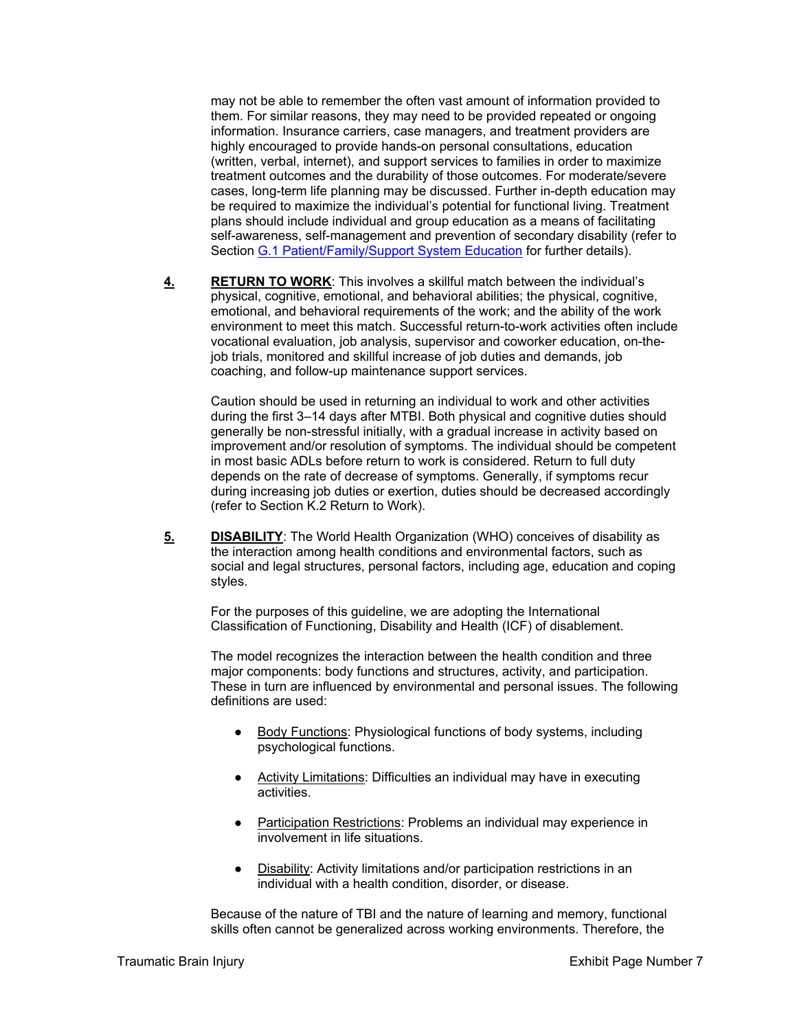may not be able to remember the often vast amount of information provided to them. For similar reasons, they may need to be provided repeated or ongoing information. Insurance carriers, case managers, and treatment providers are highly encouraged to provide hands-on personal consultations, education (written, verbal, internet), and support services to families in order to maximize treatment outcomes and the durability of those outcomes. For moderate/severe cases, long-term life planning may be discussed. Further in-depth education may be required to maximize the individual's potential for functional living. Treatment plans should include individual and group education as a means of facilitating self-awareness, self-management and prevention of secondary disability (refer to Section G.1 Patient/Family/Support System Education for further details).

**4.** **RETURN TO WORK**: This involves a skillful match between the individual's physical, cognitive, emotional, and behavioral abilities; the physical, cognitive, emotional, and behavioral requirements of the work; and the ability of the work environment to meet this match. Successful return-to-work activities often include vocational evaluation, job analysis, supervisor and coworker education, on-the-job trials, monitored and skillful increase of job duties and demands, job coaching, and follow-up maintenance support services.

Caution should be used in returning an individual to work and other activities during the first 3–14 days after MTBI. Both physical and cognitive duties should generally be non-stressful initially, with a gradual increase in activity based on improvement and/or resolution of symptoms. The individual should be competent in most basic ADLs before return to work is considered. Return to full duty depends on the rate of decrease of symptoms. Generally, if symptoms recur during increasing job duties or exertion, duties should be decreased accordingly (refer to Section K.2 Return to Work).

**5.** **DISABILITY**: The World Health Organization (WHO) conceives of disability as the interaction among health conditions and environmental factors, such as social and legal structures, personal factors, including age, education and coping styles.

For the purposes of this guideline, we are adopting the International Classification of Functioning, Disability and Health (ICF) of disablement.

The model recognizes the interaction between the health condition and three major components: body functions and structures, activity, and participation. These in turn are influenced by environmental and personal issues. The following definitions are used:

- Body Functions: Physiological functions of body systems, including psychological functions.
- Activity Limitations: Difficulties an individual may have in executing activities.
- Participation Restrictions: Problems an individual may experience in involvement in life situations.
- Disability: Activity limitations and/or participation restrictions in an individual with a health condition, disorder, or disease.

Because of the nature of TBI and the nature of learning and memory, functional skills often cannot be generalized across working environments. Therefore, the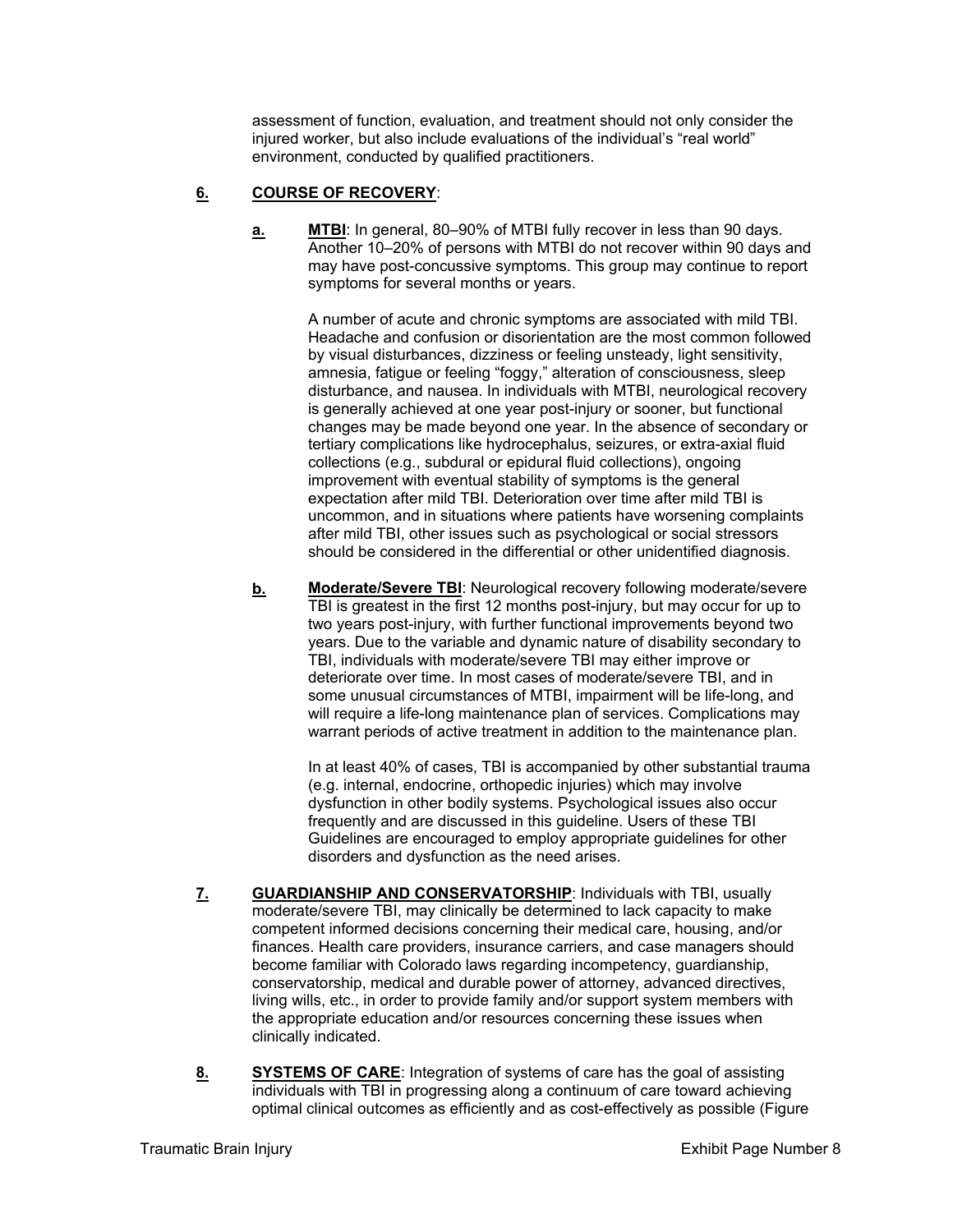assessment of function, evaluation, and treatment should not only consider the injured worker, but also include evaluations of the individual's "real world" environment, conducted by qualified practitioners.

**6. COURSE OF RECOVERY**:

**a. MTBI**: In general, 80–90% of MTBI fully recover in less than 90 days. Another 10–20% of persons with MTBI do not recover within 90 days and may have post-concussive symptoms. This group may continue to report symptoms for several months or years.

A number of acute and chronic symptoms are associated with mild TBI. Headache and confusion or disorientation are the most common followed by visual disturbances, dizziness or feeling unsteady, light sensitivity, amnesia, fatigue or feeling "foggy," alteration of consciousness, sleep disturbance, and nausea. In individuals with MTBI, neurological recovery is generally achieved at one year post-injury or sooner, but functional changes may be made beyond one year. In the absence of secondary or tertiary complications like hydrocephalus, seizures, or extra-axial fluid collections (e.g., subdural or epidural fluid collections), ongoing improvement with eventual stability of symptoms is the general expectation after mild TBI. Deterioration over time after mild TBI is uncommon, and in situations where patients have worsening complaints after mild TBI, other issues such as psychological or social stressors should be considered in the differential or other unidentified diagnosis.

**b. Moderate/Severe TBI**: Neurological recovery following moderate/severe TBI is greatest in the first 12 months post-injury, but may occur for up to two years post-injury, with further functional improvements beyond two years. Due to the variable and dynamic nature of disability secondary to TBI, individuals with moderate/severe TBI may either improve or deteriorate over time. In most cases of moderate/severe TBI, and in some unusual circumstances of MTBI, impairment will be life-long, and will require a life-long maintenance plan of services. Complications may warrant periods of active treatment in addition to the maintenance plan.

In at least 40% of cases, TBI is accompanied by other substantial trauma (e.g. internal, endocrine, orthopedic injuries) which may involve dysfunction in other bodily systems. Psychological issues also occur frequently and are discussed in this guideline. Users of these TBI Guidelines are encouraged to employ appropriate guidelines for other disorders and dysfunction as the need arises.

**7. GUARDIANSHIP AND CONSERVATORSHIP**: Individuals with TBI, usually moderate/severe TBI, may clinically be determined to lack capacity to make competent informed decisions concerning their medical care, housing, and/or finances. Health care providers, insurance carriers, and case managers should become familiar with Colorado laws regarding incompetency, guardianship, conservatorship, medical and durable power of attorney, advanced directives, living wills, etc., in order to provide family and/or support system members with the appropriate education and/or resources concerning these issues when clinically indicated.

**8. SYSTEMS OF CARE**: Integration of systems of care has the goal of assisting individuals with TBI in progressing along a continuum of care toward achieving optimal clinical outcomes as efficiently and as cost-effectively as possible (Figure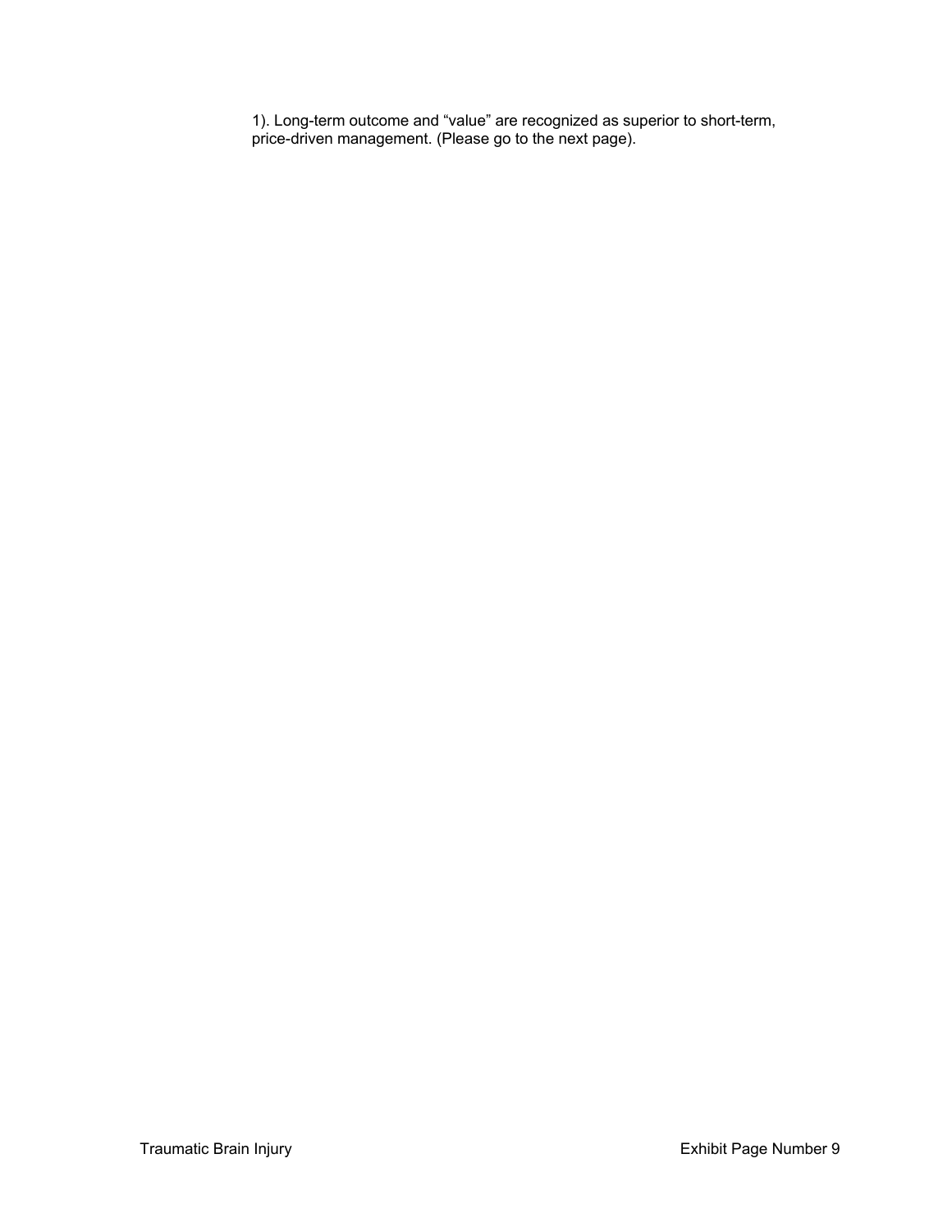1). Long-term outcome and “value” are recognized as superior to short-term, price-driven management. (Please go to the next page).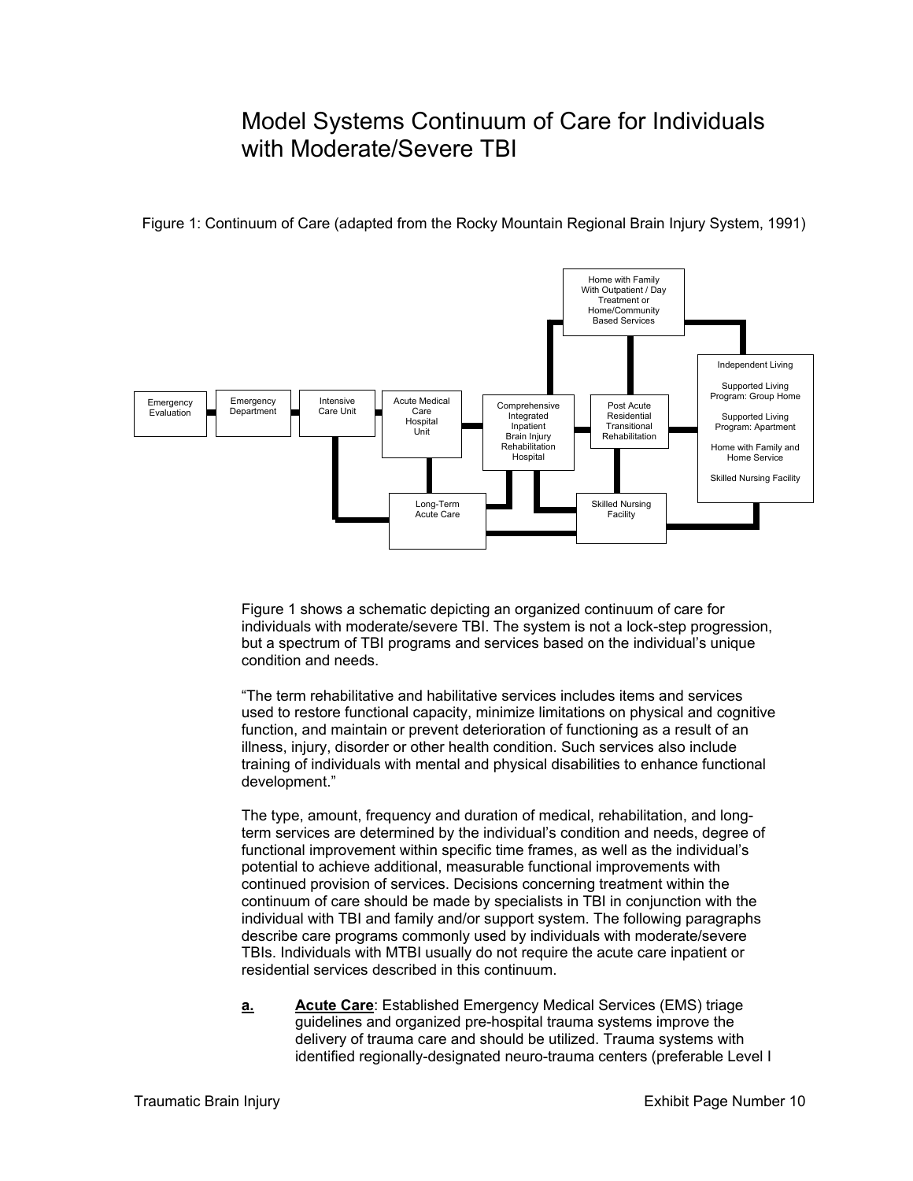# Model Systems Continuum of Care for Individuals with Moderate/Severe TBI

Figure 1: Continuum of Care (adapted from the Rocky Mountain Regional Brain Injury System, 1991)

Figure 1 shows a schematic depicting an organized continuum of care for individuals with moderate/severe TBI. The system is not a lock-step progression, but a spectrum of TBI programs and services based on the individual's unique condition and needs.

"The term rehabilitative and habilitative services includes items and services used to restore functional capacity, minimize limitations on physical and cognitive function, and maintain or prevent deterioration of functioning as a result of an illness, injury, disorder or other health condition. Such services also include training of individuals with mental and physical disabilities to enhance functional development."

The type, amount, frequency and duration of medical, rehabilitation, and long-term services are determined by the individual's condition and needs, degree of functional improvement within specific time frames, as well as the individual's potential to achieve additional, measurable functional improvements with continued provision of services. Decisions concerning treatment within the continuum of care should be made by specialists in TBI in conjunction with the individual with TBI and family and/or support system. The following paragraphs describe care programs commonly used by individuals with moderate/severe TBIs. Individuals with MTBI usually do not require the acute care inpatient or residential services described in this continuum.

**a.** **Acute Care**: Established Emergency Medical Services (EMS) triage guidelines and organized pre-hospital trauma systems improve the delivery of trauma care and should be utilized. Trauma systems with identified regionally-designated neuro-trauma centers (preferable Level I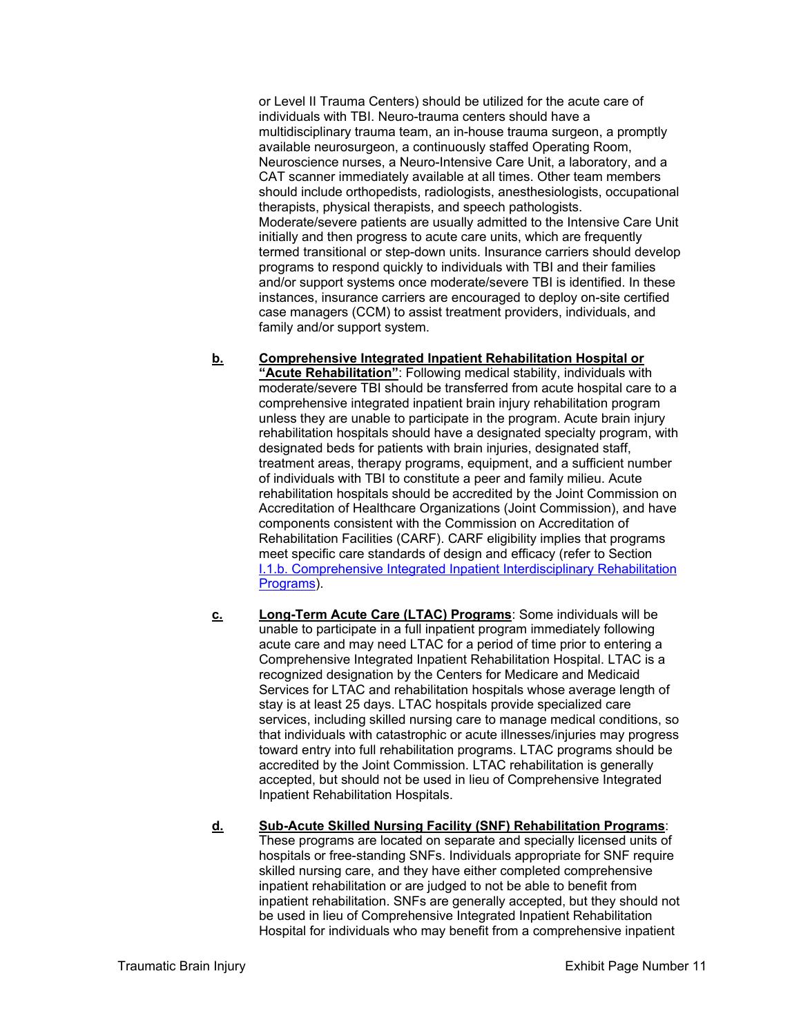or Level II Trauma Centers) should be utilized for the acute care of individuals with TBI. Neuro-trauma centers should have a multidisciplinary trauma team, an in-house trauma surgeon, a promptly available neurosurgeon, a continuously staffed Operating Room, Neuroscience nurses, a Neuro-Intensive Care Unit, a laboratory, and a CAT scanner immediately available at all times. Other team members should include orthopedists, radiologists, anesthesiologists, occupational therapists, physical therapists, and speech pathologists. Moderate/severe patients are usually admitted to the Intensive Care Unit initially and then progress to acute care units, which are frequently termed transitional or step-down units. Insurance carriers should develop programs to respond quickly to individuals with TBI and their families and/or support systems once moderate/severe TBI is identified. In these instances, insurance carriers are encouraged to deploy on-site certified case managers (CCM) to assist treatment providers, individuals, and family and/or support system.

**b.** **Comprehensive Integrated Inpatient Rehabilitation Hospital or "Acute Rehabilitation"**: Following medical stability, individuals with moderate/severe TBI should be transferred from acute hospital care to a comprehensive integrated inpatient brain injury rehabilitation program unless they are unable to participate in the program. Acute brain injury rehabilitation hospitals should have a designated specialty program, with designated beds for patients with brain injuries, designated staff, treatment areas, therapy programs, equipment, and a sufficient number of individuals with TBI to constitute a peer and family milieu. Acute rehabilitation hospitals should be accredited by the Joint Commission on Accreditation of Healthcare Organizations (Joint Commission), and have components consistent with the Commission on Accreditation of Rehabilitation Facilities (CARF). CARF eligibility implies that programs meet specific care standards of design and efficacy (refer to Section I.1.b. Comprehensive Integrated Inpatient Interdisciplinary Rehabilitation Programs).

**c.** **Long-Term Acute Care (LTAC) Programs**: Some individuals will be unable to participate in a full inpatient program immediately following acute care and may need LTAC for a period of time prior to entering a Comprehensive Integrated Inpatient Rehabilitation Hospital. LTAC is a recognized designation by the Centers for Medicare and Medicaid Services for LTAC and rehabilitation hospitals whose average length of stay is at least 25 days. LTAC hospitals provide specialized care services, including skilled nursing care to manage medical conditions, so that individuals with catastrophic or acute illnesses/injuries may progress toward entry into full rehabilitation programs. LTAC programs should be accredited by the Joint Commission. LTAC rehabilitation is generally accepted, but should not be used in lieu of Comprehensive Integrated Inpatient Rehabilitation Hospitals.

**d.** **Sub-Acute Skilled Nursing Facility (SNF) Rehabilitation Programs**: These programs are located on separate and specially licensed units of hospitals or free-standing SNFs. Individuals appropriate for SNF require skilled nursing care, and they have either completed comprehensive inpatient rehabilitation or are judged to not be able to benefit from inpatient rehabilitation. SNFs are generally accepted, but they should not be used in lieu of Comprehensive Integrated Inpatient Rehabilitation Hospital for individuals who may benefit from a comprehensive inpatient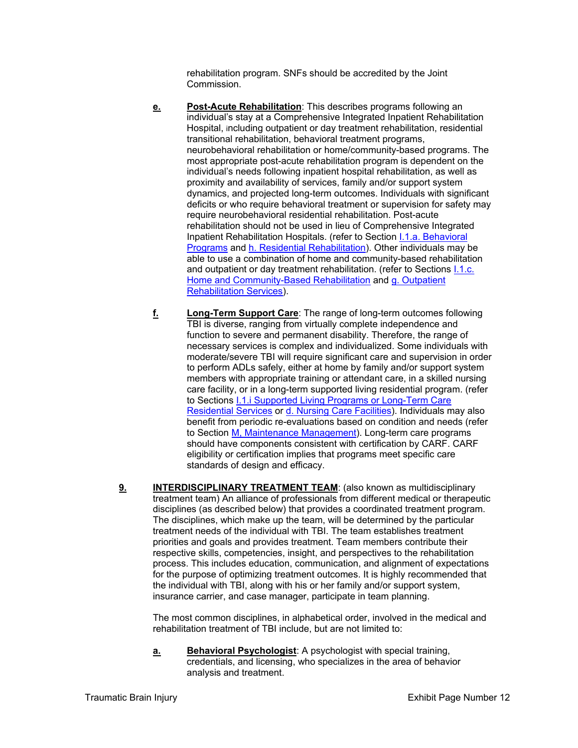rehabilitation program. SNFs should be accredited by the Joint Commission.

**e.** **Post-Acute Rehabilitation**: This describes programs following an individual's stay at a Comprehensive Integrated Inpatient Rehabilitation Hospital, including outpatient or day treatment rehabilitation, residential transitional rehabilitation, behavioral treatment programs, neurobehavioral rehabilitation or home/community-based programs. The most appropriate post-acute rehabilitation program is dependent on the individual's needs following inpatient hospital rehabilitation, as well as proximity and availability of services, family and/or support system dynamics, and projected long-term outcomes. Individuals with significant deficits or who require behavioral treatment or supervision for safety may require neurobehavioral residential rehabilitation. Post-acute rehabilitation should not be used in lieu of Comprehensive Integrated Inpatient Rehabilitation Hospitals. (refer to Section I.1.a. Behavioral Programs and h. Residential Rehabilitation). Other individuals may be able to use a combination of home and community-based rehabilitation and outpatient or day treatment rehabilitation. (refer to Sections I.1.c. Home and Community-Based Rehabilitation and g. Outpatient Rehabilitation Services).

**f.** **Long-Term Support Care**: The range of long-term outcomes following TBI is diverse, ranging from virtually complete independence and function to severe and permanent disability. Therefore, the range of necessary services is complex and individualized. Some individuals with moderate/severe TBI will require significant care and supervision in order to perform ADLs safely, either at home by family and/or support system members with appropriate training or attendant care, in a skilled nursing care facility, or in a long-term supported living residential program. (refer to Sections I.1.i Supported Living Programs or Long-Term Care Residential Services or d. Nursing Care Facilities). Individuals may also benefit from periodic re-evaluations based on condition and needs (refer to Section M, Maintenance Management). Long-term care programs should have components consistent with certification by CARF. CARF eligibility or certification implies that programs meet specific care standards of design and efficacy.

**9.** **INTERDISCIPLINARY TREATMENT TEAM**: (also known as multidisciplinary treatment team) An alliance of professionals from different medical or therapeutic disciplines (as described below) that provides a coordinated treatment program. The disciplines, which make up the team, will be determined by the particular treatment needs of the individual with TBI. The team establishes treatment priorities and goals and provides treatment. Team members contribute their respective skills, competencies, insight, and perspectives to the rehabilitation process. This includes education, communication, and alignment of expectations for the purpose of optimizing treatment outcomes. It is highly recommended that the individual with TBI, along with his or her family and/or support system, insurance carrier, and case manager, participate in team planning.

The most common disciplines, in alphabetical order, involved in the medical and rehabilitation treatment of TBI include, but are not limited to:

**a.** **Behavioral Psychologist**: A psychologist with special training, credentials, and licensing, who specializes in the area of behavior analysis and treatment.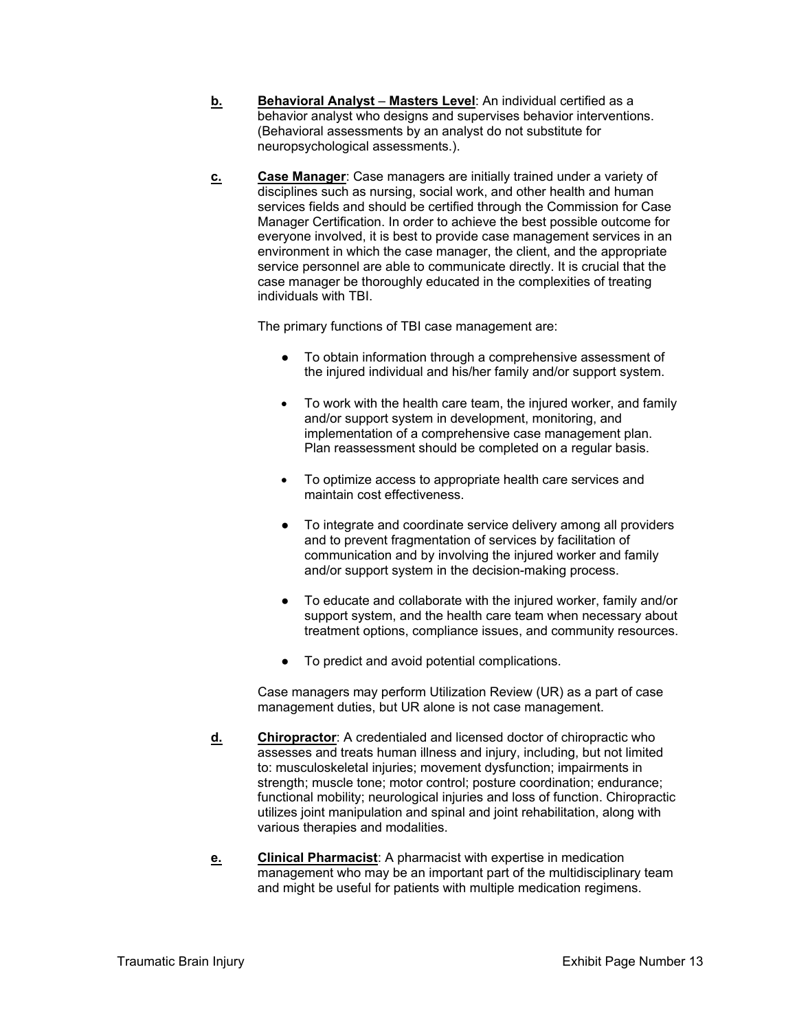**b.** **Behavioral Analyst – Masters Level**: An individual certified as a behavior analyst who designs and supervises behavior interventions. (Behavioral assessments by an analyst do not substitute for neuropsychological assessments.).

**c.** **Case Manager**: Case managers are initially trained under a variety of disciplines such as nursing, social work, and other health and human services fields and should be certified through the Commission for Case Manager Certification. In order to achieve the best possible outcome for everyone involved, it is best to provide case management services in an environment in which the case manager, the client, and the appropriate service personnel are able to communicate directly. It is crucial that the case manager be thoroughly educated in the complexities of treating individuals with TBI.

The primary functions of TBI case management are:

- To obtain information through a comprehensive assessment of the injured individual and his/her family and/or support system.
- To work with the health care team, the injured worker, and family and/or support system in development, monitoring, and implementation of a comprehensive case management plan. Plan reassessment should be completed on a regular basis.
- To optimize access to appropriate health care services and maintain cost effectiveness.
- To integrate and coordinate service delivery among all providers and to prevent fragmentation of services by facilitation of communication and by involving the injured worker and family and/or support system in the decision-making process.
- To educate and collaborate with the injured worker, family and/or support system, and the health care team when necessary about treatment options, compliance issues, and community resources.
- To predict and avoid potential complications.

Case managers may perform Utilization Review (UR) as a part of case management duties, but UR alone is not case management.

**d.** **Chiropractor**: A credentialed and licensed doctor of chiropractic who assesses and treats human illness and injury, including, but not limited to: musculoskeletal injuries; movement dysfunction; impairments in strength; muscle tone; motor control; posture coordination; endurance; functional mobility; neurological injuries and loss of function. Chiropractic utilizes joint manipulation and spinal and joint rehabilitation, along with various therapies and modalities.

**e.** **Clinical Pharmacist**: A pharmacist with expertise in medication management who may be an important part of the multidisciplinary team and might be useful for patients with multiple medication regimens.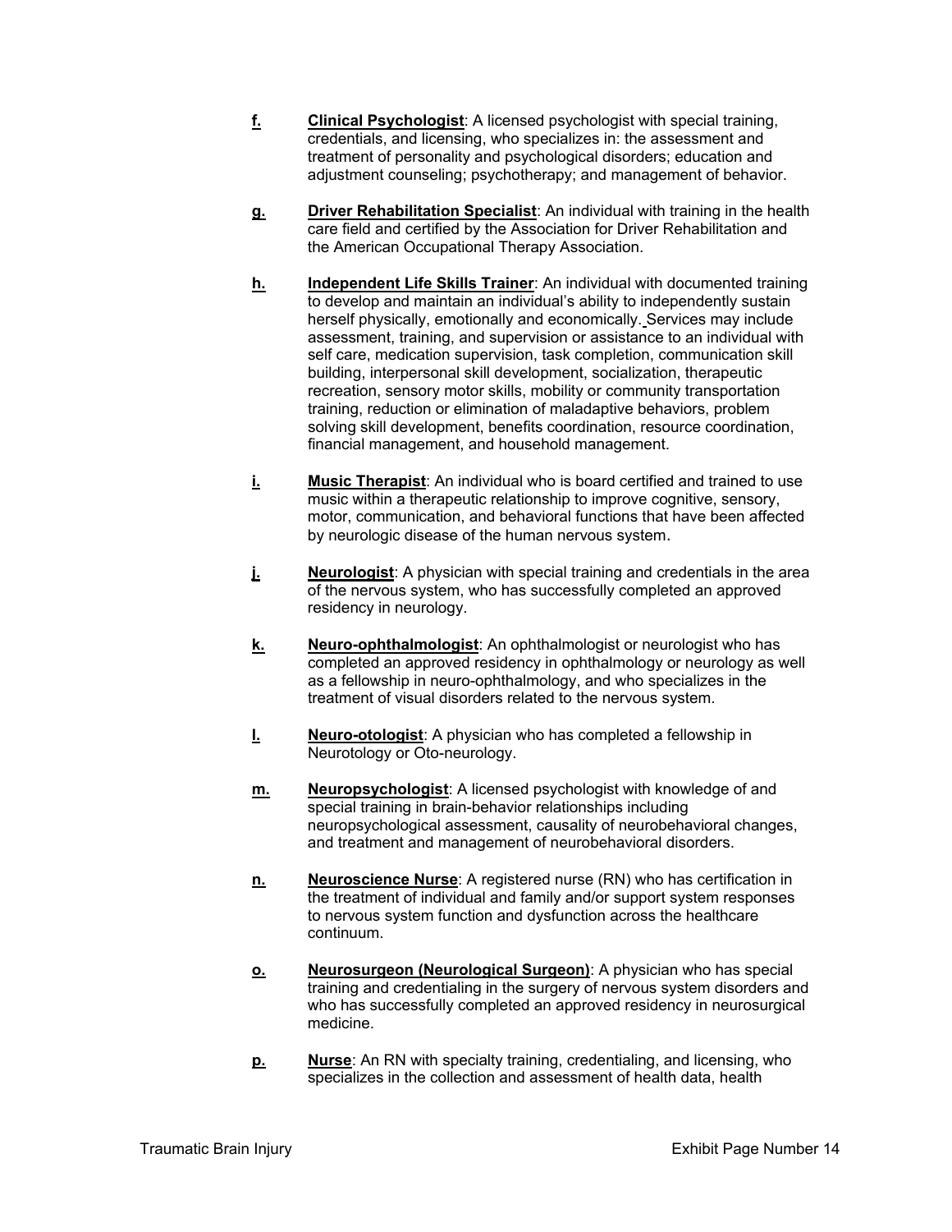**f.** **Clinical Psychologist**: A licensed psychologist with special training, credentials, and licensing, who specializes in: the assessment and treatment of personality and psychological disorders; education and adjustment counseling; psychotherapy; and management of behavior.

**g.** **Driver Rehabilitation Specialist**: An individual with training in the health care field and certified by the Association for Driver Rehabilitation and the American Occupational Therapy Association.

**h.** **Independent Life Skills Trainer**: An individual with documented training to develop and maintain an individual's ability to independently sustain herself physically, emotionally and economically. Services may include assessment, training, and supervision or assistance to an individual with self care, medication supervision, task completion, communication skill building, interpersonal skill development, socialization, therapeutic recreation, sensory motor skills, mobility or community transportation training, reduction or elimination of maladaptive behaviors, problem solving skill development, benefits coordination, resource coordination, financial management, and household management.

**i.** **Music Therapist**: An individual who is board certified and trained to use music within a therapeutic relationship to improve cognitive, sensory, motor, communication, and behavioral functions that have been affected by neurologic disease of the human nervous system.

**j.** **Neurologist**: A physician with special training and credentials in the area of the nervous system, who has successfully completed an approved residency in neurology.

**k.** **Neuro-ophthalmologist**: An ophthalmologist or neurologist who has completed an approved residency in ophthalmology or neurology as well as a fellowship in neuro-ophthalmology, and who specializes in the treatment of visual disorders related to the nervous system.

**l.** **Neuro-otologist**: A physician who has completed a fellowship in Neurotology or Oto-neurology.

**m.** **Neuropsychologist**: A licensed psychologist with knowledge of and special training in brain-behavior relationships including neuropsychological assessment, causality of neurobehavioral changes, and treatment and management of neurobehavioral disorders.

**n.** **Neuroscience Nurse**: A registered nurse (RN) who has certification in the treatment of individual and family and/or support system responses to nervous system function and dysfunction across the healthcare continuum.

**o.** **Neurosurgeon (Neurological Surgeon)**: A physician who has special training and credentialing in the surgery of nervous system disorders and who has successfully completed an approved residency in neurosurgical medicine.

**p.** **Nurse**: An RN with specialty training, credentialing, and licensing, who specializes in the collection and assessment of health data, health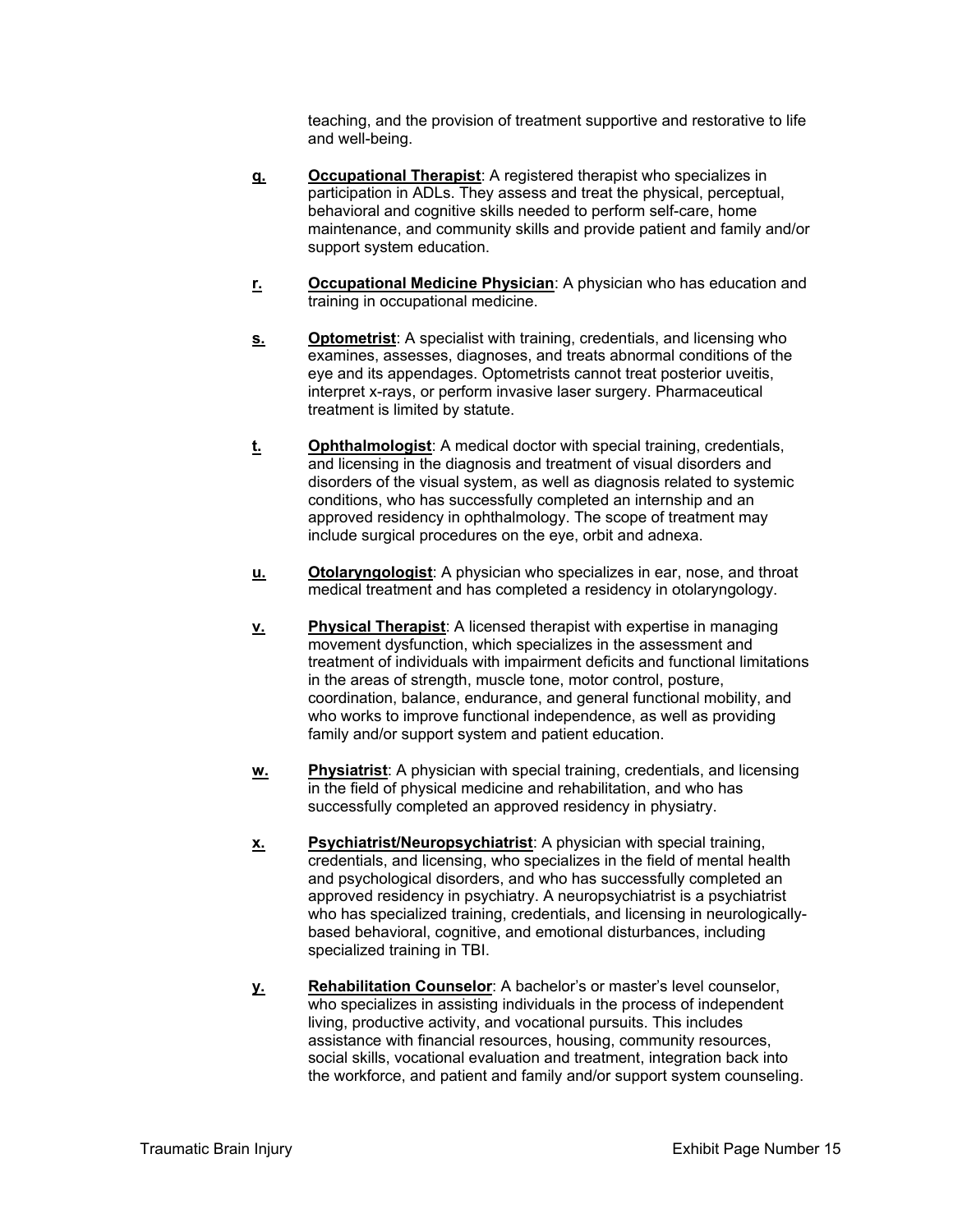teaching, and the provision of treatment supportive and restorative to life and well-being.

**q.** **Occupational Therapist**: A registered therapist who specializes in participation in ADLs. They assess and treat the physical, perceptual, behavioral and cognitive skills needed to perform self-care, home maintenance, and community skills and provide patient and family and/or support system education.

**r.** **Occupational Medicine Physician**: A physician who has education and training in occupational medicine.

**s.** **Optometrist**: A specialist with training, credentials, and licensing who examines, assesses, diagnoses, and treats abnormal conditions of the eye and its appendages. Optometrists cannot treat posterior uveitis, interpret x-rays, or perform invasive laser surgery. Pharmaceutical treatment is limited by statute.

**t.** **Ophthalmologist**: A medical doctor with special training, credentials, and licensing in the diagnosis and treatment of visual disorders and disorders of the visual system, as well as diagnosis related to systemic conditions, who has successfully completed an internship and an approved residency in ophthalmology. The scope of treatment may include surgical procedures on the eye, orbit and adnexa.

**u.** **Otolaryngologist**: A physician who specializes in ear, nose, and throat medical treatment and has completed a residency in otolaryngology.

**v.** **Physical Therapist**: A licensed therapist with expertise in managing movement dysfunction, which specializes in the assessment and treatment of individuals with impairment deficits and functional limitations in the areas of strength, muscle tone, motor control, posture, coordination, balance, endurance, and general functional mobility, and who works to improve functional independence, as well as providing family and/or support system and patient education.

**w.** **Physiatrist**: A physician with special training, credentials, and licensing in the field of physical medicine and rehabilitation, and who has successfully completed an approved residency in physiatry.

**x.** **Psychiatrist/Neuropsychiatrist**: A physician with special training, credentials, and licensing, who specializes in the field of mental health and psychological disorders, and who has successfully completed an approved residency in psychiatry. A neuropsychiatrist is a psychiatrist who has specialized training, credentials, and licensing in neurologically-based behavioral, cognitive, and emotional disturbances, including specialized training in TBI.

**y.** **Rehabilitation Counselor**: A bachelor's or master's level counselor, who specializes in assisting individuals in the process of independent living, productive activity, and vocational pursuits. This includes assistance with financial resources, housing, community resources, social skills, vocational evaluation and treatment, integration back into the workforce, and patient and family and/or support system counseling.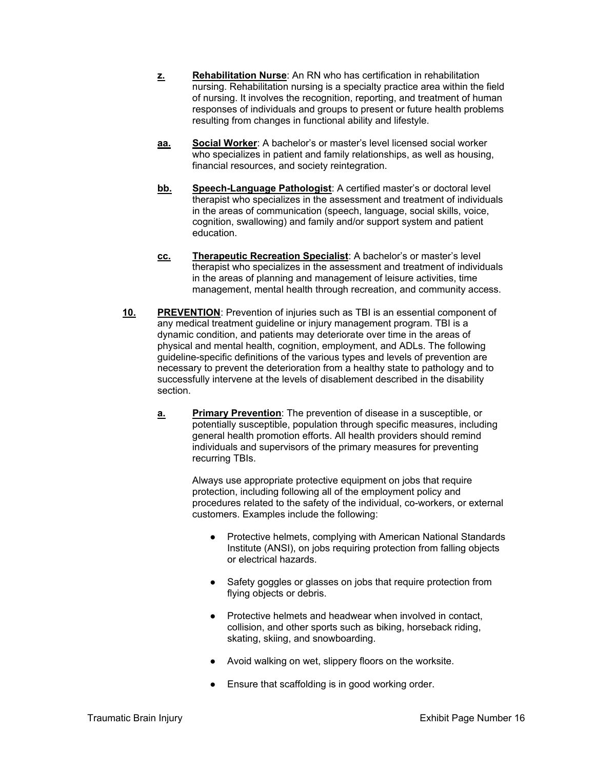**z.** **Rehabilitation Nurse**: An RN who has certification in rehabilitation nursing. Rehabilitation nursing is a specialty practice area within the field of nursing. It involves the recognition, reporting, and treatment of human responses of individuals and groups to present or future health problems resulting from changes in functional ability and lifestyle.

**aa.** **Social Worker**: A bachelor's or master's level licensed social worker who specializes in patient and family relationships, as well as housing, financial resources, and society reintegration.

**bb.** **Speech-Language Pathologist**: A certified master's or doctoral level therapist who specializes in the assessment and treatment of individuals in the areas of communication (speech, language, social skills, voice, cognition, swallowing) and family and/or support system and patient education.

**cc.** **Therapeutic Recreation Specialist**: A bachelor's or master's level therapist who specializes in the assessment and treatment of individuals in the areas of planning and management of leisure activities, time management, mental health through recreation, and community access.

**10.** **PREVENTION**: Prevention of injuries such as TBI is an essential component of any medical treatment guideline or injury management program. TBI is a dynamic condition, and patients may deteriorate over time in the areas of physical and mental health, cognition, employment, and ADLs. The following guideline-specific definitions of the various types and levels of prevention are necessary to prevent the deterioration from a healthy state to pathology and to successfully intervene at the levels of disablement described in the disability section.

**a.** **Primary Prevention**: The prevention of disease in a susceptible, or potentially susceptible, population through specific measures, including general health promotion efforts. All health providers should remind individuals and supervisors of the primary measures for preventing recurring TBIs.

Always use appropriate protective equipment on jobs that require protection, including following all of the employment policy and procedures related to the safety of the individual, co-workers, or external customers. Examples include the following:

- Protective helmets, complying with American National Standards Institute (ANSI), on jobs requiring protection from falling objects or electrical hazards.
- Safety goggles or glasses on jobs that require protection from flying objects or debris.
- Protective helmets and headwear when involved in contact, collision, and other sports such as biking, horseback riding, skating, skiing, and snowboarding.
- Avoid walking on wet, slippery floors on the worksite.
- Ensure that scaffolding is in good working order.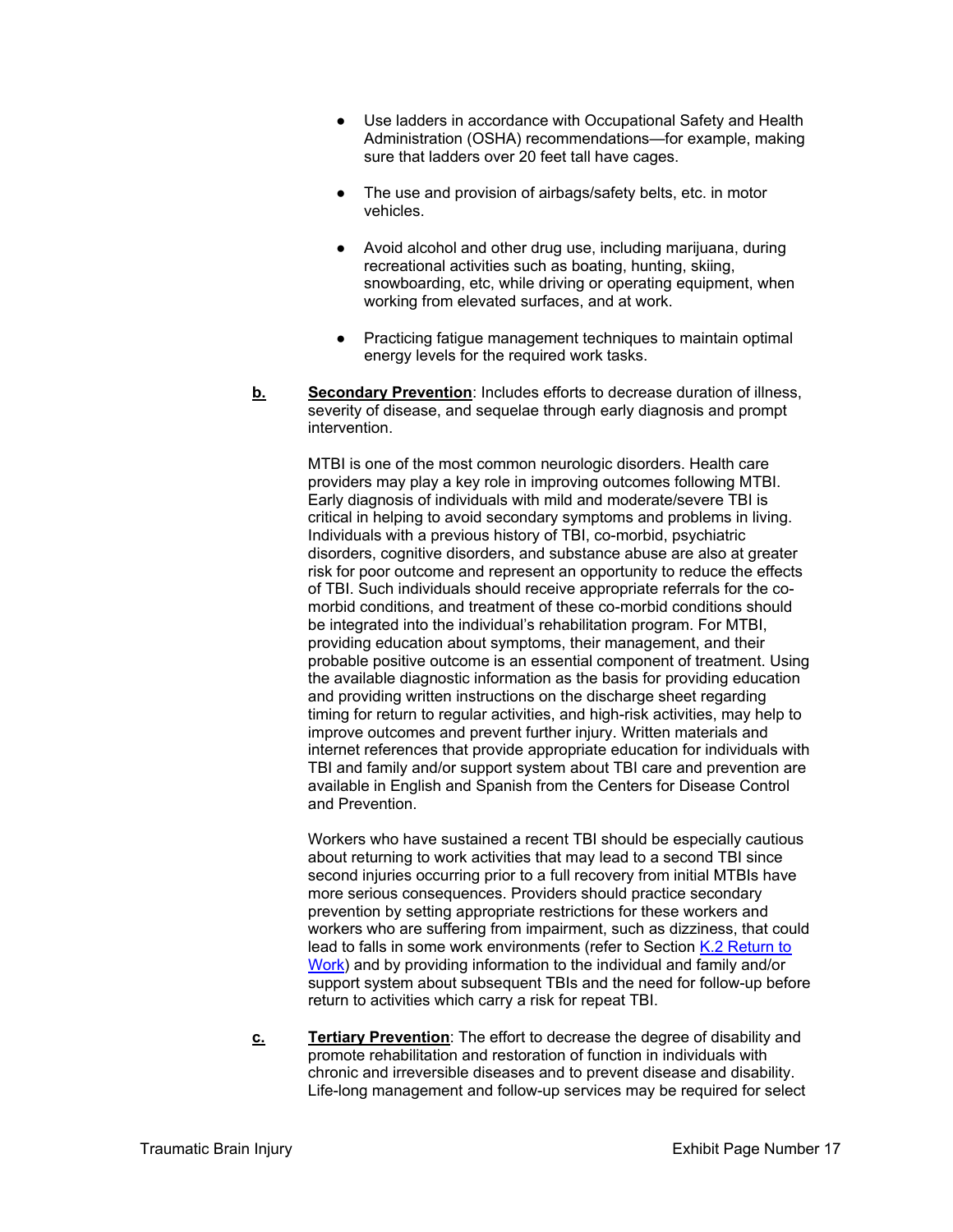- Use ladders in accordance with Occupational Safety and Health Administration (OSHA) recommendations—for example, making sure that ladders over 20 feet tall have cages.

- The use and provision of airbags/safety belts, etc. in motor vehicles.

- Avoid alcohol and other drug use, including marijuana, during recreational activities such as boating, hunting, skiing, snowboarding, etc, while driving or operating equipment, when working from elevated surfaces, and at work.

- Practicing fatigue management techniques to maintain optimal energy levels for the required work tasks.

**b.** **Secondary Prevention**: Includes efforts to decrease duration of illness, severity of disease, and sequelae through early diagnosis and prompt intervention.

MTBI is one of the most common neurologic disorders. Health care providers may play a key role in improving outcomes following MTBI. Early diagnosis of individuals with mild and moderate/severe TBI is critical in helping to avoid secondary symptoms and problems in living. Individuals with a previous history of TBI, co-morbid, psychiatric disorders, cognitive disorders, and substance abuse are also at greater risk for poor outcome and represent an opportunity to reduce the effects of TBI. Such individuals should receive appropriate referrals for the co-morbid conditions, and treatment of these co-morbid conditions should be integrated into the individual's rehabilitation program. For MTBI, providing education about symptoms, their management, and their probable positive outcome is an essential component of treatment. Using the available diagnostic information as the basis for providing education and providing written instructions on the discharge sheet regarding timing for return to regular activities, and high-risk activities, may help to improve outcomes and prevent further injury. Written materials and internet references that provide appropriate education for individuals with TBI and family and/or support system about TBI care and prevention are available in English and Spanish from the Centers for Disease Control and Prevention.

Workers who have sustained a recent TBI should be especially cautious about returning to work activities that may lead to a second TBI since second injuries occurring prior to a full recovery from initial MTBIs have more serious consequences. Providers should practice secondary prevention by setting appropriate restrictions for these workers and workers who are suffering from impairment, such as dizziness, that could lead to falls in some work environments (refer to Section K.2 Return to Work) and by providing information to the individual and family and/or support system about subsequent TBIs and the need for follow-up before return to activities which carry a risk for repeat TBI.

**c.** **Tertiary Prevention**: The effort to decrease the degree of disability and promote rehabilitation and restoration of function in individuals with chronic and irreversible diseases and to prevent disease and disability. Life-long management and follow-up services may be required for select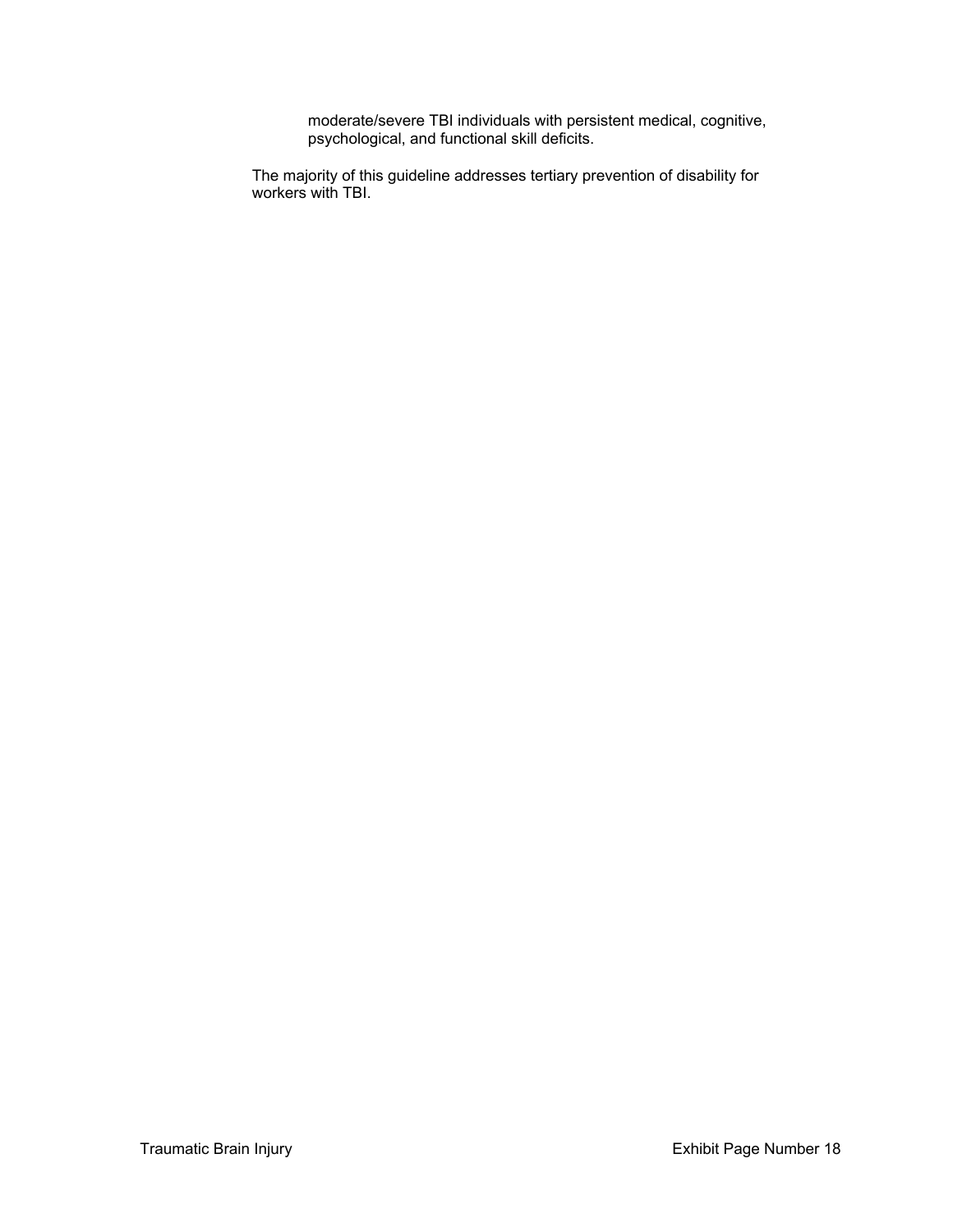moderate/severe TBI individuals with persistent medical, cognitive, psychological, and functional skill deficits.

The majority of this guideline addresses tertiary prevention of disability for workers with TBI.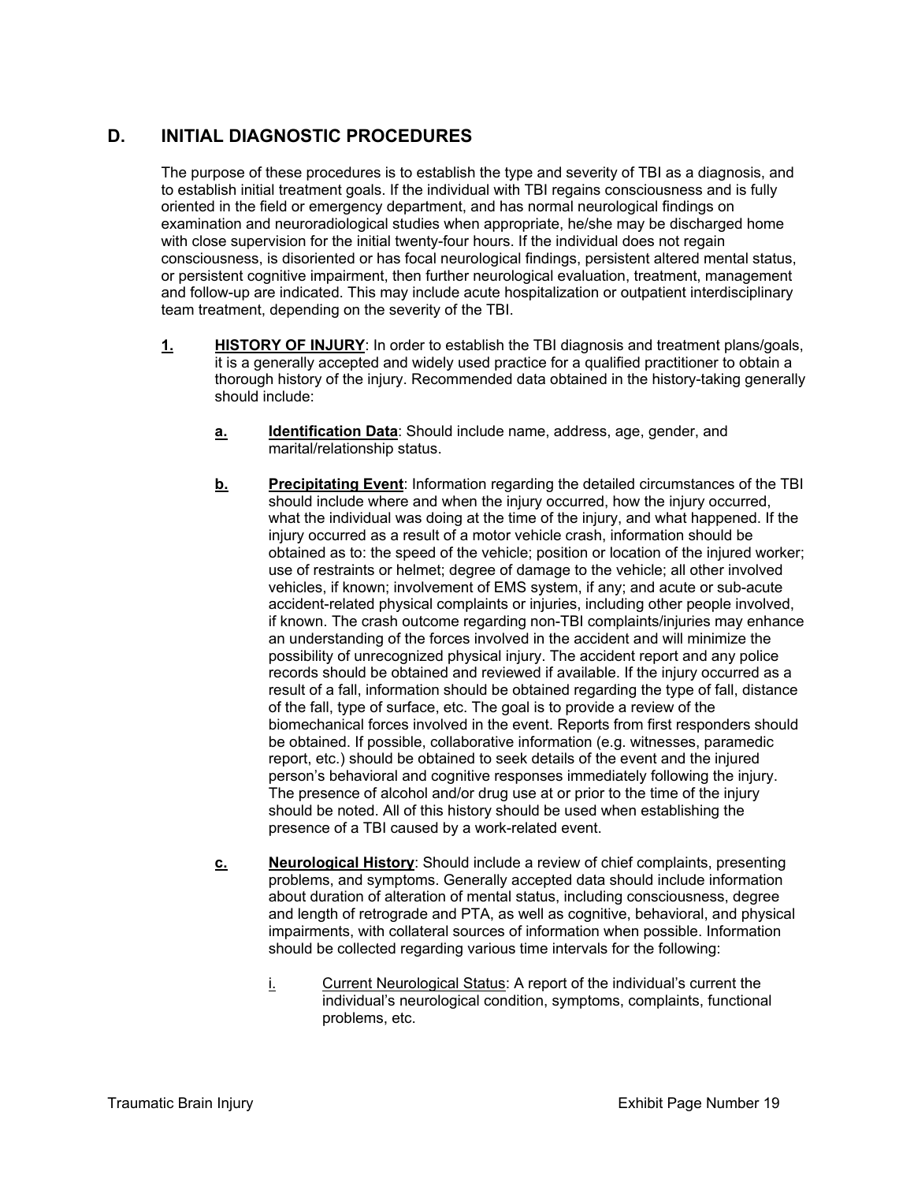## D. INITIAL DIAGNOSTIC PROCEDURES

The purpose of these procedures is to establish the type and severity of TBI as a diagnosis, and to establish initial treatment goals. If the individual with TBI regains consciousness and is fully oriented in the field or emergency department, and has normal neurological findings on examination and neuroradiological studies when appropriate, he/she may be discharged home with close supervision for the initial twenty-four hours. If the individual does not regain consciousness, is disoriented or has focal neurological findings, persistent altered mental status, or persistent cognitive impairment, then further neurological evaluation, treatment, management and follow-up are indicated. This may include acute hospitalization or outpatient interdisciplinary team treatment, depending on the severity of the TBI.

**1.** **HISTORY OF INJURY**: In order to establish the TBI diagnosis and treatment plans/goals, it is a generally accepted and widely used practice for a qualified practitioner to obtain a thorough history of the injury. Recommended data obtained in the history-taking generally should include:

**a.** **Identification Data**: Should include name, address, age, gender, and marital/relationship status.

**b.** **Precipitating Event**: Information regarding the detailed circumstances of the TBI should include where and when the injury occurred, how the injury occurred, what the individual was doing at the time of the injury, and what happened. If the injury occurred as a result of a motor vehicle crash, information should be obtained as to: the speed of the vehicle; position or location of the injured worker; use of restraints or helmet; degree of damage to the vehicle; all other involved vehicles, if known; involvement of EMS system, if any; and acute or sub-acute accident-related physical complaints or injuries, including other people involved, if known. The crash outcome regarding non-TBI complaints/injuries may enhance an understanding of the forces involved in the accident and will minimize the possibility of unrecognized physical injury. The accident report and any police records should be obtained and reviewed if available. If the injury occurred as a result of a fall, information should be obtained regarding the type of fall, distance of the fall, type of surface, etc. The goal is to provide a review of the biomechanical forces involved in the event. Reports from first responders should be obtained. If possible, collaborative information (e.g. witnesses, paramedic report, etc.) should be obtained to seek details of the event and the injured person's behavioral and cognitive responses immediately following the injury. The presence of alcohol and/or drug use at or prior to the time of the injury should be noted. All of this history should be used when establishing the presence of a TBI caused by a work-related event.

**c.** **Neurological History**: Should include a review of chief complaints, presenting problems, and symptoms. Generally accepted data should include information about duration of alteration of mental status, including consciousness, degree and length of retrograde and PTA, as well as cognitive, behavioral, and physical impairments, with collateral sources of information when possible. Information should be collected regarding various time intervals for the following:

i. Current Neurological Status: A report of the individual's current the individual's neurological condition, symptoms, complaints, functional problems, etc.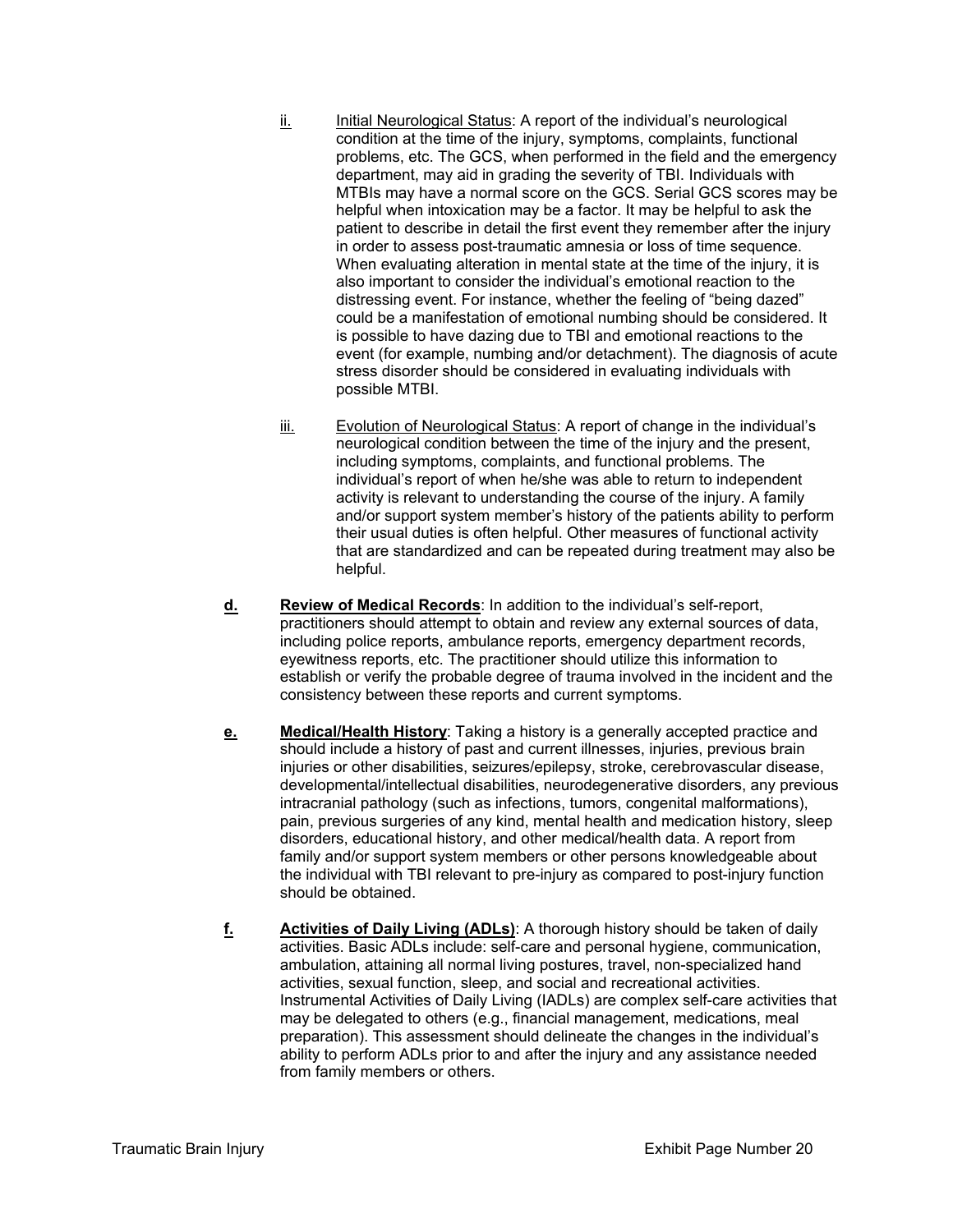ii. Initial Neurological Status: A report of the individual's neurological condition at the time of the injury, symptoms, complaints, functional problems, etc. The GCS, when performed in the field and the emergency department, may aid in grading the severity of TBI. Individuals with MTBIs may have a normal score on the GCS. Serial GCS scores may be helpful when intoxication may be a factor. It may be helpful to ask the patient to describe in detail the first event they remember after the injury in order to assess post-traumatic amnesia or loss of time sequence. When evaluating alteration in mental state at the time of the injury, it is also important to consider the individual's emotional reaction to the distressing event. For instance, whether the feeling of "being dazed" could be a manifestation of emotional numbing should be considered. It is possible to have dazing due to TBI and emotional reactions to the event (for example, numbing and/or detachment). The diagnosis of acute stress disorder should be considered in evaluating individuals with possible MTBI.

iii. Evolution of Neurological Status: A report of change in the individual's neurological condition between the time of the injury and the present, including symptoms, complaints, and functional problems. The individual's report of when he/she was able to return to independent activity is relevant to understanding the course of the injury. A family and/or support system member's history of the patients ability to perform their usual duties is often helpful. Other measures of functional activity that are standardized and can be repeated during treatment may also be helpful.

**d. Review of Medical Records**: In addition to the individual's self-report, practitioners should attempt to obtain and review any external sources of data, including police reports, ambulance reports, emergency department records, eyewitness reports, etc. The practitioner should utilize this information to establish or verify the probable degree of trauma involved in the incident and the consistency between these reports and current symptoms.

**e. Medical/Health History**: Taking a history is a generally accepted practice and should include a history of past and current illnesses, injuries, previous brain injuries or other disabilities, seizures/epilepsy, stroke, cerebrovascular disease, developmental/intellectual disabilities, neurodegenerative disorders, any previous intracranial pathology (such as infections, tumors, congenital malformations), pain, previous surgeries of any kind, mental health and medication history, sleep disorders, educational history, and other medical/health data. A report from family and/or support system members or other persons knowledgeable about the individual with TBI relevant to pre-injury as compared to post-injury function should be obtained.

**f. Activities of Daily Living (ADLs)**: A thorough history should be taken of daily activities. Basic ADLs include: self-care and personal hygiene, communication, ambulation, attaining all normal living postures, travel, non-specialized hand activities, sexual function, sleep, and social and recreational activities. Instrumental Activities of Daily Living (IADLs) are complex self-care activities that may be delegated to others (e.g., financial management, medications, meal preparation). This assessment should delineate the changes in the individual's ability to perform ADLs prior to and after the injury and any assistance needed from family members or others.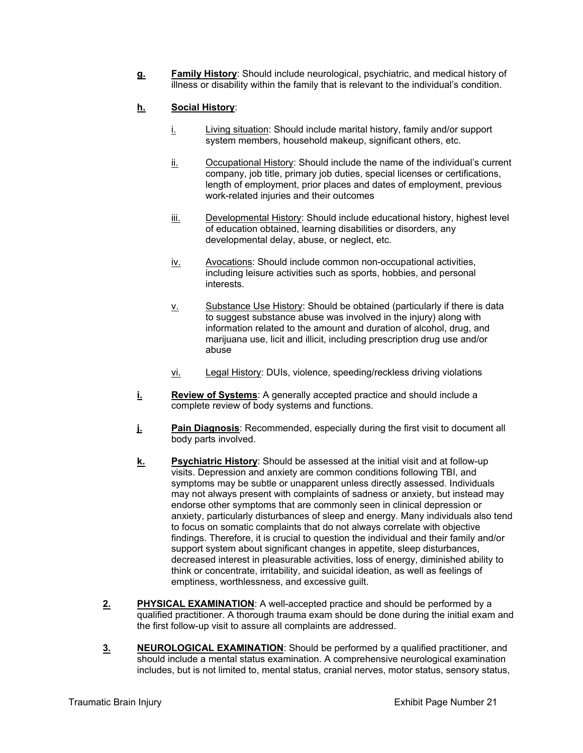**g.** **Family History**: Should include neurological, psychiatric, and medical history of illness or disability within the family that is relevant to the individual's condition.

**h.** **Social History**:

i. Living situation: Should include marital history, family and/or support system members, household makeup, significant others, etc.

ii. Occupational History: Should include the name of the individual's current company, job title, primary job duties, special licenses or certifications, length of employment, prior places and dates of employment, previous work-related injuries and their outcomes

iii. Developmental History: Should include educational history, highest level of education obtained, learning disabilities or disorders, any developmental delay, abuse, or neglect, etc.

iv. Avocations: Should include common non-occupational activities, including leisure activities such as sports, hobbies, and personal interests.

v. Substance Use History: Should be obtained (particularly if there is data to suggest substance abuse was involved in the injury) along with information related to the amount and duration of alcohol, drug, and marijuana use, licit and illicit, including prescription drug use and/or abuse

vi. Legal History: DUIs, violence, speeding/reckless driving violations

**i.** **Review of Systems**: A generally accepted practice and should include a complete review of body systems and functions.

**j.** **Pain Diagnosis**: Recommended, especially during the first visit to document all body parts involved.

**k.** **Psychiatric History**: Should be assessed at the initial visit and at follow-up visits. Depression and anxiety are common conditions following TBI, and symptoms may be subtle or unapparent unless directly assessed. Individuals may not always present with complaints of sadness or anxiety, but instead may endorse other symptoms that are commonly seen in clinical depression or anxiety, particularly disturbances of sleep and energy. Many individuals also tend to focus on somatic complaints that do not always correlate with objective findings. Therefore, it is crucial to question the individual and their family and/or support system about significant changes in appetite, sleep disturbances, decreased interest in pleasurable activities, loss of energy, diminished ability to think or concentrate, irritability, and suicidal ideation, as well as feelings of emptiness, worthlessness, and excessive guilt.

**2.** **PHYSICAL EXAMINATION**: A well-accepted practice and should be performed by a qualified practitioner. A thorough trauma exam should be done during the initial exam and the first follow-up visit to assure all complaints are addressed.

**3.** **NEUROLOGICAL EXAMINATION**: Should be performed by a qualified practitioner, and should include a mental status examination. A comprehensive neurological examination includes, but is not limited to, mental status, cranial nerves, motor status, sensory status,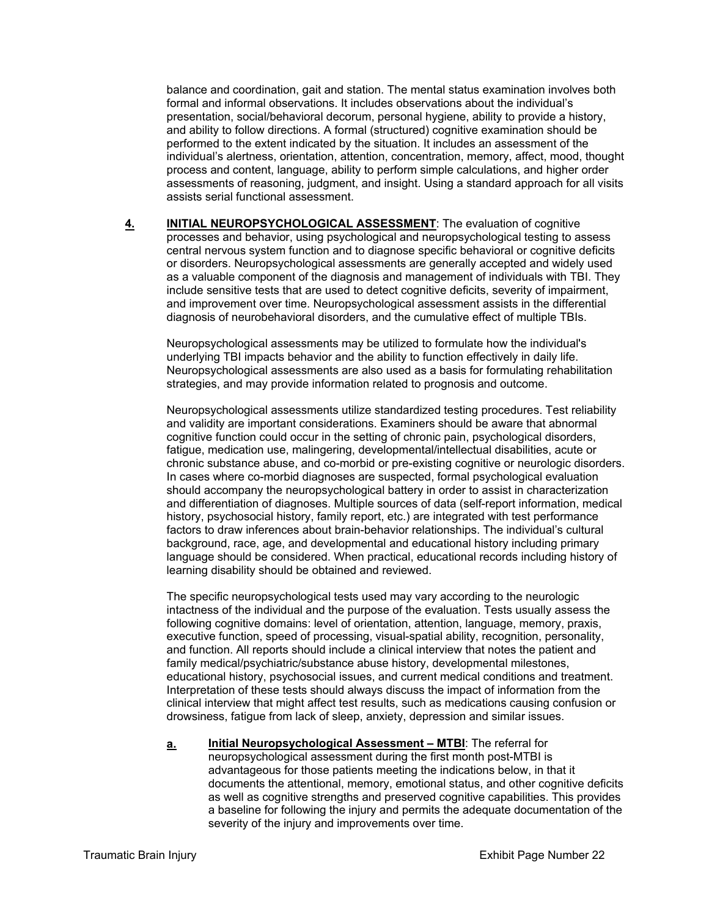balance and coordination, gait and station. The mental status examination involves both formal and informal observations. It includes observations about the individual's presentation, social/behavioral decorum, personal hygiene, ability to provide a history, and ability to follow directions. A formal (structured) cognitive examination should be performed to the extent indicated by the situation. It includes an assessment of the individual's alertness, orientation, attention, concentration, memory, affect, mood, thought process and content, language, ability to perform simple calculations, and higher order assessments of reasoning, judgment, and insight. Using a standard approach for all visits assists serial functional assessment.

**4.** **INITIAL NEUROPSYCHOLOGICAL ASSESSMENT**: The evaluation of cognitive processes and behavior, using psychological and neuropsychological testing to assess central nervous system function and to diagnose specific behavioral or cognitive deficits or disorders. Neuropsychological assessments are generally accepted and widely used as a valuable component of the diagnosis and management of individuals with TBI. They include sensitive tests that are used to detect cognitive deficits, severity of impairment, and improvement over time. Neuropsychological assessment assists in the differential diagnosis of neurobehavioral disorders, and the cumulative effect of multiple TBIs.

Neuropsychological assessments may be utilized to formulate how the individual's underlying TBI impacts behavior and the ability to function effectively in daily life. Neuropsychological assessments are also used as a basis for formulating rehabilitation strategies, and may provide information related to prognosis and outcome.

Neuropsychological assessments utilize standardized testing procedures. Test reliability and validity are important considerations. Examiners should be aware that abnormal cognitive function could occur in the setting of chronic pain, psychological disorders, fatigue, medication use, malingering, developmental/intellectual disabilities, acute or chronic substance abuse, and co-morbid or pre-existing cognitive or neurologic disorders. In cases where co-morbid diagnoses are suspected, formal psychological evaluation should accompany the neuropsychological battery in order to assist in characterization and differentiation of diagnoses. Multiple sources of data (self-report information, medical history, psychosocial history, family report, etc.) are integrated with test performance factors to draw inferences about brain-behavior relationships. The individual's cultural background, race, age, and developmental and educational history including primary language should be considered. When practical, educational records including history of learning disability should be obtained and reviewed.

The specific neuropsychological tests used may vary according to the neurologic intactness of the individual and the purpose of the evaluation. Tests usually assess the following cognitive domains: level of orientation, attention, language, memory, praxis, executive function, speed of processing, visual-spatial ability, recognition, personality, and function. All reports should include a clinical interview that notes the patient and family medical/psychiatric/substance abuse history, developmental milestones, educational history, psychosocial issues, and current medical conditions and treatment. Interpretation of these tests should always discuss the impact of information from the clinical interview that might affect test results, such as medications causing confusion or drowsiness, fatigue from lack of sleep, anxiety, depression and similar issues.

**a.** **Initial Neuropsychological Assessment – MTBI**: The referral for neuropsychological assessment during the first month post-MTBI is advantageous for those patients meeting the indications below, in that it documents the attentional, memory, emotional status, and other cognitive deficits as well as cognitive strengths and preserved cognitive capabilities. This provides a baseline for following the injury and permits the adequate documentation of the severity of the injury and improvements over time.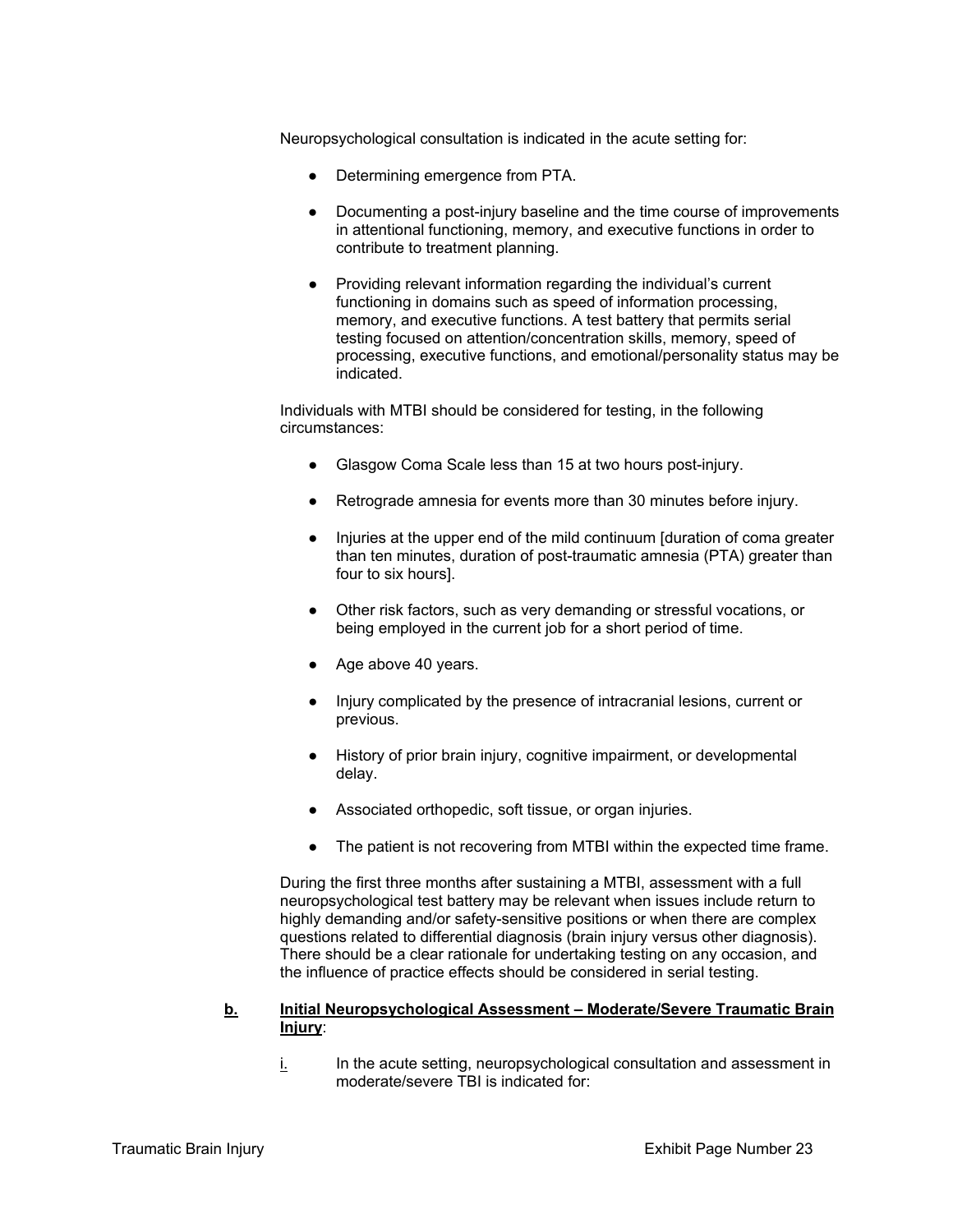Neuropsychological consultation is indicated in the acute setting for:

- Determining emergence from PTA.
- Documenting a post-injury baseline and the time course of improvements in attentional functioning, memory, and executive functions in order to contribute to treatment planning.
- Providing relevant information regarding the individual's current functioning in domains such as speed of information processing, memory, and executive functions. A test battery that permits serial testing focused on attention/concentration skills, memory, speed of processing, executive functions, and emotional/personality status may be indicated.

Individuals with MTBI should be considered for testing, in the following circumstances:

- Glasgow Coma Scale less than 15 at two hours post-injury.
- Retrograde amnesia for events more than 30 minutes before injury.
- Injuries at the upper end of the mild continuum [duration of coma greater than ten minutes, duration of post-traumatic amnesia (PTA) greater than four to six hours].
- Other risk factors, such as very demanding or stressful vocations, or being employed in the current job for a short period of time.
- Age above 40 years.
- Injury complicated by the presence of intracranial lesions, current or previous.
- History of prior brain injury, cognitive impairment, or developmental delay.
- Associated orthopedic, soft tissue, or organ injuries.
- The patient is not recovering from MTBI within the expected time frame.

During the first three months after sustaining a MTBI, assessment with a full neuropsychological test battery may be relevant when issues include return to highly demanding and/or safety-sensitive positions or when there are complex questions related to differential diagnosis (brain injury versus other diagnosis). There should be a clear rationale for undertaking testing on any occasion, and the influence of practice effects should be considered in serial testing.

**b. Initial Neuropsychological Assessment – Moderate/Severe Traumatic Brain Injury:**

i. In the acute setting, neuropsychological consultation and assessment in moderate/severe TBI is indicated for: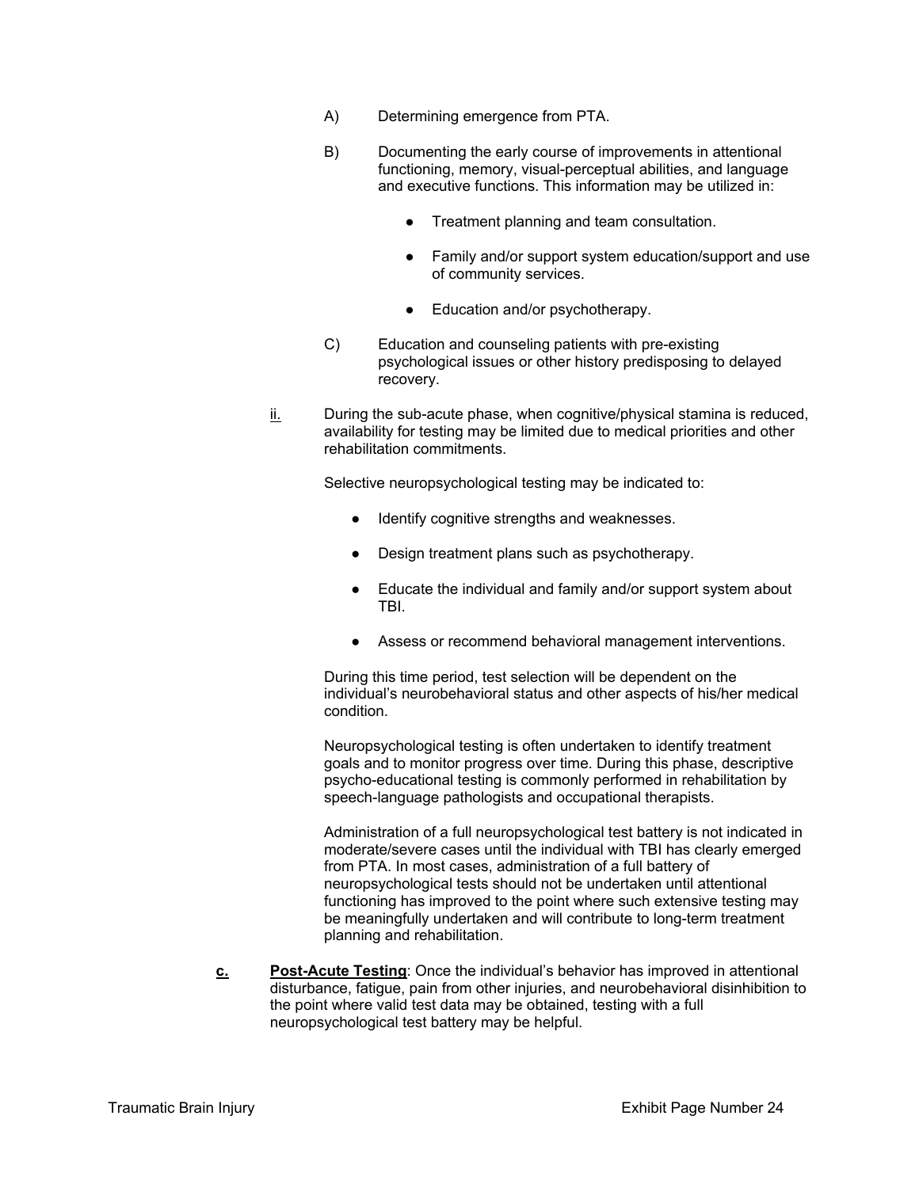A) Determining emergence from PTA.

B) Documenting the early course of improvements in attentional functioning, memory, visual-perceptual abilities, and language and executive functions. This information may be utilized in:

- Treatment planning and team consultation.
- Family and/or support system education/support and use of community services.
- Education and/or psychotherapy.

C) Education and counseling patients with pre-existing psychological issues or other history predisposing to delayed recovery.

ii. During the sub-acute phase, when cognitive/physical stamina is reduced, availability for testing may be limited due to medical priorities and other rehabilitation commitments.

Selective neuropsychological testing may be indicated to:

- Identify cognitive strengths and weaknesses.
- Design treatment plans such as psychotherapy.
- Educate the individual and family and/or support system about TBI.
- Assess or recommend behavioral management interventions.

During this time period, test selection will be dependent on the individual's neurobehavioral status and other aspects of his/her medical condition.

Neuropsychological testing is often undertaken to identify treatment goals and to monitor progress over time. During this phase, descriptive psycho-educational testing is commonly performed in rehabilitation by speech-language pathologists and occupational therapists.

Administration of a full neuropsychological test battery is not indicated in moderate/severe cases until the individual with TBI has clearly emerged from PTA. In most cases, administration of a full battery of neuropsychological tests should not be undertaken until attentional functioning has improved to the point where such extensive testing may be meaningfully undertaken and will contribute to long-term treatment planning and rehabilitation.

**c. Post-Acute Testing**: Once the individual's behavior has improved in attentional disturbance, fatigue, pain from other injuries, and neurobehavioral disinhibition to the point where valid test data may be obtained, testing with a full neuropsychological test battery may be helpful.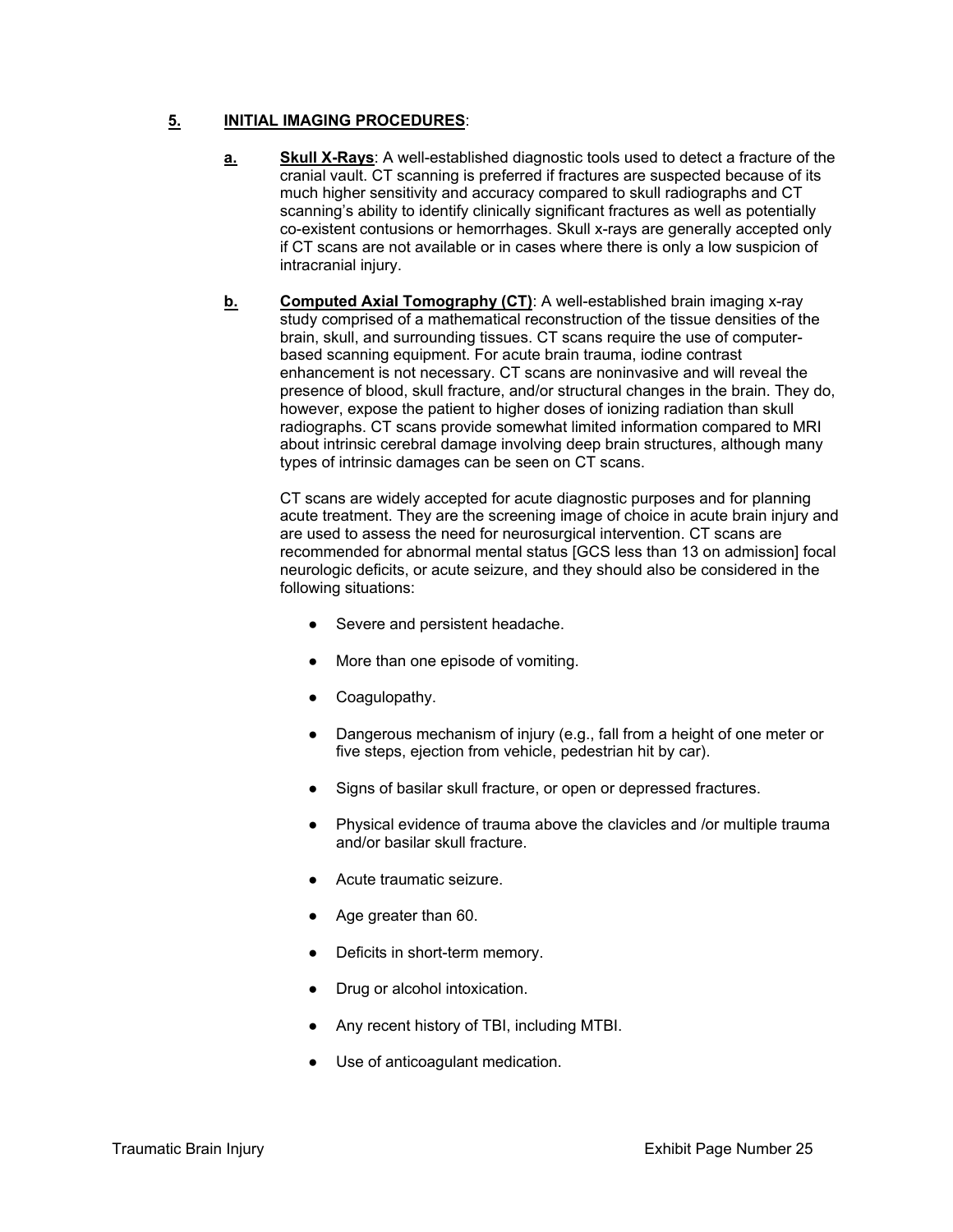## 5. INITIAL IMAGING PROCEDURES:

**a. Skull X-Rays**: A well-established diagnostic tools used to detect a fracture of the cranial vault. CT scanning is preferred if fractures are suspected because of its much higher sensitivity and accuracy compared to skull radiographs and CT scanning's ability to identify clinically significant fractures as well as potentially co-existent contusions or hemorrhages. Skull x-rays are generally accepted only if CT scans are not available or in cases where there is only a low suspicion of intracranial injury.

**b. Computed Axial Tomography (CT)**: A well-established brain imaging x-ray study comprised of a mathematical reconstruction of the tissue densities of the brain, skull, and surrounding tissues. CT scans require the use of computer-based scanning equipment. For acute brain trauma, iodine contrast enhancement is not necessary. CT scans are noninvasive and will reveal the presence of blood, skull fracture, and/or structural changes in the brain. They do, however, expose the patient to higher doses of ionizing radiation than skull radiographs. CT scans provide somewhat limited information compared to MRI about intrinsic cerebral damage involving deep brain structures, although many types of intrinsic damages can be seen on CT scans.

CT scans are widely accepted for acute diagnostic purposes and for planning acute treatment. They are the screening image of choice in acute brain injury and are used to assess the need for neurosurgical intervention. CT scans are recommended for abnormal mental status [GCS less than 13 on admission] focal neurologic deficits, or acute seizure, and they should also be considered in the following situations:

- Severe and persistent headache.
- More than one episode of vomiting.
- Coagulopathy.
- Dangerous mechanism of injury (e.g., fall from a height of one meter or five steps, ejection from vehicle, pedestrian hit by car).
- Signs of basilar skull fracture, or open or depressed fractures.
- Physical evidence of trauma above the clavicles and /or multiple trauma and/or basilar skull fracture.
- Acute traumatic seizure.
- Age greater than 60.
- Deficits in short-term memory.
- Drug or alcohol intoxication.
- Any recent history of TBI, including MTBI.
- Use of anticoagulant medication.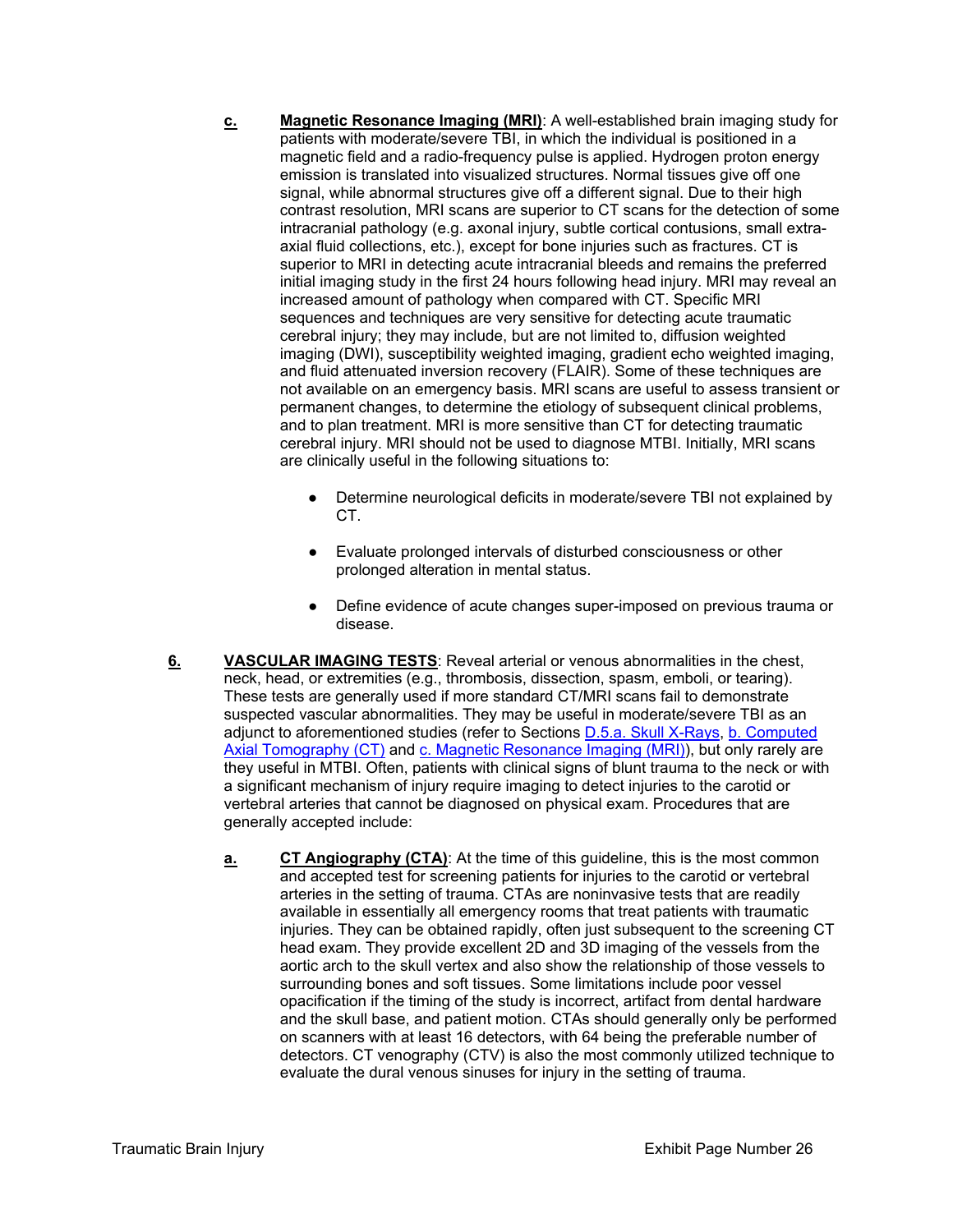**c.** **Magnetic Resonance Imaging (MRI)**: A well-established brain imaging study for patients with moderate/severe TBI, in which the individual is positioned in a magnetic field and a radio-frequency pulse is applied. Hydrogen proton energy emission is translated into visualized structures. Normal tissues give off one signal, while abnormal structures give off a different signal. Due to their high contrast resolution, MRI scans are superior to CT scans for the detection of some intracranial pathology (e.g. axonal injury, subtle cortical contusions, small extra-axial fluid collections, etc.), except for bone injuries such as fractures. CT is superior to MRI in detecting acute intracranial bleeds and remains the preferred initial imaging study in the first 24 hours following head injury. MRI may reveal an increased amount of pathology when compared with CT. Specific MRI sequences and techniques are very sensitive for detecting acute traumatic cerebral injury; they may include, but are not limited to, diffusion weighted imaging (DWI), susceptibility weighted imaging, gradient echo weighted imaging, and fluid attenuated inversion recovery (FLAIR). Some of these techniques are not available on an emergency basis. MRI scans are useful to assess transient or permanent changes, to determine the etiology of subsequent clinical problems, and to plan treatment. MRI is more sensitive than CT for detecting traumatic cerebral injury. MRI should not be used to diagnose MTBI. Initially, MRI scans are clinically useful in the following situations to:

- Determine neurological deficits in moderate/severe TBI not explained by CT.
- Evaluate prolonged intervals of disturbed consciousness or other prolonged alteration in mental status.
- Define evidence of acute changes super-imposed on previous trauma or disease.

**6.** **VASCULAR IMAGING TESTS**: Reveal arterial or venous abnormalities in the chest, neck, head, or extremities (e.g., thrombosis, dissection, spasm, emboli, or tearing). These tests are generally used if more standard CT/MRI scans fail to demonstrate suspected vascular abnormalities. They may be useful in moderate/severe TBI as an adjunct to aforementioned studies (refer to Sections D.5.a. Skull X-Rays, b. Computed Axial Tomography (CT) and c. Magnetic Resonance Imaging (MRI)), but only rarely are they useful in MTBI. Often, patients with clinical signs of blunt trauma to the neck or with a significant mechanism of injury require imaging to detect injuries to the carotid or vertebral arteries that cannot be diagnosed on physical exam. Procedures that are generally accepted include:

**a.** **CT Angiography (CTA)**: At the time of this guideline, this is the most common and accepted test for screening patients for injuries to the carotid or vertebral arteries in the setting of trauma. CTAs are noninvasive tests that are readily available in essentially all emergency rooms that treat patients with traumatic injuries. They can be obtained rapidly, often just subsequent to the screening CT head exam. They provide excellent 2D and 3D imaging of the vessels from the aortic arch to the skull vertex and also show the relationship of those vessels to surrounding bones and soft tissues. Some limitations include poor vessel opacification if the timing of the study is incorrect, artifact from dental hardware and the skull base, and patient motion. CTAs should generally only be performed on scanners with at least 16 detectors, with 64 being the preferable number of detectors. CT venography (CTV) is also the most commonly utilized technique to evaluate the dural venous sinuses for injury in the setting of trauma.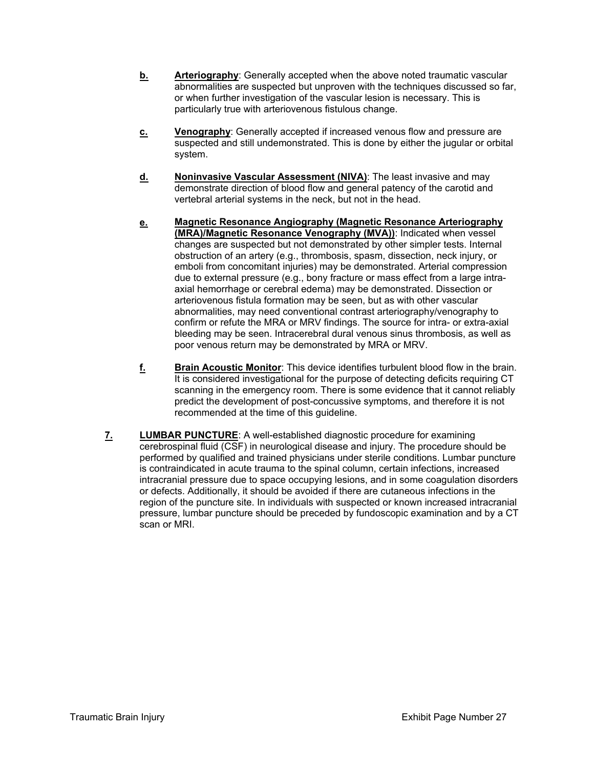**b.** **Arteriography**: Generally accepted when the above noted traumatic vascular abnormalities are suspected but unproven with the techniques discussed so far, or when further investigation of the vascular lesion is necessary. This is particularly true with arteriovenous fistulous change.

**c.** **Venography**: Generally accepted if increased venous flow and pressure are suspected and still undemonstrated. This is done by either the jugular or orbital system.

**d.** **Noninvasive Vascular Assessment (NIVA)**: The least invasive and may demonstrate direction of blood flow and general patency of the carotid and vertebral arterial systems in the neck, but not in the head.

**e.** **Magnetic Resonance Angiography (Magnetic Resonance Arteriography (MRA)/Magnetic Resonance Venography (MVA))**: Indicated when vessel changes are suspected but not demonstrated by other simpler tests. Internal obstruction of an artery (e.g., thrombosis, spasm, dissection, neck injury, or emboli from concomitant injuries) may be demonstrated. Arterial compression due to external pressure (e.g., bony fracture or mass effect from a large intra-axial hemorrhage or cerebral edema) may be demonstrated. Dissection or arteriovenous fistula formation may be seen, but as with other vascular abnormalities, may need conventional contrast arteriography/venography to confirm or refute the MRA or MRV findings. The source for intra- or extra-axial bleeding may be seen. Intracerebral dural venous sinus thrombosis, as well as poor venous return may be demonstrated by MRA or MRV.

**f.** **Brain Acoustic Monitor**: This device identifies turbulent blood flow in the brain. It is considered investigational for the purpose of detecting deficits requiring CT scanning in the emergency room. There is some evidence that it cannot reliably predict the development of post-concussive symptoms, and therefore it is not recommended at the time of this guideline.

**7.** **LUMBAR PUNCTURE**: A well-established diagnostic procedure for examining cerebrospinal fluid (CSF) in neurological disease and injury. The procedure should be performed by qualified and trained physicians under sterile conditions. Lumbar puncture is contraindicated in acute trauma to the spinal column, certain infections, increased intracranial pressure due to space occupying lesions, and in some coagulation disorders or defects. Additionally, it should be avoided if there are cutaneous infections in the region of the puncture site. In individuals with suspected or known increased intracranial pressure, lumbar puncture should be preceded by fundoscopic examination and by a CT scan or MRI.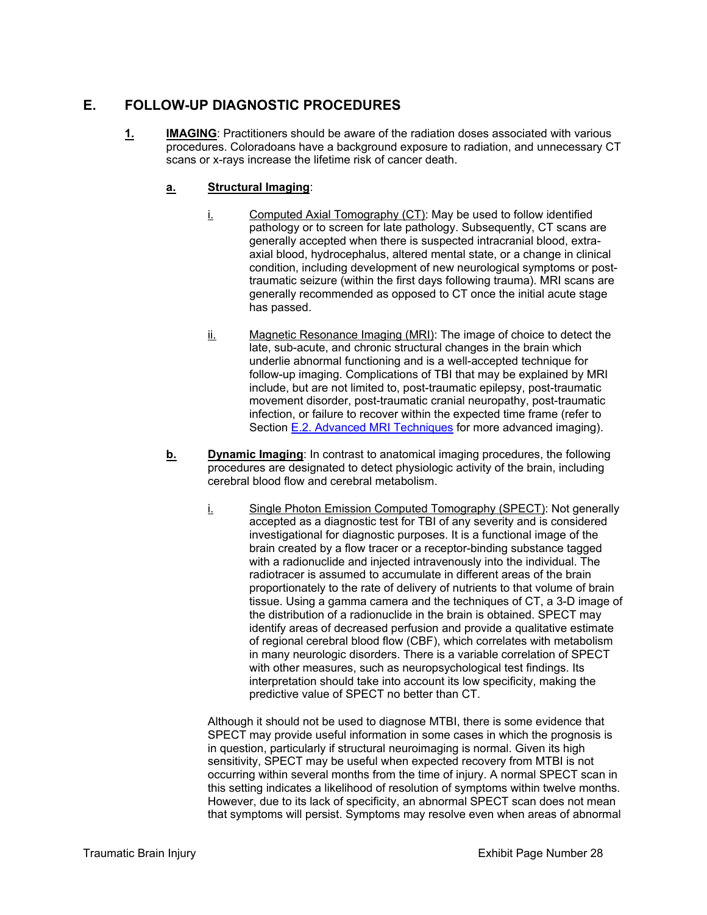## E. FOLLOW-UP DIAGNOSTIC PROCEDURES

**1. IMAGING**: Practitioners should be aware of the radiation doses associated with various procedures. Coloradoans have a background exposure to radiation, and unnecessary CT scans or x-rays increase the lifetime risk of cancer death.

**a. Structural Imaging**:

i. Computed Axial Tomography (CT): May be used to follow identified pathology or to screen for late pathology. Subsequently, CT scans are generally accepted when there is suspected intracranial blood, extra-axial blood, hydrocephalus, altered mental state, or a change in clinical condition, including development of new neurological symptoms or post-traumatic seizure (within the first days following trauma). MRI scans are generally recommended as opposed to CT once the initial acute stage has passed.

ii. Magnetic Resonance Imaging (MRI): The image of choice to detect the late, sub-acute, and chronic structural changes in the brain which underlie abnormal functioning and is a well-accepted technique for follow-up imaging. Complications of TBI that may be explained by MRI include, but are not limited to, post-traumatic epilepsy, post-traumatic movement disorder, post-traumatic cranial neuropathy, post-traumatic infection, or failure to recover within the expected time frame (refer to Section E.2. Advanced MRI Techniques for more advanced imaging).

**b. Dynamic Imaging**: In contrast to anatomical imaging procedures, the following procedures are designated to detect physiologic activity of the brain, including cerebral blood flow and cerebral metabolism.

i. Single Photon Emission Computed Tomography (SPECT): Not generally accepted as a diagnostic test for TBI of any severity and is considered investigational for diagnostic purposes. It is a functional image of the brain created by a flow tracer or a receptor-binding substance tagged with a radionuclide and injected intravenously into the individual. The radiotracer is assumed to accumulate in different areas of the brain proportionately to the rate of delivery of nutrients to that volume of brain tissue. Using a gamma camera and the techniques of CT, a 3-D image of the distribution of a radionuclide in the brain is obtained. SPECT may identify areas of decreased perfusion and provide a qualitative estimate of regional cerebral blood flow (CBF), which correlates with metabolism in many neurologic disorders. There is a variable correlation of SPECT with other measures, such as neuropsychological test findings. Its interpretation should take into account its low specificity, making the predictive value of SPECT no better than CT.

Although it should not be used to diagnose MTBI, there is some evidence that SPECT may provide useful information in some cases in which the prognosis is in question, particularly if structural neuroimaging is normal. Given its high sensitivity, SPECT may be useful when expected recovery from MTBI is not occurring within several months from the time of injury. A normal SPECT scan in this setting indicates a likelihood of resolution of symptoms within twelve months. However, due to its lack of specificity, an abnormal SPECT scan does not mean that symptoms will persist. Symptoms may resolve even when areas of abnormal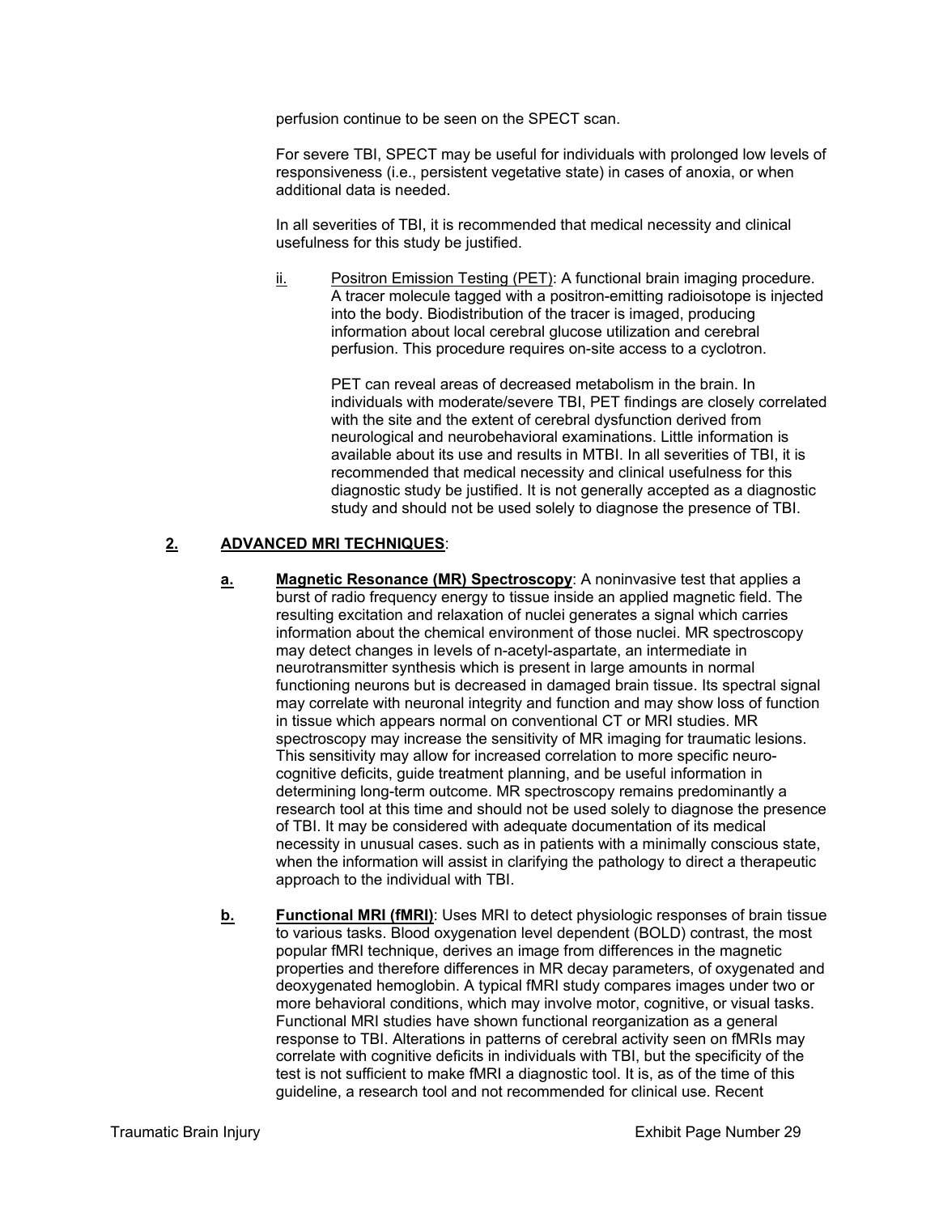perfusion continue to be seen on the SPECT scan.

For severe TBI, SPECT may be useful for individuals with prolonged low levels of responsiveness (i.e., persistent vegetative state) in cases of anoxia, or when additional data is needed.

In all severities of TBI, it is recommended that medical necessity and clinical usefulness for this study be justified.

ii. Positron Emission Testing (PET): A functional brain imaging procedure. A tracer molecule tagged with a positron-emitting radioisotope is injected into the body. Biodistribution of the tracer is imaged, producing information about local cerebral glucose utilization and cerebral perfusion. This procedure requires on-site access to a cyclotron.

PET can reveal areas of decreased metabolism in the brain. In individuals with moderate/severe TBI, PET findings are closely correlated with the site and the extent of cerebral dysfunction derived from neurological and neurobehavioral examinations. Little information is available about its use and results in MTBI. In all severities of TBI, it is recommended that medical necessity and clinical usefulness for this diagnostic study be justified. It is not generally accepted as a diagnostic study and should not be used solely to diagnose the presence of TBI.

**2. ADVANCED MRI TECHNIQUES**:

**a. Magnetic Resonance (MR) Spectroscopy**: A noninvasive test that applies a burst of radio frequency energy to tissue inside an applied magnetic field. The resulting excitation and relaxation of nuclei generates a signal which carries information about the chemical environment of those nuclei. MR spectroscopy may detect changes in levels of n-acetyl-aspartate, an intermediate in neurotransmitter synthesis which is present in large amounts in normal functioning neurons but is decreased in damaged brain tissue. Its spectral signal may correlate with neuronal integrity and function and may show loss of function in tissue which appears normal on conventional CT or MRI studies. MR spectroscopy may increase the sensitivity of MR imaging for traumatic lesions. This sensitivity may allow for increased correlation to more specific neuro-cognitive deficits, guide treatment planning, and be useful information in determining long-term outcome. MR spectroscopy remains predominantly a research tool at this time and should not be used solely to diagnose the presence of TBI. It may be considered with adequate documentation of its medical necessity in unusual cases. such as in patients with a minimally conscious state, when the information will assist in clarifying the pathology to direct a therapeutic approach to the individual with TBI.

**b. Functional MRI (fMRI)**: Uses MRI to detect physiologic responses of brain tissue to various tasks. Blood oxygenation level dependent (BOLD) contrast, the most popular fMRI technique, derives an image from differences in the magnetic properties and therefore differences in MR decay parameters, of oxygenated and deoxygenated hemoglobin. A typical fMRI study compares images under two or more behavioral conditions, which may involve motor, cognitive, or visual tasks. Functional MRI studies have shown functional reorganization as a general response to TBI. Alterations in patterns of cerebral activity seen on fMRIs may correlate with cognitive deficits in individuals with TBI, but the specificity of the test is not sufficient to make fMRI a diagnostic tool. It is, as of the time of this guideline, a research tool and not recommended for clinical use. Recent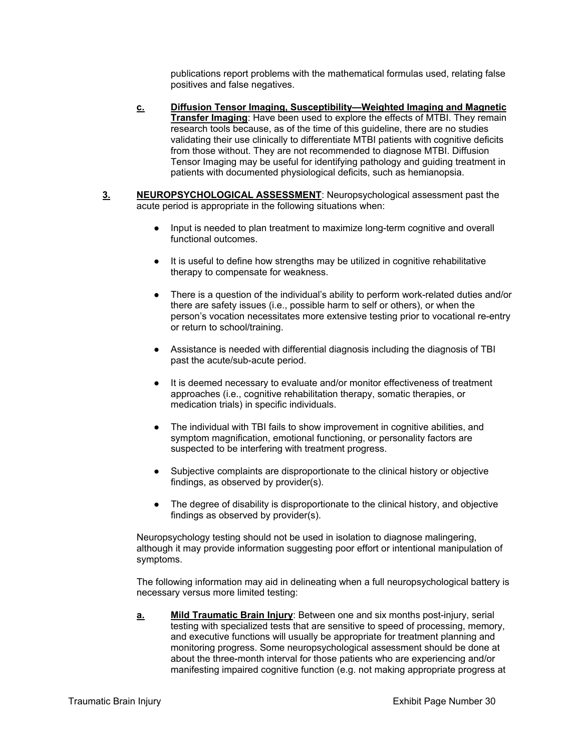publications report problems with the mathematical formulas used, relating false positives and false negatives.

**c.** **Diffusion Tensor Imaging, Susceptibility—Weighted Imaging and Magnetic Transfer Imaging**: Have been used to explore the effects of MTBI. They remain research tools because, as of the time of this guideline, there are no studies validating their use clinically to differentiate MTBI patients with cognitive deficits from those without. They are not recommended to diagnose MTBI. Diffusion Tensor Imaging may be useful for identifying pathology and guiding treatment in patients with documented physiological deficits, such as hemianopsia.

**3.** **NEUROPSYCHOLOGICAL ASSESSMENT**: Neuropsychological assessment past the acute period is appropriate in the following situations when:

- Input is needed to plan treatment to maximize long-term cognitive and overall functional outcomes.
- It is useful to define how strengths may be utilized in cognitive rehabilitative therapy to compensate for weakness.
- There is a question of the individual's ability to perform work-related duties and/or there are safety issues (i.e., possible harm to self or others), or when the person's vocation necessitates more extensive testing prior to vocational re-entry or return to school/training.
- Assistance is needed with differential diagnosis including the diagnosis of TBI past the acute/sub-acute period.
- It is deemed necessary to evaluate and/or monitor effectiveness of treatment approaches (i.e., cognitive rehabilitation therapy, somatic therapies, or medication trials) in specific individuals.
- The individual with TBI fails to show improvement in cognitive abilities, and symptom magnification, emotional functioning, or personality factors are suspected to be interfering with treatment progress.
- Subjective complaints are disproportionate to the clinical history or objective findings, as observed by provider(s).
- The degree of disability is disproportionate to the clinical history, and objective findings as observed by provider(s).

Neuropsychology testing should not be used in isolation to diagnose malingering, although it may provide information suggesting poor effort or intentional manipulation of symptoms.

The following information may aid in delineating when a full neuropsychological battery is necessary versus more limited testing:

**a.** **Mild Traumatic Brain Injury**: Between one and six months post-injury, serial testing with specialized tests that are sensitive to speed of processing, memory, and executive functions will usually be appropriate for treatment planning and monitoring progress. Some neuropsychological assessment should be done at about the three-month interval for those patients who are experiencing and/or manifesting impaired cognitive function (e.g. not making appropriate progress at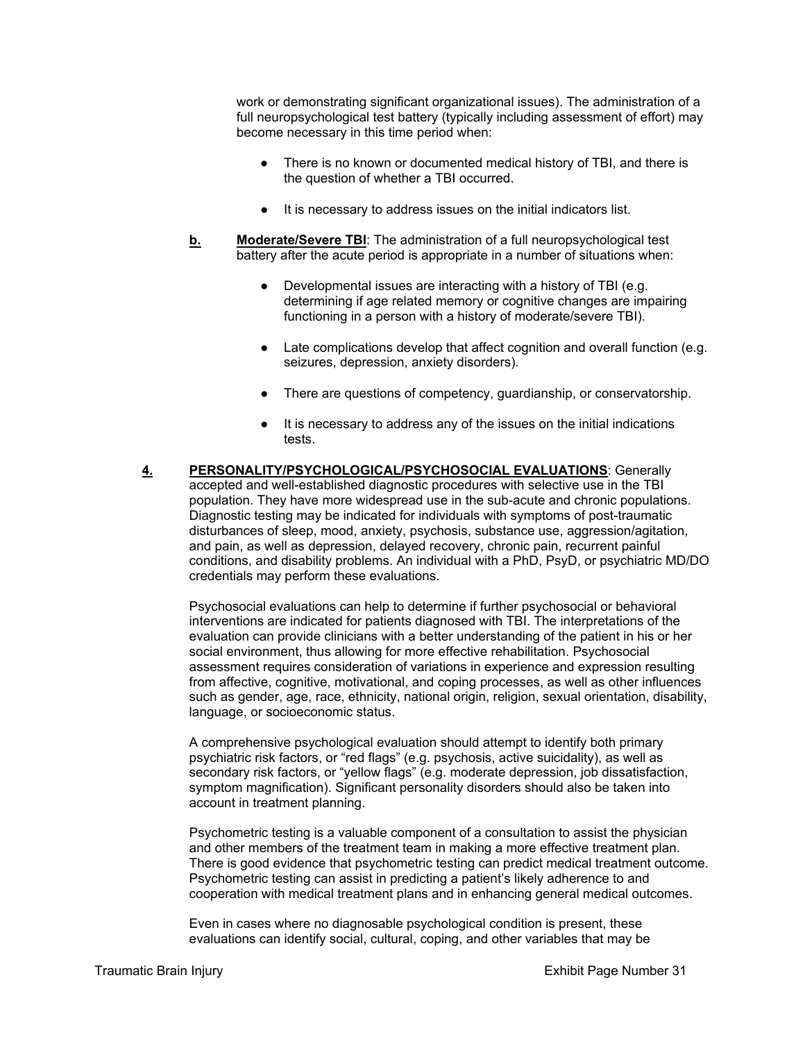work or demonstrating significant organizational issues). The administration of a full neuropsychological test battery (typically including assessment of effort) may become necessary in this time period when:

- There is no known or documented medical history of TBI, and there is the question of whether a TBI occurred.
- It is necessary to address issues on the initial indicators list.

**b.** **Moderate/Severe TBI**: The administration of a full neuropsychological test battery after the acute period is appropriate in a number of situations when:

- Developmental issues are interacting with a history of TBI (e.g. determining if age related memory or cognitive changes are impairing functioning in a person with a history of moderate/severe TBI).
- Late complications develop that affect cognition and overall function (e.g. seizures, depression, anxiety disorders).
- There are questions of competency, guardianship, or conservatorship.
- It is necessary to address any of the issues on the initial indications tests.

**4.** **PERSONALITY/PSYCHOLOGICAL/PSYCHOSOCIAL EVALUATIONS**: Generally accepted and well-established diagnostic procedures with selective use in the TBI population. They have more widespread use in the sub-acute and chronic populations. Diagnostic testing may be indicated for individuals with symptoms of post-traumatic disturbances of sleep, mood, anxiety, psychosis, substance use, aggression/agitation, and pain, as well as depression, delayed recovery, chronic pain, recurrent painful conditions, and disability problems. An individual with a PhD, PsyD, or psychiatric MD/DO credentials may perform these evaluations.

Psychosocial evaluations can help to determine if further psychosocial or behavioral interventions are indicated for patients diagnosed with TBI. The interpretations of the evaluation can provide clinicians with a better understanding of the patient in his or her social environment, thus allowing for more effective rehabilitation. Psychosocial assessment requires consideration of variations in experience and expression resulting from affective, cognitive, motivational, and coping processes, as well as other influences such as gender, age, race, ethnicity, national origin, religion, sexual orientation, disability, language, or socioeconomic status.

A comprehensive psychological evaluation should attempt to identify both primary psychiatric risk factors, or "red flags" (e.g. psychosis, active suicidality), as well as secondary risk factors, or "yellow flags" (e.g. moderate depression, job dissatisfaction, symptom magnification). Significant personality disorders should also be taken into account in treatment planning.

Psychometric testing is a valuable component of a consultation to assist the physician and other members of the treatment team in making a more effective treatment plan. There is good evidence that psychometric testing can predict medical treatment outcome. Psychometric testing can assist in predicting a patient's likely adherence to and cooperation with medical treatment plans and in enhancing general medical outcomes.

Even in cases where no diagnosable psychological condition is present, these evaluations can identify social, cultural, coping, and other variables that may be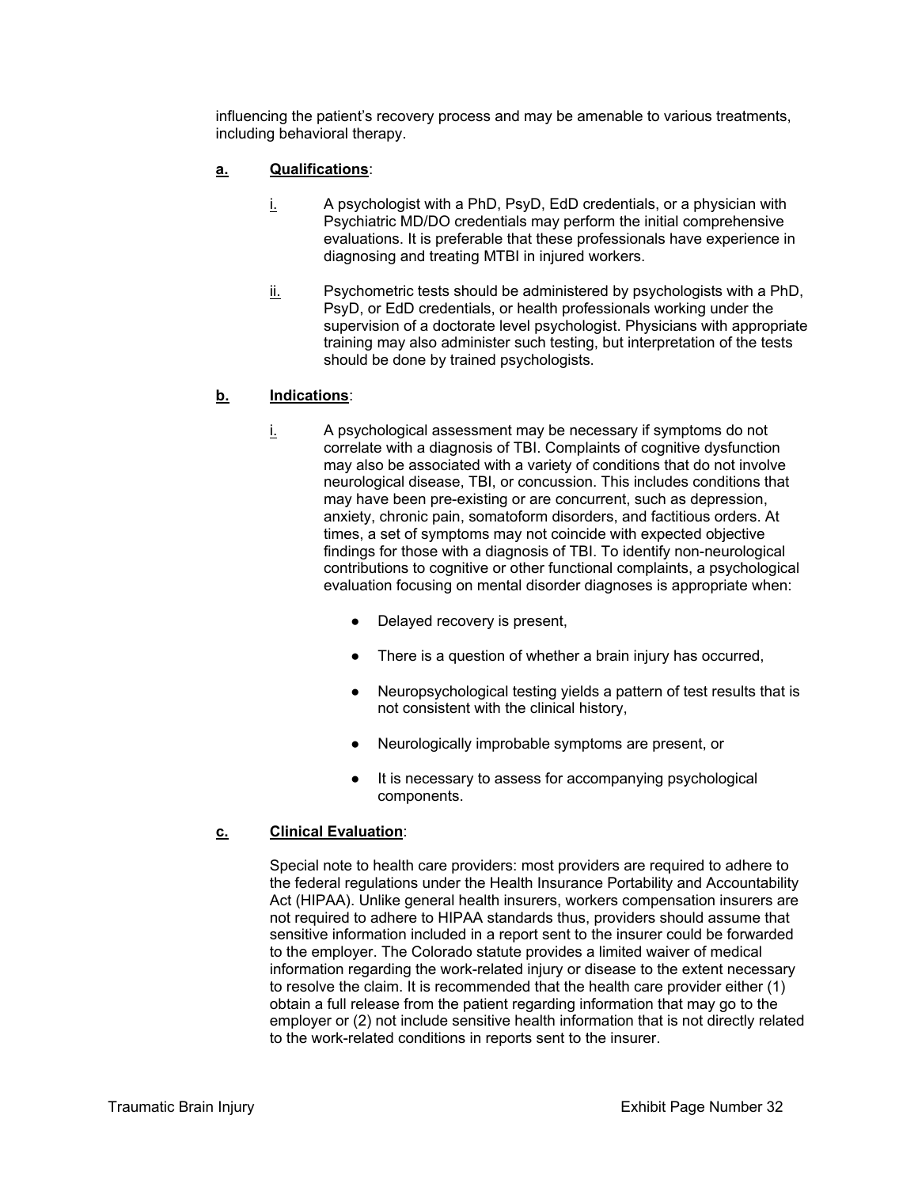influencing the patient's recovery process and may be amenable to various treatments, including behavioral therapy.

**a.** **Qualifications**:

i. A psychologist with a PhD, PsyD, EdD credentials, or a physician with Psychiatric MD/DO credentials may perform the initial comprehensive evaluations. It is preferable that these professionals have experience in diagnosing and treating MTBI in injured workers.

ii. Psychometric tests should be administered by psychologists with a PhD, PsyD, or EdD credentials, or health professionals working under the supervision of a doctorate level psychologist. Physicians with appropriate training may also administer such testing, but interpretation of the tests should be done by trained psychologists.

**b.** **Indications**:

i. A psychological assessment may be necessary if symptoms do not correlate with a diagnosis of TBI. Complaints of cognitive dysfunction may also be associated with a variety of conditions that do not involve neurological disease, TBI, or concussion. This includes conditions that may have been pre-existing or are concurrent, such as depression, anxiety, chronic pain, somatoform disorders, and factitious orders. At times, a set of symptoms may not coincide with expected objective findings for those with a diagnosis of TBI. To identify non-neurological contributions to cognitive or other functional complaints, a psychological evaluation focusing on mental disorder diagnoses is appropriate when:

- Delayed recovery is present,
- There is a question of whether a brain injury has occurred,
- Neuropsychological testing yields a pattern of test results that is not consistent with the clinical history,
- Neurologically improbable symptoms are present, or
- It is necessary to assess for accompanying psychological components.

**c.** **Clinical Evaluation**:

Special note to health care providers: most providers are required to adhere to the federal regulations under the Health Insurance Portability and Accountability Act (HIPAA). Unlike general health insurers, workers compensation insurers are not required to adhere to HIPAA standards thus, providers should assume that sensitive information included in a report sent to the insurer could be forwarded to the employer. The Colorado statute provides a limited waiver of medical information regarding the work-related injury or disease to the extent necessary to resolve the claim. It is recommended that the health care provider either (1) obtain a full release from the patient regarding information that may go to the employer or (2) not include sensitive health information that is not directly related to the work-related conditions in reports sent to the insurer.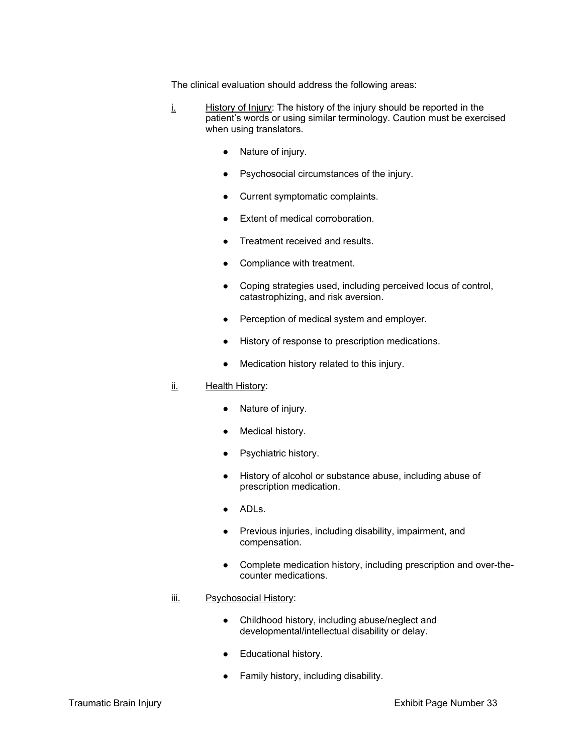The clinical evaluation should address the following areas:

i. <u>History of Injury</u>: The history of the injury should be reported in the patient's words or using similar terminology. Caution must be exercised when using translators.

- Nature of injury.
- Psychosocial circumstances of the injury.
- Current symptomatic complaints.
- Extent of medical corroboration.
- Treatment received and results.
- Compliance with treatment.
- Coping strategies used, including perceived locus of control, catastrophizing, and risk aversion.
- Perception of medical system and employer.
- History of response to prescription medications.
- Medication history related to this injury.

ii. <u>Health History</u>:

- Nature of injury.
- Medical history.
- Psychiatric history.
- History of alcohol or substance abuse, including abuse of prescription medication.
- ADLs.
- Previous injuries, including disability, impairment, and compensation.
- Complete medication history, including prescription and over-the-counter medications.

iii. <u>Psychosocial History</u>:

- Childhood history, including abuse/neglect and developmental/intellectual disability or delay.
- Educational history.
- Family history, including disability.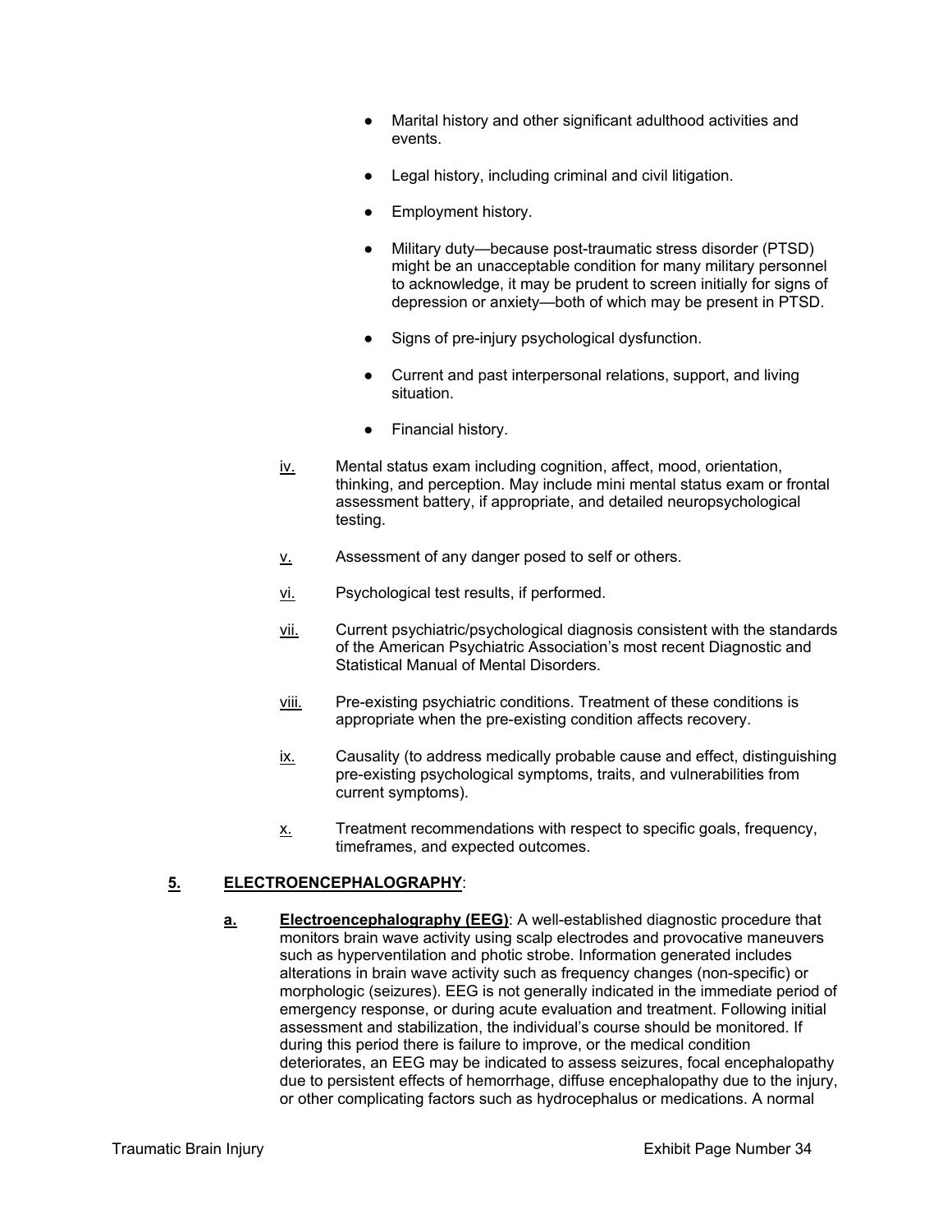- Marital history and other significant adulthood activities and events.
- Legal history, including criminal and civil litigation.
- Employment history.
- Military duty—because post-traumatic stress disorder (PTSD) might be an unacceptable condition for many military personnel to acknowledge, it may be prudent to screen initially for signs of depression or anxiety—both of which may be present in PTSD.
- Signs of pre-injury psychological dysfunction.
- Current and past interpersonal relations, support, and living situation.
- Financial history.

iv. Mental status exam including cognition, affect, mood, orientation, thinking, and perception. May include mini mental status exam or frontal assessment battery, if appropriate, and detailed neuropsychological testing.

v. Assessment of any danger posed to self or others.

vi. Psychological test results, if performed.

vii. Current psychiatric/psychological diagnosis consistent with the standards of the American Psychiatric Association's most recent Diagnostic and Statistical Manual of Mental Disorders.

viii. Pre-existing psychiatric conditions. Treatment of these conditions is appropriate when the pre-existing condition affects recovery.

ix. Causality (to address medically probable cause and effect, distinguishing pre-existing psychological symptoms, traits, and vulnerabilities from current symptoms).

x. Treatment recommendations with respect to specific goals, frequency, timeframes, and expected outcomes.

## 5. ELECTROENCEPHALOGRAPHY:

**a. Electroencephalography (EEG)**: A well-established diagnostic procedure that monitors brain wave activity using scalp electrodes and provocative maneuvers such as hyperventilation and photic strobe. Information generated includes alterations in brain wave activity such as frequency changes (non-specific) or morphologic (seizures). EEG is not generally indicated in the immediate period of emergency response, or during acute evaluation and treatment. Following initial assessment and stabilization, the individual's course should be monitored. If during this period there is failure to improve, or the medical condition deteriorates, an EEG may be indicated to assess seizures, focal encephalopathy due to persistent effects of hemorrhage, diffuse encephalopathy due to the injury, or other complicating factors such as hydrocephalus or medications. A normal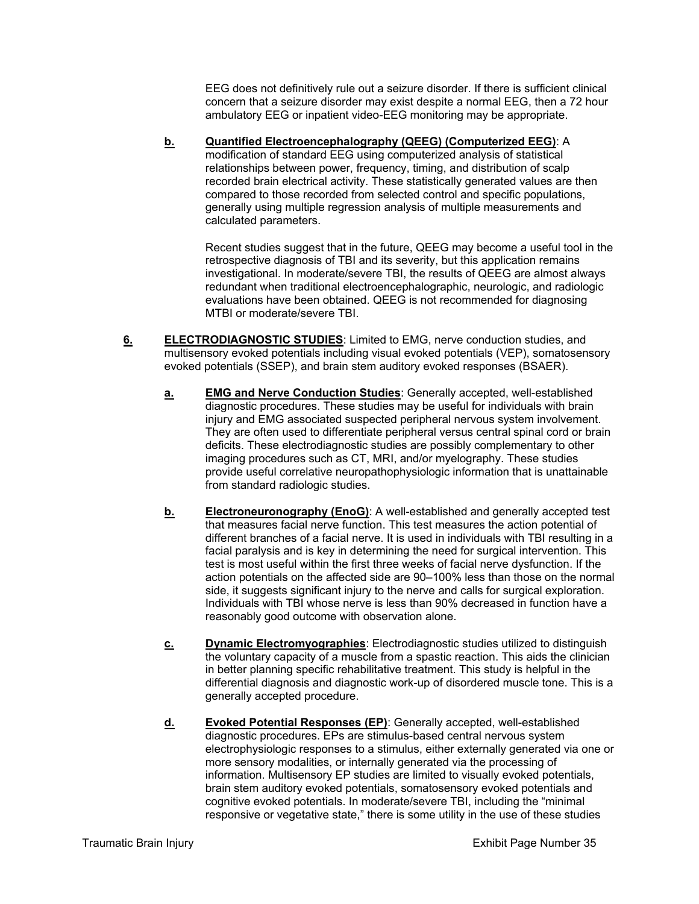EEG does not definitively rule out a seizure disorder. If there is sufficient clinical concern that a seizure disorder may exist despite a normal EEG, then a 72 hour ambulatory EEG or inpatient video-EEG monitoring may be appropriate.

**b. Quantified Electroencephalography (QEEG) (Computerized EEG)**: A modification of standard EEG using computerized analysis of statistical relationships between power, frequency, timing, and distribution of scalp recorded brain electrical activity. These statistically generated values are then compared to those recorded from selected control and specific populations, generally using multiple regression analysis of multiple measurements and calculated parameters.

Recent studies suggest that in the future, QEEG may become a useful tool in the retrospective diagnosis of TBI and its severity, but this application remains investigational. In moderate/severe TBI, the results of QEEG are almost always redundant when traditional electroencephalographic, neurologic, and radiologic evaluations have been obtained. QEEG is not recommended for diagnosing MTBI or moderate/severe TBI.

**6. ELECTRODIAGNOSTIC STUDIES**: Limited to EMG, nerve conduction studies, and multisensory evoked potentials including visual evoked potentials (VEP), somatosensory evoked potentials (SSEP), and brain stem auditory evoked responses (BSAER).

**a. EMG and Nerve Conduction Studies**: Generally accepted, well-established diagnostic procedures. These studies may be useful for individuals with brain injury and EMG associated suspected peripheral nervous system involvement. They are often used to differentiate peripheral versus central spinal cord or brain deficits. These electrodiagnostic studies are possibly complementary to other imaging procedures such as CT, MRI, and/or myelography. These studies provide useful correlative neuropathophysiologic information that is unattainable from standard radiologic studies.

**b. Electroneuronography (EnoG)**: A well-established and generally accepted test that measures facial nerve function. This test measures the action potential of different branches of a facial nerve. It is used in individuals with TBI resulting in a facial paralysis and is key in determining the need for surgical intervention. This test is most useful within the first three weeks of facial nerve dysfunction. If the action potentials on the affected side are 90–100% less than those on the normal side, it suggests significant injury to the nerve and calls for surgical exploration. Individuals with TBI whose nerve is less than 90% decreased in function have a reasonably good outcome with observation alone.

**c. Dynamic Electromyographies**: Electrodiagnostic studies utilized to distinguish the voluntary capacity of a muscle from a spastic reaction. This aids the clinician in better planning specific rehabilitative treatment. This study is helpful in the differential diagnosis and diagnostic work-up of disordered muscle tone. This is a generally accepted procedure.

**d. Evoked Potential Responses (EP)**: Generally accepted, well-established diagnostic procedures. EPs are stimulus-based central nervous system electrophysiologic responses to a stimulus, either externally generated via one or more sensory modalities, or internally generated via the processing of information. Multisensory EP studies are limited to visually evoked potentials, brain stem auditory evoked potentials, somatosensory evoked potentials and cognitive evoked potentials. In moderate/severe TBI, including the "minimal responsive or vegetative state," there is some utility in the use of these studies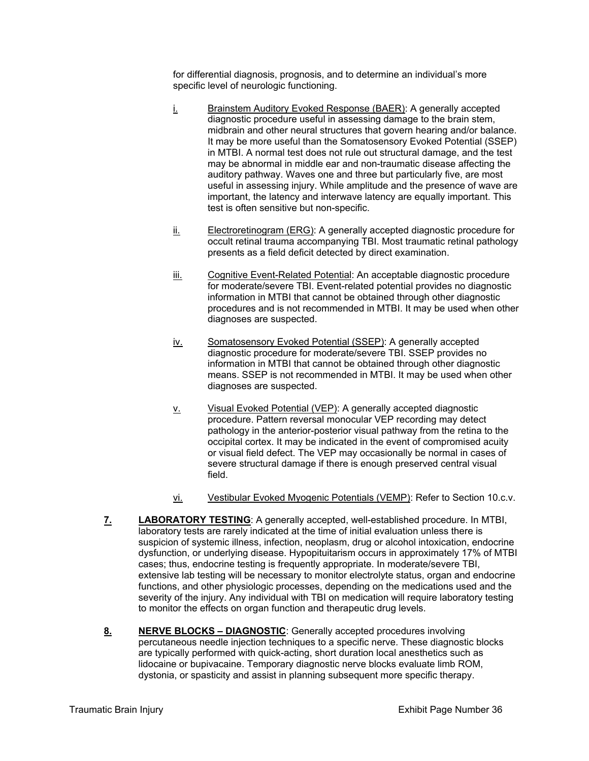for differential diagnosis, prognosis, and to determine an individual's more specific level of neurologic functioning.

i. Brainstem Auditory Evoked Response (BAER): A generally accepted diagnostic procedure useful in assessing damage to the brain stem, midbrain and other neural structures that govern hearing and/or balance. It may be more useful than the Somatosensory Evoked Potential (SSEP) in MTBI. A normal test does not rule out structural damage, and the test may be abnormal in middle ear and non-traumatic disease affecting the auditory pathway. Waves one and three but particularly five, are most useful in assessing injury. While amplitude and the presence of wave are important, the latency and interwave latency are equally important. This test is often sensitive but non-specific.

ii. Electroretinogram (ERG): A generally accepted diagnostic procedure for occult retinal trauma accompanying TBI. Most traumatic retinal pathology presents as a field deficit detected by direct examination.

iii. Cognitive Event-Related Potential: An acceptable diagnostic procedure for moderate/severe TBI. Event-related potential provides no diagnostic information in MTBI that cannot be obtained through other diagnostic procedures and is not recommended in MTBI. It may be used when other diagnoses are suspected.

iv. Somatosensory Evoked Potential (SSEP): A generally accepted diagnostic procedure for moderate/severe TBI. SSEP provides no information in MTBI that cannot be obtained through other diagnostic means. SSEP is not recommended in MTBI. It may be used when other diagnoses are suspected.

v. Visual Evoked Potential (VEP): A generally accepted diagnostic procedure. Pattern reversal monocular VEP recording may detect pathology in the anterior-posterior visual pathway from the retina to the occipital cortex. It may be indicated in the event of compromised acuity or visual field defect. The VEP may occasionally be normal in cases of severe structural damage if there is enough preserved central visual field.

vi. Vestibular Evoked Myogenic Potentials (VEMP): Refer to Section 10.c.v.

**7. LABORATORY TESTING**: A generally accepted, well-established procedure. In MTBI, laboratory tests are rarely indicated at the time of initial evaluation unless there is suspicion of systemic illness, infection, neoplasm, drug or alcohol intoxication, endocrine dysfunction, or underlying disease. Hypopituitarism occurs in approximately 17% of MTBI cases; thus, endocrine testing is frequently appropriate. In moderate/severe TBI, extensive lab testing will be necessary to monitor electrolyte status, organ and endocrine functions, and other physiologic processes, depending on the medications used and the severity of the injury. Any individual with TBI on medication will require laboratory testing to monitor the effects on organ function and therapeutic drug levels.

**8. NERVE BLOCKS – DIAGNOSTIC**: Generally accepted procedures involving percutaneous needle injection techniques to a specific nerve. These diagnostic blocks are typically performed with quick-acting, short duration local anesthetics such as lidocaine or bupivacaine. Temporary diagnostic nerve blocks evaluate limb ROM, dystonia, or spasticity and assist in planning subsequent more specific therapy.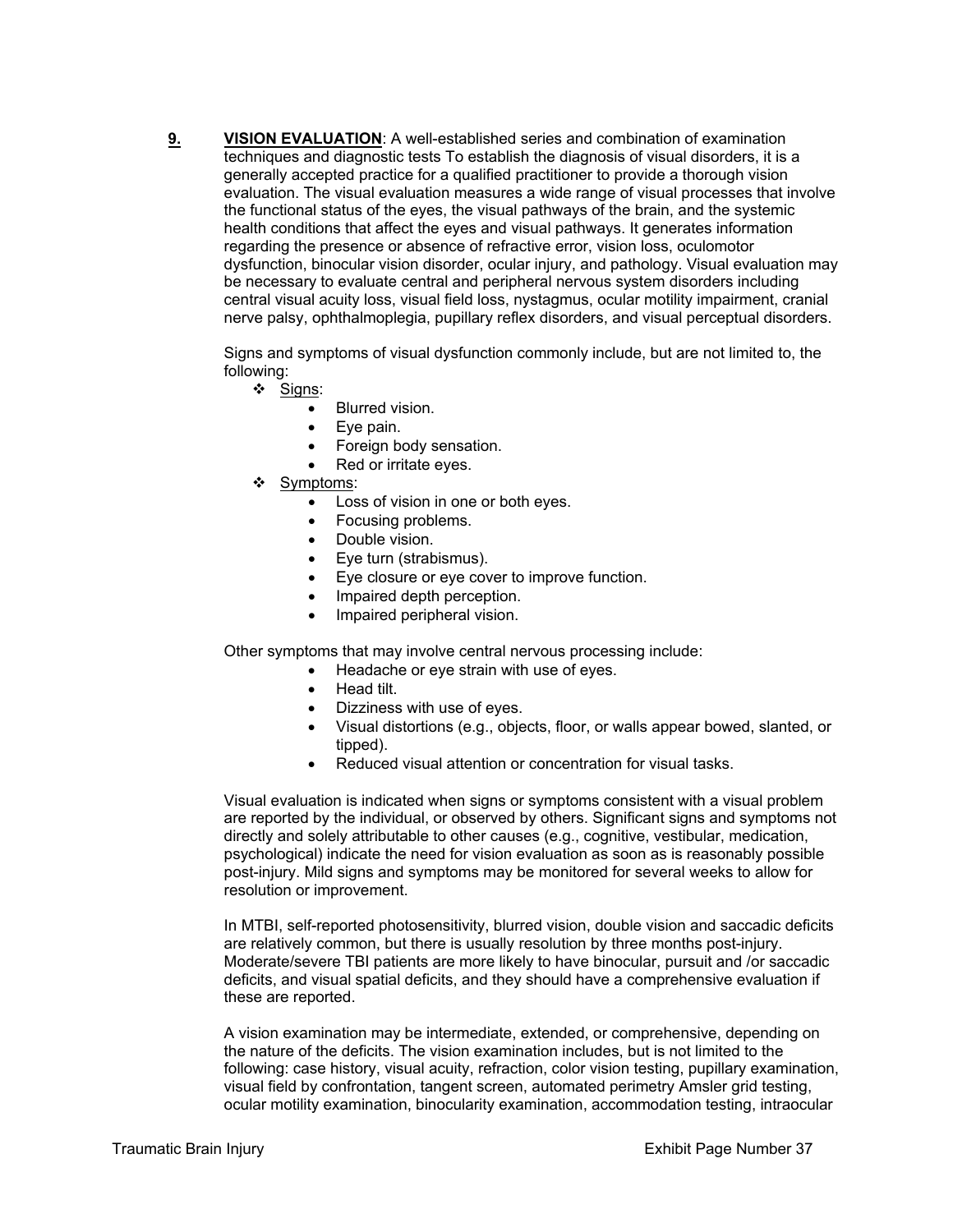**9.** **VISION EVALUATION**: A well-established series and combination of examination techniques and diagnostic tests To establish the diagnosis of visual disorders, it is a generally accepted practice for a qualified practitioner to provide a thorough vision evaluation. The visual evaluation measures a wide range of visual processes that involve the functional status of the eyes, the visual pathways of the brain, and the systemic health conditions that affect the eyes and visual pathways. It generates information regarding the presence or absence of refractive error, vision loss, oculomotor dysfunction, binocular vision disorder, ocular injury, and pathology. Visual evaluation may be necessary to evaluate central and peripheral nervous system disorders including central visual acuity loss, visual field loss, nystagmus, ocular motility impairment, cranial nerve palsy, ophthalmoplegia, pupillary reflex disorders, and visual perceptual disorders.

Signs and symptoms of visual dysfunction commonly include, but are not limited to, the following:

- Signs:
  - Blurred vision.
  - Eye pain.
  - Foreign body sensation.
  - Red or irritate eyes.
- Symptoms:
  - Loss of vision in one or both eyes.
  - Focusing problems.
  - Double vision.
  - Eye turn (strabismus).
  - Eye closure or eye cover to improve function.
  - Impaired depth perception.
  - Impaired peripheral vision.

Other symptoms that may involve central nervous processing include:

- Headache or eye strain with use of eyes.
- Head tilt.
- Dizziness with use of eyes.
- Visual distortions (e.g., objects, floor, or walls appear bowed, slanted, or tipped).
- Reduced visual attention or concentration for visual tasks.

Visual evaluation is indicated when signs or symptoms consistent with a visual problem are reported by the individual, or observed by others. Significant signs and symptoms not directly and solely attributable to other causes (e.g., cognitive, vestibular, medication, psychological) indicate the need for vision evaluation as soon as is reasonably possible post-injury. Mild signs and symptoms may be monitored for several weeks to allow for resolution or improvement.

In MTBI, self-reported photosensitivity, blurred vision, double vision and saccadic deficits are relatively common, but there is usually resolution by three months post-injury. Moderate/severe TBI patients are more likely to have binocular, pursuit and /or saccadic deficits, and visual spatial deficits, and they should have a comprehensive evaluation if these are reported.

A vision examination may be intermediate, extended, or comprehensive, depending on the nature of the deficits. The vision examination includes, but is not limited to the following: case history, visual acuity, refraction, color vision testing, pupillary examination, visual field by confrontation, tangent screen, automated perimetry Amsler grid testing, ocular motility examination, binocularity examination, accommodation testing, intraocular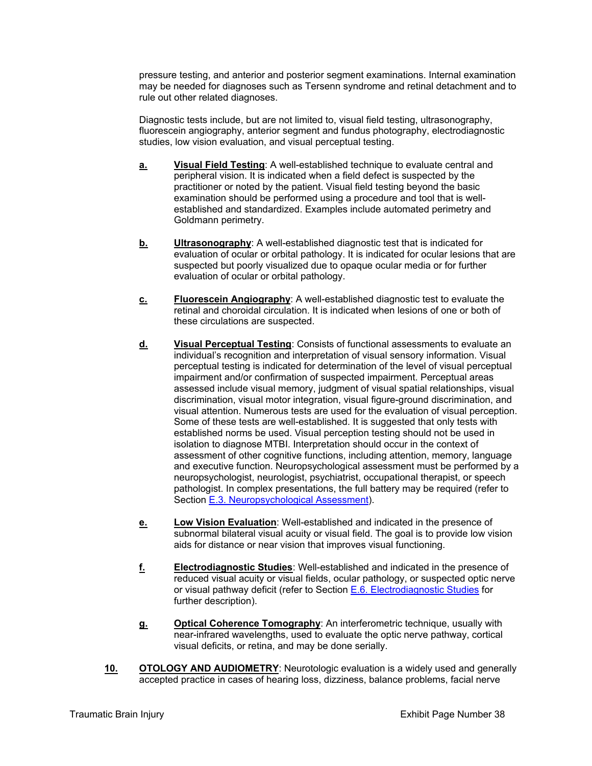pressure testing, and anterior and posterior segment examinations. Internal examination may be needed for diagnoses such as Tersenn syndrome and retinal detachment and to rule out other related diagnoses.

Diagnostic tests include, but are not limited to, visual field testing, ultrasonography, fluorescein angiography, anterior segment and fundus photography, electrodiagnostic studies, low vision evaluation, and visual perceptual testing.

a. **Visual Field Testing**: A well-established technique to evaluate central and peripheral vision. It is indicated when a field defect is suspected by the practitioner or noted by the patient. Visual field testing beyond the basic examination should be performed using a procedure and tool that is well-established and standardized. Examples include automated perimetry and Goldmann perimetry.

b. **Ultrasonography**: A well-established diagnostic test that is indicated for evaluation of ocular or orbital pathology. It is indicated for ocular lesions that are suspected but poorly visualized due to opaque ocular media or for further evaluation of ocular or orbital pathology.

c. **Fluorescein Angiography**: A well-established diagnostic test to evaluate the retinal and choroidal circulation. It is indicated when lesions of one or both of these circulations are suspected.

d. **Visual Perceptual Testing**: Consists of functional assessments to evaluate an individual's recognition and interpretation of visual sensory information. Visual perceptual testing is indicated for determination of the level of visual perceptual impairment and/or confirmation of suspected impairment. Perceptual areas assessed include visual memory, judgment of visual spatial relationships, visual discrimination, visual motor integration, visual figure-ground discrimination, and visual attention. Numerous tests are used for the evaluation of visual perception. Some of these tests are well-established. It is suggested that only tests with established norms be used. Visual perception testing should not be used in isolation to diagnose MTBI. Interpretation should occur in the context of assessment of other cognitive functions, including attention, memory, language and executive function. Neuropsychological assessment must be performed by a neuropsychologist, neurologist, psychiatrist, occupational therapist, or speech pathologist. In complex presentations, the full battery may be required (refer to Section E.3. Neuropsychological Assessment).

e. **Low Vision Evaluation**: Well-established and indicated in the presence of subnormal bilateral visual acuity or visual field. The goal is to provide low vision aids for distance or near vision that improves visual functioning.

f. **Electrodiagnostic Studies**: Well-established and indicated in the presence of reduced visual acuity or visual fields, ocular pathology, or suspected optic nerve or visual pathway deficit (refer to Section E.6. Electrodiagnostic Studies for further description).

g. **Optical Coherence Tomography**: An interferometric technique, usually with near-infrared wavelengths, used to evaluate the optic nerve pathway, cortical visual deficits, or retina, and may be done serially.

10. **OTOLOGY AND AUDIOMETRY**: Neurotologic evaluation is a widely used and generally accepted practice in cases of hearing loss, dizziness, balance problems, facial nerve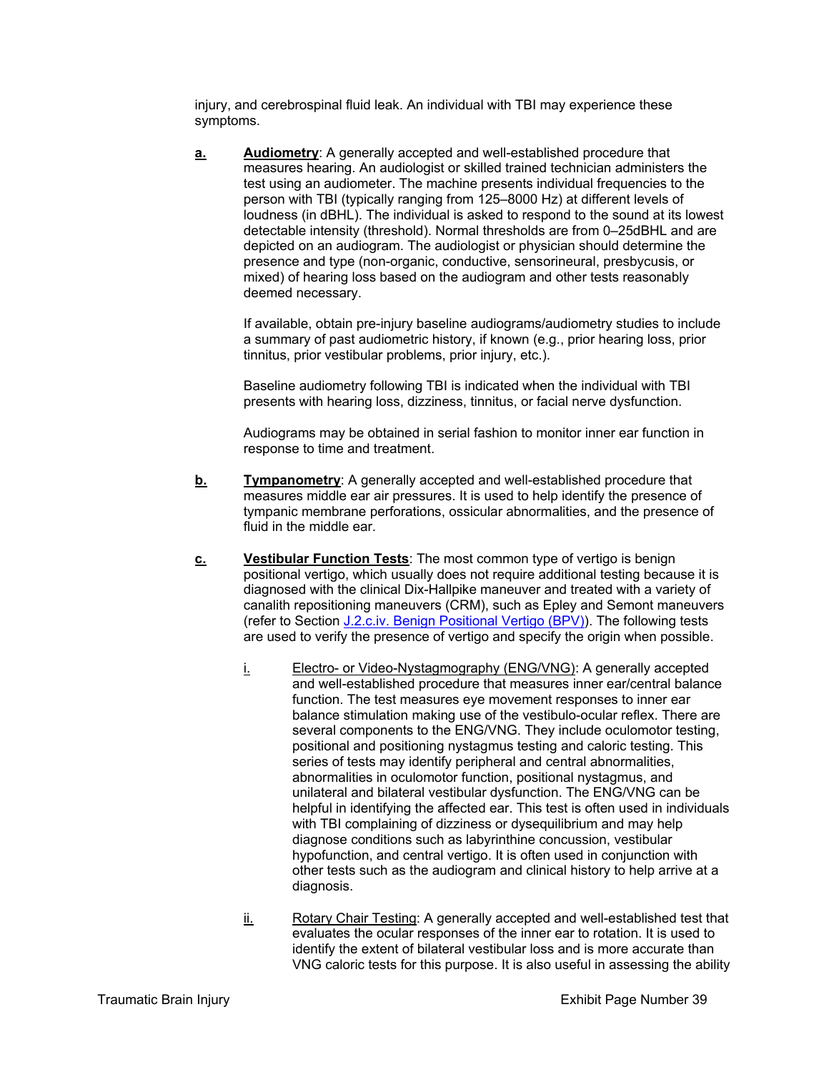injury, and cerebrospinal fluid leak. An individual with TBI may experience these symptoms.

**a.** **Audiometry**: A generally accepted and well-established procedure that measures hearing. An audiologist or skilled trained technician administers the test using an audiometer. The machine presents individual frequencies to the person with TBI (typically ranging from 125–8000 Hz) at different levels of loudness (in dBHL). The individual is asked to respond to the sound at its lowest detectable intensity (threshold). Normal thresholds are from 0–25dBHL and are depicted on an audiogram. The audiologist or physician should determine the presence and type (non-organic, conductive, sensorineural, presbycusis, or mixed) of hearing loss based on the audiogram and other tests reasonably deemed necessary.

If available, obtain pre-injury baseline audiograms/audiometry studies to include a summary of past audiometric history, if known (e.g., prior hearing loss, prior tinnitus, prior vestibular problems, prior injury, etc.).

Baseline audiometry following TBI is indicated when the individual with TBI presents with hearing loss, dizziness, tinnitus, or facial nerve dysfunction.

Audiograms may be obtained in serial fashion to monitor inner ear function in response to time and treatment.

**b.** **Tympanometry**: A generally accepted and well-established procedure that measures middle ear air pressures. It is used to help identify the presence of tympanic membrane perforations, ossicular abnormalities, and the presence of fluid in the middle ear.

**c.** **Vestibular Function Tests**: The most common type of vertigo is benign positional vertigo, which usually does not require additional testing because it is diagnosed with the clinical Dix-Hallpike maneuver and treated with a variety of canalith repositioning maneuvers (CRM), such as Epley and Semont maneuvers (refer to Section J.2.c.iv. Benign Positional Vertigo (BPV)). The following tests are used to verify the presence of vertigo and specify the origin when possible.

i. Electro- or Video-Nystagmography (ENG/VNG): A generally accepted and well-established procedure that measures inner ear/central balance function. The test measures eye movement responses to inner ear balance stimulation making use of the vestibulo-ocular reflex. There are several components to the ENG/VNG. They include oculomotor testing, positional and positioning nystagmus testing and caloric testing. This series of tests may identify peripheral and central abnormalities, abnormalities in oculomotor function, positional nystagmus, and unilateral and bilateral vestibular dysfunction. The ENG/VNG can be helpful in identifying the affected ear. This test is often used in individuals with TBI complaining of dizziness or dysequilibrium and may help diagnose conditions such as labyrinthine concussion, vestibular hypofunction, and central vertigo. It is often used in conjunction with other tests such as the audiogram and clinical history to help arrive at a diagnosis.

ii. Rotary Chair Testing: A generally accepted and well-established test that evaluates the ocular responses of the inner ear to rotation. It is used to identify the extent of bilateral vestibular loss and is more accurate than VNG caloric tests for this purpose. It is also useful in assessing the ability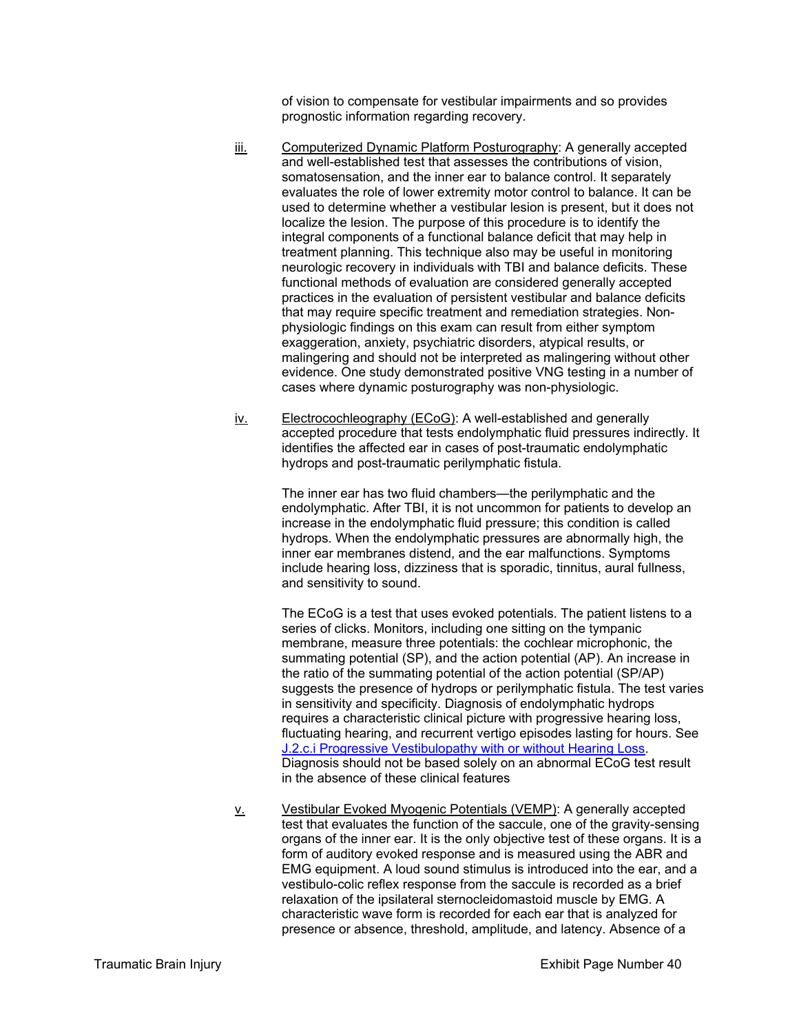of vision to compensate for vestibular impairments and so provides prognostic information regarding recovery.

iii. Computerized Dynamic Platform Posturography: A generally accepted and well-established test that assesses the contributions of vision, somatosensation, and the inner ear to balance control. It separately evaluates the role of lower extremity motor control to balance. It can be used to determine whether a vestibular lesion is present, but it does not localize the lesion. The purpose of this procedure is to identify the integral components of a functional balance deficit that may help in treatment planning. This technique also may be useful in monitoring neurologic recovery in individuals with TBI and balance deficits. These functional methods of evaluation are considered generally accepted practices in the evaluation of persistent vestibular and balance deficits that may require specific treatment and remediation strategies. Non-physiologic findings on this exam can result from either symptom exaggeration, anxiety, psychiatric disorders, atypical results, or malingering and should not be interpreted as malingering without other evidence. One study demonstrated positive VNG testing in a number of cases where dynamic posturography was non-physiologic.

iv. Electrocochleography (ECoG): A well-established and generally accepted procedure that tests endolymphatic fluid pressures indirectly. It identifies the affected ear in cases of post-traumatic endolymphatic hydrops and post-traumatic perilymphatic fistula.

The inner ear has two fluid chambers—the perilymphatic and the endolymphatic. After TBI, it is not uncommon for patients to develop an increase in the endolymphatic fluid pressure; this condition is called hydrops. When the endolymphatic pressures are abnormally high, the inner ear membranes distend, and the ear malfunctions. Symptoms include hearing loss, dizziness that is sporadic, tinnitus, aural fullness, and sensitivity to sound.

The ECoG is a test that uses evoked potentials. The patient listens to a series of clicks. Monitors, including one sitting on the tympanic membrane, measure three potentials: the cochlear microphonic, the summating potential (SP), and the action potential (AP). An increase in the ratio of the summating potential of the action potential (SP/AP) suggests the presence of hydrops or perilymphatic fistula. The test varies in sensitivity and specificity. Diagnosis of endolymphatic hydrops requires a characteristic clinical picture with progressive hearing loss, fluctuating hearing, and recurrent vertigo episodes lasting for hours. See J.2.c.i Progressive Vestibulopathy with or without Hearing Loss. Diagnosis should not be based solely on an abnormal ECoG test result in the absence of these clinical features

v. Vestibular Evoked Myogenic Potentials (VEMP): A generally accepted test that evaluates the function of the saccule, one of the gravity-sensing organs of the inner ear. It is the only objective test of these organs. It is a form of auditory evoked response and is measured using the ABR and EMG equipment. A loud sound stimulus is introduced into the ear, and a vestibulo-colic reflex response from the saccule is recorded as a brief relaxation of the ipsilateral sternocleidomastoid muscle by EMG. A characteristic wave form is recorded for each ear that is analyzed for presence or absence, threshold, amplitude, and latency. Absence of a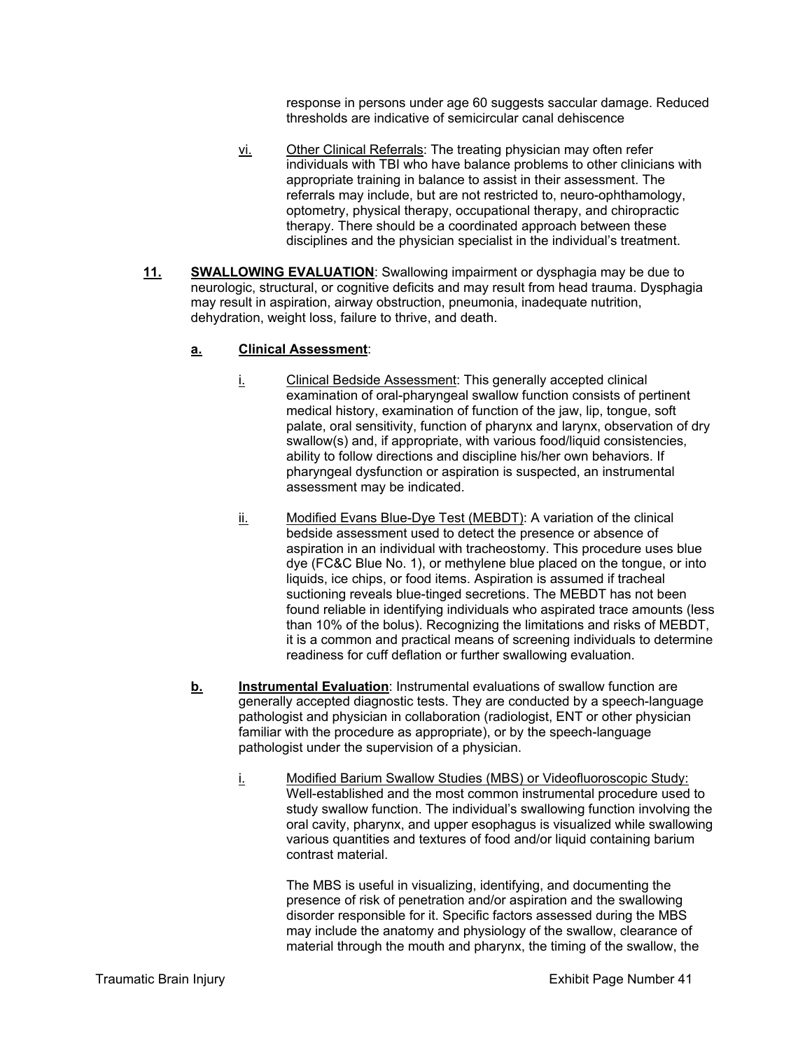response in persons under age 60 suggests saccular damage. Reduced thresholds are indicative of semicircular canal dehiscence

vi. Other Clinical Referrals: The treating physician may often refer individuals with TBI who have balance problems to other clinicians with appropriate training in balance to assist in their assessment. The referrals may include, but are not restricted to, neuro-ophthamology, optometry, physical therapy, occupational therapy, and chiropractic therapy. There should be a coordinated approach between these disciplines and the physician specialist in the individual's treatment.

**11. SWALLOWING EVALUATION**: Swallowing impairment or dysphagia may be due to neurologic, structural, or cognitive deficits and may result from head trauma. Dysphagia may result in aspiration, airway obstruction, pneumonia, inadequate nutrition, dehydration, weight loss, failure to thrive, and death.

**a. Clinical Assessment**:

i. Clinical Bedside Assessment: This generally accepted clinical examination of oral-pharyngeal swallow function consists of pertinent medical history, examination of function of the jaw, lip, tongue, soft palate, oral sensitivity, function of pharynx and larynx, observation of dry swallow(s) and, if appropriate, with various food/liquid consistencies, ability to follow directions and discipline his/her own behaviors. If pharyngeal dysfunction or aspiration is suspected, an instrumental assessment may be indicated.

ii. Modified Evans Blue-Dye Test (MEBDT): A variation of the clinical bedside assessment used to detect the presence or absence of aspiration in an individual with tracheostomy. This procedure uses blue dye (FC&C Blue No. 1), or methylene blue placed on the tongue, or into liquids, ice chips, or food items. Aspiration is assumed if tracheal suctioning reveals blue-tinged secretions. The MEBDT has not been found reliable in identifying individuals who aspirated trace amounts (less than 10% of the bolus). Recognizing the limitations and risks of MEBDT, it is a common and practical means of screening individuals to determine readiness for cuff deflation or further swallowing evaluation.

**b. Instrumental Evaluation**: Instrumental evaluations of swallow function are generally accepted diagnostic tests. They are conducted by a speech-language pathologist and physician in collaboration (radiologist, ENT or other physician familiar with the procedure as appropriate), or by the speech-language pathologist under the supervision of a physician.

i. Modified Barium Swallow Studies (MBS) or Videofluoroscopic Study: Well-established and the most common instrumental procedure used to study swallow function. The individual's swallowing function involving the oral cavity, pharynx, and upper esophagus is visualized while swallowing various quantities and textures of food and/or liquid containing barium contrast material.

The MBS is useful in visualizing, identifying, and documenting the presence of risk of penetration and/or aspiration and the swallowing disorder responsible for it. Specific factors assessed during the MBS may include the anatomy and physiology of the swallow, clearance of material through the mouth and pharynx, the timing of the swallow, the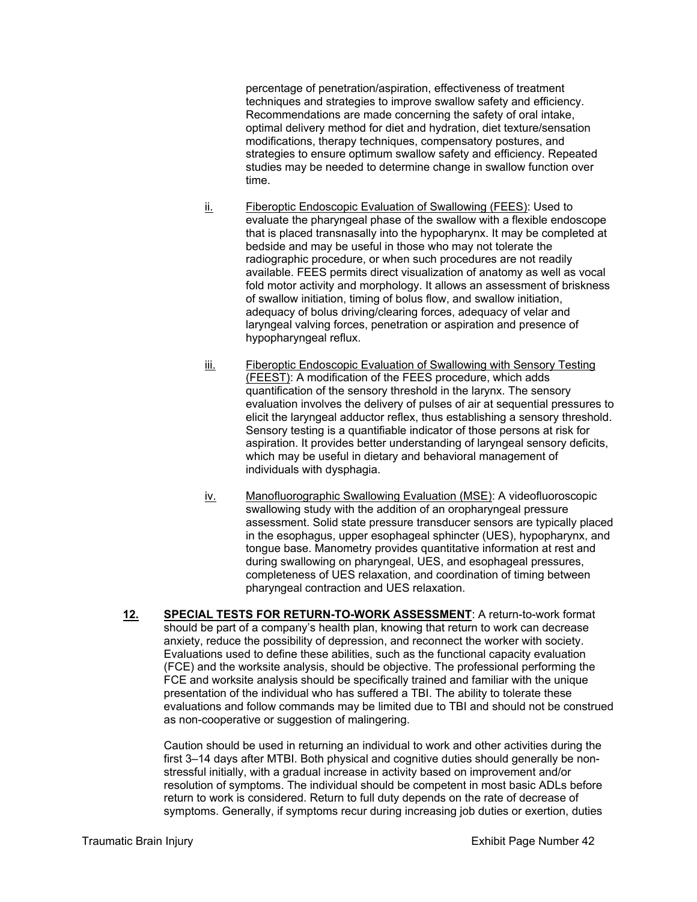percentage of penetration/aspiration, effectiveness of treatment techniques and strategies to improve swallow safety and efficiency. Recommendations are made concerning the safety of oral intake, optimal delivery method for diet and hydration, diet texture/sensation modifications, therapy techniques, compensatory postures, and strategies to ensure optimum swallow safety and efficiency. Repeated studies may be needed to determine change in swallow function over time.

ii. <u>Fiberoptic Endoscopic Evaluation of Swallowing (FEES)</u>: Used to evaluate the pharyngeal phase of the swallow with a flexible endoscope that is placed transnasally into the hypopharynx. It may be completed at bedside and may be useful in those who may not tolerate the radiographic procedure, or when such procedures are not readily available. FEES permits direct visualization of anatomy as well as vocal fold motor activity and morphology. It allows an assessment of briskness of swallow initiation, timing of bolus flow, and swallow initiation, adequacy of bolus driving/clearing forces, adequacy of velar and laryngeal valving forces, penetration or aspiration and presence of hypopharyngeal reflux.

iii. <u>Fiberoptic Endoscopic Evaluation of Swallowing with Sensory Testing (FEEST)</u>: A modification of the FEES procedure, which adds quantification of the sensory threshold in the larynx. The sensory evaluation involves the delivery of pulses of air at sequential pressures to elicit the laryngeal adductor reflex, thus establishing a sensory threshold. Sensory testing is a quantifiable indicator of those persons at risk for aspiration. It provides better understanding of laryngeal sensory deficits, which may be useful in dietary and behavioral management of individuals with dysphagia.

iv. <u>Manofluorographic Swallowing Evaluation (MSE)</u>: A videofluoroscopic swallowing study with the addition of an oropharyngeal pressure assessment. Solid state pressure transducer sensors are typically placed in the esophagus, upper esophageal sphincter (UES), hypopharynx, and tongue base. Manometry provides quantitative information at rest and during swallowing on pharyngeal, UES, and esophageal pressures, completeness of UES relaxation, and coordination of timing between pharyngeal contraction and UES relaxation.

**12. SPECIAL TESTS FOR RETURN-TO-WORK ASSESSMENT**: A return-to-work format should be part of a company's health plan, knowing that return to work can decrease anxiety, reduce the possibility of depression, and reconnect the worker with society. Evaluations used to define these abilities, such as the functional capacity evaluation (FCE) and the worksite analysis, should be objective. The professional performing the FCE and worksite analysis should be specifically trained and familiar with the unique presentation of the individual who has suffered a TBI. The ability to tolerate these evaluations and follow commands may be limited due to TBI and should not be construed as non-cooperative or suggestion of malingering.

Caution should be used in returning an individual to work and other activities during the first 3–14 days after MTBI. Both physical and cognitive duties should generally be non-stressful initially, with a gradual increase in activity based on improvement and/or resolution of symptoms. The individual should be competent in most basic ADLs before return to work is considered. Return to full duty depends on the rate of decrease of symptoms. Generally, if symptoms recur during increasing job duties or exertion, duties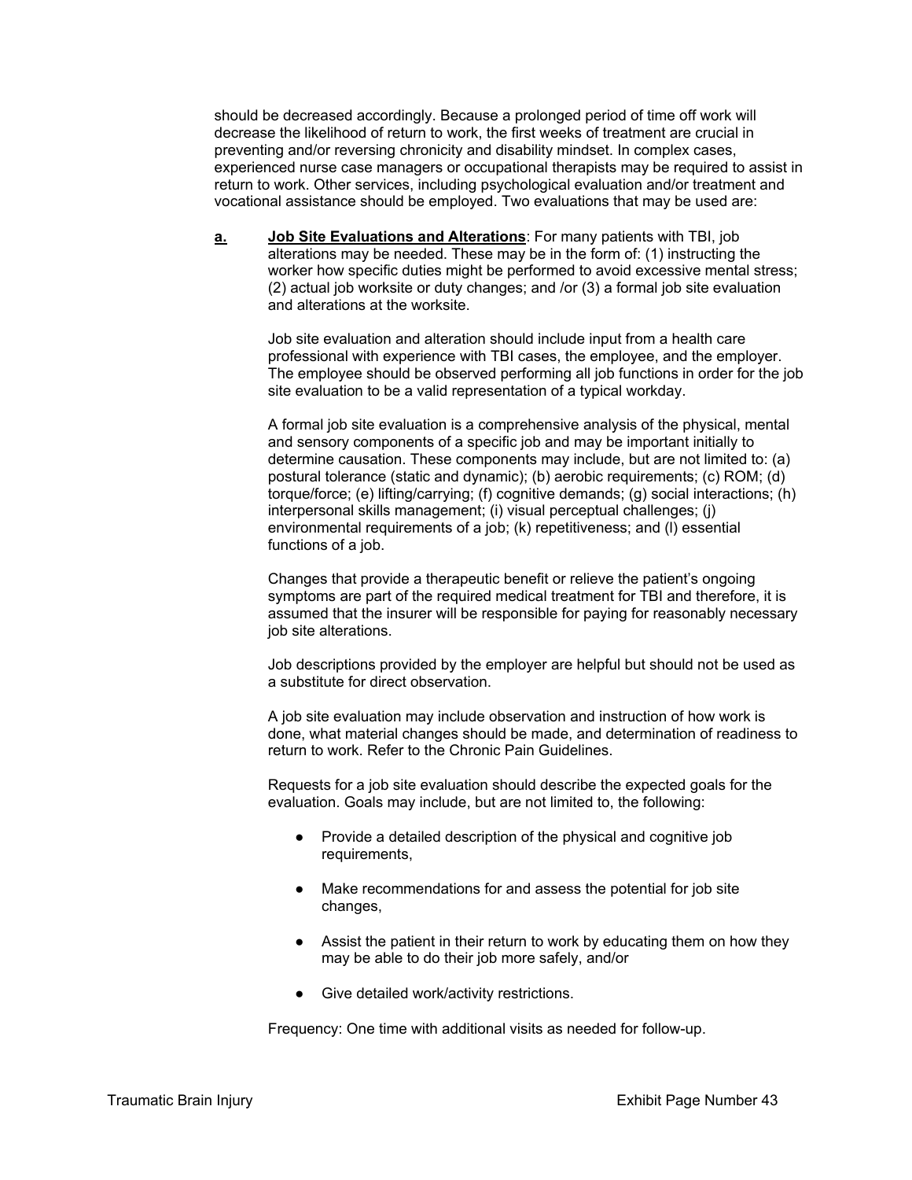should be decreased accordingly. Because a prolonged period of time off work will decrease the likelihood of return to work, the first weeks of treatment are crucial in preventing and/or reversing chronicity and disability mindset. In complex cases, experienced nurse case managers or occupational therapists may be required to assist in return to work. Other services, including psychological evaluation and/or treatment and vocational assistance should be employed. Two evaluations that may be used are:

**a.** **Job Site Evaluations and Alterations**: For many patients with TBI, job alterations may be needed. These may be in the form of: (1) instructing the worker how specific duties might be performed to avoid excessive mental stress; (2) actual job worksite or duty changes; and /or (3) a formal job site evaluation and alterations at the worksite.

Job site evaluation and alteration should include input from a health care professional with experience with TBI cases, the employee, and the employer. The employee should be observed performing all job functions in order for the job site evaluation to be a valid representation of a typical workday.

A formal job site evaluation is a comprehensive analysis of the physical, mental and sensory components of a specific job and may be important initially to determine causation. These components may include, but are not limited to: (a) postural tolerance (static and dynamic); (b) aerobic requirements; (c) ROM; (d) torque/force; (e) lifting/carrying; (f) cognitive demands; (g) social interactions; (h) interpersonal skills management; (i) visual perceptual challenges; (j) environmental requirements of a job; (k) repetitiveness; and (l) essential functions of a job.

Changes that provide a therapeutic benefit or relieve the patient's ongoing symptoms are part of the required medical treatment for TBI and therefore, it is assumed that the insurer will be responsible for paying for reasonably necessary job site alterations.

Job descriptions provided by the employer are helpful but should not be used as a substitute for direct observation.

A job site evaluation may include observation and instruction of how work is done, what material changes should be made, and determination of readiness to return to work. Refer to the Chronic Pain Guidelines.

Requests for a job site evaluation should describe the expected goals for the evaluation. Goals may include, but are not limited to, the following:

- Provide a detailed description of the physical and cognitive job requirements,
- Make recommendations for and assess the potential for job site changes,
- Assist the patient in their return to work by educating them on how they may be able to do their job more safely, and/or
- Give detailed work/activity restrictions.

Frequency: One time with additional visits as needed for follow-up.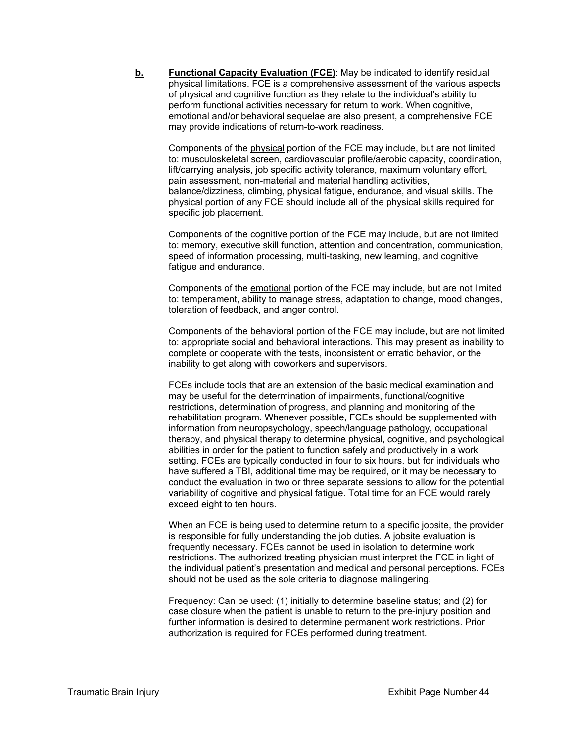**b.** **Functional Capacity Evaluation (FCE)**: May be indicated to identify residual physical limitations. FCE is a comprehensive assessment of the various aspects of physical and cognitive function as they relate to the individual's ability to perform functional activities necessary for return to work. When cognitive, emotional and/or behavioral sequelae are also present, a comprehensive FCE may provide indications of return-to-work readiness.

Components of the physical portion of the FCE may include, but are not limited to: musculoskeletal screen, cardiovascular profile/aerobic capacity, coordination, lift/carrying analysis, job specific activity tolerance, maximum voluntary effort, pain assessment, non-material and material handling activities, balance/dizziness, climbing, physical fatigue, endurance, and visual skills. The physical portion of any FCE should include all of the physical skills required for specific job placement.

Components of the cognitive portion of the FCE may include, but are not limited to: memory, executive skill function, attention and concentration, communication, speed of information processing, multi-tasking, new learning, and cognitive fatigue and endurance.

Components of the emotional portion of the FCE may include, but are not limited to: temperament, ability to manage stress, adaptation to change, mood changes, toleration of feedback, and anger control.

Components of the behavioral portion of the FCE may include, but are not limited to: appropriate social and behavioral interactions. This may present as inability to complete or cooperate with the tests, inconsistent or erratic behavior, or the inability to get along with coworkers and supervisors.

FCEs include tools that are an extension of the basic medical examination and may be useful for the determination of impairments, functional/cognitive restrictions, determination of progress, and planning and monitoring of the rehabilitation program. Whenever possible, FCEs should be supplemented with information from neuropsychology, speech/language pathology, occupational therapy, and physical therapy to determine physical, cognitive, and psychological abilities in order for the patient to function safely and productively in a work setting. FCEs are typically conducted in four to six hours, but for individuals who have suffered a TBI, additional time may be required, or it may be necessary to conduct the evaluation in two or three separate sessions to allow for the potential variability of cognitive and physical fatigue. Total time for an FCE would rarely exceed eight to ten hours.

When an FCE is being used to determine return to a specific jobsite, the provider is responsible for fully understanding the job duties. A jobsite evaluation is frequently necessary. FCEs cannot be used in isolation to determine work restrictions. The authorized treating physician must interpret the FCE in light of the individual patient's presentation and medical and personal perceptions. FCEs should not be used as the sole criteria to diagnose malingering.

Frequency: Can be used: (1) initially to determine baseline status; and (2) for case closure when the patient is unable to return to the pre-injury position and further information is desired to determine permanent work restrictions. Prior authorization is required for FCEs performed during treatment.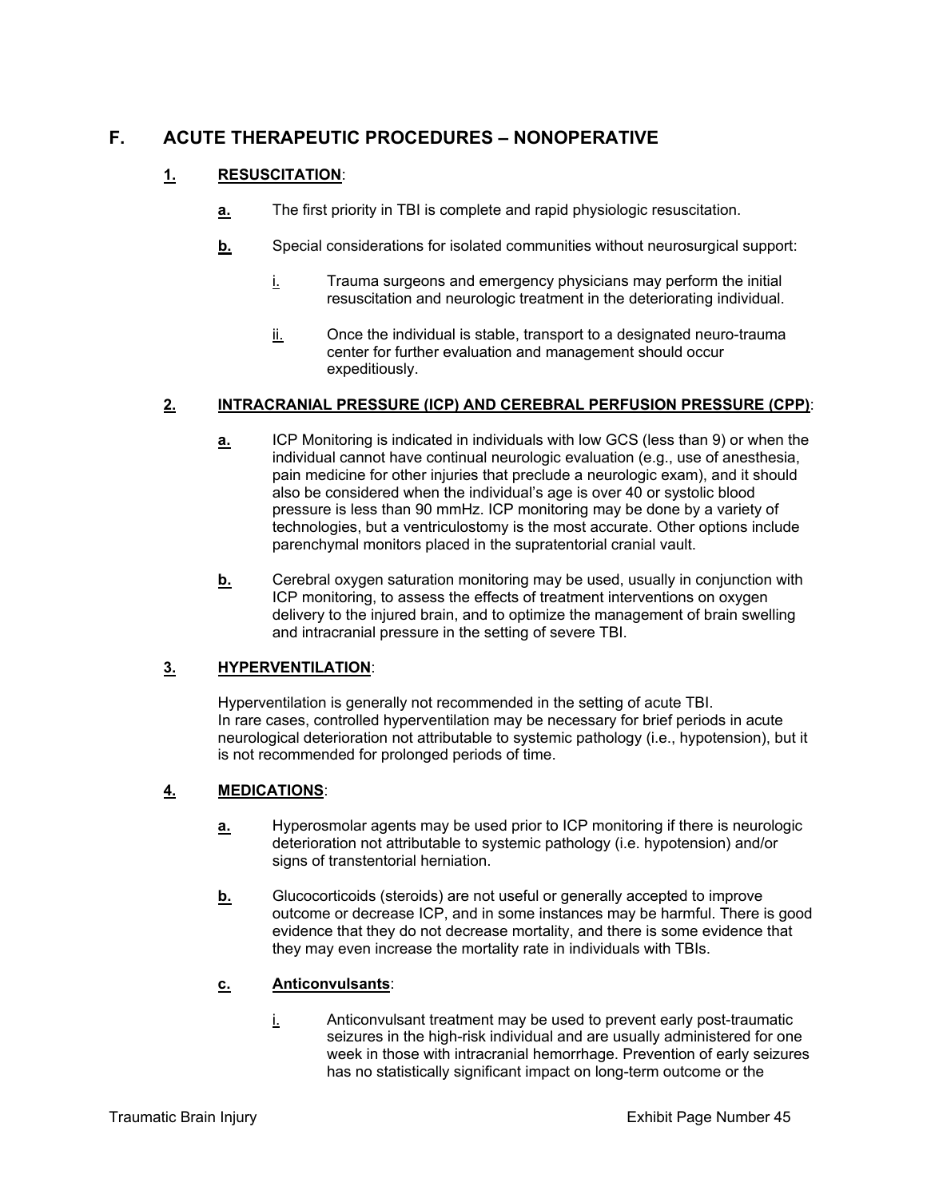## F. ACUTE THERAPEUTIC PROCEDURES – NONOPERATIVE

### 1. RESUSCITATION:

**a.** The first priority in TBI is complete and rapid physiologic resuscitation.

**b.** Special considerations for isolated communities without neurosurgical support:

i. Trauma surgeons and emergency physicians may perform the initial resuscitation and neurologic treatment in the deteriorating individual.

ii. Once the individual is stable, transport to a designated neuro-trauma center for further evaluation and management should occur expeditiously.

### 2. INTRACRANIAL PRESSURE (ICP) AND CEREBRAL PERFUSION PRESSURE (CPP):

**a.** ICP Monitoring is indicated in individuals with low GCS (less than 9) or when the individual cannot have continual neurologic evaluation (e.g., use of anesthesia, pain medicine for other injuries that preclude a neurologic exam), and it should also be considered when the individual's age is over 40 or systolic blood pressure is less than 90 mmHz. ICP monitoring may be done by a variety of technologies, but a ventriculostomy is the most accurate. Other options include parenchymal monitors placed in the supratentorial cranial vault.

**b.** Cerebral oxygen saturation monitoring may be used, usually in conjunction with ICP monitoring, to assess the effects of treatment interventions on oxygen delivery to the injured brain, and to optimize the management of brain swelling and intracranial pressure in the setting of severe TBI.

### 3. HYPERVENTILATION:

Hyperventilation is generally not recommended in the setting of acute TBI. In rare cases, controlled hyperventilation may be necessary for brief periods in acute neurological deterioration not attributable to systemic pathology (i.e., hypotension), but it is not recommended for prolonged periods of time.

### 4. MEDICATIONS:

**a.** Hyperosmolar agents may be used prior to ICP monitoring if there is neurologic deterioration not attributable to systemic pathology (i.e. hypotension) and/or signs of transtentorial herniation.

**b.** Glucocorticoids (steroids) are not useful or generally accepted to improve outcome or decrease ICP, and in some instances may be harmful. There is good evidence that they do not decrease mortality, and there is some evidence that they may even increase the mortality rate in individuals with TBIs.

**c. Anticonvulsants:**

i. Anticonvulsant treatment may be used to prevent early post-traumatic seizures in the high-risk individual and are usually administered for one week in those with intracranial hemorrhage. Prevention of early seizures has no statistically significant impact on long-term outcome or the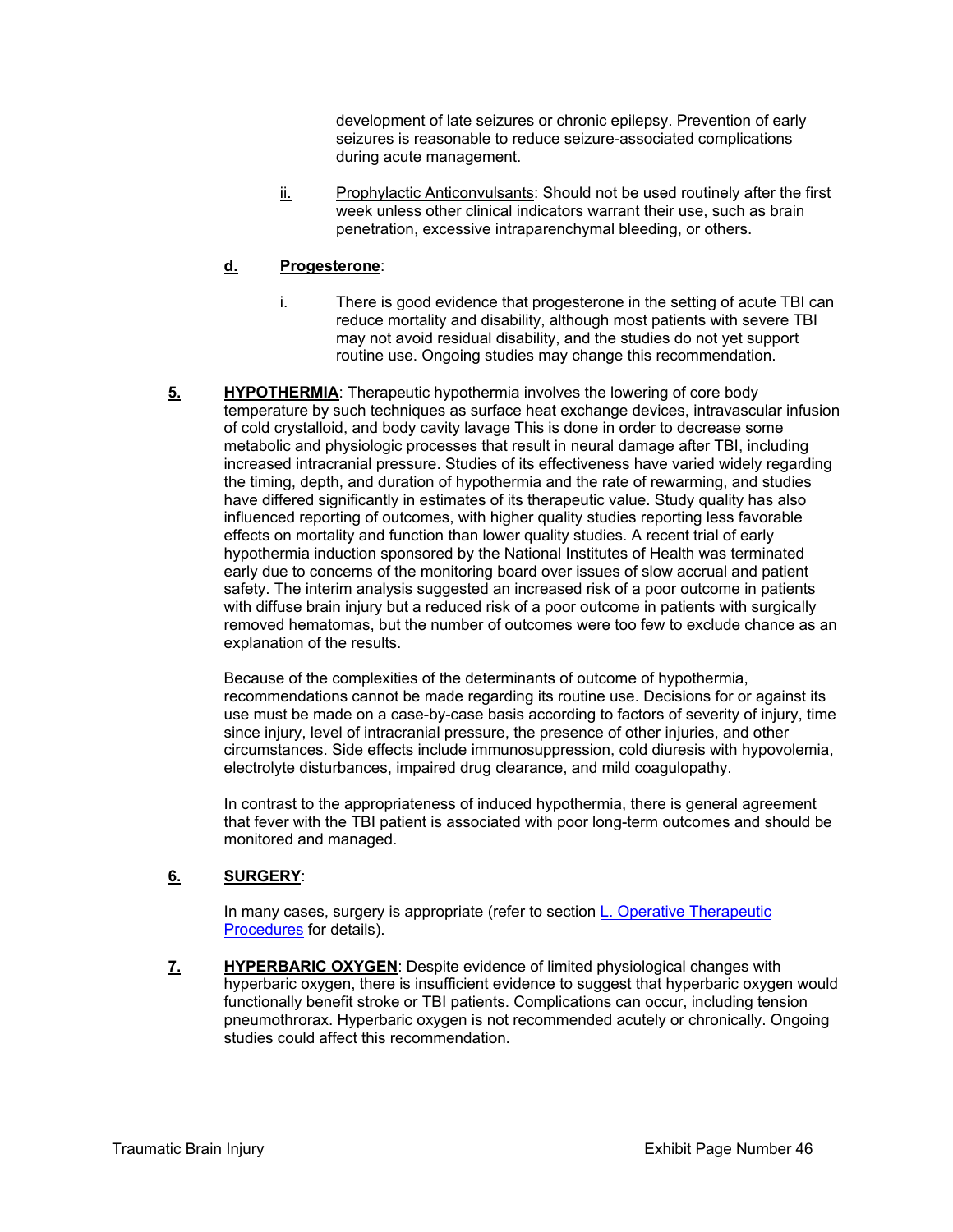development of late seizures or chronic epilepsy. Prevention of early seizures is reasonable to reduce seizure-associated complications during acute management.

ii. Prophylactic Anticonvulsants: Should not be used routinely after the first week unless other clinical indicators warrant their use, such as brain penetration, excessive intraparenchymal bleeding, or others.

**d. Progesterone**:

i. There is good evidence that progesterone in the setting of acute TBI can reduce mortality and disability, although most patients with severe TBI may not avoid residual disability, and the studies do not yet support routine use. Ongoing studies may change this recommendation.

**5. HYPOTHERMIA**: Therapeutic hypothermia involves the lowering of core body temperature by such techniques as surface heat exchange devices, intravascular infusion of cold crystalloid, and body cavity lavage This is done in order to decrease some metabolic and physiologic processes that result in neural damage after TBI, including increased intracranial pressure. Studies of its effectiveness have varied widely regarding the timing, depth, and duration of hypothermia and the rate of rewarming, and studies have differed significantly in estimates of its therapeutic value. Study quality has also influenced reporting of outcomes, with higher quality studies reporting less favorable effects on mortality and function than lower quality studies. A recent trial of early hypothermia induction sponsored by the National Institutes of Health was terminated early due to concerns of the monitoring board over issues of slow accrual and patient safety. The interim analysis suggested an increased risk of a poor outcome in patients with diffuse brain injury but a reduced risk of a poor outcome in patients with surgically removed hematomas, but the number of outcomes were too few to exclude chance as an explanation of the results.

Because of the complexities of the determinants of outcome of hypothermia, recommendations cannot be made regarding its routine use. Decisions for or against its use must be made on a case-by-case basis according to factors of severity of injury, time since injury, level of intracranial pressure, the presence of other injuries, and other circumstances. Side effects include immunosuppression, cold diuresis with hypovolemia, electrolyte disturbances, impaired drug clearance, and mild coagulopathy.

In contrast to the appropriateness of induced hypothermia, there is general agreement that fever with the TBI patient is associated with poor long-term outcomes and should be monitored and managed.

**6. SURGERY**:

In many cases, surgery is appropriate (refer to section L. Operative Therapeutic Procedures for details).

**7. HYPERBARIC OXYGEN**: Despite evidence of limited physiological changes with hyperbaric oxygen, there is insufficient evidence to suggest that hyperbaric oxygen would functionally benefit stroke or TBI patients. Complications can occur, including tension pneumothrorax. Hyperbaric oxygen is not recommended acutely or chronically. Ongoing studies could affect this recommendation.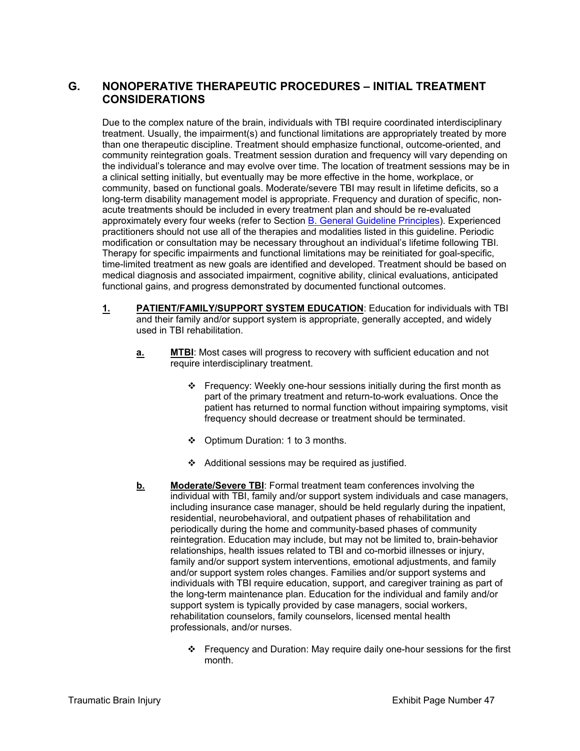## G. NONOPERATIVE THERAPEUTIC PROCEDURES – INITIAL TREATMENT CONSIDERATIONS

Due to the complex nature of the brain, individuals with TBI require coordinated interdisciplinary treatment. Usually, the impairment(s) and functional limitations are appropriately treated by more than one therapeutic discipline. Treatment should emphasize functional, outcome-oriented, and community reintegration goals. Treatment session duration and frequency will vary depending on the individual's tolerance and may evolve over time. The location of treatment sessions may be in a clinical setting initially, but eventually may be more effective in the home, workplace, or community, based on functional goals. Moderate/severe TBI may result in lifetime deficits, so a long-term disability management model is appropriate. Frequency and duration of specific, non-acute treatments should be included in every treatment plan and should be re-evaluated approximately every four weeks (refer to Section B. General Guideline Principles). Experienced practitioners should not use all of the therapies and modalities listed in this guideline. Periodic modification or consultation may be necessary throughout an individual's lifetime following TBI. Therapy for specific impairments and functional limitations may be reinitiated for goal-specific, time-limited treatment as new goals are identified and developed. Treatment should be based on medical diagnosis and associated impairment, cognitive ability, clinical evaluations, anticipated functional gains, and progress demonstrated by documented functional outcomes.

**1. PATIENT/FAMILY/SUPPORT SYSTEM EDUCATION**: Education for individuals with TBI and their family and/or support system is appropriate, generally accepted, and widely used in TBI rehabilitation.

**a. MTBI**: Most cases will progress to recovery with sufficient education and not require interdisciplinary treatment.

- Frequency: Weekly one-hour sessions initially during the first month as part of the primary treatment and return-to-work evaluations. Once the patient has returned to normal function without impairing symptoms, visit frequency should decrease or treatment should be terminated.
- Optimum Duration: 1 to 3 months.
- Additional sessions may be required as justified.

**b. Moderate/Severe TBI**: Formal treatment team conferences involving the individual with TBI, family and/or support system individuals and case managers, including insurance case manager, should be held regularly during the inpatient, residential, neurobehavioral, and outpatient phases of rehabilitation and periodically during the home and community-based phases of community reintegration. Education may include, but may not be limited to, brain-behavior relationships, health issues related to TBI and co-morbid illnesses or injury, family and/or support system interventions, emotional adjustments, and family and/or support system roles changes. Families and/or support systems and individuals with TBI require education, support, and caregiver training as part of the long-term maintenance plan. Education for the individual and family and/or support system is typically provided by case managers, social workers, rehabilitation counselors, family counselors, licensed mental health professionals, and/or nurses.

- Frequency and Duration: May require daily one-hour sessions for the first month.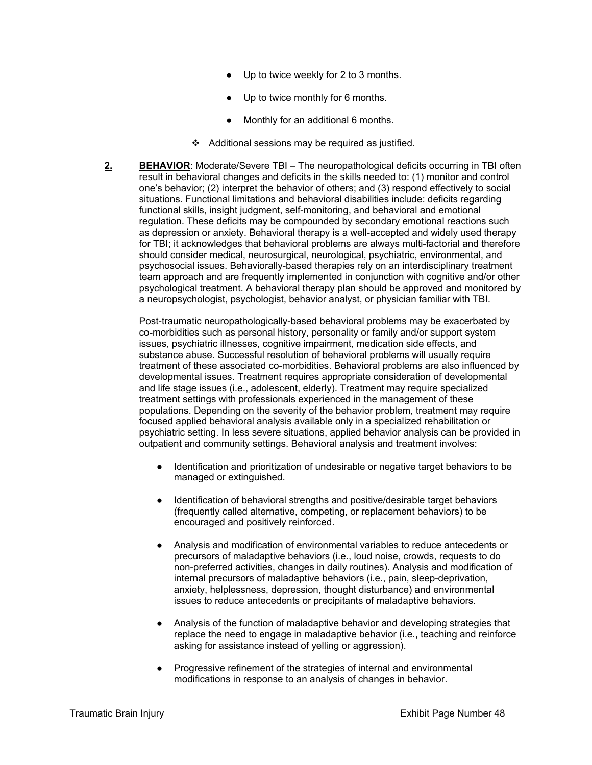- Up to twice weekly for 2 to 3 months.
- Up to twice monthly for 6 months.
- Monthly for an additional 6 months.

❖ Additional sessions may be required as justified.

**2.** **BEHAVIOR**: Moderate/Severe TBI – The neuropathological deficits occurring in TBI often result in behavioral changes and deficits in the skills needed to: (1) monitor and control one's behavior; (2) interpret the behavior of others; and (3) respond effectively to social situations. Functional limitations and behavioral disabilities include: deficits regarding functional skills, insight judgment, self-monitoring, and behavioral and emotional regulation. These deficits may be compounded by secondary emotional reactions such as depression or anxiety. Behavioral therapy is a well-accepted and widely used therapy for TBI; it acknowledges that behavioral problems are always multi-factorial and therefore should consider medical, neurosurgical, neurological, psychiatric, environmental, and psychosocial issues. Behaviorally-based therapies rely on an interdisciplinary treatment team approach and are frequently implemented in conjunction with cognitive and/or other psychological treatment. A behavioral therapy plan should be approved and monitored by a neuropsychologist, psychologist, behavior analyst, or physician familiar with TBI.

Post-traumatic neuropathologically-based behavioral problems may be exacerbated by co-morbidities such as personal history, personality or family and/or support system issues, psychiatric illnesses, cognitive impairment, medication side effects, and substance abuse. Successful resolution of behavioral problems will usually require treatment of these associated co-morbidities. Behavioral problems are also influenced by developmental issues. Treatment requires appropriate consideration of developmental and life stage issues (i.e., adolescent, elderly). Treatment may require specialized treatment settings with professionals experienced in the management of these populations. Depending on the severity of the behavior problem, treatment may require focused applied behavioral analysis available only in a specialized rehabilitation or psychiatric setting. In less severe situations, applied behavior analysis can be provided in outpatient and community settings. Behavioral analysis and treatment involves:

- Identification and prioritization of undesirable or negative target behaviors to be managed or extinguished.
- Identification of behavioral strengths and positive/desirable target behaviors (frequently called alternative, competing, or replacement behaviors) to be encouraged and positively reinforced.
- Analysis and modification of environmental variables to reduce antecedents or precursors of maladaptive behaviors (i.e., loud noise, crowds, requests to do non-preferred activities, changes in daily routines). Analysis and modification of internal precursors of maladaptive behaviors (i.e., pain, sleep-deprivation, anxiety, helplessness, depression, thought disturbance) and environmental issues to reduce antecedents or precipitants of maladaptive behaviors.
- Analysis of the function of maladaptive behavior and developing strategies that replace the need to engage in maladaptive behavior (i.e., teaching and reinforce asking for assistance instead of yelling or aggression).
- Progressive refinement of the strategies of internal and environmental modifications in response to an analysis of changes in behavior.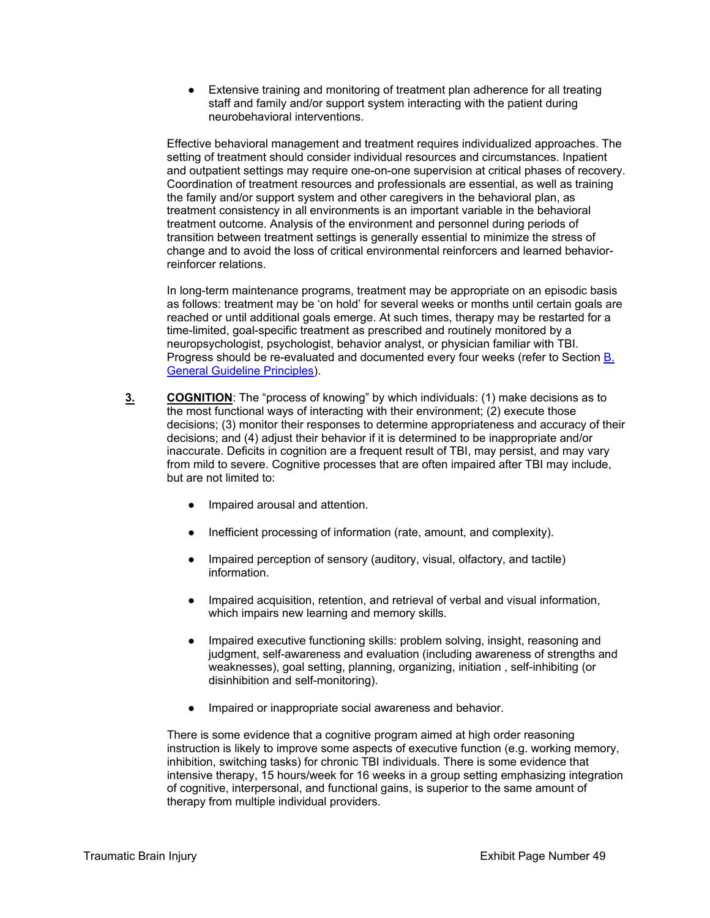- Extensive training and monitoring of treatment plan adherence for all treating staff and family and/or support system interacting with the patient during neurobehavioral interventions.

Effective behavioral management and treatment requires individualized approaches. The setting of treatment should consider individual resources and circumstances. Inpatient and outpatient settings may require one-on-one supervision at critical phases of recovery. Coordination of treatment resources and professionals are essential, as well as training the family and/or support system and other caregivers in the behavioral plan, as treatment consistency in all environments is an important variable in the behavioral treatment outcome. Analysis of the environment and personnel during periods of transition between treatment settings is generally essential to minimize the stress of change and to avoid the loss of critical environmental reinforcers and learned behavior-reinforcer relations.

In long-term maintenance programs, treatment may be appropriate on an episodic basis as follows: treatment may be 'on hold' for several weeks or months until certain goals are reached or until additional goals emerge. At such times, therapy may be restarted for a time-limited, goal-specific treatment as prescribed and routinely monitored by a neuropsychologist, psychologist, behavior analyst, or physician familiar with TBI. Progress should be re-evaluated and documented every four weeks (refer to Section B. General Guideline Principles).

**3.** **COGNITION**: The "process of knowing" by which individuals: (1) make decisions as to the most functional ways of interacting with their environment; (2) execute those decisions; (3) monitor their responses to determine appropriateness and accuracy of their decisions; and (4) adjust their behavior if it is determined to be inappropriate and/or inaccurate. Deficits in cognition are a frequent result of TBI, may persist, and may vary from mild to severe. Cognitive processes that are often impaired after TBI may include, but are not limited to:

- Impaired arousal and attention.
- Inefficient processing of information (rate, amount, and complexity).
- Impaired perception of sensory (auditory, visual, olfactory, and tactile) information.
- Impaired acquisition, retention, and retrieval of verbal and visual information, which impairs new learning and memory skills.
- Impaired executive functioning skills: problem solving, insight, reasoning and judgment, self-awareness and evaluation (including awareness of strengths and weaknesses), goal setting, planning, organizing, initiation , self-inhibiting (or disinhibition and self-monitoring).
- Impaired or inappropriate social awareness and behavior.

There is some evidence that a cognitive program aimed at high order reasoning instruction is likely to improve some aspects of executive function (e.g. working memory, inhibition, switching tasks) for chronic TBI individuals. There is some evidence that intensive therapy, 15 hours/week for 16 weeks in a group setting emphasizing integration of cognitive, interpersonal, and functional gains, is superior to the same amount of therapy from multiple individual providers.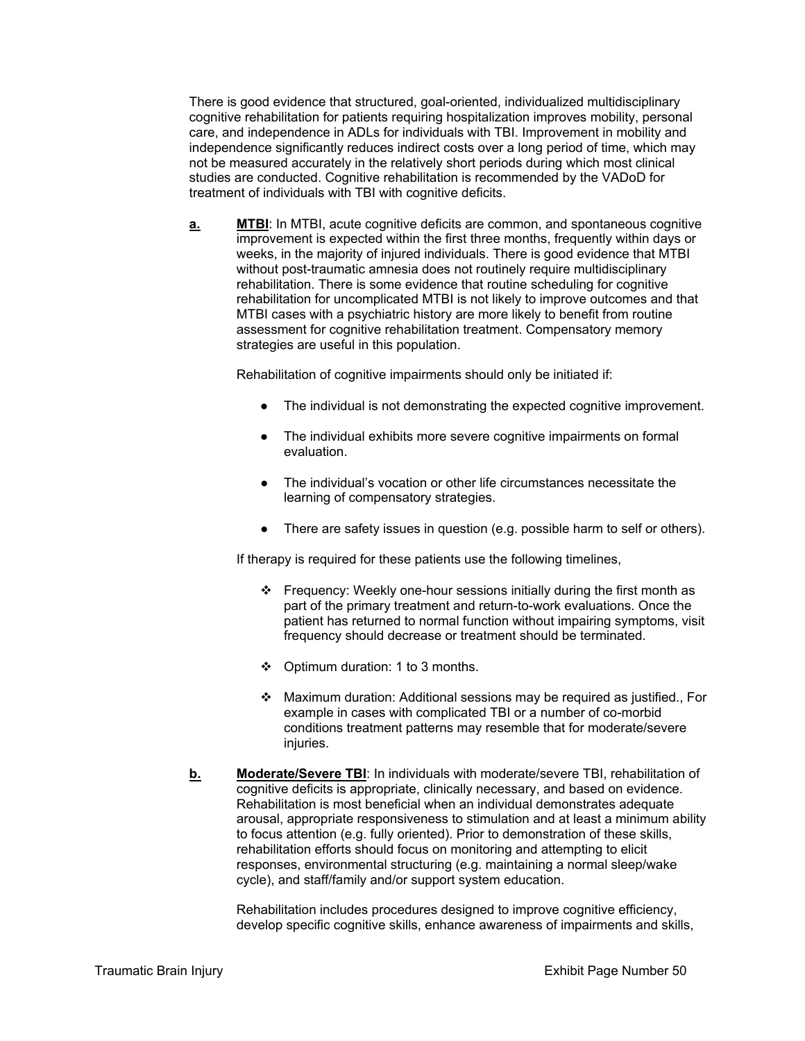There is good evidence that structured, goal-oriented, individualized multidisciplinary cognitive rehabilitation for patients requiring hospitalization improves mobility, personal care, and independence in ADLs for individuals with TBI. Improvement in mobility and independence significantly reduces indirect costs over a long period of time, which may not be measured accurately in the relatively short periods during which most clinical studies are conducted. Cognitive rehabilitation is recommended by the VADoD for treatment of individuals with TBI with cognitive deficits.

**a.** **MTBI**: In MTBI, acute cognitive deficits are common, and spontaneous cognitive improvement is expected within the first three months, frequently within days or weeks, in the majority of injured individuals. There is good evidence that MTBI without post-traumatic amnesia does not routinely require multidisciplinary rehabilitation. There is some evidence that routine scheduling for cognitive rehabilitation for uncomplicated MTBI is not likely to improve outcomes and that MTBI cases with a psychiatric history are more likely to benefit from routine assessment for cognitive rehabilitation treatment. Compensatory memory strategies are useful in this population.

Rehabilitation of cognitive impairments should only be initiated if:

- The individual is not demonstrating the expected cognitive improvement.
- The individual exhibits more severe cognitive impairments on formal evaluation.
- The individual's vocation or other life circumstances necessitate the learning of compensatory strategies.
- There are safety issues in question (e.g. possible harm to self or others).

If therapy is required for these patients use the following timelines,

- Frequency: Weekly one-hour sessions initially during the first month as part of the primary treatment and return-to-work evaluations. Once the patient has returned to normal function without impairing symptoms, visit frequency should decrease or treatment should be terminated.
- Optimum duration: 1 to 3 months.
- Maximum duration: Additional sessions may be required as justified., For example in cases with complicated TBI or a number of co-morbid conditions treatment patterns may resemble that for moderate/severe injuries.

**b.** **Moderate/Severe TBI**: In individuals with moderate/severe TBI, rehabilitation of cognitive deficits is appropriate, clinically necessary, and based on evidence. Rehabilitation is most beneficial when an individual demonstrates adequate arousal, appropriate responsiveness to stimulation and at least a minimum ability to focus attention (e.g. fully oriented). Prior to demonstration of these skills, rehabilitation efforts should focus on monitoring and attempting to elicit responses, environmental structuring (e.g. maintaining a normal sleep/wake cycle), and staff/family and/or support system education.

Rehabilitation includes procedures designed to improve cognitive efficiency, develop specific cognitive skills, enhance awareness of impairments and skills,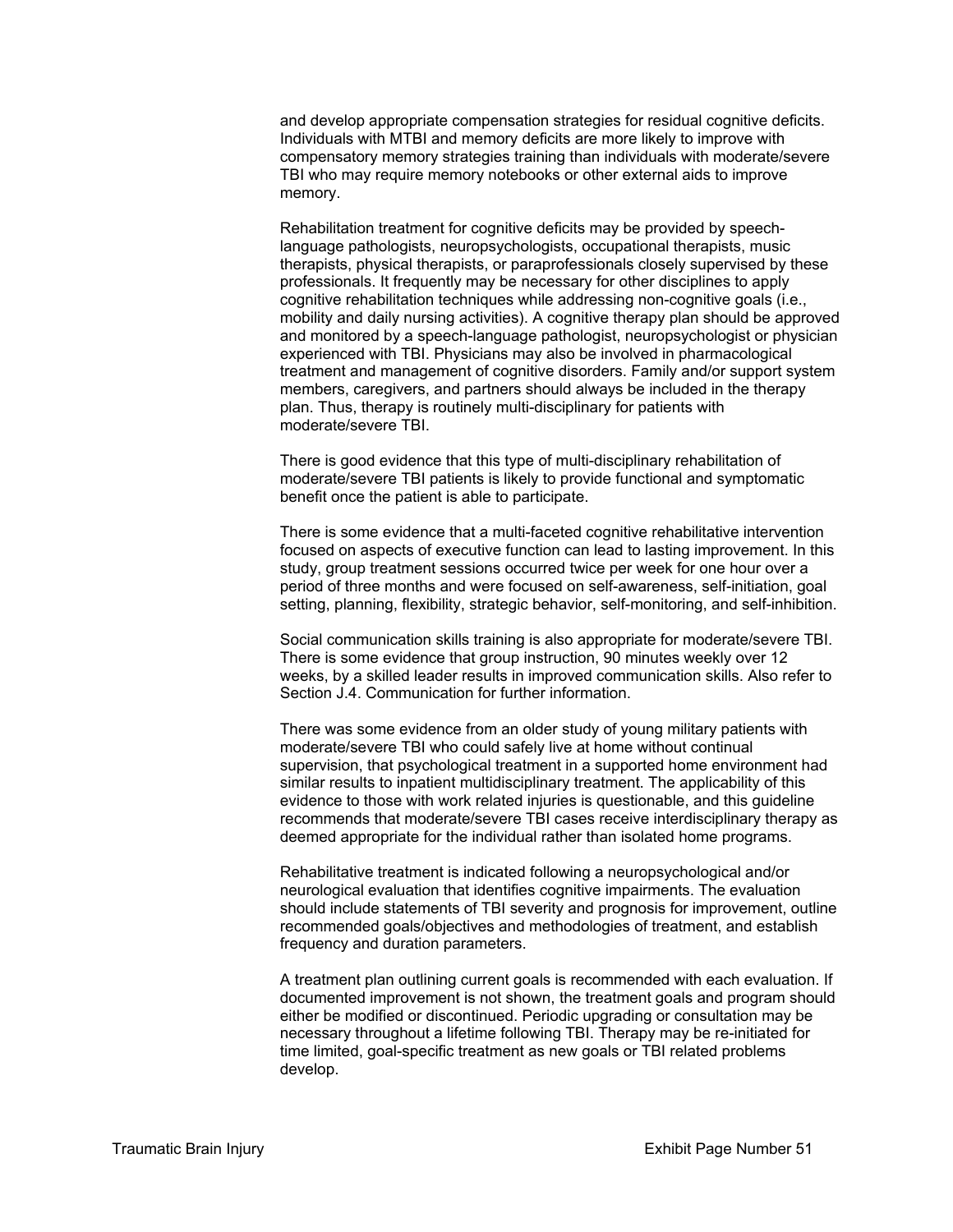and develop appropriate compensation strategies for residual cognitive deficits. Individuals with MTBI and memory deficits are more likely to improve with compensatory memory strategies training than individuals with moderate/severe TBI who may require memory notebooks or other external aids to improve memory.

Rehabilitation treatment for cognitive deficits may be provided by speech-language pathologists, neuropsychologists, occupational therapists, music therapists, physical therapists, or paraprofessionals closely supervised by these professionals. It frequently may be necessary for other disciplines to apply cognitive rehabilitation techniques while addressing non-cognitive goals (i.e., mobility and daily nursing activities). A cognitive therapy plan should be approved and monitored by a speech-language pathologist, neuropsychologist or physician experienced with TBI. Physicians may also be involved in pharmacological treatment and management of cognitive disorders. Family and/or support system members, caregivers, and partners should always be included in the therapy plan. Thus, therapy is routinely multi-disciplinary for patients with moderate/severe TBI.

There is good evidence that this type of multi-disciplinary rehabilitation of moderate/severe TBI patients is likely to provide functional and symptomatic benefit once the patient is able to participate.

There is some evidence that a multi-faceted cognitive rehabilitative intervention focused on aspects of executive function can lead to lasting improvement. In this study, group treatment sessions occurred twice per week for one hour over a period of three months and were focused on self-awareness, self-initiation, goal setting, planning, flexibility, strategic behavior, self-monitoring, and self-inhibition.

Social communication skills training is also appropriate for moderate/severe TBI. There is some evidence that group instruction, 90 minutes weekly over 12 weeks, by a skilled leader results in improved communication skills. Also refer to Section J.4. Communication for further information.

There was some evidence from an older study of young military patients with moderate/severe TBI who could safely live at home without continual supervision, that psychological treatment in a supported home environment had similar results to inpatient multidisciplinary treatment. The applicability of this evidence to those with work related injuries is questionable, and this guideline recommends that moderate/severe TBI cases receive interdisciplinary therapy as deemed appropriate for the individual rather than isolated home programs.

Rehabilitative treatment is indicated following a neuropsychological and/or neurological evaluation that identifies cognitive impairments. The evaluation should include statements of TBI severity and prognosis for improvement, outline recommended goals/objectives and methodologies of treatment, and establish frequency and duration parameters.

A treatment plan outlining current goals is recommended with each evaluation. If documented improvement is not shown, the treatment goals and program should either be modified or discontinued. Periodic upgrading or consultation may be necessary throughout a lifetime following TBI. Therapy may be re-initiated for time limited, goal-specific treatment as new goals or TBI related problems develop.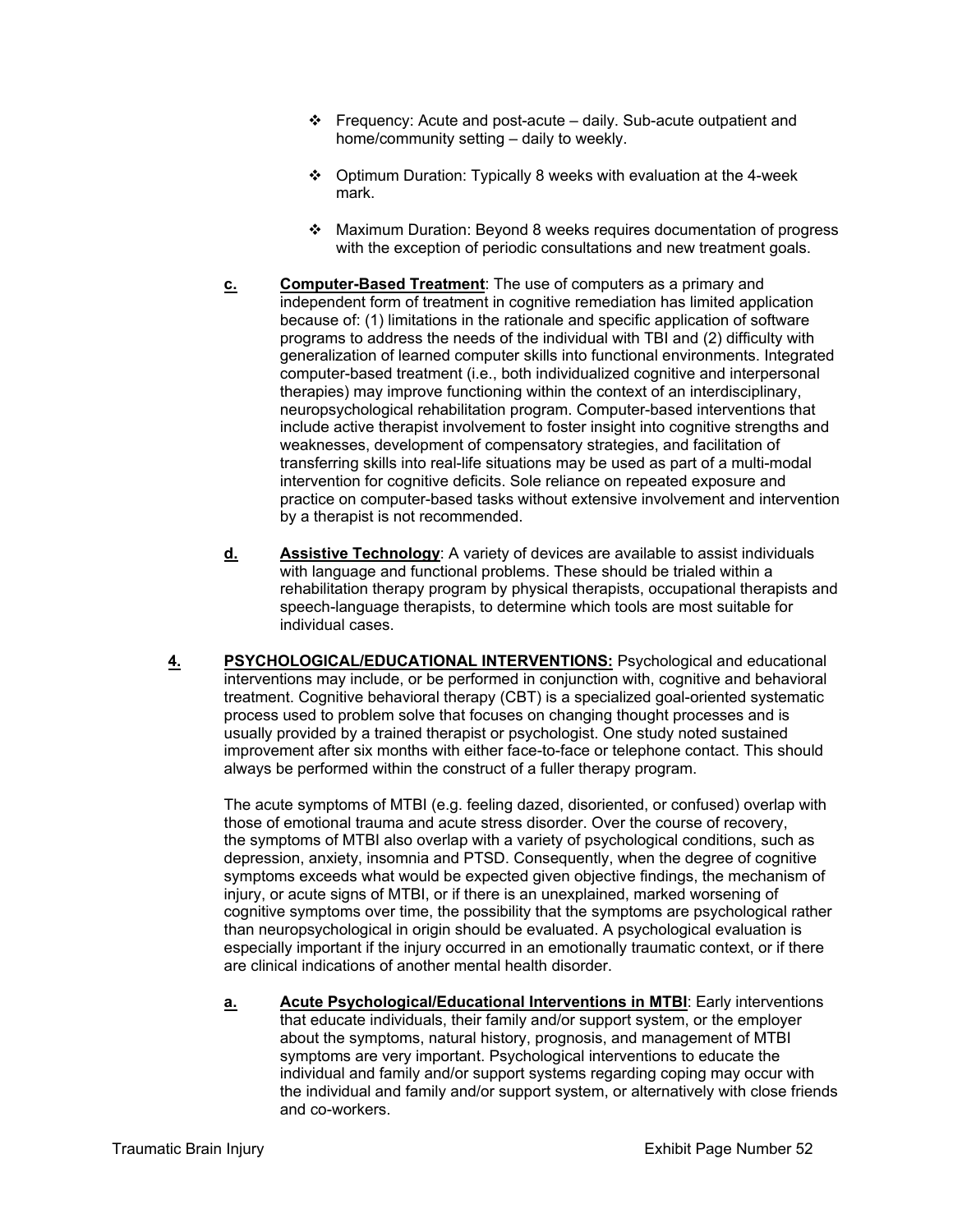- Frequency: Acute and post-acute – daily. Sub-acute outpatient and home/community setting – daily to weekly.

- Optimum Duration: Typically 8 weeks with evaluation at the 4-week mark.

- Maximum Duration: Beyond 8 weeks requires documentation of progress with the exception of periodic consultations and new treatment goals.

**c. Computer-Based Treatment**: The use of computers as a primary and independent form of treatment in cognitive remediation has limited application because of: (1) limitations in the rationale and specific application of software programs to address the needs of the individual with TBI and (2) difficulty with generalization of learned computer skills into functional environments. Integrated computer-based treatment (i.e., both individualized cognitive and interpersonal therapies) may improve functioning within the context of an interdisciplinary, neuropsychological rehabilitation program. Computer-based interventions that include active therapist involvement to foster insight into cognitive strengths and weaknesses, development of compensatory strategies, and facilitation of transferring skills into real-life situations may be used as part of a multi-modal intervention for cognitive deficits. Sole reliance on repeated exposure and practice on computer-based tasks without extensive involvement and intervention by a therapist is not recommended.

**d. Assistive Technology**: A variety of devices are available to assist individuals with language and functional problems. These should be trialed within a rehabilitation therapy program by physical therapists, occupational therapists and speech-language therapists, to determine which tools are most suitable for individual cases.

**4. PSYCHOLOGICAL/EDUCATIONAL INTERVENTIONS:** Psychological and educational interventions may include, or be performed in conjunction with, cognitive and behavioral treatment. Cognitive behavioral therapy (CBT) is a specialized goal-oriented systematic process used to problem solve that focuses on changing thought processes and is usually provided by a trained therapist or psychologist. One study noted sustained improvement after six months with either face-to-face or telephone contact. This should always be performed within the construct of a fuller therapy program.

The acute symptoms of MTBI (e.g. feeling dazed, disoriented, or confused) overlap with those of emotional trauma and acute stress disorder. Over the course of recovery, the symptoms of MTBI also overlap with a variety of psychological conditions, such as depression, anxiety, insomnia and PTSD. Consequently, when the degree of cognitive symptoms exceeds what would be expected given objective findings, the mechanism of injury, or acute signs of MTBI, or if there is an unexplained, marked worsening of cognitive symptoms over time, the possibility that the symptoms are psychological rather than neuropsychological in origin should be evaluated. A psychological evaluation is especially important if the injury occurred in an emotionally traumatic context, or if there are clinical indications of another mental health disorder.

**a. Acute Psychological/Educational Interventions in MTBI**: Early interventions that educate individuals, their family and/or support system, or the employer about the symptoms, natural history, prognosis, and management of MTBI symptoms are very important. Psychological interventions to educate the individual and family and/or support systems regarding coping may occur with the individual and family and/or support system, or alternatively with close friends and co-workers.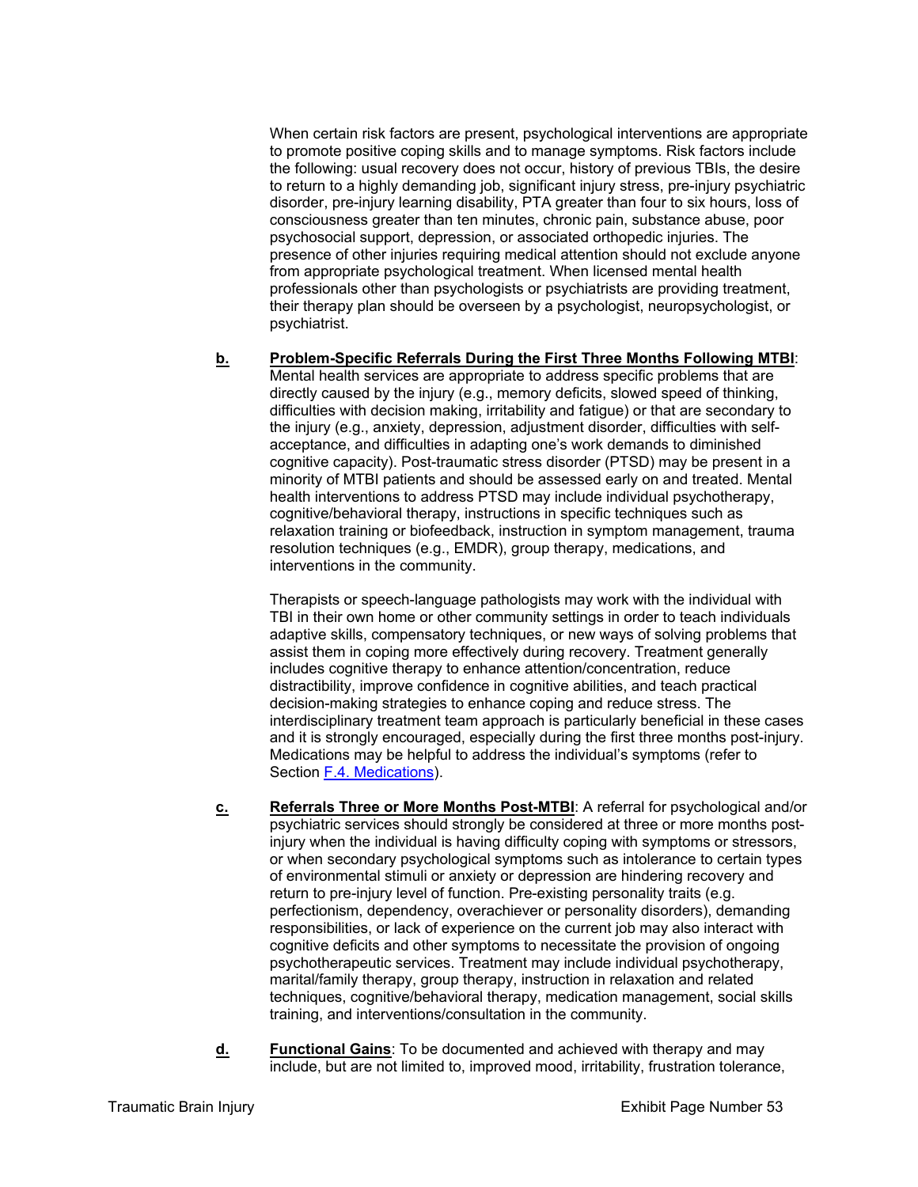When certain risk factors are present, psychological interventions are appropriate to promote positive coping skills and to manage symptoms. Risk factors include the following: usual recovery does not occur, history of previous TBIs, the desire to return to a highly demanding job, significant injury stress, pre-injury psychiatric disorder, pre-injury learning disability, PTA greater than four to six hours, loss of consciousness greater than ten minutes, chronic pain, substance abuse, poor psychosocial support, depression, or associated orthopedic injuries. The presence of other injuries requiring medical attention should not exclude anyone from appropriate psychological treatment. When licensed mental health professionals other than psychologists or psychiatrists are providing treatment, their therapy plan should be overseen by a psychologist, neuropsychologist, or psychiatrist.

**b.** **Problem-Specific Referrals During the First Three Months Following MTBI**: Mental health services are appropriate to address specific problems that are directly caused by the injury (e.g., memory deficits, slowed speed of thinking, difficulties with decision making, irritability and fatigue) or that are secondary to the injury (e.g., anxiety, depression, adjustment disorder, difficulties with self-acceptance, and difficulties in adapting one's work demands to diminished cognitive capacity). Post-traumatic stress disorder (PTSD) may be present in a minority of MTBI patients and should be assessed early on and treated. Mental health interventions to address PTSD may include individual psychotherapy, cognitive/behavioral therapy, instructions in specific techniques such as relaxation training or biofeedback, instruction in symptom management, trauma resolution techniques (e.g., EMDR), group therapy, medications, and interventions in the community.

Therapists or speech-language pathologists may work with the individual with TBI in their own home or other community settings in order to teach individuals adaptive skills, compensatory techniques, or new ways of solving problems that assist them in coping more effectively during recovery. Treatment generally includes cognitive therapy to enhance attention/concentration, reduce distractibility, improve confidence in cognitive abilities, and teach practical decision-making strategies to enhance coping and reduce stress. The interdisciplinary treatment team approach is particularly beneficial in these cases and it is strongly encouraged, especially during the first three months post-injury. Medications may be helpful to address the individual's symptoms (refer to Section F.4. Medications).

**c.** **Referrals Three or More Months Post-MTBI**: A referral for psychological and/or psychiatric services should strongly be considered at three or more months post-injury when the individual is having difficulty coping with symptoms or stressors, or when secondary psychological symptoms such as intolerance to certain types of environmental stimuli or anxiety or depression are hindering recovery and return to pre-injury level of function. Pre-existing personality traits (e.g. perfectionism, dependency, overachiever or personality disorders), demanding responsibilities, or lack of experience on the current job may also interact with cognitive deficits and other symptoms to necessitate the provision of ongoing psychotherapeutic services. Treatment may include individual psychotherapy, marital/family therapy, group therapy, instruction in relaxation and related techniques, cognitive/behavioral therapy, medication management, social skills training, and interventions/consultation in the community.

**d.** **Functional Gains**: To be documented and achieved with therapy and may include, but are not limited to, improved mood, irritability, frustration tolerance,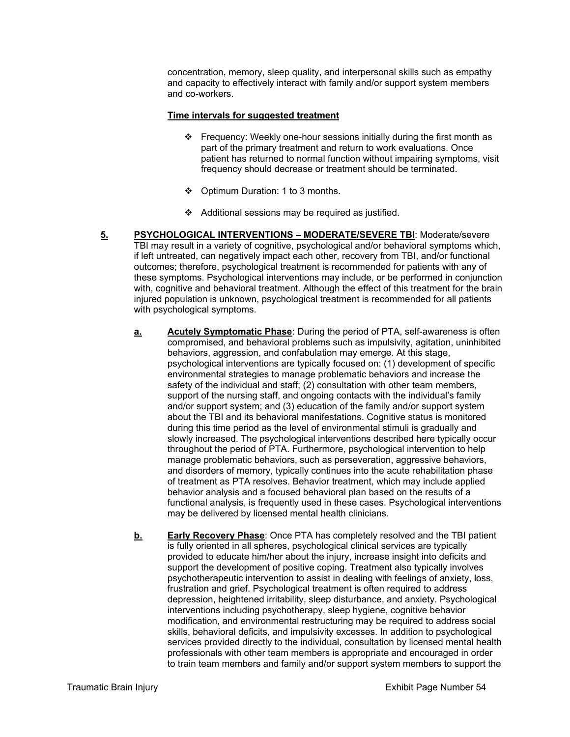concentration, memory, sleep quality, and interpersonal skills such as empathy and capacity to effectively interact with family and/or support system members and co-workers.

**Time intervals for suggested treatment**

- ❖ Frequency: Weekly one-hour sessions initially during the first month as part of the primary treatment and return to work evaluations. Once patient has returned to normal function without impairing symptoms, visit frequency should decrease or treatment should be terminated.

- ❖ Optimum Duration: 1 to 3 months.

- ❖ Additional sessions may be required as justified.

**5. PSYCHOLOGICAL INTERVENTIONS – MODERATE/SEVERE TBI**: Moderate/severe TBI may result in a variety of cognitive, psychological and/or behavioral symptoms which, if left untreated, can negatively impact each other, recovery from TBI, and/or functional outcomes; therefore, psychological treatment is recommended for patients with any of these symptoms. Psychological interventions may include, or be performed in conjunction with, cognitive and behavioral treatment. Although the effect of this treatment for the brain injured population is unknown, psychological treatment is recommended for all patients with psychological symptoms.

**a. Acutely Symptomatic Phase**: During the period of PTA, self-awareness is often compromised, and behavioral problems such as impulsivity, agitation, uninhibited behaviors, aggression, and confabulation may emerge. At this stage, psychological interventions are typically focused on: (1) development of specific environmental strategies to manage problematic behaviors and increase the safety of the individual and staff; (2) consultation with other team members, support of the nursing staff, and ongoing contacts with the individual's family and/or support system; and (3) education of the family and/or support system about the TBI and its behavioral manifestations. Cognitive status is monitored during this time period as the level of environmental stimuli is gradually and slowly increased. The psychological interventions described here typically occur throughout the period of PTA. Furthermore, psychological intervention to help manage problematic behaviors, such as perseveration, aggressive behaviors, and disorders of memory, typically continues into the acute rehabilitation phase of treatment as PTA resolves. Behavior treatment, which may include applied behavior analysis and a focused behavioral plan based on the results of a functional analysis, is frequently used in these cases. Psychological interventions may be delivered by licensed mental health clinicians.

**b. Early Recovery Phase**: Once PTA has completely resolved and the TBI patient is fully oriented in all spheres, psychological clinical services are typically provided to educate him/her about the injury, increase insight into deficits and support the development of positive coping. Treatment also typically involves psychotherapeutic intervention to assist in dealing with feelings of anxiety, loss, frustration and grief. Psychological treatment is often required to address depression, heightened irritability, sleep disturbance, and anxiety. Psychological interventions including psychotherapy, sleep hygiene, cognitive behavior modification, and environmental restructuring may be required to address social skills, behavioral deficits, and impulsivity excesses. In addition to psychological services provided directly to the individual, consultation by licensed mental health professionals with other team members is appropriate and encouraged in order to train team members and family and/or support system members to support the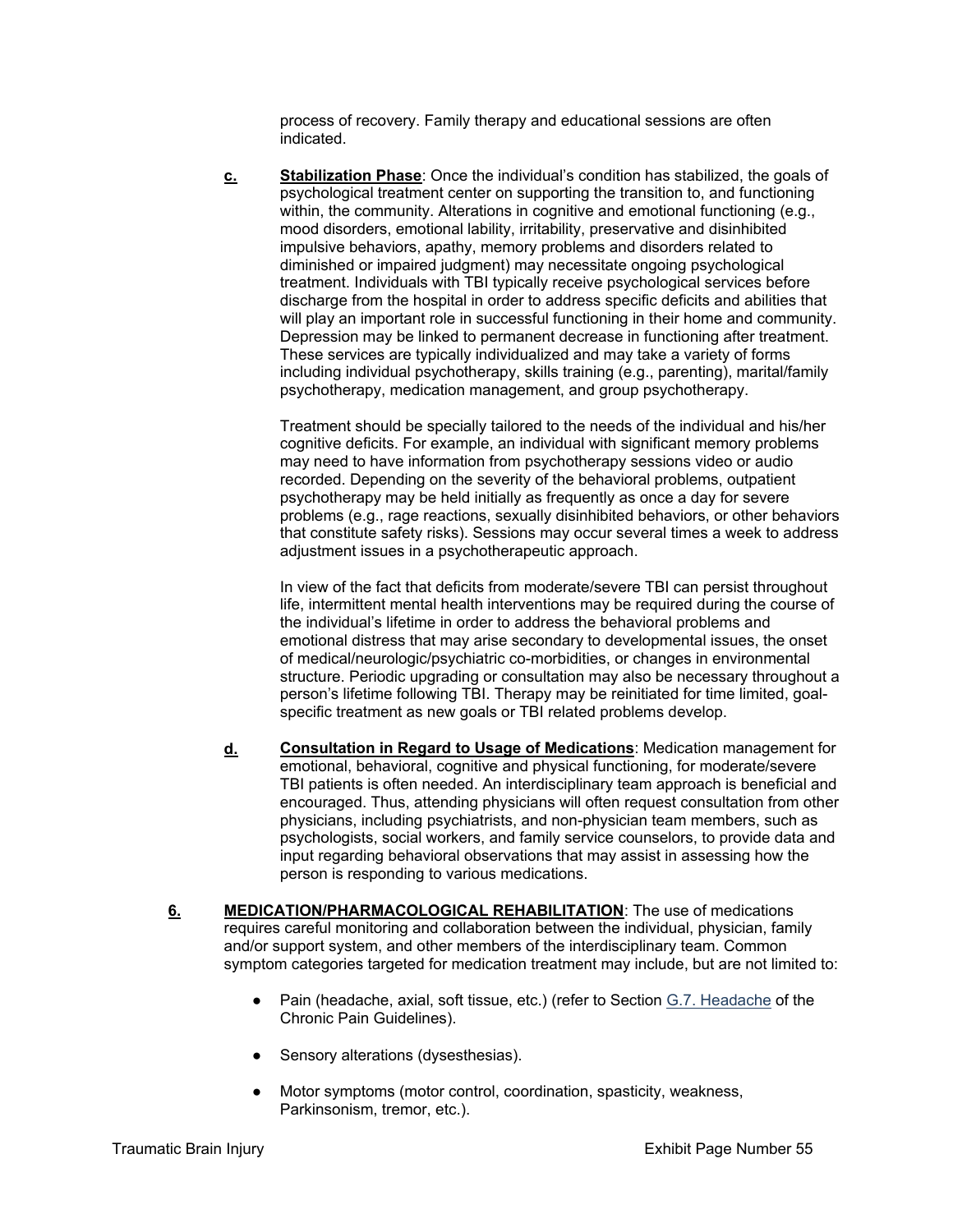process of recovery. Family therapy and educational sessions are often indicated.

**c.** **Stabilization Phase**: Once the individual's condition has stabilized, the goals of psychological treatment center on supporting the transition to, and functioning within, the community. Alterations in cognitive and emotional functioning (e.g., mood disorders, emotional lability, irritability, preservative and disinhibited impulsive behaviors, apathy, memory problems and disorders related to diminished or impaired judgment) may necessitate ongoing psychological treatment. Individuals with TBI typically receive psychological services before discharge from the hospital in order to address specific deficits and abilities that will play an important role in successful functioning in their home and community. Depression may be linked to permanent decrease in functioning after treatment. These services are typically individualized and may take a variety of forms including individual psychotherapy, skills training (e.g., parenting), marital/family psychotherapy, medication management, and group psychotherapy.

Treatment should be specially tailored to the needs of the individual and his/her cognitive deficits. For example, an individual with significant memory problems may need to have information from psychotherapy sessions video or audio recorded. Depending on the severity of the behavioral problems, outpatient psychotherapy may be held initially as frequently as once a day for severe problems (e.g., rage reactions, sexually disinhibited behaviors, or other behaviors that constitute safety risks). Sessions may occur several times a week to address adjustment issues in a psychotherapeutic approach.

In view of the fact that deficits from moderate/severe TBI can persist throughout life, intermittent mental health interventions may be required during the course of the individual's lifetime in order to address the behavioral problems and emotional distress that may arise secondary to developmental issues, the onset of medical/neurologic/psychiatric co-morbidities, or changes in environmental structure. Periodic upgrading or consultation may also be necessary throughout a person's lifetime following TBI. Therapy may be reinitiated for time limited, goal-specific treatment as new goals or TBI related problems develop.

**d.** **Consultation in Regard to Usage of Medications**: Medication management for emotional, behavioral, cognitive and physical functioning, for moderate/severe TBI patients is often needed. An interdisciplinary team approach is beneficial and encouraged. Thus, attending physicians will often request consultation from other physicians, including psychiatrists, and non-physician team members, such as psychologists, social workers, and family service counselors, to provide data and input regarding behavioral observations that may assist in assessing how the person is responding to various medications.

**6.** **MEDICATION/PHARMACOLOGICAL REHABILITATION**: The use of medications requires careful monitoring and collaboration between the individual, physician, family and/or support system, and other members of the interdisciplinary team. Common symptom categories targeted for medication treatment may include, but are not limited to:

- Pain (headache, axial, soft tissue, etc.) (refer to Section G.7. Headache of the Chronic Pain Guidelines).
- Sensory alterations (dysesthesias).
- Motor symptoms (motor control, coordination, spasticity, weakness, Parkinsonism, tremor, etc.).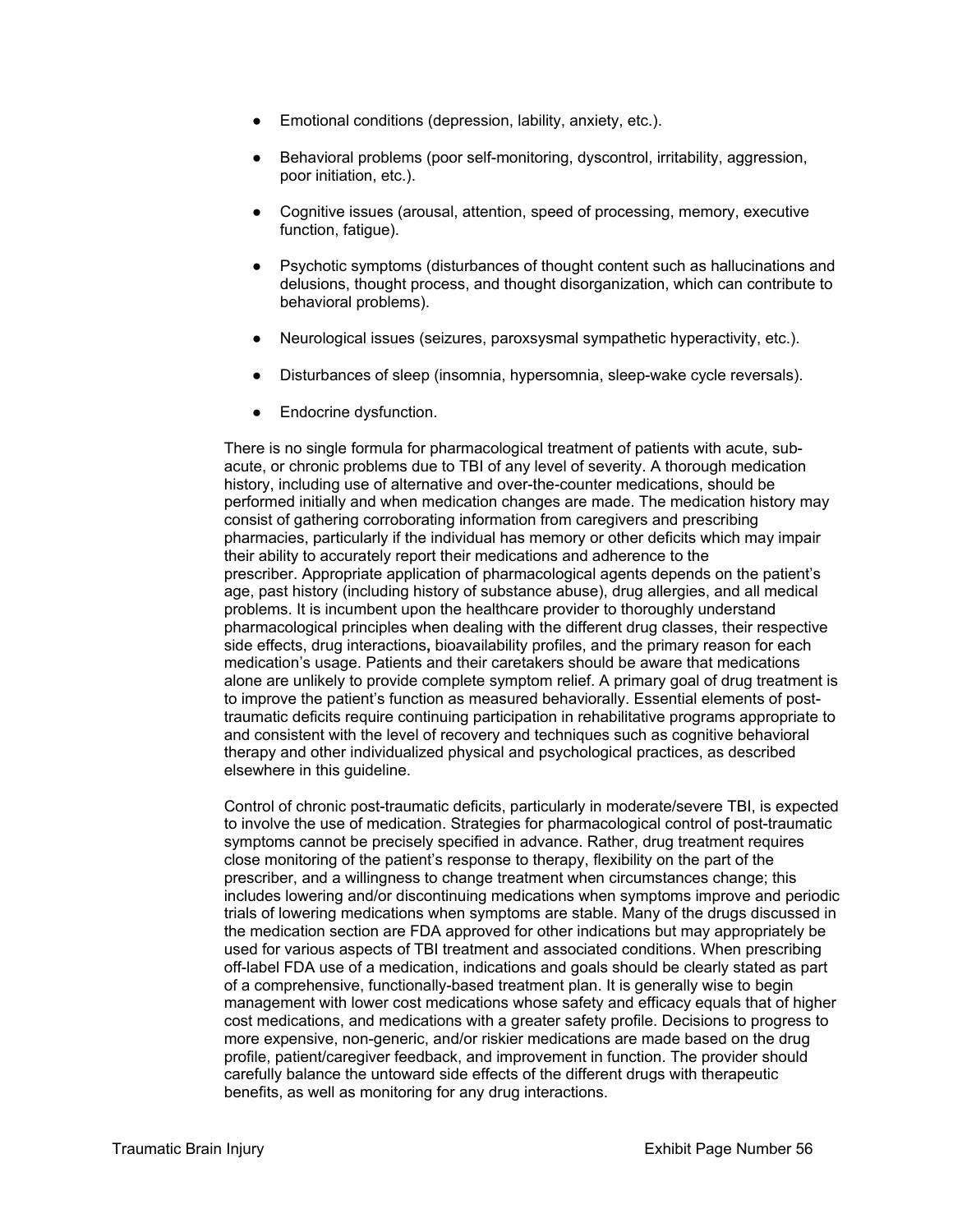- Emotional conditions (depression, lability, anxiety, etc.).
- Behavioral problems (poor self-monitoring, dyscontrol, irritability, aggression, poor initiation, etc.).
- Cognitive issues (arousal, attention, speed of processing, memory, executive function, fatigue).
- Psychotic symptoms (disturbances of thought content such as hallucinations and delusions, thought process, and thought disorganization, which can contribute to behavioral problems).
- Neurological issues (seizures, paroxsysmal sympathetic hyperactivity, etc.).
- Disturbances of sleep (insomnia, hypersomnia, sleep-wake cycle reversals).
- Endocrine dysfunction.

There is no single formula for pharmacological treatment of patients with acute, sub-acute, or chronic problems due to TBI of any level of severity. A thorough medication history, including use of alternative and over-the-counter medications, should be performed initially and when medication changes are made. The medication history may consist of gathering corroborating information from caregivers and prescribing pharmacies, particularly if the individual has memory or other deficits which may impair their ability to accurately report their medications and adherence to the prescriber. Appropriate application of pharmacological agents depends on the patient's age, past history (including history of substance abuse), drug allergies, and all medical problems. It is incumbent upon the healthcare provider to thoroughly understand pharmacological principles when dealing with the different drug classes, their respective side effects, drug interactions**,** bioavailability profiles, and the primary reason for each medication's usage. Patients and their caretakers should be aware that medications alone are unlikely to provide complete symptom relief. A primary goal of drug treatment is to improve the patient's function as measured behaviorally. Essential elements of post-traumatic deficits require continuing participation in rehabilitative programs appropriate to and consistent with the level of recovery and techniques such as cognitive behavioral therapy and other individualized physical and psychological practices, as described elsewhere in this guideline.

Control of chronic post-traumatic deficits, particularly in moderate/severe TBI, is expected to involve the use of medication. Strategies for pharmacological control of post-traumatic symptoms cannot be precisely specified in advance. Rather, drug treatment requires close monitoring of the patient's response to therapy, flexibility on the part of the prescriber, and a willingness to change treatment when circumstances change; this includes lowering and/or discontinuing medications when symptoms improve and periodic trials of lowering medications when symptoms are stable. Many of the drugs discussed in the medication section are FDA approved for other indications but may appropriately be used for various aspects of TBI treatment and associated conditions. When prescribing off-label FDA use of a medication, indications and goals should be clearly stated as part of a comprehensive, functionally-based treatment plan. It is generally wise to begin management with lower cost medications whose safety and efficacy equals that of higher cost medications, and medications with a greater safety profile. Decisions to progress to more expensive, non-generic, and/or riskier medications are made based on the drug profile, patient/caregiver feedback, and improvement in function. The provider should carefully balance the untoward side effects of the different drugs with therapeutic benefits, as well as monitoring for any drug interactions.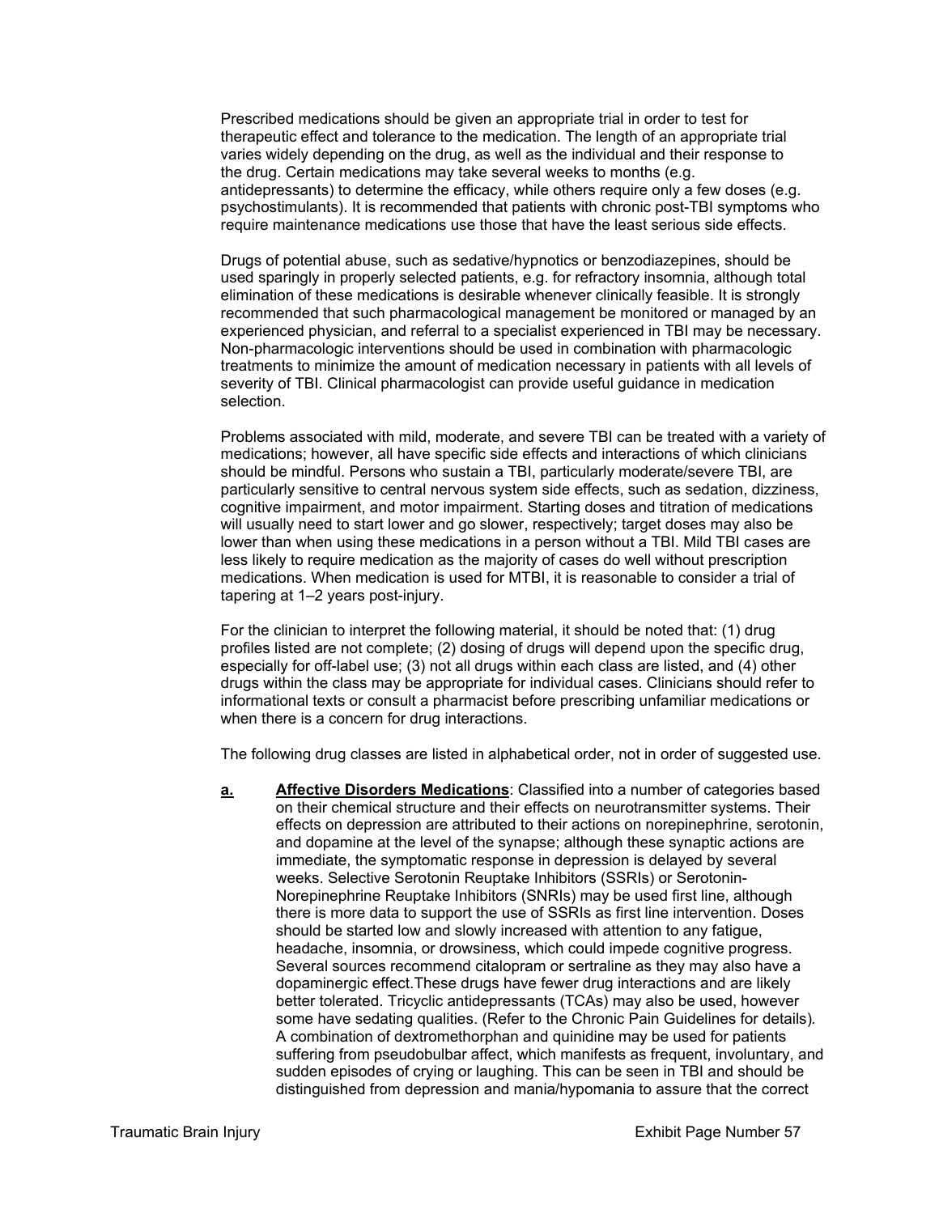Prescribed medications should be given an appropriate trial in order to test for therapeutic effect and tolerance to the medication. The length of an appropriate trial varies widely depending on the drug, as well as the individual and their response to the drug. Certain medications may take several weeks to months (e.g. antidepressants) to determine the efficacy, while others require only a few doses (e.g. psychostimulants). It is recommended that patients with chronic post-TBI symptoms who require maintenance medications use those that have the least serious side effects.

Drugs of potential abuse, such as sedative/hypnotics or benzodiazepines, should be used sparingly in properly selected patients, e.g. for refractory insomnia, although total elimination of these medications is desirable whenever clinically feasible. It is strongly recommended that such pharmacological management be monitored or managed by an experienced physician, and referral to a specialist experienced in TBI may be necessary. Non-pharmacologic interventions should be used in combination with pharmacologic treatments to minimize the amount of medication necessary in patients with all levels of severity of TBI. Clinical pharmacologist can provide useful guidance in medication selection.

Problems associated with mild, moderate, and severe TBI can be treated with a variety of medications; however, all have specific side effects and interactions of which clinicians should be mindful. Persons who sustain a TBI, particularly moderate/severe TBI, are particularly sensitive to central nervous system side effects, such as sedation, dizziness, cognitive impairment, and motor impairment. Starting doses and titration of medications will usually need to start lower and go slower, respectively; target doses may also be lower than when using these medications in a person without a TBI. Mild TBI cases are less likely to require medication as the majority of cases do well without prescription medications. When medication is used for MTBI, it is reasonable to consider a trial of tapering at 1–2 years post-injury.

For the clinician to interpret the following material, it should be noted that: (1) drug profiles listed are not complete; (2) dosing of drugs will depend upon the specific drug, especially for off-label use; (3) not all drugs within each class are listed, and (4) other drugs within the class may be appropriate for individual cases. Clinicians should refer to informational texts or consult a pharmacist before prescribing unfamiliar medications or when there is a concern for drug interactions.

The following drug classes are listed in alphabetical order, not in order of suggested use.

**a.** **Affective Disorders Medications**: Classified into a number of categories based on their chemical structure and their effects on neurotransmitter systems. Their effects on depression are attributed to their actions on norepinephrine, serotonin, and dopamine at the level of the synapse; although these synaptic actions are immediate, the symptomatic response in depression is delayed by several weeks. Selective Serotonin Reuptake Inhibitors (SSRIs) or Serotonin-Norepinephrine Reuptake Inhibitors (SNRIs) may be used first line, although there is more data to support the use of SSRIs as first line intervention. Doses should be started low and slowly increased with attention to any fatigue, headache, insomnia, or drowsiness, which could impede cognitive progress. Several sources recommend citalopram or sertraline as they may also have a dopaminergic effect.These drugs have fewer drug interactions and are likely better tolerated. Tricyclic antidepressants (TCAs) may also be used, however some have sedating qualities. (Refer to the Chronic Pain Guidelines for details). A combination of dextromethorphan and quinidine may be used for patients suffering from pseudobulbar affect, which manifests as frequent, involuntary, and sudden episodes of crying or laughing. This can be seen in TBI and should be distinguished from depression and mania/hypomania to assure that the correct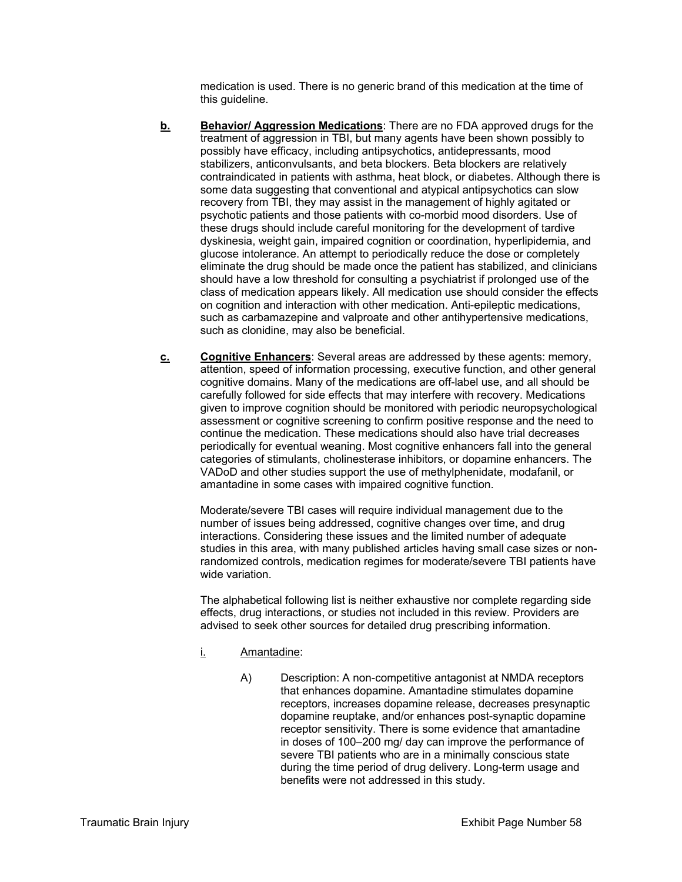medication is used. There is no generic brand of this medication at the time of this guideline.

**b.** **Behavior/ Aggression Medications**: There are no FDA approved drugs for the treatment of aggression in TBI, but many agents have been shown possibly to possibly have efficacy, including antipsychotics, antidepressants, mood stabilizers, anticonvulsants, and beta blockers. Beta blockers are relatively contraindicated in patients with asthma, heat block, or diabetes. Although there is some data suggesting that conventional and atypical antipsychotics can slow recovery from TBI, they may assist in the management of highly agitated or psychotic patients and those patients with co-morbid mood disorders. Use of these drugs should include careful monitoring for the development of tardive dyskinesia, weight gain, impaired cognition or coordination, hyperlipidemia, and glucose intolerance. An attempt to periodically reduce the dose or completely eliminate the drug should be made once the patient has stabilized, and clinicians should have a low threshold for consulting a psychiatrist if prolonged use of the class of medication appears likely. All medication use should consider the effects on cognition and interaction with other medication. Anti-epileptic medications, such as carbamazepine and valproate and other antihypertensive medications, such as clonidine, may also be beneficial.

**c.** **Cognitive Enhancers**: Several areas are addressed by these agents: memory, attention, speed of information processing, executive function, and other general cognitive domains. Many of the medications are off-label use, and all should be carefully followed for side effects that may interfere with recovery. Medications given to improve cognition should be monitored with periodic neuropsychological assessment or cognitive screening to confirm positive response and the need to continue the medication. These medications should also have trial decreases periodically for eventual weaning. Most cognitive enhancers fall into the general categories of stimulants, cholinesterase inhibitors, or dopamine enhancers. The VADoD and other studies support the use of methylphenidate, modafanil, or amantadine in some cases with impaired cognitive function.

Moderate/severe TBI cases will require individual management due to the number of issues being addressed, cognitive changes over time, and drug interactions. Considering these issues and the limited number of adequate studies in this area, with many published articles having small case sizes or non-randomized controls, medication regimes for moderate/severe TBI patients have wide variation.

The alphabetical following list is neither exhaustive nor complete regarding side effects, drug interactions, or studies not included in this review. Providers are advised to seek other sources for detailed drug prescribing information.

i. Amantadine:

A) Description: A non-competitive antagonist at NMDA receptors that enhances dopamine. Amantadine stimulates dopamine receptors, increases dopamine release, decreases presynaptic dopamine reuptake, and/or enhances post-synaptic dopamine receptor sensitivity. There is some evidence that amantadine in doses of 100–200 mg/ day can improve the performance of severe TBI patients who are in a minimally conscious state during the time period of drug delivery. Long-term usage and benefits were not addressed in this study.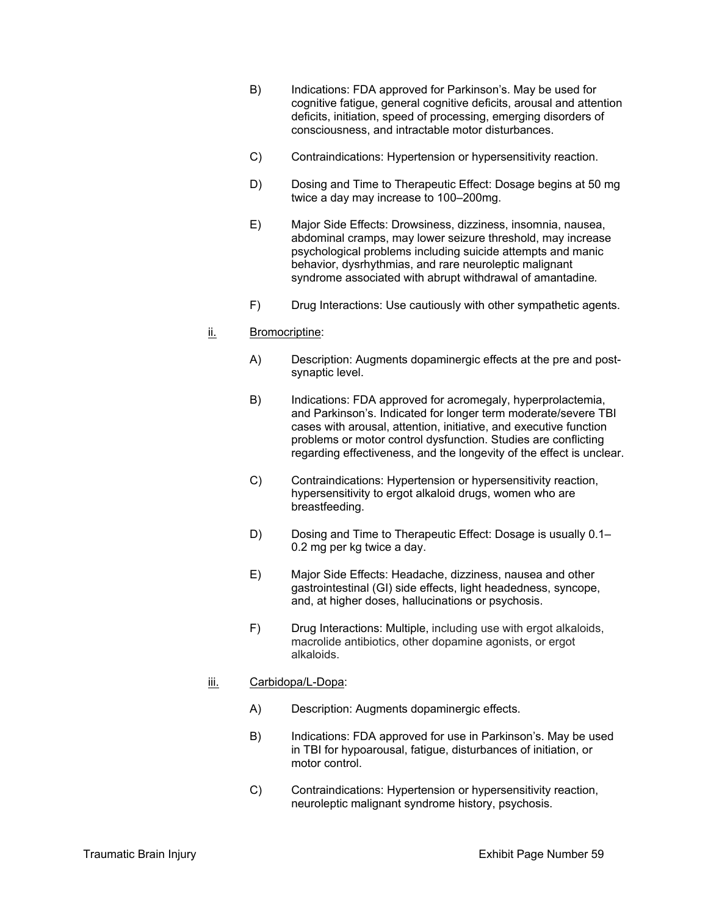B) Indications: FDA approved for Parkinson's. May be used for cognitive fatigue, general cognitive deficits, arousal and attention deficits, initiation, speed of processing, emerging disorders of consciousness, and intractable motor disturbances.

C) Contraindications: Hypertension or hypersensitivity reaction.

D) Dosing and Time to Therapeutic Effect: Dosage begins at 50 mg twice a day may increase to 100–200mg.

E) Major Side Effects: Drowsiness, dizziness, insomnia, nausea, abdominal cramps, may lower seizure threshold, may increase psychological problems including suicide attempts and manic behavior, dysrhythmias, and rare neuroleptic malignant syndrome associated with abrupt withdrawal of amantadine.

F) Drug Interactions: Use cautiously with other sympathetic agents.

ii. <u>Bromocriptine</u>:

A) Description: Augments dopaminergic effects at the pre and post-synaptic level.

B) Indications: FDA approved for acromegaly, hyperprolactemia, and Parkinson's. Indicated for longer term moderate/severe TBI cases with arousal, attention, initiative, and executive function problems or motor control dysfunction. Studies are conflicting regarding effectiveness, and the longevity of the effect is unclear.

C) Contraindications: Hypertension or hypersensitivity reaction, hypersensitivity to ergot alkaloid drugs, women who are breastfeeding.

D) Dosing and Time to Therapeutic Effect: Dosage is usually 0.1–0.2 mg per kg twice a day.

E) Major Side Effects: Headache, dizziness, nausea and other gastrointestinal (GI) side effects, light headedness, syncope, and, at higher doses, hallucinations or psychosis.

F) Drug Interactions: Multiple, including use with ergot alkaloids, macrolide antibiotics, other dopamine agonists, or ergot alkaloids.

iii. <u>Carbidopa/L-Dopa</u>:

A) Description: Augments dopaminergic effects.

B) Indications: FDA approved for use in Parkinson's. May be used in TBI for hypoarousal, fatigue, disturbances of initiation, or motor control.

C) Contraindications: Hypertension or hypersensitivity reaction, neuroleptic malignant syndrome history, psychosis.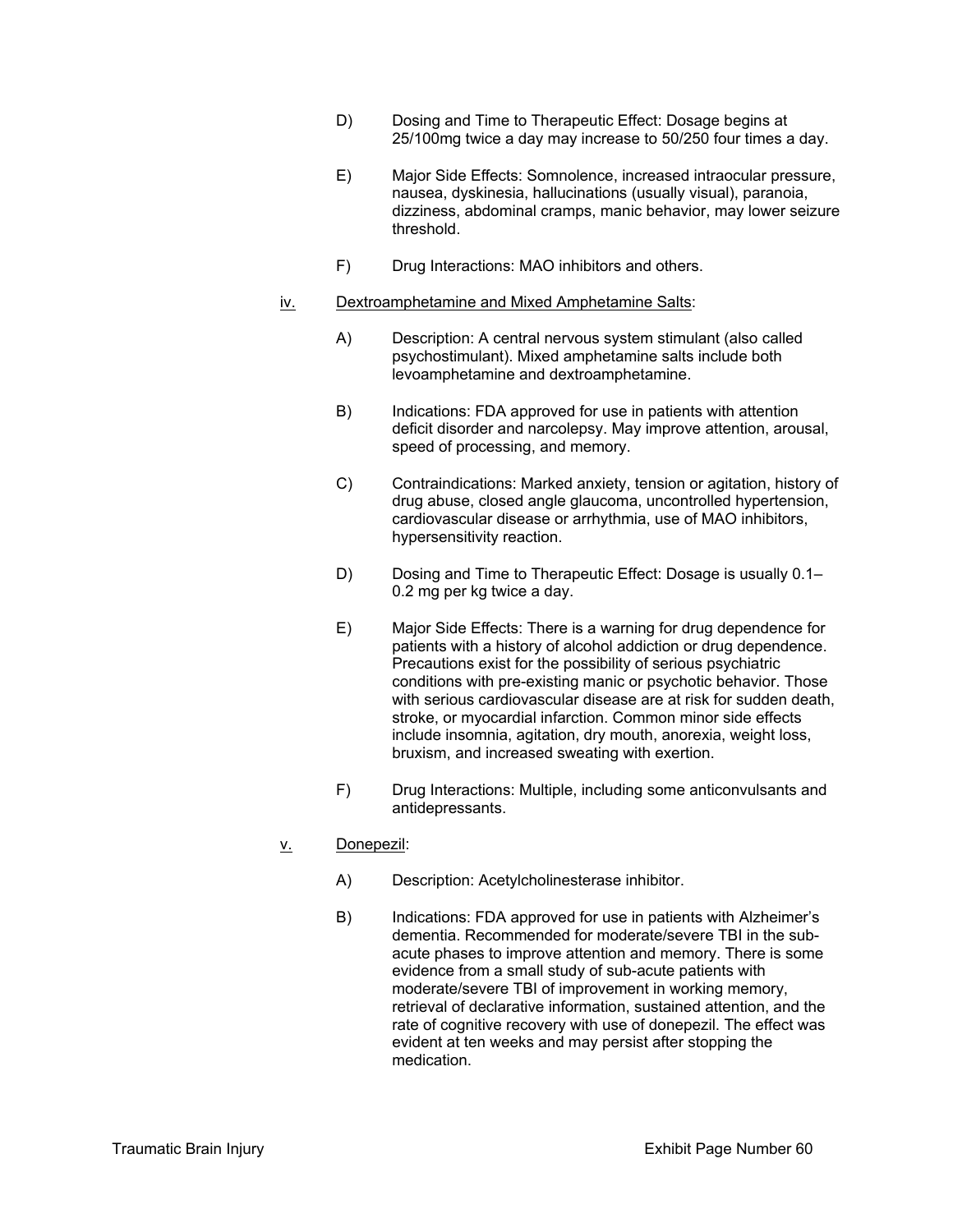D) Dosing and Time to Therapeutic Effect: Dosage begins at 25/100mg twice a day may increase to 50/250 four times a day.

E) Major Side Effects: Somnolence, increased intraocular pressure, nausea, dyskinesia, hallucinations (usually visual), paranoia, dizziness, abdominal cramps, manic behavior, may lower seizure threshold.

F) Drug Interactions: MAO inhibitors and others.

iv. <u>Dextroamphetamine and Mixed Amphetamine Salts</u>:

A) Description: A central nervous system stimulant (also called psychostimulant). Mixed amphetamine salts include both levoamphetamine and dextroamphetamine.

B) Indications: FDA approved for use in patients with attention deficit disorder and narcolepsy. May improve attention, arousal, speed of processing, and memory.

C) Contraindications: Marked anxiety, tension or agitation, history of drug abuse, closed angle glaucoma, uncontrolled hypertension, cardiovascular disease or arrhythmia, use of MAO inhibitors, hypersensitivity reaction.

D) Dosing and Time to Therapeutic Effect: Dosage is usually 0.1–0.2 mg per kg twice a day.

E) Major Side Effects: There is a warning for drug dependence for patients with a history of alcohol addiction or drug dependence. Precautions exist for the possibility of serious psychiatric conditions with pre-existing manic or psychotic behavior. Those with serious cardiovascular disease are at risk for sudden death, stroke, or myocardial infarction. Common minor side effects include insomnia, agitation, dry mouth, anorexia, weight loss, bruxism, and increased sweating with exertion.

F) Drug Interactions: Multiple, including some anticonvulsants and antidepressants.

v. <u>Donepezil</u>:

A) Description: Acetylcholinesterase inhibitor.

B) Indications: FDA approved for use in patients with Alzheimer's dementia. Recommended for moderate/severe TBI in the sub-acute phases to improve attention and memory. There is some evidence from a small study of sub-acute patients with moderate/severe TBI of improvement in working memory, retrieval of declarative information, sustained attention, and the rate of cognitive recovery with use of donepezil. The effect was evident at ten weeks and may persist after stopping the medication.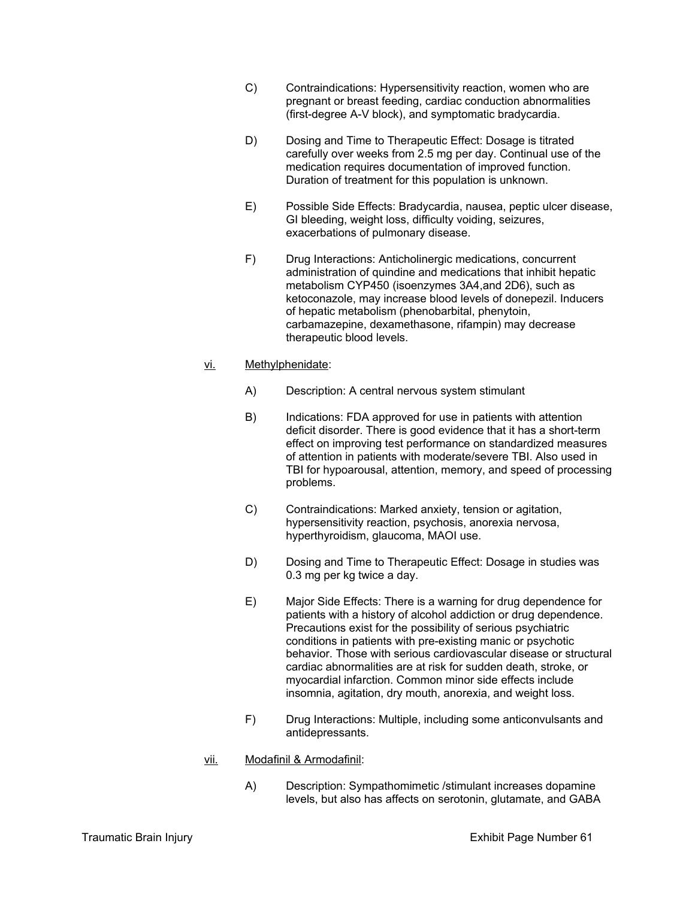C) Contraindications: Hypersensitivity reaction, women who are pregnant or breast feeding, cardiac conduction abnormalities (first-degree A-V block), and symptomatic bradycardia.

D) Dosing and Time to Therapeutic Effect: Dosage is titrated carefully over weeks from 2.5 mg per day. Continual use of the medication requires documentation of improved function. Duration of treatment for this population is unknown.

E) Possible Side Effects: Bradycardia, nausea, peptic ulcer disease, GI bleeding, weight loss, difficulty voiding, seizures, exacerbations of pulmonary disease.

F) Drug Interactions: Anticholinergic medications, concurrent administration of quindine and medications that inhibit hepatic metabolism CYP450 (isoenzymes 3A4,and 2D6), such as ketoconazole, may increase blood levels of donepezil. Inducers of hepatic metabolism (phenobarbital, phenytoin, carbamazepine, dexamethasone, rifampin) may decrease therapeutic blood levels.

vi. Methylphenidate:

A) Description: A central nervous system stimulant

B) Indications: FDA approved for use in patients with attention deficit disorder. There is good evidence that it has a short-term effect on improving test performance on standardized measures of attention in patients with moderate/severe TBI. Also used in TBI for hypoarousal, attention, memory, and speed of processing problems.

C) Contraindications: Marked anxiety, tension or agitation, hypersensitivity reaction, psychosis, anorexia nervosa, hyperthyroidism, glaucoma, MAOI use.

D) Dosing and Time to Therapeutic Effect: Dosage in studies was 0.3 mg per kg twice a day.

E) Major Side Effects: There is a warning for drug dependence for patients with a history of alcohol addiction or drug dependence. Precautions exist for the possibility of serious psychiatric conditions in patients with pre-existing manic or psychotic behavior. Those with serious cardiovascular disease or structural cardiac abnormalities are at risk for sudden death, stroke, or myocardial infarction. Common minor side effects include insomnia, agitation, dry mouth, anorexia, and weight loss.

F) Drug Interactions: Multiple, including some anticonvulsants and antidepressants.

vii. Modafinil & Armodafinil:

A) Description: Sympathomimetic /stimulant increases dopamine levels, but also has affects on serotonin, glutamate, and GABA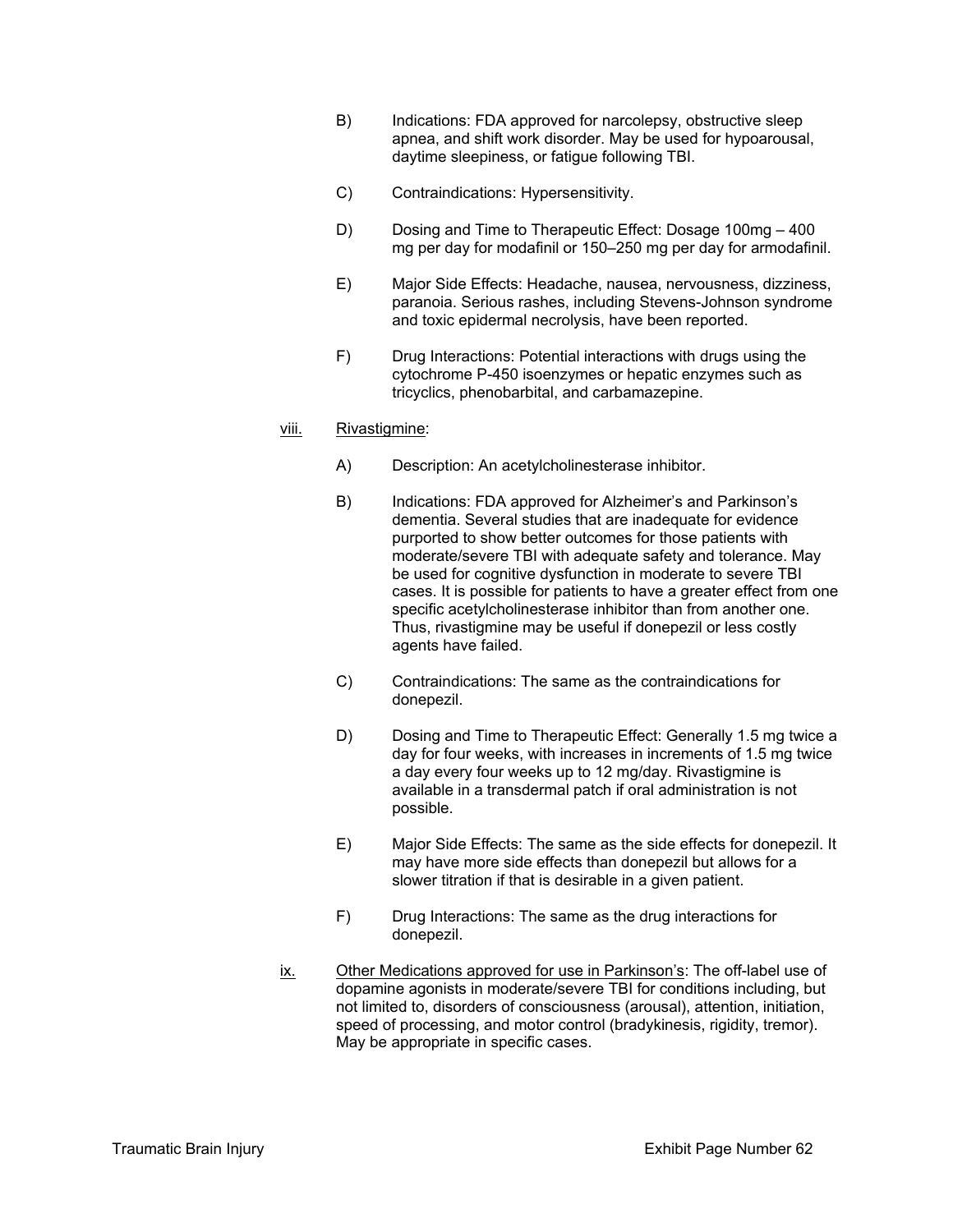B) Indications: FDA approved for narcolepsy, obstructive sleep apnea, and shift work disorder. May be used for hypoarousal, daytime sleepiness, or fatigue following TBI.

C) Contraindications: Hypersensitivity.

D) Dosing and Time to Therapeutic Effect: Dosage 100mg – 400 mg per day for modafinil or 150–250 mg per day for armodafinil.

E) Major Side Effects: Headache, nausea, nervousness, dizziness, paranoia. Serious rashes, including Stevens-Johnson syndrome and toxic epidermal necrolysis, have been reported.

F) Drug Interactions: Potential interactions with drugs using the cytochrome P-450 isoenzymes or hepatic enzymes such as tricyclics, phenobarbital, and carbamazepine.

viii. Rivastigmine:

A) Description: An acetylcholinesterase inhibitor.

B) Indications: FDA approved for Alzheimer's and Parkinson's dementia. Several studies that are inadequate for evidence purported to show better outcomes for those patients with moderate/severe TBI with adequate safety and tolerance. May be used for cognitive dysfunction in moderate to severe TBI cases. It is possible for patients to have a greater effect from one specific acetylcholinesterase inhibitor than from another one. Thus, rivastigmine may be useful if donepezil or less costly agents have failed.

C) Contraindications: The same as the contraindications for donepezil.

D) Dosing and Time to Therapeutic Effect: Generally 1.5 mg twice a day for four weeks, with increases in increments of 1.5 mg twice a day every four weeks up to 12 mg/day. Rivastigmine is available in a transdermal patch if oral administration is not possible.

E) Major Side Effects: The same as the side effects for donepezil. It may have more side effects than donepezil but allows for a slower titration if that is desirable in a given patient.

F) Drug Interactions: The same as the drug interactions for donepezil.

ix. Other Medications approved for use in Parkinson's: The off-label use of dopamine agonists in moderate/severe TBI for conditions including, but not limited to, disorders of consciousness (arousal), attention, initiation, speed of processing, and motor control (bradykinesis, rigidity, tremor). May be appropriate in specific cases.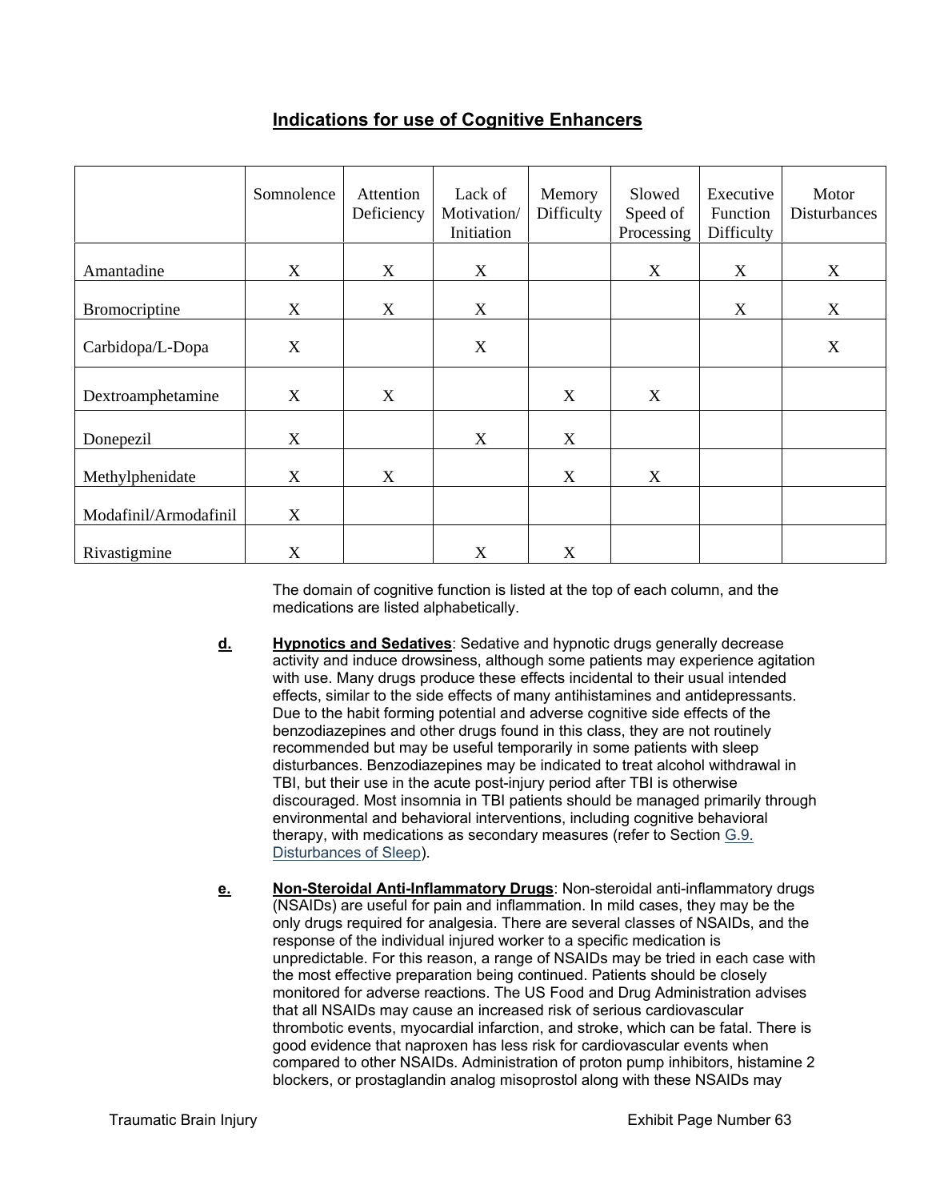## Indications for use of Cognitive Enhancers

| | Somnolence | Attention Deficiency | Lack of Motivation/ Initiation | Memory Difficulty | Slowed Speed of Processing | Executive Function Difficulty | Motor Disturbances |
|---|---|---|---|---|---|---|---|
| Amantadine | X | X | X | | X | X | X |
| Bromocriptine | X | X | X | | | X | X |
| Carbidopa/L-Dopa | X | | X | | | | X |
| Dextroamphetamine | X | X | | X | X | | |
| Donepezil | X | | X | X | | | |
| Methylphenidate | X | X | | X | X | | |
| Modafinil/Armodafinil | X | | | | | | |
| Rivastigmine | X | | X | X | | | |

The domain of cognitive function is listed at the top of each column, and the medications are listed alphabetically.

**d.** **Hypnotics and Sedatives**: Sedative and hypnotic drugs generally decrease activity and induce drowsiness, although some patients may experience agitation with use. Many drugs produce these effects incidental to their usual intended effects, similar to the side effects of many antihistamines and antidepressants. Due to the habit forming potential and adverse cognitive side effects of the benzodiazepines and other drugs found in this class, they are not routinely recommended but may be useful temporarily in some patients with sleep disturbances. Benzodiazepines may be indicated to treat alcohol withdrawal in TBI, but their use in the acute post-injury period after TBI is otherwise discouraged. Most insomnia in TBI patients should be managed primarily through environmental and behavioral interventions, including cognitive behavioral therapy, with medications as secondary measures (refer to Section G.9. Disturbances of Sleep).

**e.** **Non-Steroidal Anti-Inflammatory Drugs**: Non-steroidal anti-inflammatory drugs (NSAIDs) are useful for pain and inflammation. In mild cases, they may be the only drugs required for analgesia. There are several classes of NSAIDs, and the response of the individual injured worker to a specific medication is unpredictable. For this reason, a range of NSAIDs may be tried in each case with the most effective preparation being continued. Patients should be closely monitored for adverse reactions. The US Food and Drug Administration advises that all NSAIDs may cause an increased risk of serious cardiovascular thrombotic events, myocardial infarction, and stroke, which can be fatal. There is good evidence that naproxen has less risk for cardiovascular events when compared to other NSAIDs. Administration of proton pump inhibitors, histamine 2 blockers, or prostaglandin analog misoprostol along with these NSAIDs may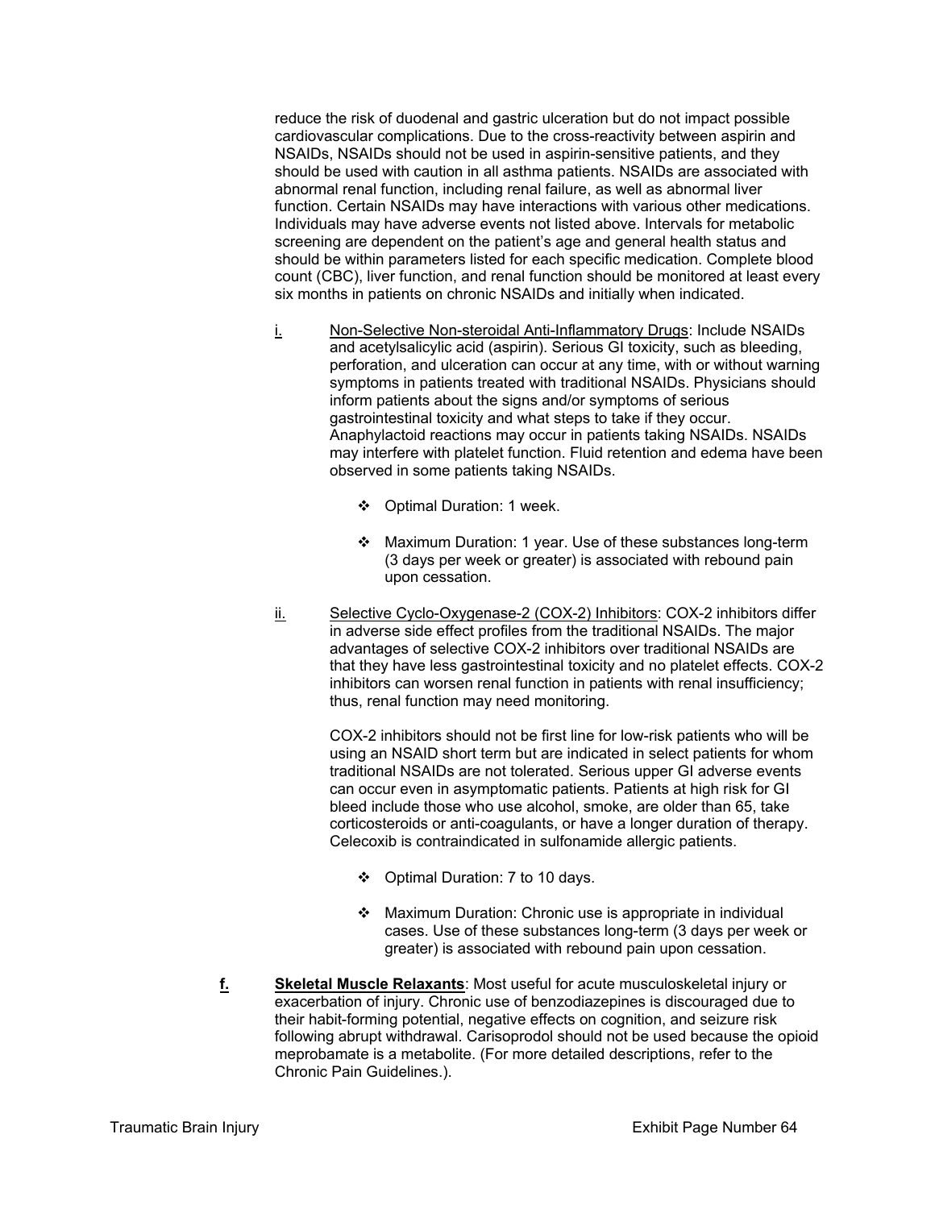reduce the risk of duodenal and gastric ulceration but do not impact possible cardiovascular complications. Due to the cross-reactivity between aspirin and NSAIDs, NSAIDs should not be used in aspirin-sensitive patients, and they should be used with caution in all asthma patients. NSAIDs are associated with abnormal renal function, including renal failure, as well as abnormal liver function. Certain NSAIDs may have interactions with various other medications. Individuals may have adverse events not listed above. Intervals for metabolic screening are dependent on the patient's age and general health status and should be within parameters listed for each specific medication. Complete blood count (CBC), liver function, and renal function should be monitored at least every six months in patients on chronic NSAIDs and initially when indicated.

i. Non-Selective Non-steroidal Anti-Inflammatory Drugs: Include NSAIDs and acetylsalicylic acid (aspirin). Serious GI toxicity, such as bleeding, perforation, and ulceration can occur at any time, with or without warning symptoms in patients treated with traditional NSAIDs. Physicians should inform patients about the signs and/or symptoms of serious gastrointestinal toxicity and what steps to take if they occur. Anaphylactoid reactions may occur in patients taking NSAIDs. NSAIDs may interfere with platelet function. Fluid retention and edema have been observed in some patients taking NSAIDs.

- ❖ Optimal Duration: 1 week.
- ❖ Maximum Duration: 1 year. Use of these substances long-term (3 days per week or greater) is associated with rebound pain upon cessation.

ii. Selective Cyclo-Oxygenase-2 (COX-2) Inhibitors: COX-2 inhibitors differ in adverse side effect profiles from the traditional NSAIDs. The major advantages of selective COX-2 inhibitors over traditional NSAIDs are that they have less gastrointestinal toxicity and no platelet effects. COX-2 inhibitors can worsen renal function in patients with renal insufficiency; thus, renal function may need monitoring.

COX-2 inhibitors should not be first line for low-risk patients who will be using an NSAID short term but are indicated in select patients for whom traditional NSAIDs are not tolerated. Serious upper GI adverse events can occur even in asymptomatic patients. Patients at high risk for GI bleed include those who use alcohol, smoke, are older than 65, take corticosteroids or anti-coagulants, or have a longer duration of therapy. Celecoxib is contraindicated in sulfonamide allergic patients.

- ❖ Optimal Duration: 7 to 10 days.
- ❖ Maximum Duration: Chronic use is appropriate in individual cases. Use of these substances long-term (3 days per week or greater) is associated with rebound pain upon cessation.

**f.** **Skeletal Muscle Relaxants**: Most useful for acute musculoskeletal injury or exacerbation of injury. Chronic use of benzodiazepines is discouraged due to their habit-forming potential, negative effects on cognition, and seizure risk following abrupt withdrawal. Carisoprodol should not be used because the opioid meprobamate is a metabolite. (For more detailed descriptions, refer to the Chronic Pain Guidelines.).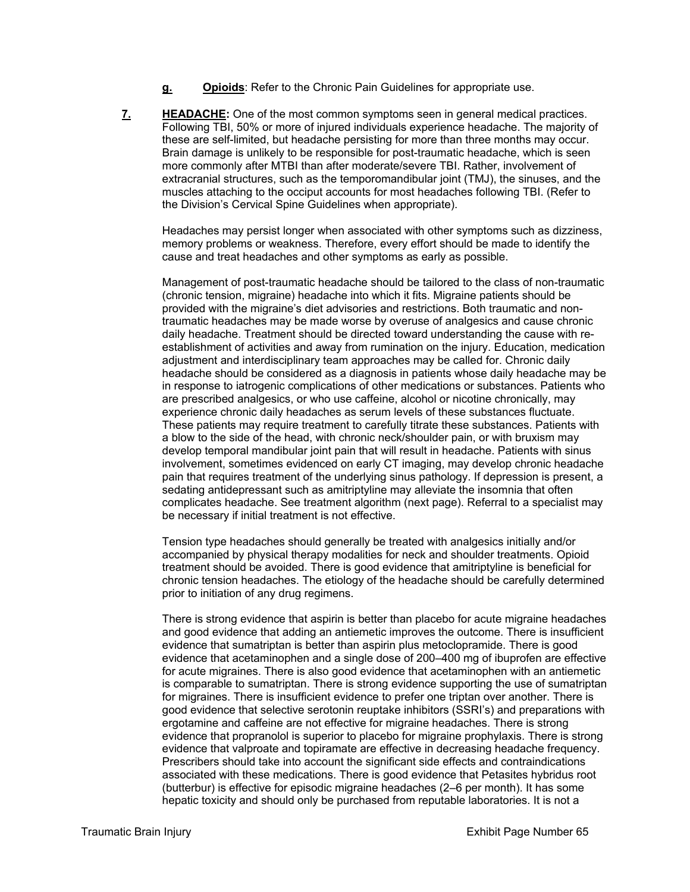**g.** **Opioids**: Refer to the Chronic Pain Guidelines for appropriate use.

**7.** **HEADACHE:** One of the most common symptoms seen in general medical practices. Following TBI, 50% or more of injured individuals experience headache. The majority of these are self-limited, but headache persisting for more than three months may occur. Brain damage is unlikely to be responsible for post-traumatic headache, which is seen more commonly after MTBI than after moderate/severe TBI. Rather, involvement of extracranial structures, such as the temporomandibular joint (TMJ), the sinuses, and the muscles attaching to the occiput accounts for most headaches following TBI. (Refer to the Division's Cervical Spine Guidelines when appropriate).

Headaches may persist longer when associated with other symptoms such as dizziness, memory problems or weakness. Therefore, every effort should be made to identify the cause and treat headaches and other symptoms as early as possible.

Management of post-traumatic headache should be tailored to the class of non-traumatic (chronic tension, migraine) headache into which it fits. Migraine patients should be provided with the migraine's diet advisories and restrictions. Both traumatic and non-traumatic headaches may be made worse by overuse of analgesics and cause chronic daily headache. Treatment should be directed toward understanding the cause with re-establishment of activities and away from rumination on the injury. Education, medication adjustment and interdisciplinary team approaches may be called for. Chronic daily headache should be considered as a diagnosis in patients whose daily headache may be in response to iatrogenic complications of other medications or substances. Patients who are prescribed analgesics, or who use caffeine, alcohol or nicotine chronically, may experience chronic daily headaches as serum levels of these substances fluctuate. These patients may require treatment to carefully titrate these substances. Patients with a blow to the side of the head, with chronic neck/shoulder pain, or with bruxism may develop temporal mandibular joint pain that will result in headache. Patients with sinus involvement, sometimes evidenced on early CT imaging, may develop chronic headache pain that requires treatment of the underlying sinus pathology. If depression is present, a sedating antidepressant such as amitriptyline may alleviate the insomnia that often complicates headache. See treatment algorithm (next page). Referral to a specialist may be necessary if initial treatment is not effective.

Tension type headaches should generally be treated with analgesics initially and/or accompanied by physical therapy modalities for neck and shoulder treatments. Opioid treatment should be avoided. There is good evidence that amitriptyline is beneficial for chronic tension headaches. The etiology of the headache should be carefully determined prior to initiation of any drug regimens.

There is strong evidence that aspirin is better than placebo for acute migraine headaches and good evidence that adding an antiemetic improves the outcome. There is insufficient evidence that sumatriptan is better than aspirin plus metoclopramide. There is good evidence that acetaminophen and a single dose of 200–400 mg of ibuprofen are effective for acute migraines. There is also good evidence that acetaminophen with an antiemetic is comparable to sumatriptan. There is strong evidence supporting the use of sumatriptan for migraines. There is insufficient evidence to prefer one triptan over another. There is good evidence that selective serotonin reuptake inhibitors (SSRI's) and preparations with ergotamine and caffeine are not effective for migraine headaches. There is strong evidence that propranolol is superior to placebo for migraine prophylaxis. There is strong evidence that valproate and topiramate are effective in decreasing headache frequency. Prescribers should take into account the significant side effects and contraindications associated with these medications. There is good evidence that Petasites hybridus root (butterbur) is effective for episodic migraine headaches (2–6 per month). It has some hepatic toxicity and should only be purchased from reputable laboratories. It is not a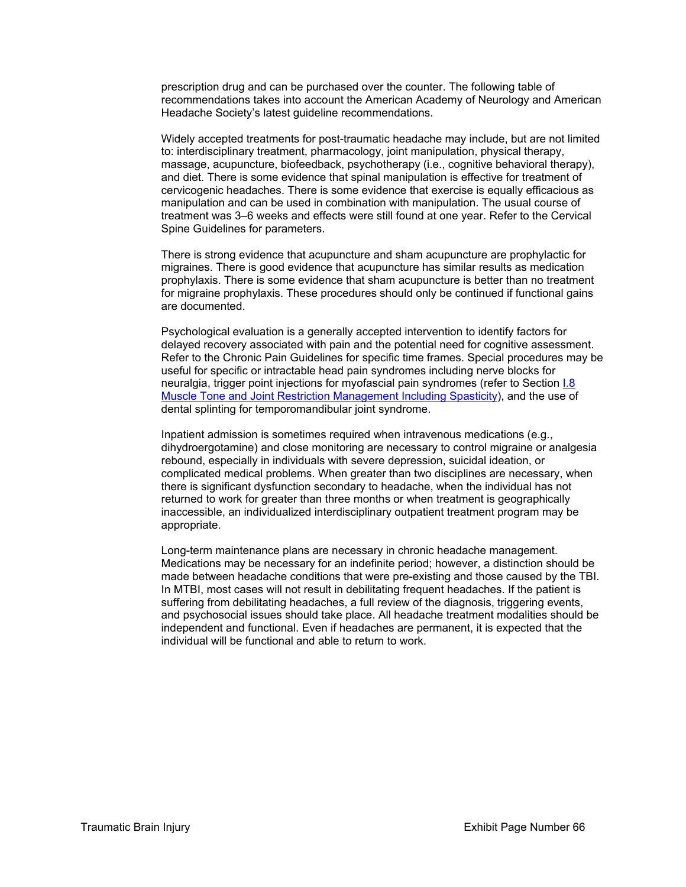prescription drug and can be purchased over the counter. The following table of recommendations takes into account the American Academy of Neurology and American Headache Society's latest guideline recommendations.

Widely accepted treatments for post-traumatic headache may include, but are not limited to: interdisciplinary treatment, pharmacology, joint manipulation, physical therapy, massage, acupuncture, biofeedback, psychotherapy (i.e., cognitive behavioral therapy), and diet. There is some evidence that spinal manipulation is effective for treatment of cervicogenic headaches. There is some evidence that exercise is equally efficacious as manipulation and can be used in combination with manipulation. The usual course of treatment was 3–6 weeks and effects were still found at one year. Refer to the Cervical Spine Guidelines for parameters.

There is strong evidence that acupuncture and sham acupuncture are prophylactic for migraines. There is good evidence that acupuncture has similar results as medication prophylaxis. There is some evidence that sham acupuncture is better than no treatment for migraine prophylaxis. These procedures should only be continued if functional gains are documented.

Psychological evaluation is a generally accepted intervention to identify factors for delayed recovery associated with pain and the potential need for cognitive assessment. Refer to the Chronic Pain Guidelines for specific time frames. Special procedures may be useful for specific or intractable head pain syndromes including nerve blocks for neuralgia, trigger point injections for myofascial pain syndromes (refer to Section I.8 Muscle Tone and Joint Restriction Management Including Spasticity), and the use of dental splinting for temporomandibular joint syndrome.

Inpatient admission is sometimes required when intravenous medications (e.g., dihydroergotamine) and close monitoring are necessary to control migraine or analgesia rebound, especially in individuals with severe depression, suicidal ideation, or complicated medical problems. When greater than two disciplines are necessary, when there is significant dysfunction secondary to headache, when the individual has not returned to work for greater than three months or when treatment is geographically inaccessible, an individualized interdisciplinary outpatient treatment program may be appropriate.

Long-term maintenance plans are necessary in chronic headache management. Medications may be necessary for an indefinite period; however, a distinction should be made between headache conditions that were pre-existing and those caused by the TBI. In MTBI, most cases will not result in debilitating frequent headaches. If the patient is suffering from debilitating headaches, a full review of the diagnosis, triggering events, and psychosocial issues should take place. All headache treatment modalities should be independent and functional. Even if headaches are permanent, it is expected that the individual will be functional and able to return to work.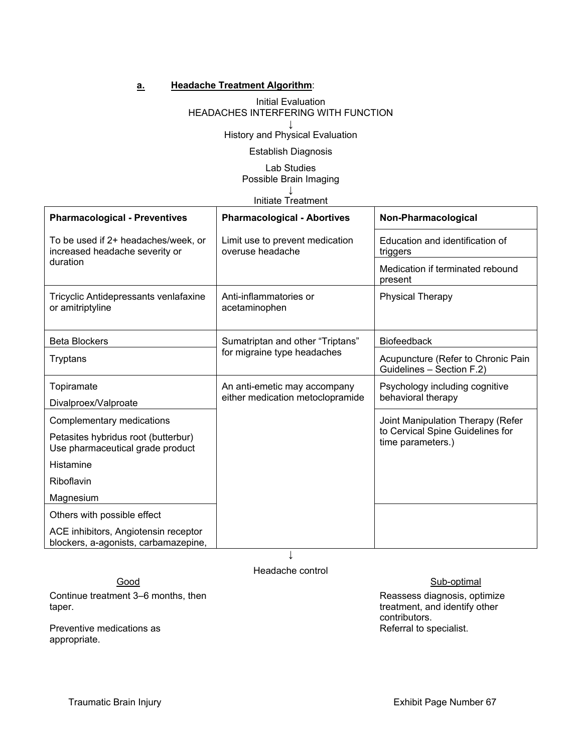**a. Headache Treatment Algorithm:**

Initial Evaluation
HEADACHES INTERFERING WITH FUNCTION

↓

History and Physical Evaluation

Establish Diagnosis

Lab Studies
Possible Brain Imaging

↓

Initiate Treatment

| Pharmacological - Preventives | Pharmacological - Abortives | Non-Pharmacological |
|---|---|---|
| To be used if 2+ headaches/week, or increased headache severity or duration | Limit use to prevent medication overuse headache | Education and identification of triggers |
| | | Medication if terminated rebound present |
| Tricyclic Antidepressants venlafaxine or amitriptyline | Anti-inflammatories or acetaminophen | Physical Therapy |
| Beta Blockers | Sumatriptan and other "Triptans" for migraine type headaches | Biofeedback |
| Tryptans | | Acupuncture (Refer to Chronic Pain Guidelines – Section F.2) |
| Topiramate<br>Divalproex/Valproate | An anti-emetic may accompany either medication metoclopramide | Psychology including cognitive behavioral therapy |
| Complementary medications<br>Petasites hybridus root (butterbur) Use pharmaceutical grade product<br>Histamine<br>Riboflavin<br>Magnesium | | Joint Manipulation Therapy (Refer to Cervical Spine Guidelines for time parameters.) |
| Others with possible effect<br>ACE inhibitors, Angiotensin receptor blockers, a-agonists, carbamazepine, | | |

↓

Headache control

**Good**

Continue treatment 3–6 months, then taper.

Preventive medications as appropriate.

**Sub-optimal**

Reassess diagnosis, optimize treatment, and identify other contributors.
Referral to specialist.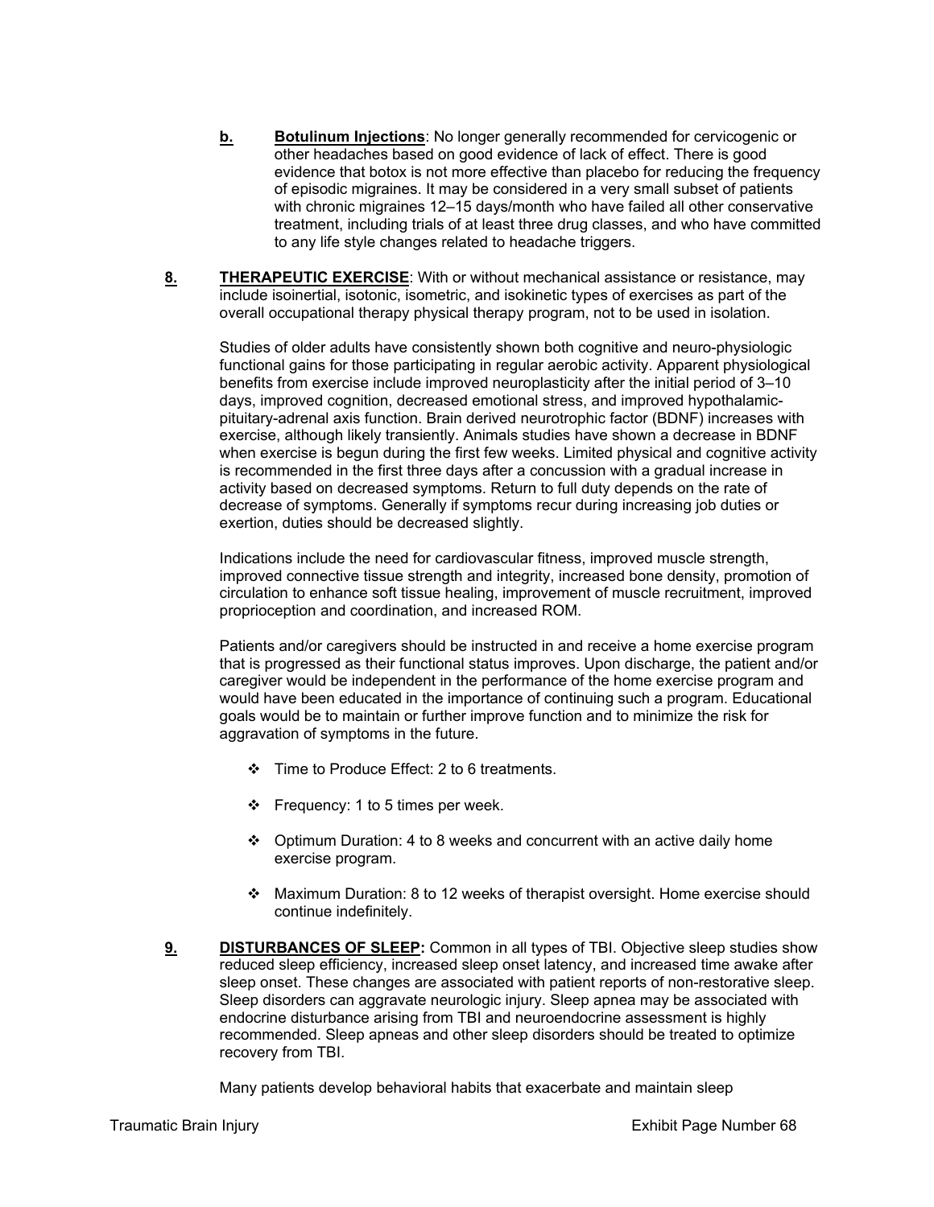**b.** **Botulinum Injections**: No longer generally recommended for cervicogenic or other headaches based on good evidence of lack of effect. There is good evidence that botox is not more effective than placebo for reducing the frequency of episodic migraines. It may be considered in a very small subset of patients with chronic migraines 12–15 days/month who have failed all other conservative treatment, including trials of at least three drug classes, and who have committed to any life style changes related to headache triggers.

**8.** **THERAPEUTIC EXERCISE**: With or without mechanical assistance or resistance, may include isoinertial, isotonic, isometric, and isokinetic types of exercises as part of the overall occupational therapy physical therapy program, not to be used in isolation.

Studies of older adults have consistently shown both cognitive and neuro-physiologic functional gains for those participating in regular aerobic activity. Apparent physiological benefits from exercise include improved neuroplasticity after the initial period of 3–10 days, improved cognition, decreased emotional stress, and improved hypothalamic-pituitary-adrenal axis function. Brain derived neurotrophic factor (BDNF) increases with exercise, although likely transiently. Animals studies have shown a decrease in BDNF when exercise is begun during the first few weeks. Limited physical and cognitive activity is recommended in the first three days after a concussion with a gradual increase in activity based on decreased symptoms. Return to full duty depends on the rate of decrease of symptoms. Generally if symptoms recur during increasing job duties or exertion, duties should be decreased slightly.

Indications include the need for cardiovascular fitness, improved muscle strength, improved connective tissue strength and integrity, increased bone density, promotion of circulation to enhance soft tissue healing, improvement of muscle recruitment, improved proprioception and coordination, and increased ROM.

Patients and/or caregivers should be instructed in and receive a home exercise program that is progressed as their functional status improves. Upon discharge, the patient and/or caregiver would be independent in the performance of the home exercise program and would have been educated in the importance of continuing such a program. Educational goals would be to maintain or further improve function and to minimize the risk for aggravation of symptoms in the future.

- Time to Produce Effect: 2 to 6 treatments.
- Frequency: 1 to 5 times per week.
- Optimum Duration: 4 to 8 weeks and concurrent with an active daily home exercise program.
- Maximum Duration: 8 to 12 weeks of therapist oversight. Home exercise should continue indefinitely.

**9.** **DISTURBANCES OF SLEEP:** Common in all types of TBI. Objective sleep studies show reduced sleep efficiency, increased sleep onset latency, and increased time awake after sleep onset. These changes are associated with patient reports of non-restorative sleep. Sleep disorders can aggravate neurologic injury. Sleep apnea may be associated with endocrine disturbance arising from TBI and neuroendocrine assessment is highly recommended. Sleep apneas and other sleep disorders should be treated to optimize recovery from TBI.

Many patients develop behavioral habits that exacerbate and maintain sleep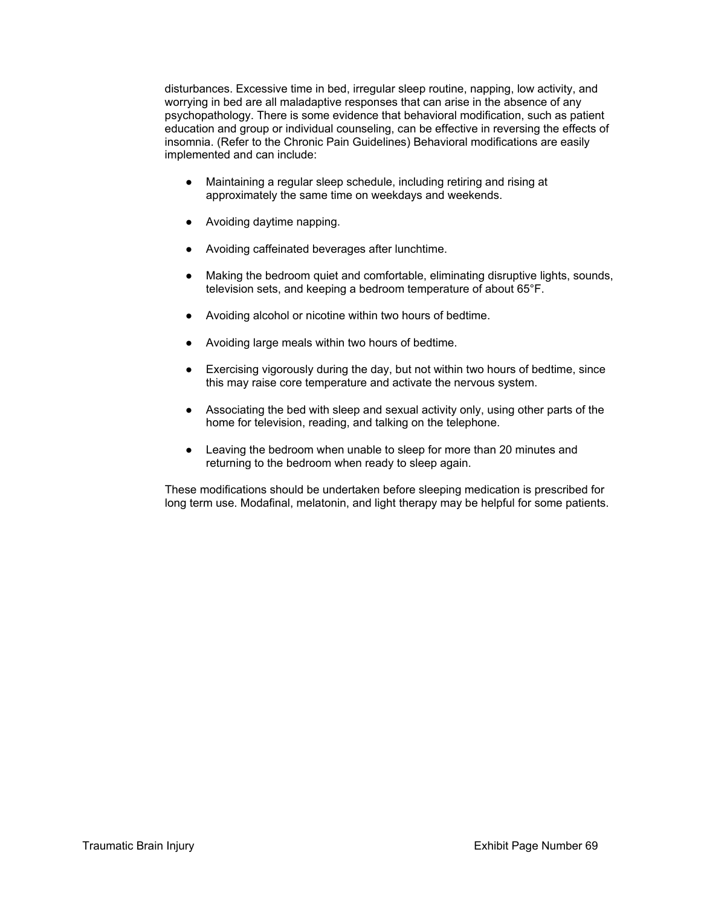disturbances. Excessive time in bed, irregular sleep routine, napping, low activity, and worrying in bed are all maladaptive responses that can arise in the absence of any psychopathology. There is some evidence that behavioral modification, such as patient education and group or individual counseling, can be effective in reversing the effects of insomnia. (Refer to the Chronic Pain Guidelines) Behavioral modifications are easily implemented and can include:

- Maintaining a regular sleep schedule, including retiring and rising at approximately the same time on weekdays and weekends.
- Avoiding daytime napping.
- Avoiding caffeinated beverages after lunchtime.
- Making the bedroom quiet and comfortable, eliminating disruptive lights, sounds, television sets, and keeping a bedroom temperature of about 65°F.
- Avoiding alcohol or nicotine within two hours of bedtime.
- Avoiding large meals within two hours of bedtime.
- Exercising vigorously during the day, but not within two hours of bedtime, since this may raise core temperature and activate the nervous system.
- Associating the bed with sleep and sexual activity only, using other parts of the home for television, reading, and talking on the telephone.
- Leaving the bedroom when unable to sleep for more than 20 minutes and returning to the bedroom when ready to sleep again.

These modifications should be undertaken before sleeping medication is prescribed for long term use. Modafinal, melatonin, and light therapy may be helpful for some patients.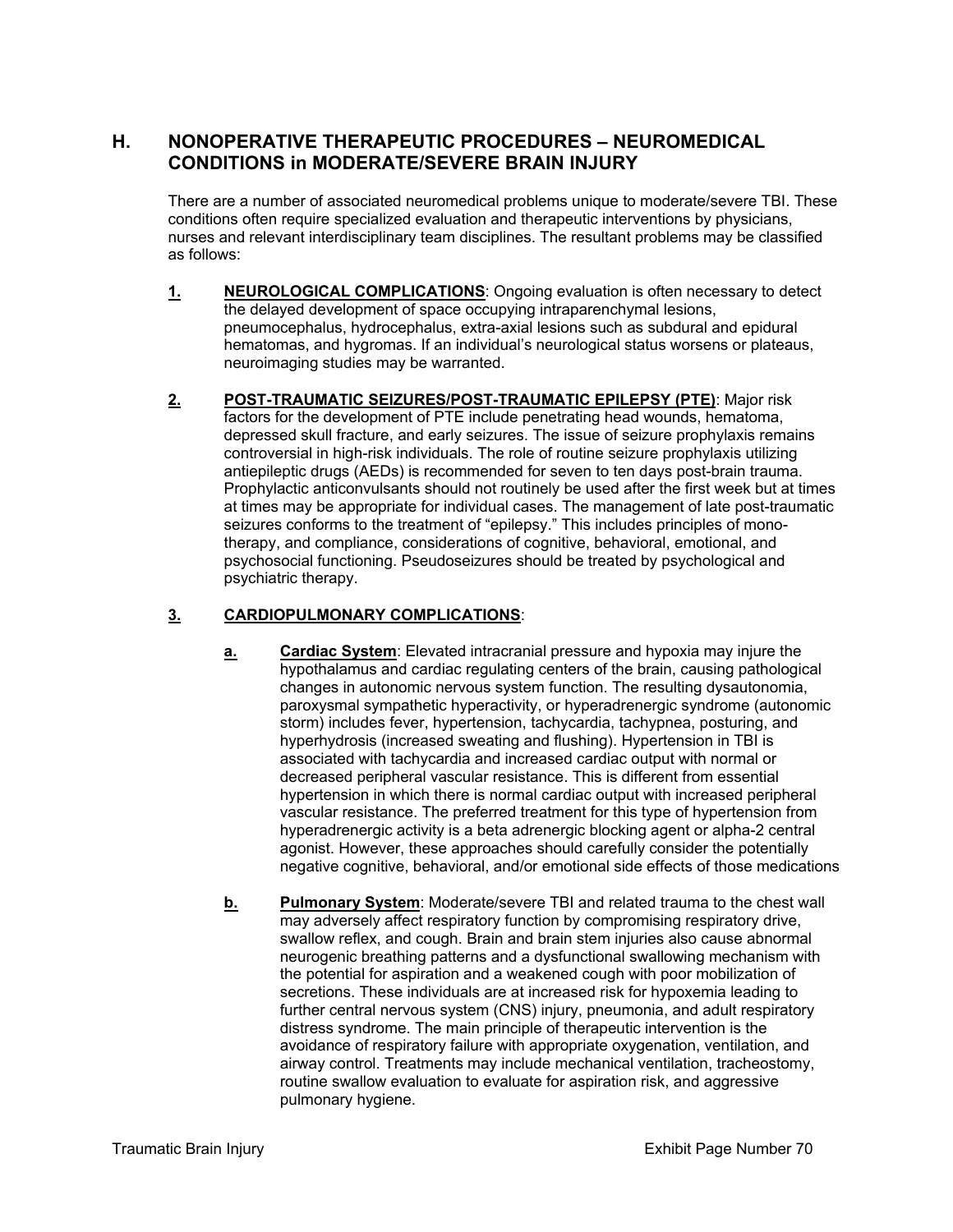## H. NONOPERATIVE THERAPEUTIC PROCEDURES – NEUROMEDICAL CONDITIONS in MODERATE/SEVERE BRAIN INJURY

There are a number of associated neuromedical problems unique to moderate/severe TBI. These conditions often require specialized evaluation and therapeutic interventions by physicians, nurses and relevant interdisciplinary team disciplines. The resultant problems may be classified as follows:

**1. NEUROLOGICAL COMPLICATIONS**: Ongoing evaluation is often necessary to detect the delayed development of space occupying intraparenchymal lesions, pneumocephalus, hydrocephalus, extra-axial lesions such as subdural and epidural hematomas, and hygromas. If an individual's neurological status worsens or plateaus, neuroimaging studies may be warranted.

**2. POST-TRAUMATIC SEIZURES/POST-TRAUMATIC EPILEPSY (PTE)**: Major risk factors for the development of PTE include penetrating head wounds, hematoma, depressed skull fracture, and early seizures. The issue of seizure prophylaxis remains controversial in high-risk individuals. The role of routine seizure prophylaxis utilizing antiepileptic drugs (AEDs) is recommended for seven to ten days post-brain trauma. Prophylactic anticonvulsants should not routinely be used after the first week but at times at times may be appropriate for individual cases. The management of late post-traumatic seizures conforms to the treatment of "epilepsy." This includes principles of mono-therapy, and compliance, considerations of cognitive, behavioral, emotional, and psychosocial functioning. Pseudoseizures should be treated by psychological and psychiatric therapy.

**3. CARDIOPULMONARY COMPLICATIONS**:

**a. Cardiac System**: Elevated intracranial pressure and hypoxia may injure the hypothalamus and cardiac regulating centers of the brain, causing pathological changes in autonomic nervous system function. The resulting dysautonomia, paroxysmal sympathetic hyperactivity, or hyperadrenergic syndrome (autonomic storm) includes fever, hypertension, tachycardia, tachypnea, posturing, and hyperhydrosis (increased sweating and flushing). Hypertension in TBI is associated with tachycardia and increased cardiac output with normal or decreased peripheral vascular resistance. This is different from essential hypertension in which there is normal cardiac output with increased peripheral vascular resistance. The preferred treatment for this type of hypertension from hyperadrenergic activity is a beta adrenergic blocking agent or alpha-2 central agonist. However, these approaches should carefully consider the potentially negative cognitive, behavioral, and/or emotional side effects of those medications

**b. Pulmonary System**: Moderate/severe TBI and related trauma to the chest wall may adversely affect respiratory function by compromising respiratory drive, swallow reflex, and cough. Brain and brain stem injuries also cause abnormal neurogenic breathing patterns and a dysfunctional swallowing mechanism with the potential for aspiration and a weakened cough with poor mobilization of secretions. These individuals are at increased risk for hypoxemia leading to further central nervous system (CNS) injury, pneumonia, and adult respiratory distress syndrome. The main principle of therapeutic intervention is the avoidance of respiratory failure with appropriate oxygenation, ventilation, and airway control. Treatments may include mechanical ventilation, tracheostomy, routine swallow evaluation to evaluate for aspiration risk, and aggressive pulmonary hygiene.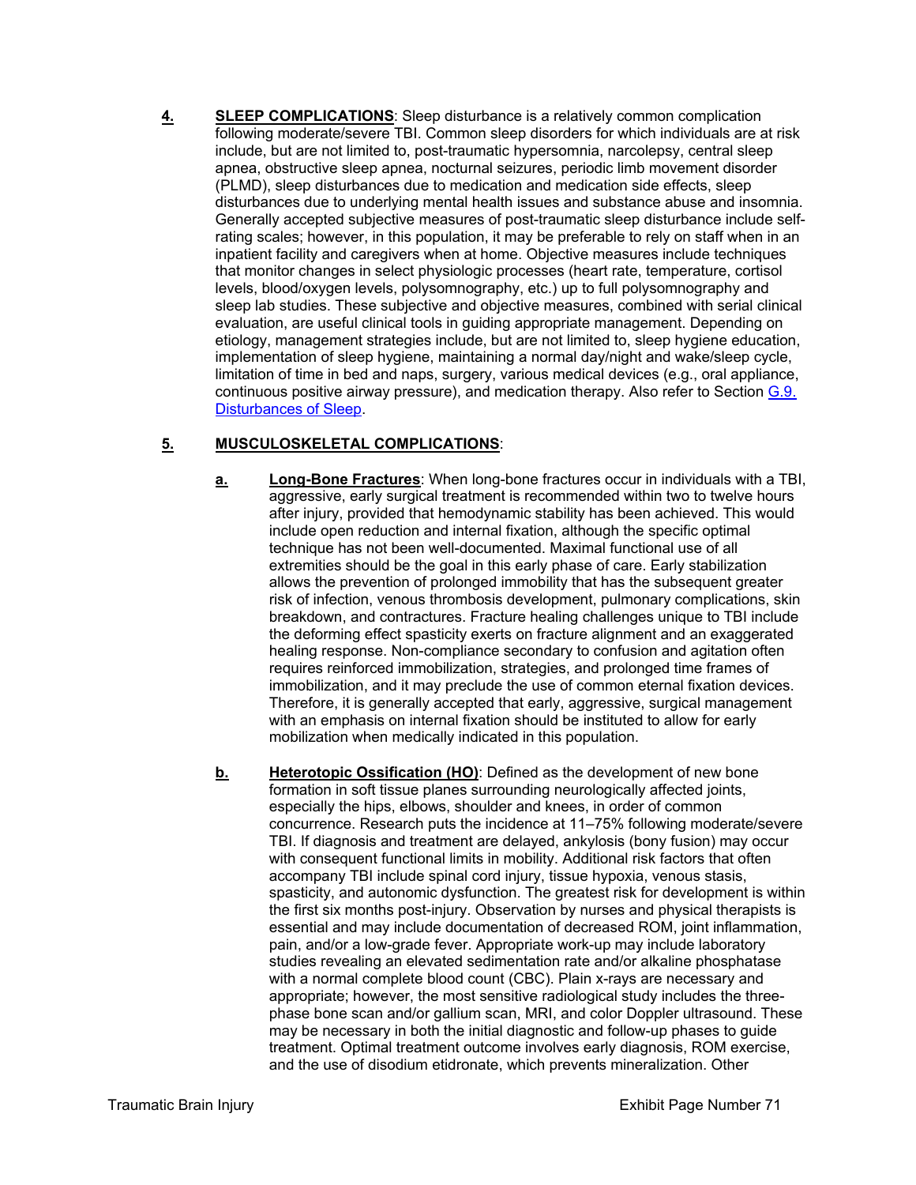**4.** **SLEEP COMPLICATIONS**: Sleep disturbance is a relatively common complication following moderate/severe TBI. Common sleep disorders for which individuals are at risk include, but are not limited to, post-traumatic hypersomnia, narcolepsy, central sleep apnea, obstructive sleep apnea, nocturnal seizures, periodic limb movement disorder (PLMD), sleep disturbances due to medication and medication side effects, sleep disturbances due to underlying mental health issues and substance abuse and insomnia. Generally accepted subjective measures of post-traumatic sleep disturbance include self-rating scales; however, in this population, it may be preferable to rely on staff when in an inpatient facility and caregivers when at home. Objective measures include techniques that monitor changes in select physiologic processes (heart rate, temperature, cortisol levels, blood/oxygen levels, polysomnography, etc.) up to full polysomnography and sleep lab studies. These subjective and objective measures, combined with serial clinical evaluation, are useful clinical tools in guiding appropriate management. Depending on etiology, management strategies include, but are not limited to, sleep hygiene education, implementation of sleep hygiene, maintaining a normal day/night and wake/sleep cycle, limitation of time in bed and naps, surgery, various medical devices (e.g., oral appliance, continuous positive airway pressure), and medication therapy. Also refer to Section G.9. Disturbances of Sleep.

**5.** **MUSCULOSKELETAL COMPLICATIONS**:

**a.** **Long-Bone Fractures**: When long-bone fractures occur in individuals with a TBI, aggressive, early surgical treatment is recommended within two to twelve hours after injury, provided that hemodynamic stability has been achieved. This would include open reduction and internal fixation, although the specific optimal technique has not been well-documented. Maximal functional use of all extremities should be the goal in this early phase of care. Early stabilization allows the prevention of prolonged immobility that has the subsequent greater risk of infection, venous thrombosis development, pulmonary complications, skin breakdown, and contractures. Fracture healing challenges unique to TBI include the deforming effect spasticity exerts on fracture alignment and an exaggerated healing response. Non-compliance secondary to confusion and agitation often requires reinforced immobilization, strategies, and prolonged time frames of immobilization, and it may preclude the use of common eternal fixation devices. Therefore, it is generally accepted that early, aggressive, surgical management with an emphasis on internal fixation should be instituted to allow for early mobilization when medically indicated in this population.

**b.** **Heterotopic Ossification (HO)**: Defined as the development of new bone formation in soft tissue planes surrounding neurologically affected joints, especially the hips, elbows, shoulder and knees, in order of common concurrence. Research puts the incidence at 11–75% following moderate/severe TBI. If diagnosis and treatment are delayed, ankylosis (bony fusion) may occur with consequent functional limits in mobility. Additional risk factors that often accompany TBI include spinal cord injury, tissue hypoxia, venous stasis, spasticity, and autonomic dysfunction. The greatest risk for development is within the first six months post-injury. Observation by nurses and physical therapists is essential and may include documentation of decreased ROM, joint inflammation, pain, and/or a low-grade fever. Appropriate work-up may include laboratory studies revealing an elevated sedimentation rate and/or alkaline phosphatase with a normal complete blood count (CBC). Plain x-rays are necessary and appropriate; however, the most sensitive radiological study includes the three-phase bone scan and/or gallium scan, MRI, and color Doppler ultrasound. These may be necessary in both the initial diagnostic and follow-up phases to guide treatment. Optimal treatment outcome involves early diagnosis, ROM exercise, and the use of disodium etidronate, which prevents mineralization. Other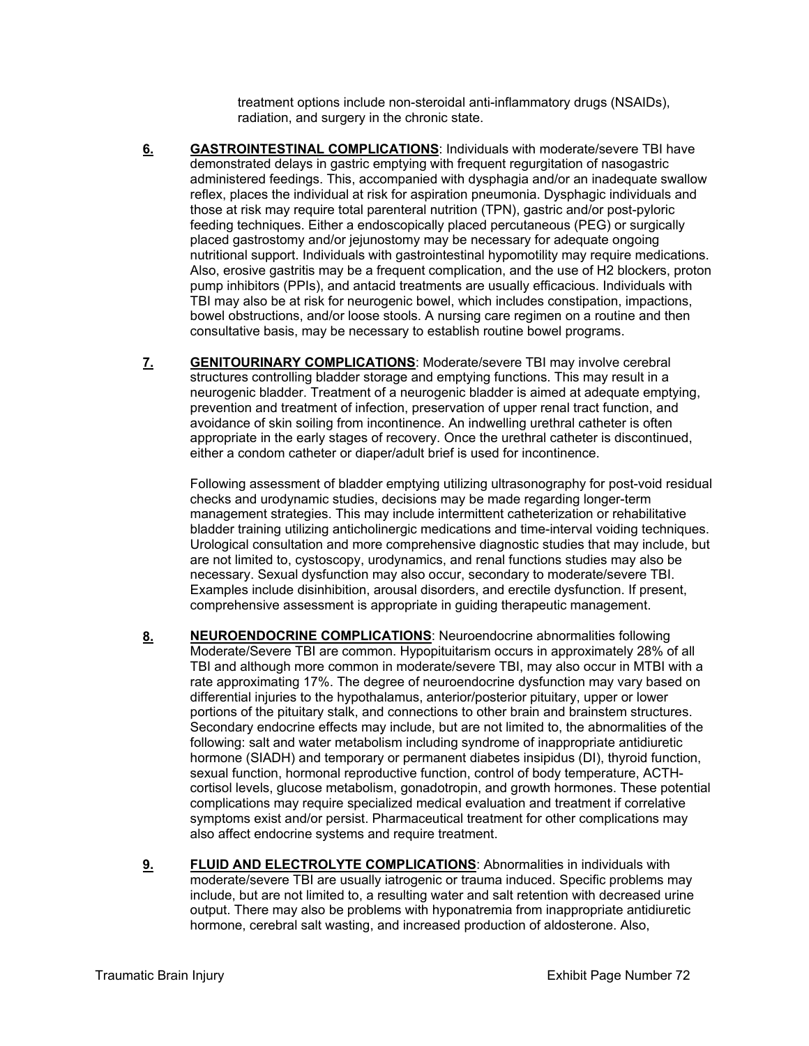treatment options include non-steroidal anti-inflammatory drugs (NSAIDs), radiation, and surgery in the chronic state.

**6.** **GASTROINTESTINAL COMPLICATIONS**: Individuals with moderate/severe TBI have demonstrated delays in gastric emptying with frequent regurgitation of nasogastric administered feedings. This, accompanied with dysphagia and/or an inadequate swallow reflex, places the individual at risk for aspiration pneumonia. Dysphagic individuals and those at risk may require total parenteral nutrition (TPN), gastric and/or post-pyloric feeding techniques. Either a endoscopically placed percutaneous (PEG) or surgically placed gastrostomy and/or jejunostomy may be necessary for adequate ongoing nutritional support. Individuals with gastrointestinal hypomotility may require medications. Also, erosive gastritis may be a frequent complication, and the use of H2 blockers, proton pump inhibitors (PPIs), and antacid treatments are usually efficacious. Individuals with TBI may also be at risk for neurogenic bowel, which includes constipation, impactions, bowel obstructions, and/or loose stools. A nursing care regimen on a routine and then consultative basis, may be necessary to establish routine bowel programs.

**7.** **GENITOURINARY COMPLICATIONS**: Moderate/severe TBI may involve cerebral structures controlling bladder storage and emptying functions. This may result in a neurogenic bladder. Treatment of a neurogenic bladder is aimed at adequate emptying, prevention and treatment of infection, preservation of upper renal tract function, and avoidance of skin soiling from incontinence. An indwelling urethral catheter is often appropriate in the early stages of recovery. Once the urethral catheter is discontinued, either a condom catheter or diaper/adult brief is used for incontinence.

Following assessment of bladder emptying utilizing ultrasonography for post-void residual checks and urodynamic studies, decisions may be made regarding longer-term management strategies. This may include intermittent catheterization or rehabilitative bladder training utilizing anticholinergic medications and time-interval voiding techniques. Urological consultation and more comprehensive diagnostic studies that may include, but are not limited to, cystoscopy, urodynamics, and renal functions studies may also be necessary. Sexual dysfunction may also occur, secondary to moderate/severe TBI. Examples include disinhibition, arousal disorders, and erectile dysfunction. If present, comprehensive assessment is appropriate in guiding therapeutic management.

**8.** **NEUROENDOCRINE COMPLICATIONS**: Neuroendocrine abnormalities following Moderate/Severe TBI are common. Hypopituitarism occurs in approximately 28% of all TBI and although more common in moderate/severe TBI, may also occur in MTBI with a rate approximating 17%. The degree of neuroendocrine dysfunction may vary based on differential injuries to the hypothalamus, anterior/posterior pituitary, upper or lower portions of the pituitary stalk, and connections to other brain and brainstem structures. Secondary endocrine effects may include, but are not limited to, the abnormalities of the following: salt and water metabolism including syndrome of inappropriate antidiuretic hormone (SIADH) and temporary or permanent diabetes insipidus (DI), thyroid function, sexual function, hormonal reproductive function, control of body temperature, ACTH-cortisol levels, glucose metabolism, gonadotropin, and growth hormones. These potential complications may require specialized medical evaluation and treatment if correlative symptoms exist and/or persist. Pharmaceutical treatment for other complications may also affect endocrine systems and require treatment.

**9.** **FLUID AND ELECTROLYTE COMPLICATIONS**: Abnormalities in individuals with moderate/severe TBI are usually iatrogenic or trauma induced. Specific problems may include, but are not limited to, a resulting water and salt retention with decreased urine output. There may also be problems with hyponatremia from inappropriate antidiuretic hormone, cerebral salt wasting, and increased production of aldosterone. Also,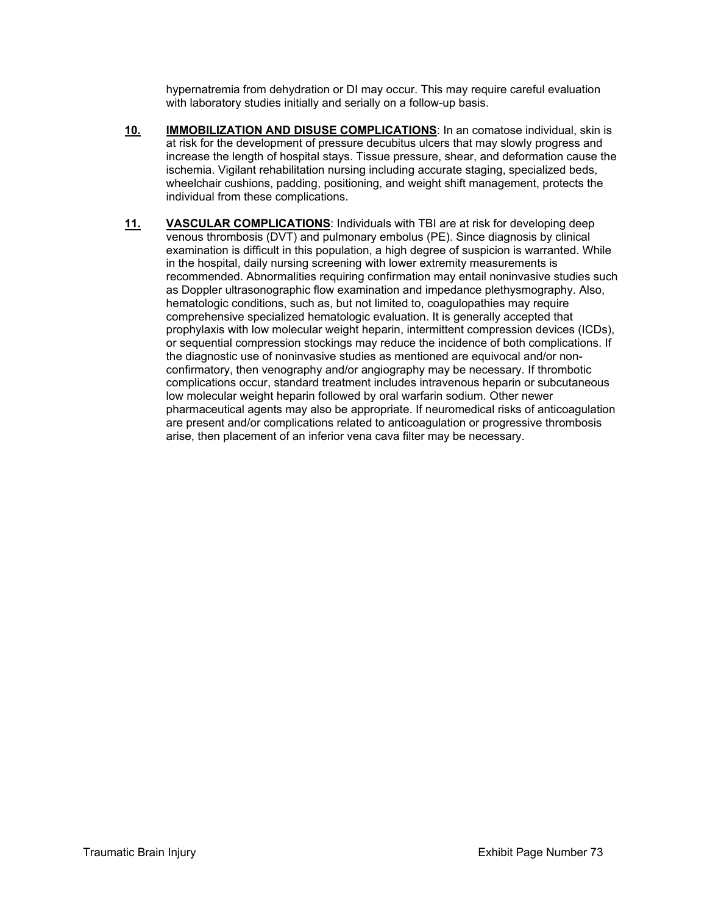hypernatremia from dehydration or DI may occur. This may require careful evaluation with laboratory studies initially and serially on a follow-up basis.

**10.** **IMMOBILIZATION AND DISUSE COMPLICATIONS**: In an comatose individual, skin is at risk for the development of pressure decubitus ulcers that may slowly progress and increase the length of hospital stays. Tissue pressure, shear, and deformation cause the ischemia. Vigilant rehabilitation nursing including accurate staging, specialized beds, wheelchair cushions, padding, positioning, and weight shift management, protects the individual from these complications.

**11.** **VASCULAR COMPLICATIONS**: Individuals with TBI are at risk for developing deep venous thrombosis (DVT) and pulmonary embolus (PE). Since diagnosis by clinical examination is difficult in this population, a high degree of suspicion is warranted. While in the hospital, daily nursing screening with lower extremity measurements is recommended. Abnormalities requiring confirmation may entail noninvasive studies such as Doppler ultrasonographic flow examination and impedance plethysmography. Also, hematologic conditions, such as, but not limited to, coagulopathies may require comprehensive specialized hematologic evaluation. It is generally accepted that prophylaxis with low molecular weight heparin, intermittent compression devices (ICDs), or sequential compression stockings may reduce the incidence of both complications. If the diagnostic use of noninvasive studies as mentioned are equivocal and/or non-confirmatory, then venography and/or angiography may be necessary. If thrombotic complications occur, standard treatment includes intravenous heparin or subcutaneous low molecular weight heparin followed by oral warfarin sodium. Other newer pharmaceutical agents may also be appropriate. If neuromedical risks of anticoagulation are present and/or complications related to anticoagulation or progressive thrombosis arise, then placement of an inferior vena cava filter may be necessary.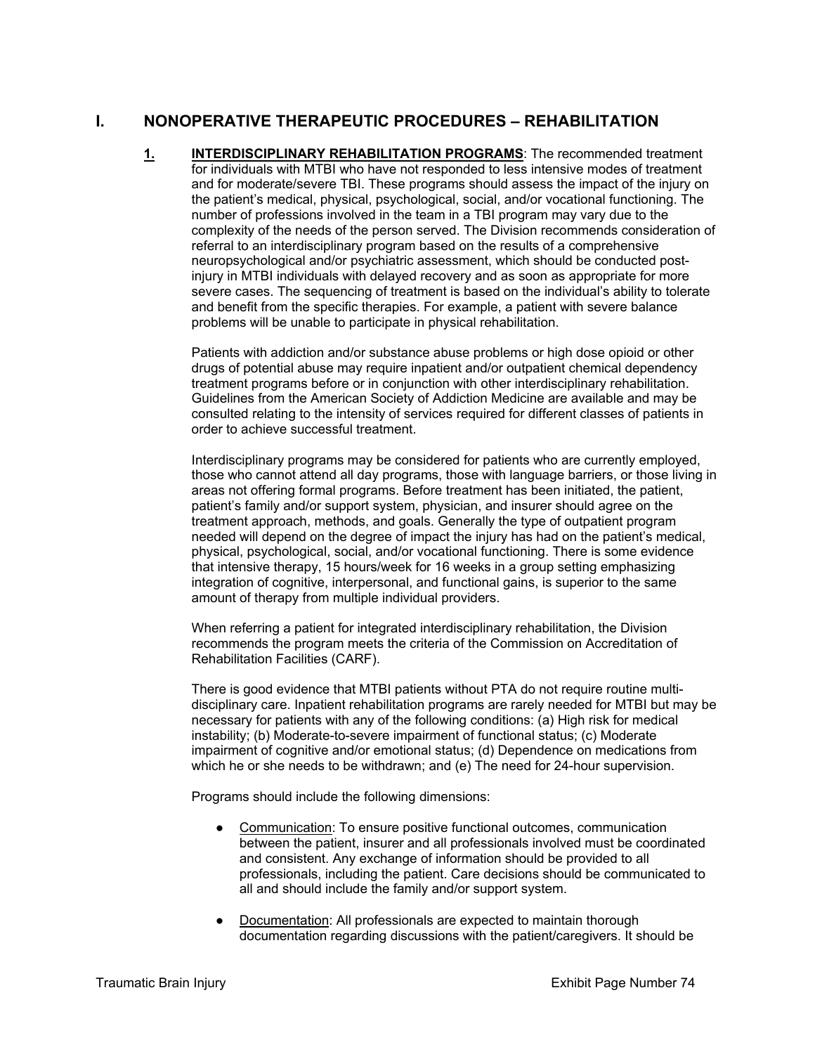## I. NONOPERATIVE THERAPEUTIC PROCEDURES – REHABILITATION

**1. INTERDISCIPLINARY REHABILITATION PROGRAMS**: The recommended treatment for individuals with MTBI who have not responded to less intensive modes of treatment and for moderate/severe TBI. These programs should assess the impact of the injury on the patient's medical, physical, psychological, social, and/or vocational functioning. The number of professions involved in the team in a TBI program may vary due to the complexity of the needs of the person served. The Division recommends consideration of referral to an interdisciplinary program based on the results of a comprehensive neuropsychological and/or psychiatric assessment, which should be conducted post-injury in MTBI individuals with delayed recovery and as soon as appropriate for more severe cases. The sequencing of treatment is based on the individual's ability to tolerate and benefit from the specific therapies. For example, a patient with severe balance problems will be unable to participate in physical rehabilitation.

Patients with addiction and/or substance abuse problems or high dose opioid or other drugs of potential abuse may require inpatient and/or outpatient chemical dependency treatment programs before or in conjunction with other interdisciplinary rehabilitation. Guidelines from the American Society of Addiction Medicine are available and may be consulted relating to the intensity of services required for different classes of patients in order to achieve successful treatment.

Interdisciplinary programs may be considered for patients who are currently employed, those who cannot attend all day programs, those with language barriers, or those living in areas not offering formal programs. Before treatment has been initiated, the patient, patient's family and/or support system, physician, and insurer should agree on the treatment approach, methods, and goals. Generally the type of outpatient program needed will depend on the degree of impact the injury has had on the patient's medical, physical, psychological, social, and/or vocational functioning. There is some evidence that intensive therapy, 15 hours/week for 16 weeks in a group setting emphasizing integration of cognitive, interpersonal, and functional gains, is superior to the same amount of therapy from multiple individual providers.

When referring a patient for integrated interdisciplinary rehabilitation, the Division recommends the program meets the criteria of the Commission on Accreditation of Rehabilitation Facilities (CARF).

There is good evidence that MTBI patients without PTA do not require routine multi-disciplinary care. Inpatient rehabilitation programs are rarely needed for MTBI but may be necessary for patients with any of the following conditions: (a) High risk for medical instability; (b) Moderate-to-severe impairment of functional status; (c) Moderate impairment of cognitive and/or emotional status; (d) Dependence on medications from which he or she needs to be withdrawn; and (e) The need for 24-hour supervision.

Programs should include the following dimensions:

- Communication: To ensure positive functional outcomes, communication between the patient, insurer and all professionals involved must be coordinated and consistent. Any exchange of information should be provided to all professionals, including the patient. Care decisions should be communicated to all and should include the family and/or support system.

- Documentation: All professionals are expected to maintain thorough documentation regarding discussions with the patient/caregivers. It should be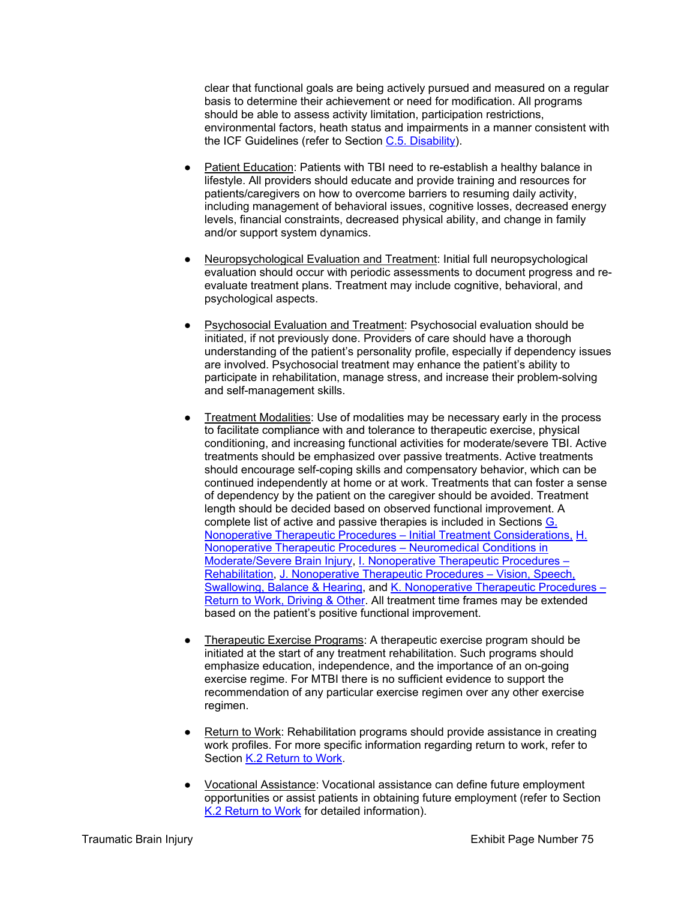clear that functional goals are being actively pursued and measured on a regular basis to determine their achievement or need for modification. All programs should be able to assess activity limitation, participation restrictions, environmental factors, heath status and impairments in a manner consistent with the ICF Guidelines (refer to Section C.5. Disability).

- Patient Education: Patients with TBI need to re-establish a healthy balance in lifestyle. All providers should educate and provide training and resources for patients/caregivers on how to overcome barriers to resuming daily activity, including management of behavioral issues, cognitive losses, decreased energy levels, financial constraints, decreased physical ability, and change in family and/or support system dynamics.

- Neuropsychological Evaluation and Treatment: Initial full neuropsychological evaluation should occur with periodic assessments to document progress and re-evaluate treatment plans. Treatment may include cognitive, behavioral, and psychological aspects.

- Psychosocial Evaluation and Treatment: Psychosocial evaluation should be initiated, if not previously done. Providers of care should have a thorough understanding of the patient's personality profile, especially if dependency issues are involved. Psychosocial treatment may enhance the patient's ability to participate in rehabilitation, manage stress, and increase their problem-solving and self-management skills.

- Treatment Modalities: Use of modalities may be necessary early in the process to facilitate compliance with and tolerance to therapeutic exercise, physical conditioning, and increasing functional activities for moderate/severe TBI. Active treatments should be emphasized over passive treatments. Active treatments should encourage self-coping skills and compensatory behavior, which can be continued independently at home or at work. Treatments that can foster a sense of dependency by the patient on the caregiver should be avoided. Treatment length should be decided based on observed functional improvement. A complete list of active and passive therapies is included in Sections G. Nonoperative Therapeutic Procedures – Initial Treatment Considerations, H. Nonoperative Therapeutic Procedures – Neuromedical Conditions in Moderate/Severe Brain Injury, I. Nonoperative Therapeutic Procedures – Rehabilitation, J. Nonoperative Therapeutic Procedures – Vision, Speech, Swallowing, Balance & Hearing, and K. Nonoperative Therapeutic Procedures – Return to Work, Driving & Other. All treatment time frames may be extended based on the patient's positive functional improvement.

- Therapeutic Exercise Programs: A therapeutic exercise program should be initiated at the start of any treatment rehabilitation. Such programs should emphasize education, independence, and the importance of an on-going exercise regime. For MTBI there is no sufficient evidence to support the recommendation of any particular exercise regimen over any other exercise regimen.

- Return to Work: Rehabilitation programs should provide assistance in creating work profiles. For more specific information regarding return to work, refer to Section K.2 Return to Work.

- Vocational Assistance: Vocational assistance can define future employment opportunities or assist patients in obtaining future employment (refer to Section K.2 Return to Work for detailed information).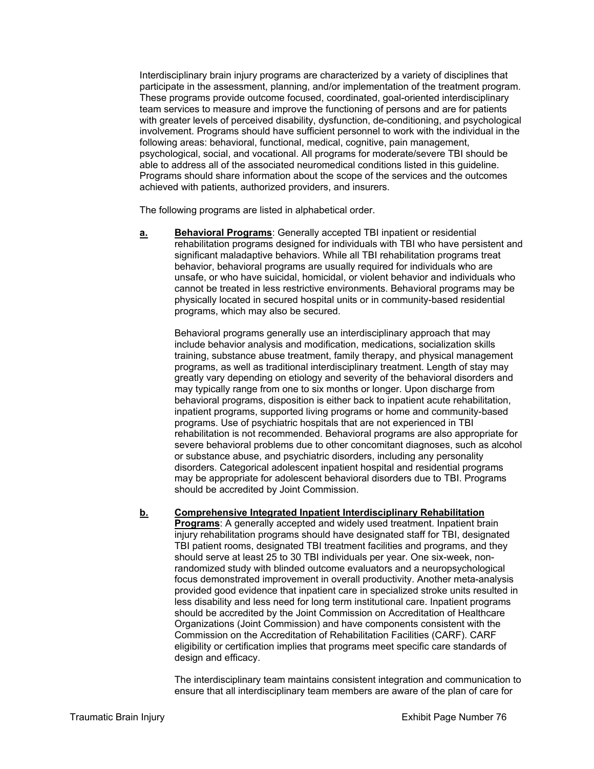Interdisciplinary brain injury programs are characterized by a variety of disciplines that participate in the assessment, planning, and/or implementation of the treatment program. These programs provide outcome focused, coordinated, goal-oriented interdisciplinary team services to measure and improve the functioning of persons and are for patients with greater levels of perceived disability, dysfunction, de-conditioning, and psychological involvement. Programs should have sufficient personnel to work with the individual in the following areas: behavioral, functional, medical, cognitive, pain management, psychological, social, and vocational. All programs for moderate/severe TBI should be able to address all of the associated neuromedical conditions listed in this guideline. Programs should share information about the scope of the services and the outcomes achieved with patients, authorized providers, and insurers.

The following programs are listed in alphabetical order.

**a.** **Behavioral Programs**: Generally accepted TBI inpatient or residential rehabilitation programs designed for individuals with TBI who have persistent and significant maladaptive behaviors. While all TBI rehabilitation programs treat behavior, behavioral programs are usually required for individuals who are unsafe, or who have suicidal, homicidal, or violent behavior and individuals who cannot be treated in less restrictive environments. Behavioral programs may be physically located in secured hospital units or in community-based residential programs, which may also be secured.

Behavioral programs generally use an interdisciplinary approach that may include behavior analysis and modification, medications, socialization skills training, substance abuse treatment, family therapy, and physical management programs, as well as traditional interdisciplinary treatment. Length of stay may greatly vary depending on etiology and severity of the behavioral disorders and may typically range from one to six months or longer. Upon discharge from behavioral programs, disposition is either back to inpatient acute rehabilitation, inpatient programs, supported living programs or home and community-based programs. Use of psychiatric hospitals that are not experienced in TBI rehabilitation is not recommended. Behavioral programs are also appropriate for severe behavioral problems due to other concomitant diagnoses, such as alcohol or substance abuse, and psychiatric disorders, including any personality disorders. Categorical adolescent inpatient hospital and residential programs may be appropriate for adolescent behavioral disorders due to TBI. Programs should be accredited by Joint Commission.

**b.** **Comprehensive Integrated Inpatient Interdisciplinary Rehabilitation Programs**: A generally accepted and widely used treatment. Inpatient brain injury rehabilitation programs should have designated staff for TBI, designated TBI patient rooms, designated TBI treatment facilities and programs, and they should serve at least 25 to 30 TBI individuals per year. One six-week, non-randomized study with blinded outcome evaluators and a neuropsychological focus demonstrated improvement in overall productivity. Another meta-analysis provided good evidence that inpatient care in specialized stroke units resulted in less disability and less need for long term institutional care. Inpatient programs should be accredited by the Joint Commission on Accreditation of Healthcare Organizations (Joint Commission) and have components consistent with the Commission on the Accreditation of Rehabilitation Facilities (CARF). CARF eligibility or certification implies that programs meet specific care standards of design and efficacy.

The interdisciplinary team maintains consistent integration and communication to ensure that all interdisciplinary team members are aware of the plan of care for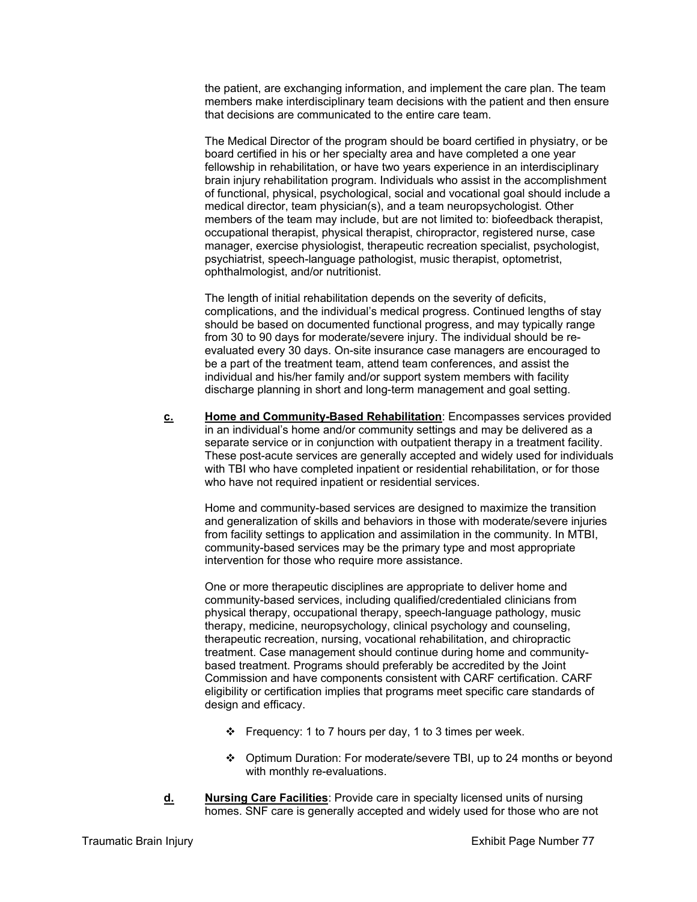the patient, are exchanging information, and implement the care plan. The team members make interdisciplinary team decisions with the patient and then ensure that decisions are communicated to the entire care team.

The Medical Director of the program should be board certified in physiatry, or be board certified in his or her specialty area and have completed a one year fellowship in rehabilitation, or have two years experience in an interdisciplinary brain injury rehabilitation program. Individuals who assist in the accomplishment of functional, physical, psychological, social and vocational goal should include a medical director, team physician(s), and a team neuropsychologist. Other members of the team may include, but are not limited to: biofeedback therapist, occupational therapist, physical therapist, chiropractor, registered nurse, case manager, exercise physiologist, therapeutic recreation specialist, psychologist, psychiatrist, speech-language pathologist, music therapist, optometrist, ophthalmologist, and/or nutritionist.

The length of initial rehabilitation depends on the severity of deficits, complications, and the individual's medical progress. Continued lengths of stay should be based on documented functional progress, and may typically range from 30 to 90 days for moderate/severe injury. The individual should be re-evaluated every 30 days. On-site insurance case managers are encouraged to be a part of the treatment team, attend team conferences, and assist the individual and his/her family and/or support system members with facility discharge planning in short and long-term management and goal setting.

**c.** **Home and Community-Based Rehabilitation**: Encompasses services provided in an individual's home and/or community settings and may be delivered as a separate service or in conjunction with outpatient therapy in a treatment facility. These post-acute services are generally accepted and widely used for individuals with TBI who have completed inpatient or residential rehabilitation, or for those who have not required inpatient or residential services.

Home and community-based services are designed to maximize the transition and generalization of skills and behaviors in those with moderate/severe injuries from facility settings to application and assimilation in the community. In MTBI, community-based services may be the primary type and most appropriate intervention for those who require more assistance.

One or more therapeutic disciplines are appropriate to deliver home and community-based services, including qualified/credentialed clinicians from physical therapy, occupational therapy, speech-language pathology, music therapy, medicine, neuropsychology, clinical psychology and counseling, therapeutic recreation, nursing, vocational rehabilitation, and chiropractic treatment. Case management should continue during home and community-based treatment. Programs should preferably be accredited by the Joint Commission and have components consistent with CARF certification. CARF eligibility or certification implies that programs meet specific care standards of design and efficacy.

- Frequency: 1 to 7 hours per day, 1 to 3 times per week.
- Optimum Duration: For moderate/severe TBI, up to 24 months or beyond with monthly re-evaluations.

**d.** **Nursing Care Facilities**: Provide care in specialty licensed units of nursing homes. SNF care is generally accepted and widely used for those who are not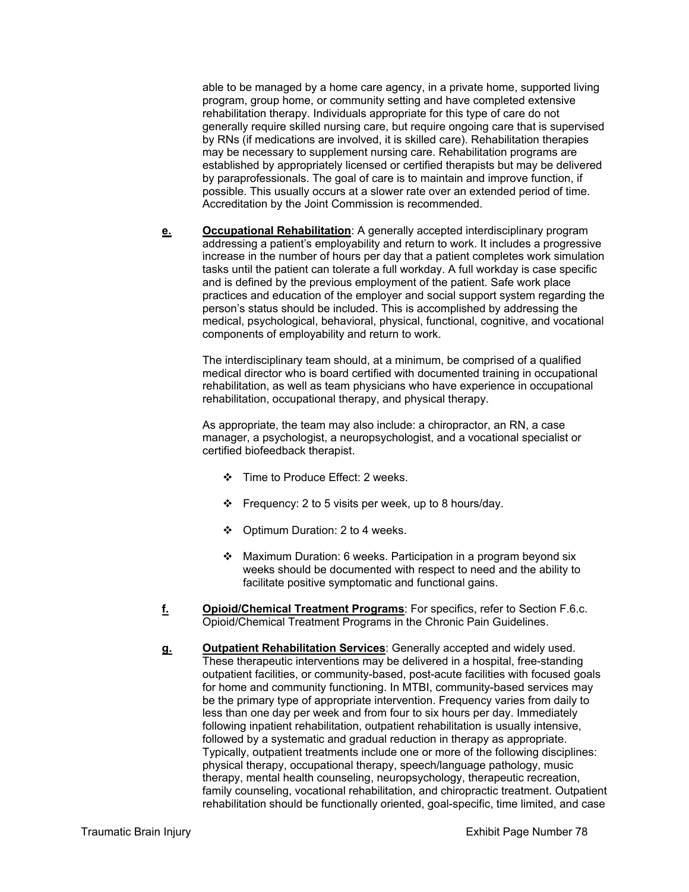able to be managed by a home care agency, in a private home, supported living program, group home, or community setting and have completed extensive rehabilitation therapy. Individuals appropriate for this type of care do not generally require skilled nursing care, but require ongoing care that is supervised by RNs (if medications are involved, it is skilled care). Rehabilitation therapies may be necessary to supplement nursing care. Rehabilitation programs are established by appropriately licensed or certified therapists but may be delivered by paraprofessionals. The goal of care is to maintain and improve function, if possible. This usually occurs at a slower rate over an extended period of time. Accreditation by the Joint Commission is recommended.

**e.** **Occupational Rehabilitation**: A generally accepted interdisciplinary program addressing a patient's employability and return to work. It includes a progressive increase in the number of hours per day that a patient completes work simulation tasks until the patient can tolerate a full workday. A full workday is case specific and is defined by the previous employment of the patient. Safe work place practices and education of the employer and social support system regarding the person's status should be included. This is accomplished by addressing the medical, psychological, behavioral, physical, functional, cognitive, and vocational components of employability and return to work.

The interdisciplinary team should, at a minimum, be comprised of a qualified medical director who is board certified with documented training in occupational rehabilitation, as well as team physicians who have experience in occupational rehabilitation, occupational therapy, and physical therapy.

As appropriate, the team may also include: a chiropractor, an RN, a case manager, a psychologist, a neuropsychologist, and a vocational specialist or certified biofeedback therapist.

- Time to Produce Effect: 2 weeks.
- Frequency: 2 to 5 visits per week, up to 8 hours/day.
- Optimum Duration: 2 to 4 weeks.
- Maximum Duration: 6 weeks. Participation in a program beyond six weeks should be documented with respect to need and the ability to facilitate positive symptomatic and functional gains.

**f.** **Opioid/Chemical Treatment Programs**: For specifics, refer to Section F.6.c. Opioid/Chemical Treatment Programs in the Chronic Pain Guidelines.

**g.** **Outpatient Rehabilitation Services**: Generally accepted and widely used. These therapeutic interventions may be delivered in a hospital, free-standing outpatient facilities, or community-based, post-acute facilities with focused goals for home and community functioning. In MTBI, community-based services may be the primary type of appropriate intervention. Frequency varies from daily to less than one day per week and from four to six hours per day. Immediately following inpatient rehabilitation, outpatient rehabilitation is usually intensive, followed by a systematic and gradual reduction in therapy as appropriate. Typically, outpatient treatments include one or more of the following disciplines: physical therapy, occupational therapy, speech/language pathology, music therapy, mental health counseling, neuropsychology, therapeutic recreation, family counseling, vocational rehabilitation, and chiropractic treatment. Outpatient rehabilitation should be functionally oriented, goal-specific, time limited, and case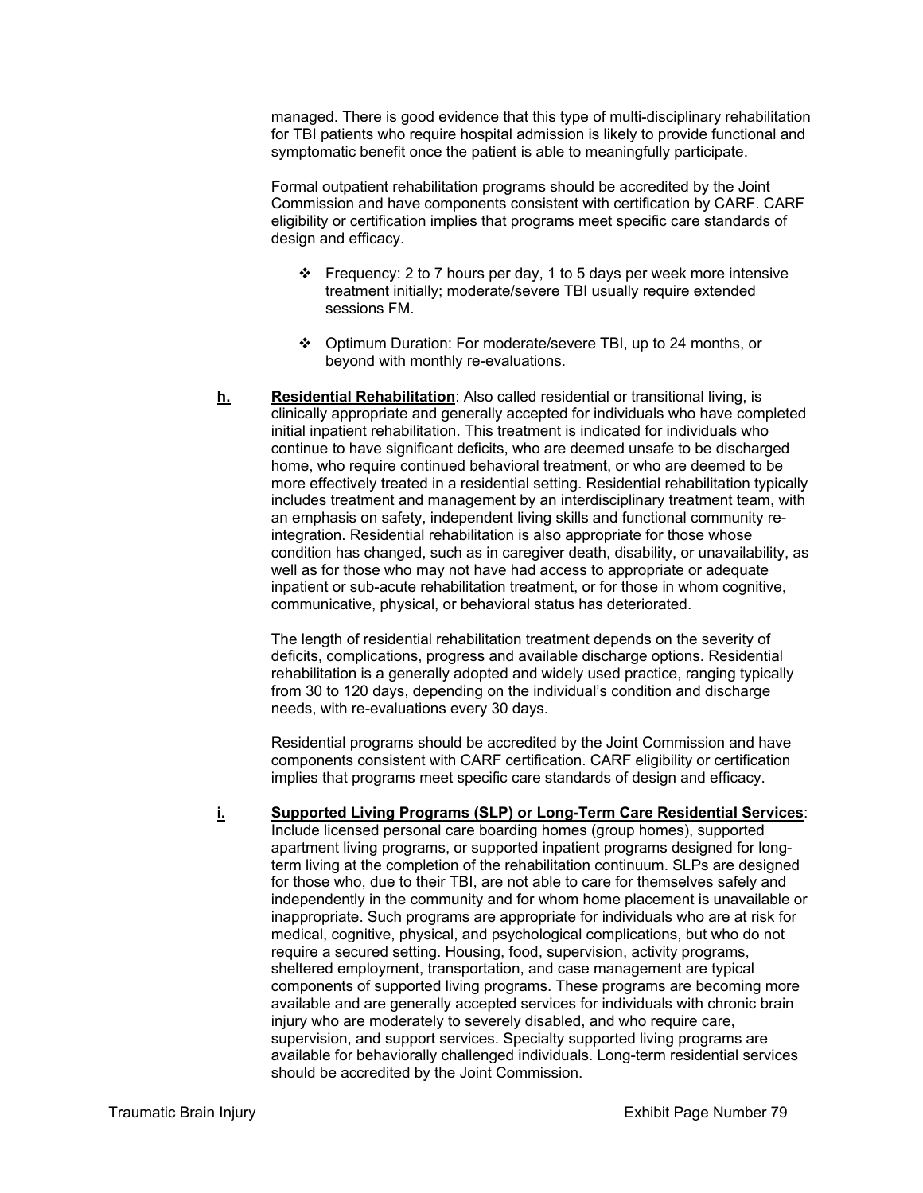managed. There is good evidence that this type of multi-disciplinary rehabilitation for TBI patients who require hospital admission is likely to provide functional and symptomatic benefit once the patient is able to meaningfully participate.

Formal outpatient rehabilitation programs should be accredited by the Joint Commission and have components consistent with certification by CARF. CARF eligibility or certification implies that programs meet specific care standards of design and efficacy.

- Frequency: 2 to 7 hours per day, 1 to 5 days per week more intensive treatment initially; moderate/severe TBI usually require extended sessions FM.
- Optimum Duration: For moderate/severe TBI, up to 24 months, or beyond with monthly re-evaluations.

**h.** **Residential Rehabilitation**: Also called residential or transitional living, is clinically appropriate and generally accepted for individuals who have completed initial inpatient rehabilitation. This treatment is indicated for individuals who continue to have significant deficits, who are deemed unsafe to be discharged home, who require continued behavioral treatment, or who are deemed to be more effectively treated in a residential setting. Residential rehabilitation typically includes treatment and management by an interdisciplinary treatment team, with an emphasis on safety, independent living skills and functional community re-integration. Residential rehabilitation is also appropriate for those whose condition has changed, such as in caregiver death, disability, or unavailability, as well as for those who may not have had access to appropriate or adequate inpatient or sub-acute rehabilitation treatment, or for those in whom cognitive, communicative, physical, or behavioral status has deteriorated.

The length of residential rehabilitation treatment depends on the severity of deficits, complications, progress and available discharge options. Residential rehabilitation is a generally adopted and widely used practice, ranging typically from 30 to 120 days, depending on the individual's condition and discharge needs, with re-evaluations every 30 days.

Residential programs should be accredited by the Joint Commission and have components consistent with CARF certification. CARF eligibility or certification implies that programs meet specific care standards of design and efficacy.

**i.** **Supported Living Programs (SLP) or Long-Term Care Residential Services**: Include licensed personal care boarding homes (group homes), supported apartment living programs, or supported inpatient programs designed for long-term living at the completion of the rehabilitation continuum. SLPs are designed for those who, due to their TBI, are not able to care for themselves safely and independently in the community and for whom home placement is unavailable or inappropriate. Such programs are appropriate for individuals who are at risk for medical, cognitive, physical, and psychological complications, but who do not require a secured setting. Housing, food, supervision, activity programs, sheltered employment, transportation, and case management are typical components of supported living programs. These programs are becoming more available and are generally accepted services for individuals with chronic brain injury who are moderately to severely disabled, and who require care, supervision, and support services. Specialty supported living programs are available for behaviorally challenged individuals. Long-term residential services should be accredited by the Joint Commission.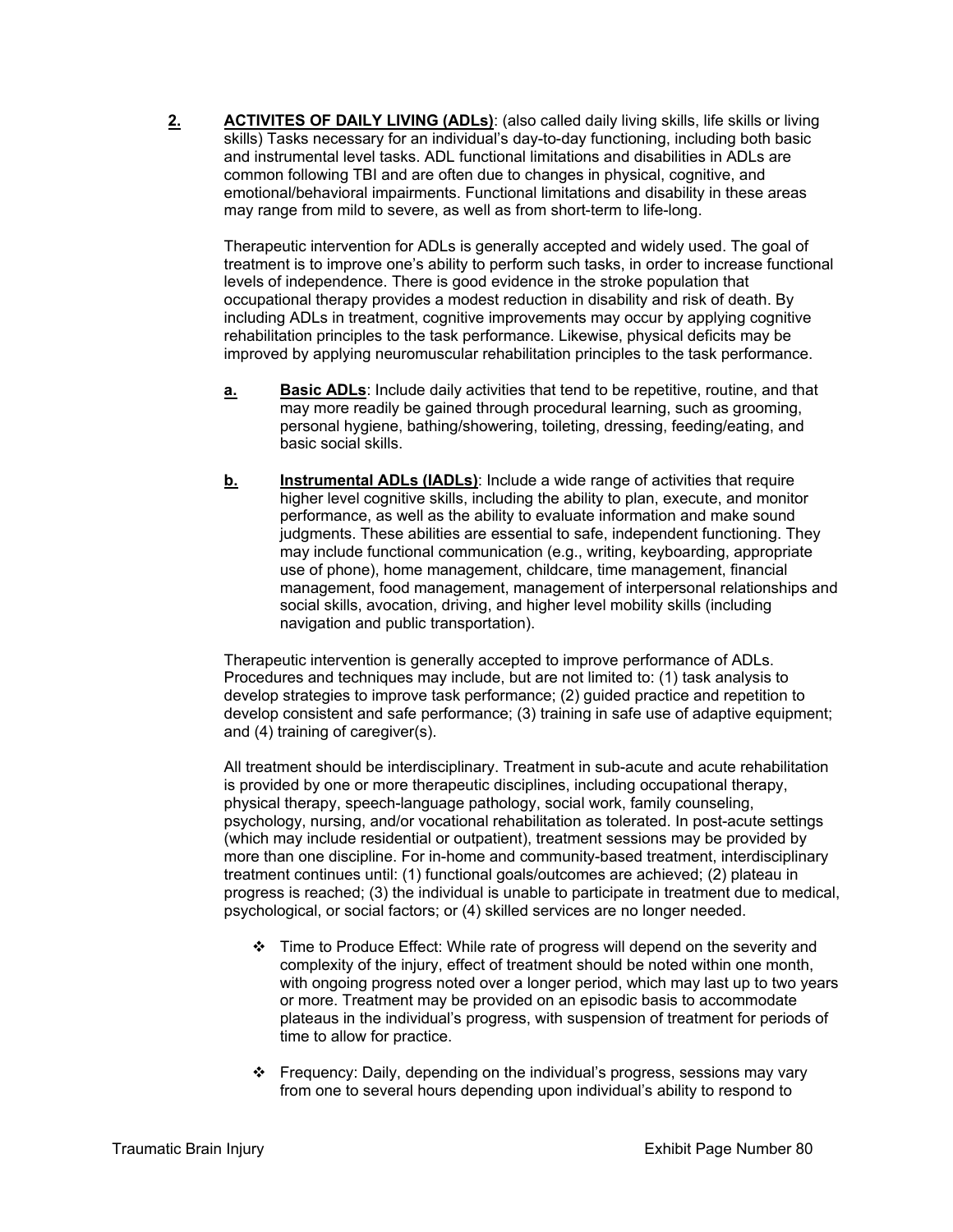**2. ACTIVITES OF DAILY LIVING (ADLs)**: (also called daily living skills, life skills or living skills) Tasks necessary for an individual's day-to-day functioning, including both basic and instrumental level tasks. ADL functional limitations and disabilities in ADLs are common following TBI and are often due to changes in physical, cognitive, and emotional/behavioral impairments. Functional limitations and disability in these areas may range from mild to severe, as well as from short-term to life-long.

Therapeutic intervention for ADLs is generally accepted and widely used. The goal of treatment is to improve one's ability to perform such tasks, in order to increase functional levels of independence. There is good evidence in the stroke population that occupational therapy provides a modest reduction in disability and risk of death. By including ADLs in treatment, cognitive improvements may occur by applying cognitive rehabilitation principles to the task performance. Likewise, physical deficits may be improved by applying neuromuscular rehabilitation principles to the task performance.

**a. Basic ADLs**: Include daily activities that tend to be repetitive, routine, and that may more readily be gained through procedural learning, such as grooming, personal hygiene, bathing/showering, toileting, dressing, feeding/eating, and basic social skills.

**b. Instrumental ADLs (IADLs)**: Include a wide range of activities that require higher level cognitive skills, including the ability to plan, execute, and monitor performance, as well as the ability to evaluate information and make sound judgments. These abilities are essential to safe, independent functioning. They may include functional communication (e.g., writing, keyboarding, appropriate use of phone), home management, childcare, time management, financial management, food management, management of interpersonal relationships and social skills, avocation, driving, and higher level mobility skills (including navigation and public transportation).

Therapeutic intervention is generally accepted to improve performance of ADLs. Procedures and techniques may include, but are not limited to: (1) task analysis to develop strategies to improve task performance; (2) guided practice and repetition to develop consistent and safe performance; (3) training in safe use of adaptive equipment; and (4) training of caregiver(s).

All treatment should be interdisciplinary. Treatment in sub-acute and acute rehabilitation is provided by one or more therapeutic disciplines, including occupational therapy, physical therapy, speech-language pathology, social work, family counseling, psychology, nursing, and/or vocational rehabilitation as tolerated. In post-acute settings (which may include residential or outpatient), treatment sessions may be provided by more than one discipline. For in-home and community-based treatment, interdisciplinary treatment continues until: (1) functional goals/outcomes are achieved; (2) plateau in progress is reached; (3) the individual is unable to participate in treatment due to medical, psychological, or social factors; or (4) skilled services are no longer needed.

- ❖ Time to Produce Effect: While rate of progress will depend on the severity and complexity of the injury, effect of treatment should be noted within one month, with ongoing progress noted over a longer period, which may last up to two years or more. Treatment may be provided on an episodic basis to accommodate plateaus in the individual's progress, with suspension of treatment for periods of time to allow for practice.

- ❖ Frequency: Daily, depending on the individual's progress, sessions may vary from one to several hours depending upon individual's ability to respond to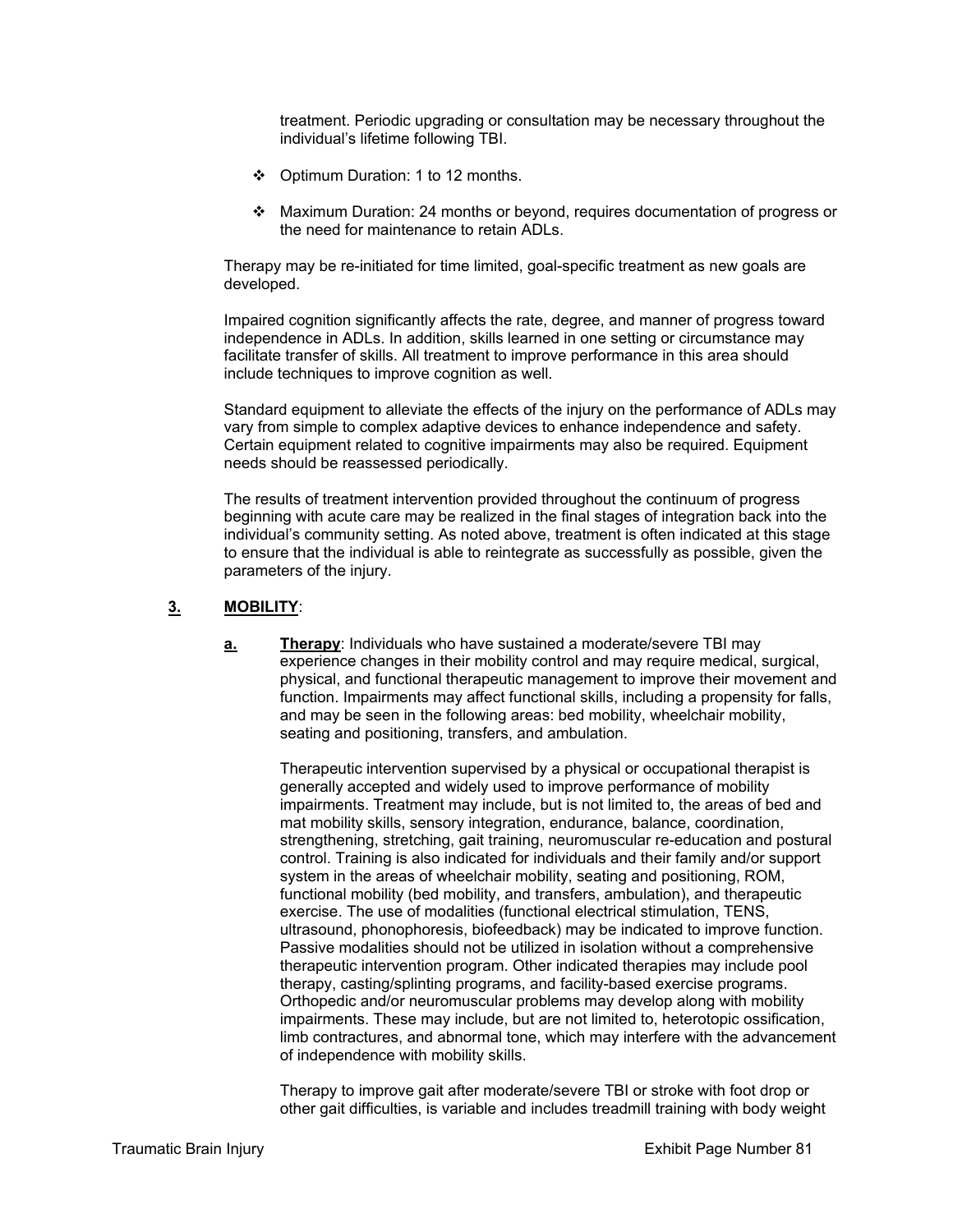treatment. Periodic upgrading or consultation may be necessary throughout the individual's lifetime following TBI.

- Optimum Duration: 1 to 12 months.
- Maximum Duration: 24 months or beyond, requires documentation of progress or the need for maintenance to retain ADLs.

Therapy may be re-initiated for time limited, goal-specific treatment as new goals are developed.

Impaired cognition significantly affects the rate, degree, and manner of progress toward independence in ADLs. In addition, skills learned in one setting or circumstance may facilitate transfer of skills. All treatment to improve performance in this area should include techniques to improve cognition as well.

Standard equipment to alleviate the effects of the injury on the performance of ADLs may vary from simple to complex adaptive devices to enhance independence and safety. Certain equipment related to cognitive impairments may also be required. Equipment needs should be reassessed periodically.

The results of treatment intervention provided throughout the continuum of progress beginning with acute care may be realized in the final stages of integration back into the individual's community setting. As noted above, treatment is often indicated at this stage to ensure that the individual is able to reintegrate as successfully as possible, given the parameters of the injury.

**3. MOBILITY**:

**a. Therapy**: Individuals who have sustained a moderate/severe TBI may experience changes in their mobility control and may require medical, surgical, physical, and functional therapeutic management to improve their movement and function. Impairments may affect functional skills, including a propensity for falls, and may be seen in the following areas: bed mobility, wheelchair mobility, seating and positioning, transfers, and ambulation.

Therapeutic intervention supervised by a physical or occupational therapist is generally accepted and widely used to improve performance of mobility impairments. Treatment may include, but is not limited to, the areas of bed and mat mobility skills, sensory integration, endurance, balance, coordination, strengthening, stretching, gait training, neuromuscular re-education and postural control. Training is also indicated for individuals and their family and/or support system in the areas of wheelchair mobility, seating and positioning, ROM, functional mobility (bed mobility, and transfers, ambulation), and therapeutic exercise. The use of modalities (functional electrical stimulation, TENS, ultrasound, phonophoresis, biofeedback) may be indicated to improve function. Passive modalities should not be utilized in isolation without a comprehensive therapeutic intervention program. Other indicated therapies may include pool therapy, casting/splinting programs, and facility-based exercise programs. Orthopedic and/or neuromuscular problems may develop along with mobility impairments. These may include, but are not limited to, heterotopic ossification, limb contractures, and abnormal tone, which may interfere with the advancement of independence with mobility skills.

Therapy to improve gait after moderate/severe TBI or stroke with foot drop or other gait difficulties, is variable and includes treadmill training with body weight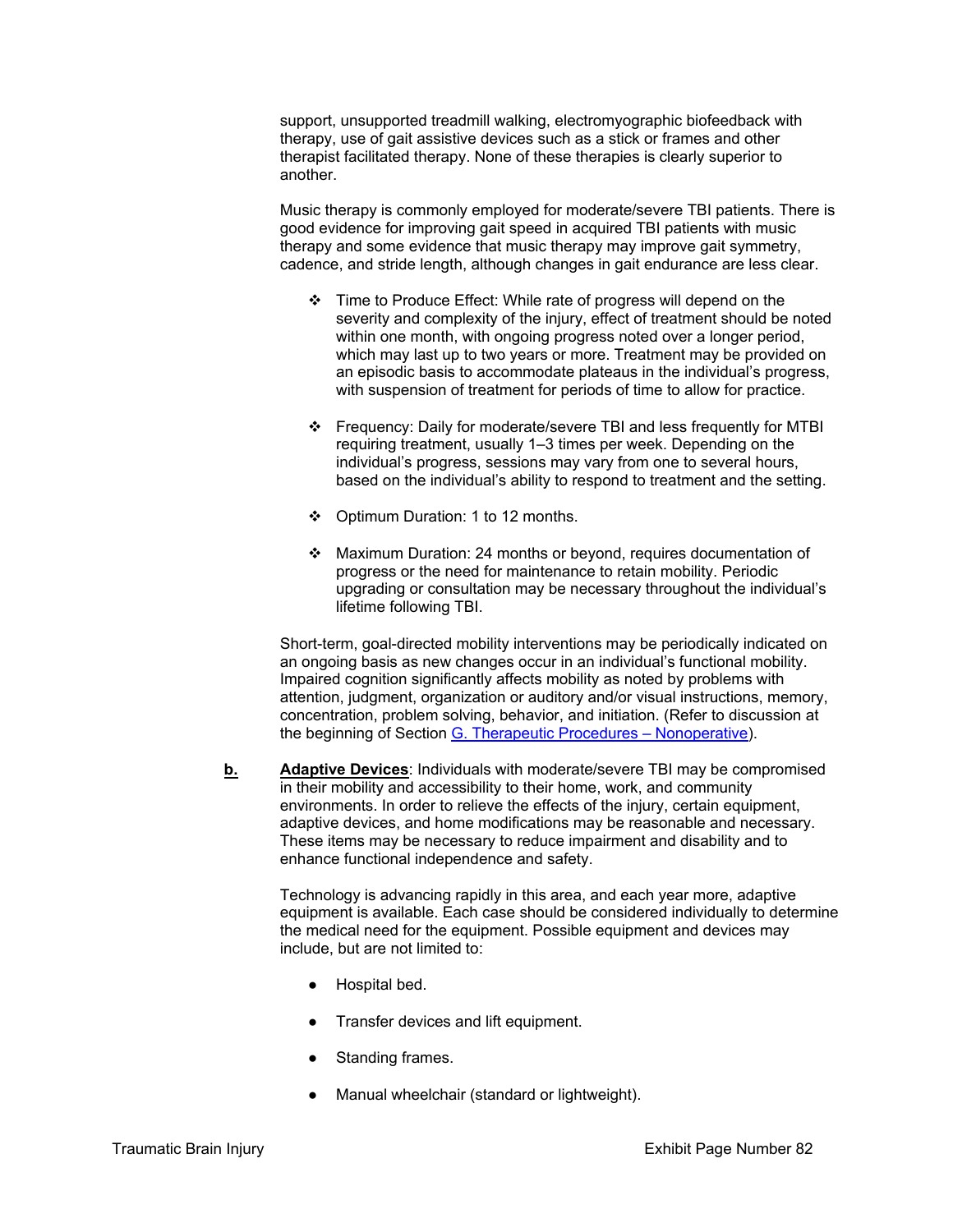support, unsupported treadmill walking, electromyographic biofeedback with therapy, use of gait assistive devices such as a stick or frames and other therapist facilitated therapy. None of these therapies is clearly superior to another.

Music therapy is commonly employed for moderate/severe TBI patients. There is good evidence for improving gait speed in acquired TBI patients with music therapy and some evidence that music therapy may improve gait symmetry, cadence, and stride length, although changes in gait endurance are less clear.

- ❖ Time to Produce Effect: While rate of progress will depend on the severity and complexity of the injury, effect of treatment should be noted within one month, with ongoing progress noted over a longer period, which may last up to two years or more. Treatment may be provided on an episodic basis to accommodate plateaus in the individual's progress, with suspension of treatment for periods of time to allow for practice.

- ❖ Frequency: Daily for moderate/severe TBI and less frequently for MTBI requiring treatment, usually 1–3 times per week. Depending on the individual's progress, sessions may vary from one to several hours, based on the individual's ability to respond to treatment and the setting.

- ❖ Optimum Duration: 1 to 12 months.

- ❖ Maximum Duration: 24 months or beyond, requires documentation of progress or the need for maintenance to retain mobility. Periodic upgrading or consultation may be necessary throughout the individual's lifetime following TBI.

Short-term, goal-directed mobility interventions may be periodically indicated on an ongoing basis as new changes occur in an individual's functional mobility. Impaired cognition significantly affects mobility as noted by problems with attention, judgment, organization or auditory and/or visual instructions, memory, concentration, problem solving, behavior, and initiation. (Refer to discussion at the beginning of Section G. Therapeutic Procedures – Nonoperative).

**b.** **Adaptive Devices**: Individuals with moderate/severe TBI may be compromised in their mobility and accessibility to their home, work, and community environments. In order to relieve the effects of the injury, certain equipment, adaptive devices, and home modifications may be reasonable and necessary. These items may be necessary to reduce impairment and disability and to enhance functional independence and safety.

Technology is advancing rapidly in this area, and each year more, adaptive equipment is available. Each case should be considered individually to determine the medical need for the equipment. Possible equipment and devices may include, but are not limited to:

- Hospital bed.
- Transfer devices and lift equipment.
- Standing frames.
- Manual wheelchair (standard or lightweight).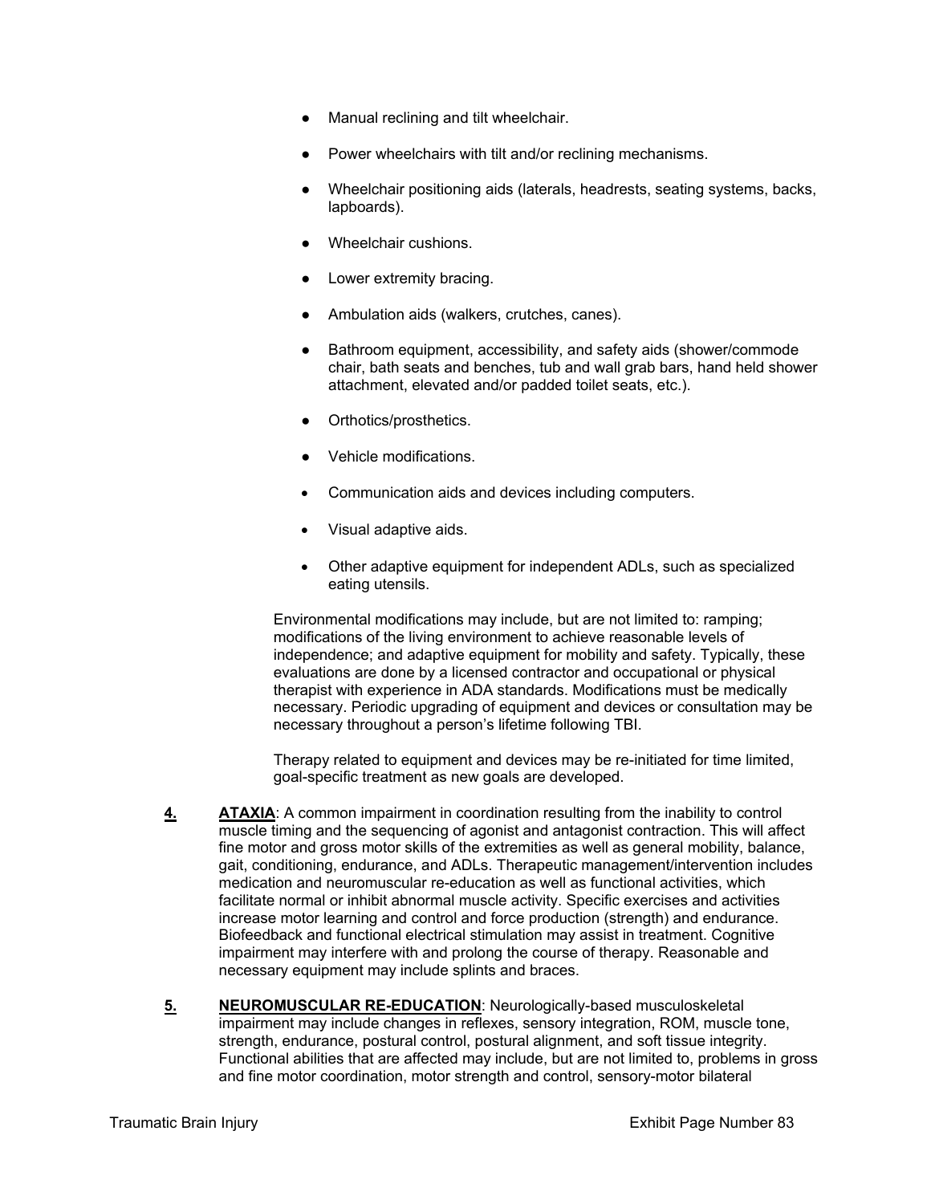- Manual reclining and tilt wheelchair.
- Power wheelchairs with tilt and/or reclining mechanisms.
- Wheelchair positioning aids (laterals, headrests, seating systems, backs, lapboards).
- Wheelchair cushions.
- Lower extremity bracing.
- Ambulation aids (walkers, crutches, canes).
- Bathroom equipment, accessibility, and safety aids (shower/commode chair, bath seats and benches, tub and wall grab bars, hand held shower attachment, elevated and/or padded toilet seats, etc.).
- Orthotics/prosthetics.
- Vehicle modifications.
- Communication aids and devices including computers.
- Visual adaptive aids.
- Other adaptive equipment for independent ADLs, such as specialized eating utensils.

Environmental modifications may include, but are not limited to: ramping; modifications of the living environment to achieve reasonable levels of independence; and adaptive equipment for mobility and safety. Typically, these evaluations are done by a licensed contractor and occupational or physical therapist with experience in ADA standards. Modifications must be medically necessary. Periodic upgrading of equipment and devices or consultation may be necessary throughout a person's lifetime following TBI.

Therapy related to equipment and devices may be re-initiated for time limited, goal-specific treatment as new goals are developed.

**4.** **ATAXIA**: A common impairment in coordination resulting from the inability to control muscle timing and the sequencing of agonist and antagonist contraction. This will affect fine motor and gross motor skills of the extremities as well as general mobility, balance, gait, conditioning, endurance, and ADLs. Therapeutic management/intervention includes medication and neuromuscular re-education as well as functional activities, which facilitate normal or inhibit abnormal muscle activity. Specific exercises and activities increase motor learning and control and force production (strength) and endurance. Biofeedback and functional electrical stimulation may assist in treatment. Cognitive impairment may interfere with and prolong the course of therapy. Reasonable and necessary equipment may include splints and braces.

**5.** **NEUROMUSCULAR RE-EDUCATION**: Neurologically-based musculoskeletal impairment may include changes in reflexes, sensory integration, ROM, muscle tone, strength, endurance, postural control, postural alignment, and soft tissue integrity. Functional abilities that are affected may include, but are not limited to, problems in gross and fine motor coordination, motor strength and control, sensory-motor bilateral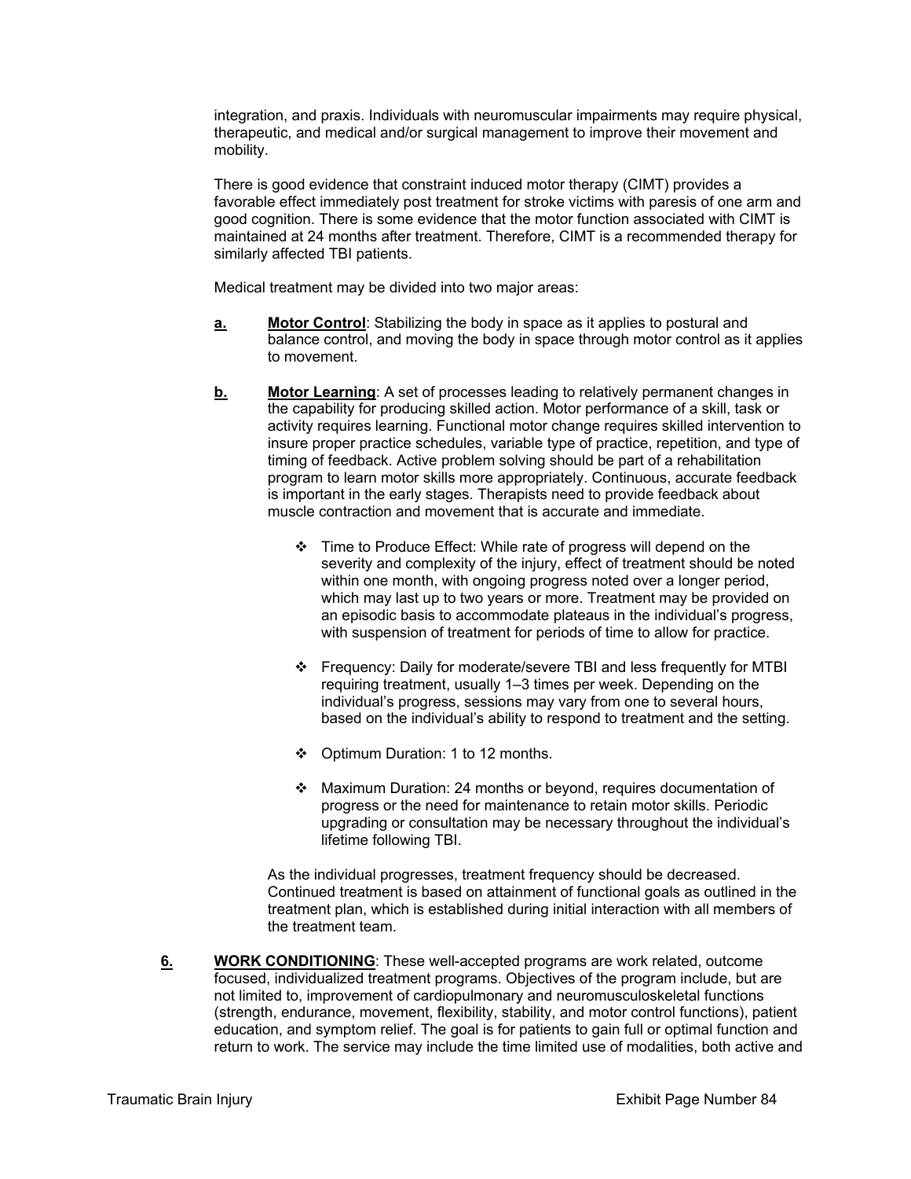integration, and praxis. Individuals with neuromuscular impairments may require physical, therapeutic, and medical and/or surgical management to improve their movement and mobility.

There is good evidence that constraint induced motor therapy (CIMT) provides a favorable effect immediately post treatment for stroke victims with paresis of one arm and good cognition. There is some evidence that the motor function associated with CIMT is maintained at 24 months after treatment. Therefore, CIMT is a recommended therapy for similarly affected TBI patients.

Medical treatment may be divided into two major areas:

**a.** **Motor Control**: Stabilizing the body in space as it applies to postural and balance control, and moving the body in space through motor control as it applies to movement.

**b.** **Motor Learning**: A set of processes leading to relatively permanent changes in the capability for producing skilled action. Motor performance of a skill, task or activity requires learning. Functional motor change requires skilled intervention to insure proper practice schedules, variable type of practice, repetition, and type of timing of feedback. Active problem solving should be part of a rehabilitation program to learn motor skills more appropriately. Continuous, accurate feedback is important in the early stages. Therapists need to provide feedback about muscle contraction and movement that is accurate and immediate.

- Time to Produce Effect: While rate of progress will depend on the severity and complexity of the injury, effect of treatment should be noted within one month, with ongoing progress noted over a longer period, which may last up to two years or more. Treatment may be provided on an episodic basis to accommodate plateaus in the individual's progress, with suspension of treatment for periods of time to allow for practice.

- Frequency: Daily for moderate/severe TBI and less frequently for MTBI requiring treatment, usually 1–3 times per week. Depending on the individual's progress, sessions may vary from one to several hours, based on the individual's ability to respond to treatment and the setting.

- Optimum Duration: 1 to 12 months.

- Maximum Duration: 24 months or beyond, requires documentation of progress or the need for maintenance to retain motor skills. Periodic upgrading or consultation may be necessary throughout the individual's lifetime following TBI.

As the individual progresses, treatment frequency should be decreased. Continued treatment is based on attainment of functional goals as outlined in the treatment plan, which is established during initial interaction with all members of the treatment team.

**6.** **WORK CONDITIONING**: These well-accepted programs are work related, outcome focused, individualized treatment programs. Objectives of the program include, but are not limited to, improvement of cardiopulmonary and neuromusculoskeletal functions (strength, endurance, movement, flexibility, stability, and motor control functions), patient education, and symptom relief. The goal is for patients to gain full or optimal function and return to work. The service may include the time limited use of modalities, both active and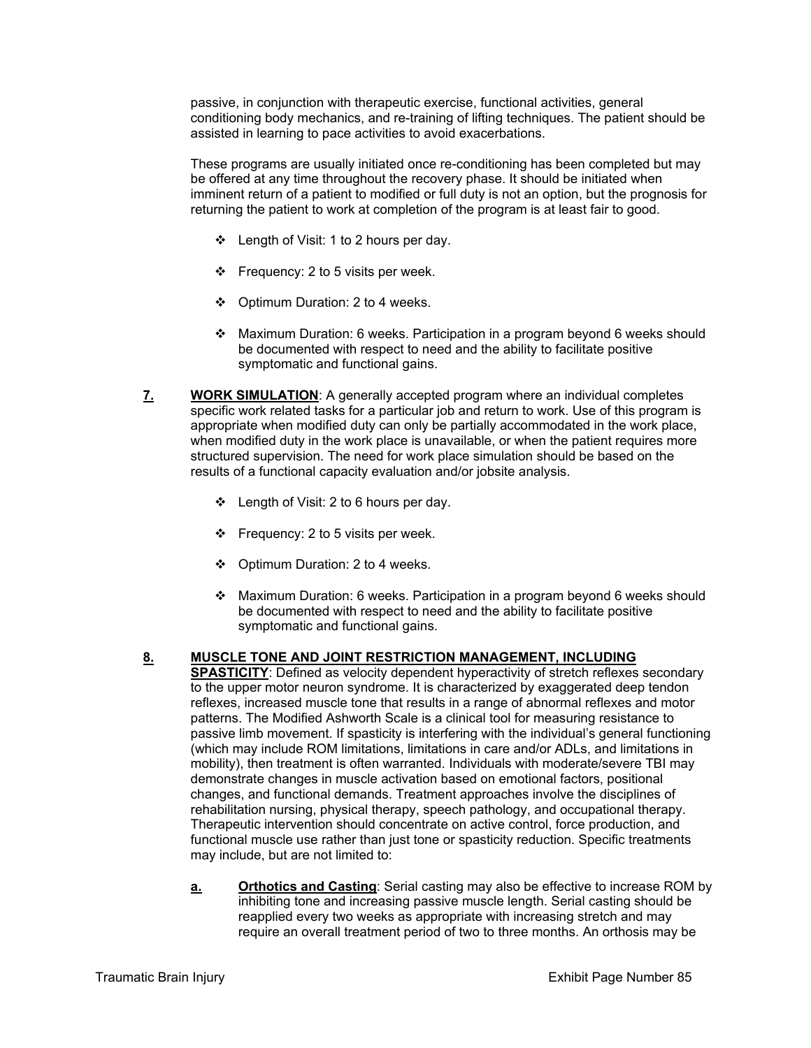passive, in conjunction with therapeutic exercise, functional activities, general conditioning body mechanics, and re-training of lifting techniques. The patient should be assisted in learning to pace activities to avoid exacerbations.

These programs are usually initiated once re-conditioning has been completed but may be offered at any time throughout the recovery phase. It should be initiated when imminent return of a patient to modified or full duty is not an option, but the prognosis for returning the patient to work at completion of the program is at least fair to good.

- ❖ Length of Visit: 1 to 2 hours per day.
- ❖ Frequency: 2 to 5 visits per week.
- ❖ Optimum Duration: 2 to 4 weeks.
- ❖ Maximum Duration: 6 weeks. Participation in a program beyond 6 weeks should be documented with respect to need and the ability to facilitate positive symptomatic and functional gains.

**7. WORK SIMULATION**: A generally accepted program where an individual completes specific work related tasks for a particular job and return to work. Use of this program is appropriate when modified duty can only be partially accommodated in the work place, when modified duty in the work place is unavailable, or when the patient requires more structured supervision. The need for work place simulation should be based on the results of a functional capacity evaluation and/or jobsite analysis.

- ❖ Length of Visit: 2 to 6 hours per day.
- ❖ Frequency: 2 to 5 visits per week.
- ❖ Optimum Duration: 2 to 4 weeks.
- ❖ Maximum Duration: 6 weeks. Participation in a program beyond 6 weeks should be documented with respect to need and the ability to facilitate positive symptomatic and functional gains.

**8. MUSCLE TONE AND JOINT RESTRICTION MANAGEMENT, INCLUDING SPASTICITY**: Defined as velocity dependent hyperactivity of stretch reflexes secondary to the upper motor neuron syndrome. It is characterized by exaggerated deep tendon reflexes, increased muscle tone that results in a range of abnormal reflexes and motor patterns. The Modified Ashworth Scale is a clinical tool for measuring resistance to passive limb movement. If spasticity is interfering with the individual's general functioning (which may include ROM limitations, limitations in care and/or ADLs, and limitations in mobility), then treatment is often warranted. Individuals with moderate/severe TBI may demonstrate changes in muscle activation based on emotional factors, positional changes, and functional demands. Treatment approaches involve the disciplines of rehabilitation nursing, physical therapy, speech pathology, and occupational therapy. Therapeutic intervention should concentrate on active control, force production, and functional muscle use rather than just tone or spasticity reduction. Specific treatments may include, but are not limited to:

**a. Orthotics and Casting**: Serial casting may also be effective to increase ROM by inhibiting tone and increasing passive muscle length. Serial casting should be reapplied every two weeks as appropriate with increasing stretch and may require an overall treatment period of two to three months. An orthosis may be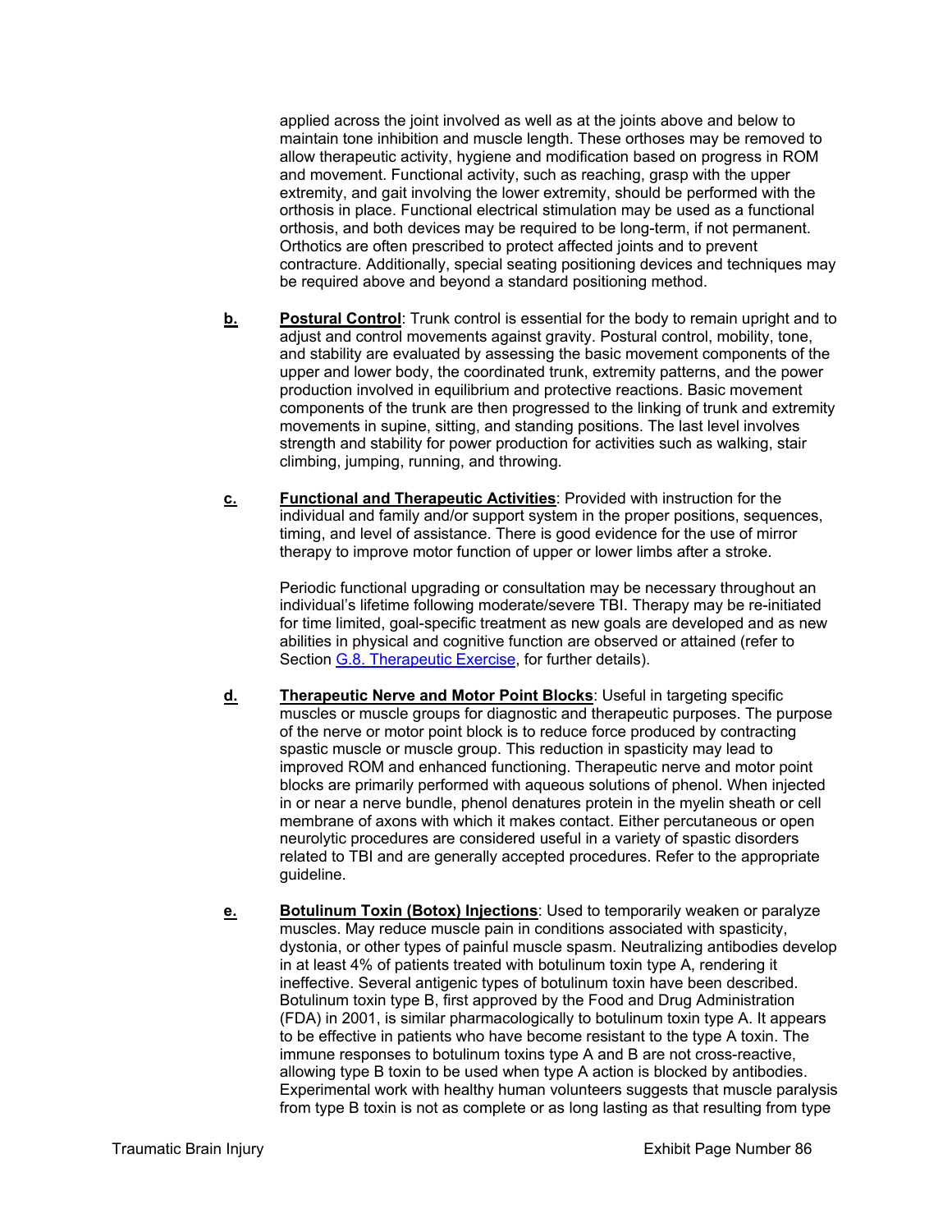applied across the joint involved as well as at the joints above and below to maintain tone inhibition and muscle length. These orthoses may be removed to allow therapeutic activity, hygiene and modification based on progress in ROM and movement. Functional activity, such as reaching, grasp with the upper extremity, and gait involving the lower extremity, should be performed with the orthosis in place. Functional electrical stimulation may be used as a functional orthosis, and both devices may be required to be long-term, if not permanent. Orthotics are often prescribed to protect affected joints and to prevent contracture. Additionally, special seating positioning devices and techniques may be required above and beyond a standard positioning method.

**b.** **Postural Control**: Trunk control is essential for the body to remain upright and to adjust and control movements against gravity. Postural control, mobility, tone, and stability are evaluated by assessing the basic movement components of the upper and lower body, the coordinated trunk, extremity patterns, and the power production involved in equilibrium and protective reactions. Basic movement components of the trunk are then progressed to the linking of trunk and extremity movements in supine, sitting, and standing positions. The last level involves strength and stability for power production for activities such as walking, stair climbing, jumping, running, and throwing.

**c.** **Functional and Therapeutic Activities**: Provided with instruction for the individual and family and/or support system in the proper positions, sequences, timing, and level of assistance. There is good evidence for the use of mirror therapy to improve motor function of upper or lower limbs after a stroke.

Periodic functional upgrading or consultation may be necessary throughout an individual's lifetime following moderate/severe TBI. Therapy may be re-initiated for time limited, goal-specific treatment as new goals are developed and as new abilities in physical and cognitive function are observed or attained (refer to Section G.8. Therapeutic Exercise, for further details).

**d.** **Therapeutic Nerve and Motor Point Blocks**: Useful in targeting specific muscles or muscle groups for diagnostic and therapeutic purposes. The purpose of the nerve or motor point block is to reduce force produced by contracting spastic muscle or muscle group. This reduction in spasticity may lead to improved ROM and enhanced functioning. Therapeutic nerve and motor point blocks are primarily performed with aqueous solutions of phenol. When injected in or near a nerve bundle, phenol denatures protein in the myelin sheath or cell membrane of axons with which it makes contact. Either percutaneous or open neurolytic procedures are considered useful in a variety of spastic disorders related to TBI and are generally accepted procedures. Refer to the appropriate guideline.

**e.** **Botulinum Toxin (Botox) Injections**: Used to temporarily weaken or paralyze muscles. May reduce muscle pain in conditions associated with spasticity, dystonia, or other types of painful muscle spasm. Neutralizing antibodies develop in at least 4% of patients treated with botulinum toxin type A, rendering it ineffective. Several antigenic types of botulinum toxin have been described. Botulinum toxin type B, first approved by the Food and Drug Administration (FDA) in 2001, is similar pharmacologically to botulinum toxin type A. It appears to be effective in patients who have become resistant to the type A toxin. The immune responses to botulinum toxins type A and B are not cross-reactive, allowing type B toxin to be used when type A action is blocked by antibodies. Experimental work with healthy human volunteers suggests that muscle paralysis from type B toxin is not as complete or as long lasting as that resulting from type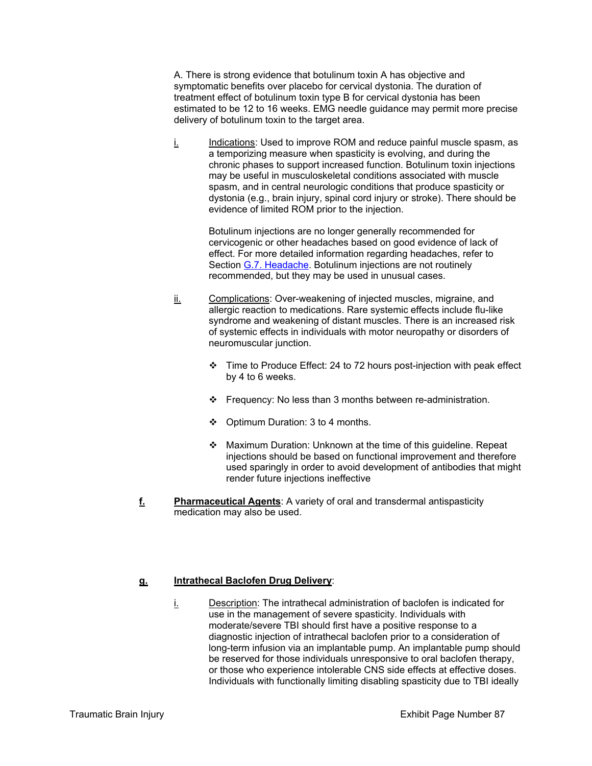A. There is strong evidence that botulinum toxin A has objective and symptomatic benefits over placebo for cervical dystonia. The duration of treatment effect of botulinum toxin type B for cervical dystonia has been estimated to be 12 to 16 weeks. EMG needle guidance may permit more precise delivery of botulinum toxin to the target area.

i. Indications: Used to improve ROM and reduce painful muscle spasm, as a temporizing measure when spasticity is evolving, and during the chronic phases to support increased function. Botulinum toxin injections may be useful in musculoskeletal conditions associated with muscle spasm, and in central neurologic conditions that produce spasticity or dystonia (e.g., brain injury, spinal cord injury or stroke). There should be evidence of limited ROM prior to the injection.

   Botulinum injections are no longer generally recommended for cervicogenic or other headaches based on good evidence of lack of effect. For more detailed information regarding headaches, refer to Section G.7. Headache. Botulinum injections are not routinely recommended, but they may be used in unusual cases.

ii. Complications: Over-weakening of injected muscles, migraine, and allergic reaction to medications. Rare systemic effects include flu-like syndrome and weakening of distant muscles. There is an increased risk of systemic effects in individuals with motor neuropathy or disorders of neuromuscular junction.

   - Time to Produce Effect: 24 to 72 hours post-injection with peak effect by 4 to 6 weeks.
   - Frequency: No less than 3 months between re-administration.
   - Optimum Duration: 3 to 4 months.
   - Maximum Duration: Unknown at the time of this guideline. Repeat injections should be based on functional improvement and therefore used sparingly in order to avoid development of antibodies that might render future injections ineffective

**f. Pharmaceutical Agents**: A variety of oral and transdermal antispasticity medication may also be used.

**g. Intrathecal Baclofen Drug Delivery**:

i. Description: The intrathecal administration of baclofen is indicated for use in the management of severe spasticity. Individuals with moderate/severe TBI should first have a positive response to a diagnostic injection of intrathecal baclofen prior to a consideration of long-term infusion via an implantable pump. An implantable pump should be reserved for those individuals unresponsive to oral baclofen therapy, or those who experience intolerable CNS side effects at effective doses. Individuals with functionally limiting disabling spasticity due to TBI ideally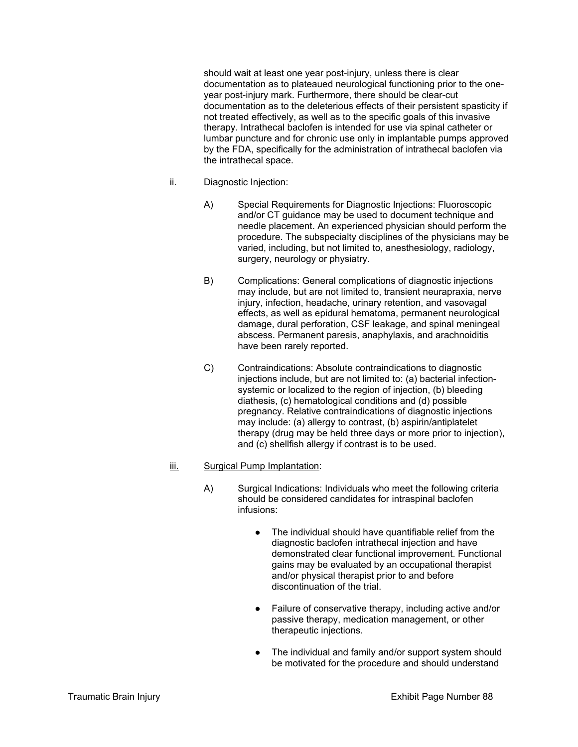should wait at least one year post-injury, unless there is clear documentation as to plateaued neurological functioning prior to the one-year post-injury mark. Furthermore, there should be clear-cut documentation as to the deleterious effects of their persistent spasticity if not treated effectively, as well as to the specific goals of this invasive therapy. Intrathecal baclofen is intended for use via spinal catheter or lumbar puncture and for chronic use only in implantable pumps approved by the FDA, specifically for the administration of intrathecal baclofen via the intrathecal space.

ii. Diagnostic Injection:

A) Special Requirements for Diagnostic Injections: Fluoroscopic and/or CT guidance may be used to document technique and needle placement. An experienced physician should perform the procedure. The subspecialty disciplines of the physicians may be varied, including, but not limited to, anesthesiology, radiology, surgery, neurology or physiatry.

B) Complications: General complications of diagnostic injections may include, but are not limited to, transient neurapraxia, nerve injury, infection, headache, urinary retention, and vasovagal effects, as well as epidural hematoma, permanent neurological damage, dural perforation, CSF leakage, and spinal meningeal abscess. Permanent paresis, anaphylaxis, and arachnoiditis have been rarely reported.

C) Contraindications: Absolute contraindications to diagnostic injections include, but are not limited to: (a) bacterial infection-systemic or localized to the region of injection, (b) bleeding diathesis, (c) hematological conditions and (d) possible pregnancy. Relative contraindications of diagnostic injections may include: (a) allergy to contrast, (b) aspirin/antiplatelet therapy (drug may be held three days or more prior to injection), and (c) shellfish allergy if contrast is to be used.

iii. Surgical Pump Implantation:

A) Surgical Indications: Individuals who meet the following criteria should be considered candidates for intraspinal baclofen infusions:

- The individual should have quantifiable relief from the diagnostic baclofen intrathecal injection and have demonstrated clear functional improvement. Functional gains may be evaluated by an occupational therapist and/or physical therapist prior to and before discontinuation of the trial.

- Failure of conservative therapy, including active and/or passive therapy, medication management, or other therapeutic injections.

- The individual and family and/or support system should be motivated for the procedure and should understand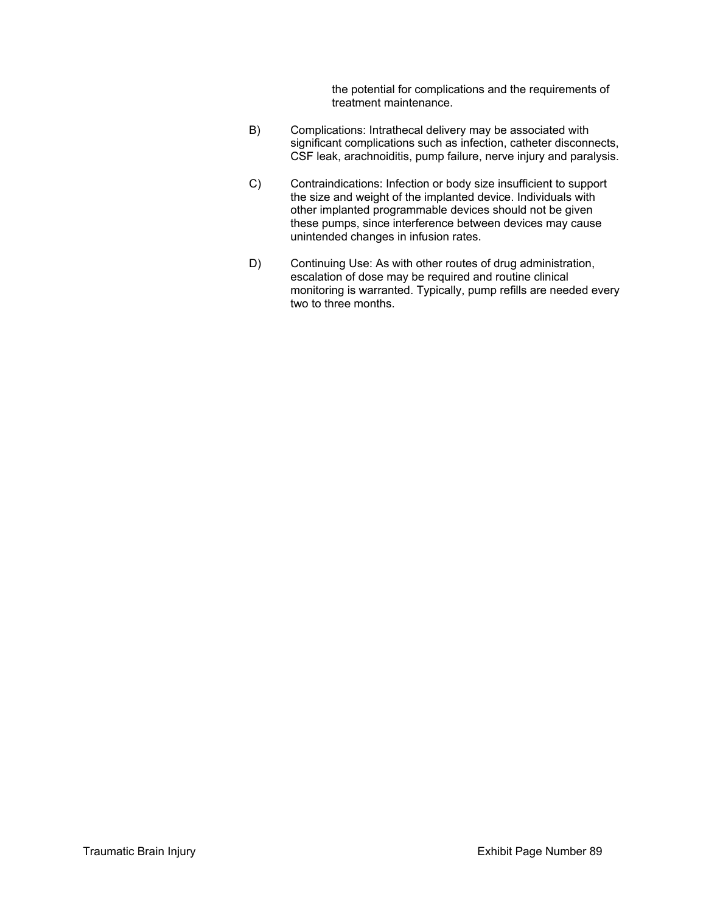the potential for complications and the requirements of treatment maintenance.

B) Complications: Intrathecal delivery may be associated with significant complications such as infection, catheter disconnects, CSF leak, arachnoiditis, pump failure, nerve injury and paralysis.

C) Contraindications: Infection or body size insufficient to support the size and weight of the implanted device. Individuals with other implanted programmable devices should not be given these pumps, since interference between devices may cause unintended changes in infusion rates.

D) Continuing Use: As with other routes of drug administration, escalation of dose may be required and routine clinical monitoring is warranted. Typically, pump refills are needed every two to three months.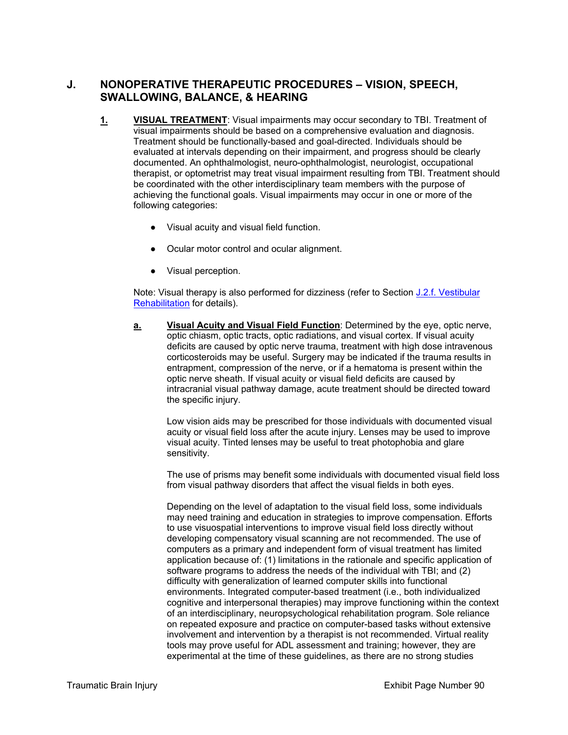## J. NONOPERATIVE THERAPEUTIC PROCEDURES – VISION, SPEECH, SWALLOWING, BALANCE, & HEARING

**1. VISUAL TREATMENT**: Visual impairments may occur secondary to TBI. Treatment of visual impairments should be based on a comprehensive evaluation and diagnosis. Treatment should be functionally-based and goal-directed. Individuals should be evaluated at intervals depending on their impairment, and progress should be clearly documented. An ophthalmologist, neuro-ophthalmologist, neurologist, occupational therapist, or optometrist may treat visual impairment resulting from TBI. Treatment should be coordinated with the other interdisciplinary team members with the purpose of achieving the functional goals. Visual impairments may occur in one or more of the following categories:

- Visual acuity and visual field function.
- Ocular motor control and ocular alignment.
- Visual perception.

Note: Visual therapy is also performed for dizziness (refer to Section J.2.f. Vestibular Rehabilitation for details).

**a. Visual Acuity and Visual Field Function**: Determined by the eye, optic nerve, optic chiasm, optic tracts, optic radiations, and visual cortex. If visual acuity deficits are caused by optic nerve trauma, treatment with high dose intravenous corticosteroids may be useful. Surgery may be indicated if the trauma results in entrapment, compression of the nerve, or if a hematoma is present within the optic nerve sheath. If visual acuity or visual field deficits are caused by intracranial visual pathway damage, acute treatment should be directed toward the specific injury.

Low vision aids may be prescribed for those individuals with documented visual acuity or visual field loss after the acute injury. Lenses may be used to improve visual acuity. Tinted lenses may be useful to treat photophobia and glare sensitivity.

The use of prisms may benefit some individuals with documented visual field loss from visual pathway disorders that affect the visual fields in both eyes.

Depending on the level of adaptation to the visual field loss, some individuals may need training and education in strategies to improve compensation. Efforts to use visuospatial interventions to improve visual field loss directly without developing compensatory visual scanning are not recommended. The use of computers as a primary and independent form of visual treatment has limited application because of: (1) limitations in the rationale and specific application of software programs to address the needs of the individual with TBI; and (2) difficulty with generalization of learned computer skills into functional environments. Integrated computer-based treatment (i.e., both individualized cognitive and interpersonal therapies) may improve functioning within the context of an interdisciplinary, neuropsychological rehabilitation program. Sole reliance on repeated exposure and practice on computer-based tasks without extensive involvement and intervention by a therapist is not recommended. Virtual reality tools may prove useful for ADL assessment and training; however, they are experimental at the time of these guidelines, as there are no strong studies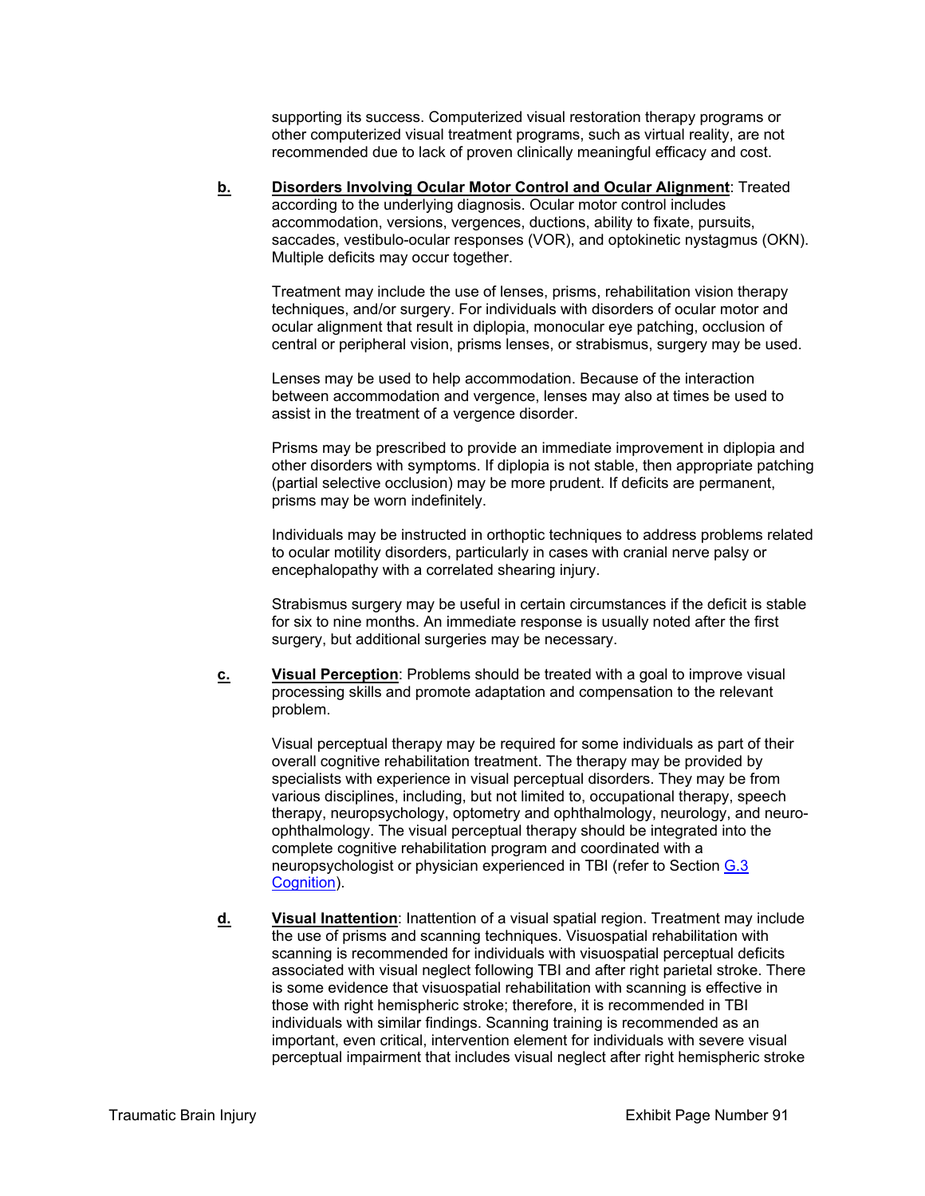supporting its success. Computerized visual restoration therapy programs or other computerized visual treatment programs, such as virtual reality, are not recommended due to lack of proven clinically meaningful efficacy and cost.

**b.** **Disorders Involving Ocular Motor Control and Ocular Alignment**: Treated according to the underlying diagnosis. Ocular motor control includes accommodation, versions, vergences, ductions, ability to fixate, pursuits, saccades, vestibulo-ocular responses (VOR), and optokinetic nystagmus (OKN). Multiple deficits may occur together.

Treatment may include the use of lenses, prisms, rehabilitation vision therapy techniques, and/or surgery. For individuals with disorders of ocular motor and ocular alignment that result in diplopia, monocular eye patching, occlusion of central or peripheral vision, prisms lenses, or strabismus, surgery may be used.

Lenses may be used to help accommodation. Because of the interaction between accommodation and vergence, lenses may also at times be used to assist in the treatment of a vergence disorder.

Prisms may be prescribed to provide an immediate improvement in diplopia and other disorders with symptoms. If diplopia is not stable, then appropriate patching (partial selective occlusion) may be more prudent. If deficits are permanent, prisms may be worn indefinitely.

Individuals may be instructed in orthoptic techniques to address problems related to ocular motility disorders, particularly in cases with cranial nerve palsy or encephalopathy with a correlated shearing injury.

Strabismus surgery may be useful in certain circumstances if the deficit is stable for six to nine months. An immediate response is usually noted after the first surgery, but additional surgeries may be necessary.

**c.** **Visual Perception**: Problems should be treated with a goal to improve visual processing skills and promote adaptation and compensation to the relevant problem.

Visual perceptual therapy may be required for some individuals as part of their overall cognitive rehabilitation treatment. The therapy may be provided by specialists with experience in visual perceptual disorders. They may be from various disciplines, including, but not limited to, occupational therapy, speech therapy, neuropsychology, optometry and ophthalmology, neurology, and neuro-ophthalmology. The visual perceptual therapy should be integrated into the complete cognitive rehabilitation program and coordinated with a neuropsychologist or physician experienced in TBI (refer to Section G.3 Cognition).

**d.** **Visual Inattention**: Inattention of a visual spatial region. Treatment may include the use of prisms and scanning techniques. Visuospatial rehabilitation with scanning is recommended for individuals with visuospatial perceptual deficits associated with visual neglect following TBI and after right parietal stroke. There is some evidence that visuospatial rehabilitation with scanning is effective in those with right hemispheric stroke; therefore, it is recommended in TBI individuals with similar findings. Scanning training is recommended as an important, even critical, intervention element for individuals with severe visual perceptual impairment that includes visual neglect after right hemispheric stroke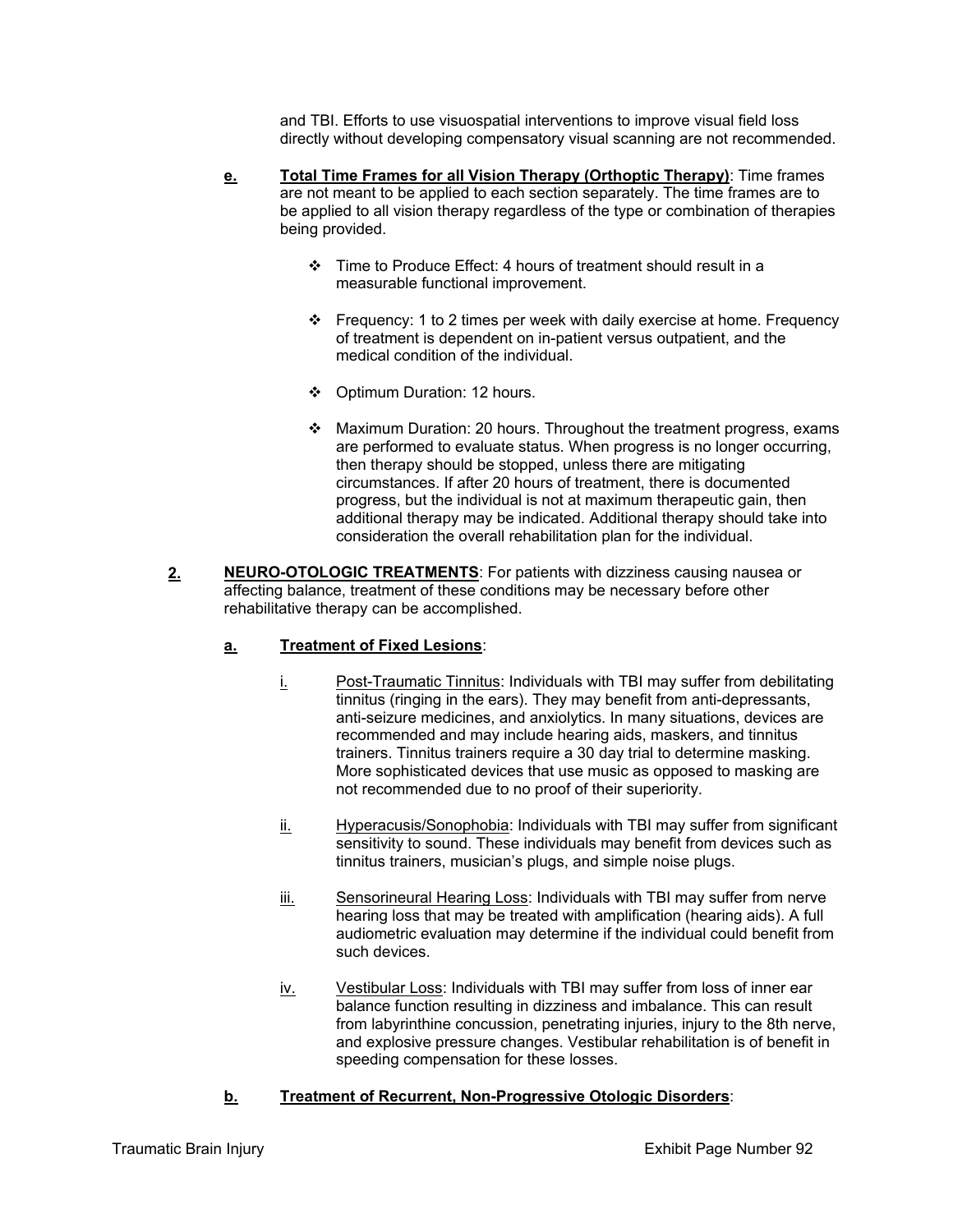and TBI. Efforts to use visuospatial interventions to improve visual field loss directly without developing compensatory visual scanning are not recommended.

**e. Total Time Frames for all Vision Therapy (Orthoptic Therapy)**: Time frames are not meant to be applied to each section separately. The time frames are to be applied to all vision therapy regardless of the type or combination of therapies being provided.

- Time to Produce Effect: 4 hours of treatment should result in a measurable functional improvement.
- Frequency: 1 to 2 times per week with daily exercise at home. Frequency of treatment is dependent on in-patient versus outpatient, and the medical condition of the individual.
- Optimum Duration: 12 hours.
- Maximum Duration: 20 hours. Throughout the treatment progress, exams are performed to evaluate status. When progress is no longer occurring, then therapy should be stopped, unless there are mitigating circumstances. If after 20 hours of treatment, there is documented progress, but the individual is not at maximum therapeutic gain, then additional therapy may be indicated. Additional therapy should take into consideration the overall rehabilitation plan for the individual.

**2. NEURO-OTOLOGIC TREATMENTS**: For patients with dizziness causing nausea or affecting balance, treatment of these conditions may be necessary before other rehabilitative therapy can be accomplished.

**a. Treatment of Fixed Lesions**:

i. Post-Traumatic Tinnitus: Individuals with TBI may suffer from debilitating tinnitus (ringing in the ears). They may benefit from anti-depressants, anti-seizure medicines, and anxiolytics. In many situations, devices are recommended and may include hearing aids, maskers, and tinnitus trainers. Tinnitus trainers require a 30 day trial to determine masking. More sophisticated devices that use music as opposed to masking are not recommended due to no proof of their superiority.

ii. Hyperacusis/Sonophobia: Individuals with TBI may suffer from significant sensitivity to sound. These individuals may benefit from devices such as tinnitus trainers, musician's plugs, and simple noise plugs.

iii. Sensorineural Hearing Loss: Individuals with TBI may suffer from nerve hearing loss that may be treated with amplification (hearing aids). A full audiometric evaluation may determine if the individual could benefit from such devices.

iv. Vestibular Loss: Individuals with TBI may suffer from loss of inner ear balance function resulting in dizziness and imbalance. This can result from labyrinthine concussion, penetrating injuries, injury to the 8th nerve, and explosive pressure changes. Vestibular rehabilitation is of benefit in speeding compensation for these losses.

**b. Treatment of Recurrent, Non-Progressive Otologic Disorders**: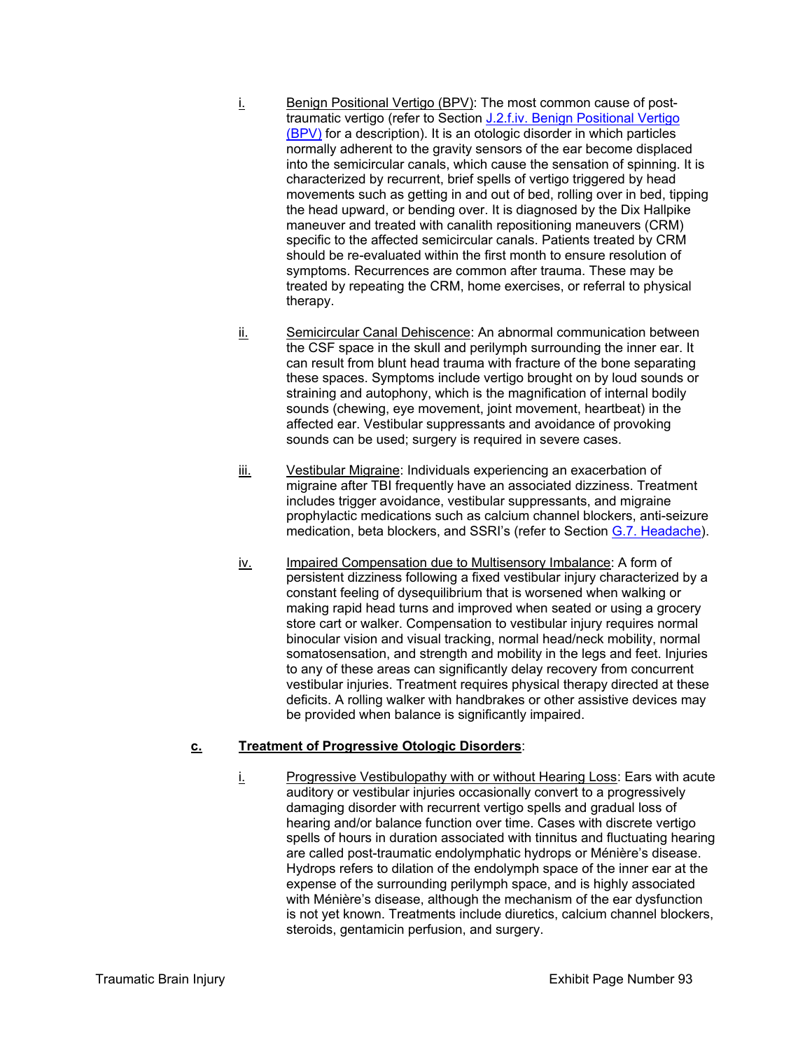i. Benign Positional Vertigo (BPV): The most common cause of post-traumatic vertigo (refer to Section J.2.f.iv. Benign Positional Vertigo (BPV) for a description). It is an otologic disorder in which particles normally adherent to the gravity sensors of the ear become displaced into the semicircular canals, which cause the sensation of spinning. It is characterized by recurrent, brief spells of vertigo triggered by head movements such as getting in and out of bed, rolling over in bed, tipping the head upward, or bending over. It is diagnosed by the Dix Hallpike maneuver and treated with canalith repositioning maneuvers (CRM) specific to the affected semicircular canals. Patients treated by CRM should be re-evaluated within the first month to ensure resolution of symptoms. Recurrences are common after trauma. These may be treated by repeating the CRM, home exercises, or referral to physical therapy.

ii. Semicircular Canal Dehiscence: An abnormal communication between the CSF space in the skull and perilymph surrounding the inner ear. It can result from blunt head trauma with fracture of the bone separating these spaces. Symptoms include vertigo brought on by loud sounds or straining and autophony, which is the magnification of internal bodily sounds (chewing, eye movement, joint movement, heartbeat) in the affected ear. Vestibular suppressants and avoidance of provoking sounds can be used; surgery is required in severe cases.

iii. Vestibular Migraine: Individuals experiencing an exacerbation of migraine after TBI frequently have an associated dizziness. Treatment includes trigger avoidance, vestibular suppressants, and migraine prophylactic medications such as calcium channel blockers, anti-seizure medication, beta blockers, and SSRI's (refer to Section G.7. Headache).

iv. Impaired Compensation due to Multisensory Imbalance: A form of persistent dizziness following a fixed vestibular injury characterized by a constant feeling of dysequilibrium that is worsened when walking or making rapid head turns and improved when seated or using a grocery store cart or walker. Compensation to vestibular injury requires normal binocular vision and visual tracking, normal head/neck mobility, normal somatosensation, and strength and mobility in the legs and feet. Injuries to any of these areas can significantly delay recovery from concurrent vestibular injuries. Treatment requires physical therapy directed at these deficits. A rolling walker with handbrakes or other assistive devices may be provided when balance is significantly impaired.

**c. Treatment of Progressive Otologic Disorders**:

i. Progressive Vestibulopathy with or without Hearing Loss: Ears with acute auditory or vestibular injuries occasionally convert to a progressively damaging disorder with recurrent vertigo spells and gradual loss of hearing and/or balance function over time. Cases with discrete vertigo spells of hours in duration associated with tinnitus and fluctuating hearing are called post-traumatic endolymphatic hydrops or Ménière's disease. Hydrops refers to dilation of the endolymph space of the inner ear at the expense of the surrounding perilymph space, and is highly associated with Ménière's disease, although the mechanism of the ear dysfunction is not yet known. Treatments include diuretics, calcium channel blockers, steroids, gentamicin perfusion, and surgery.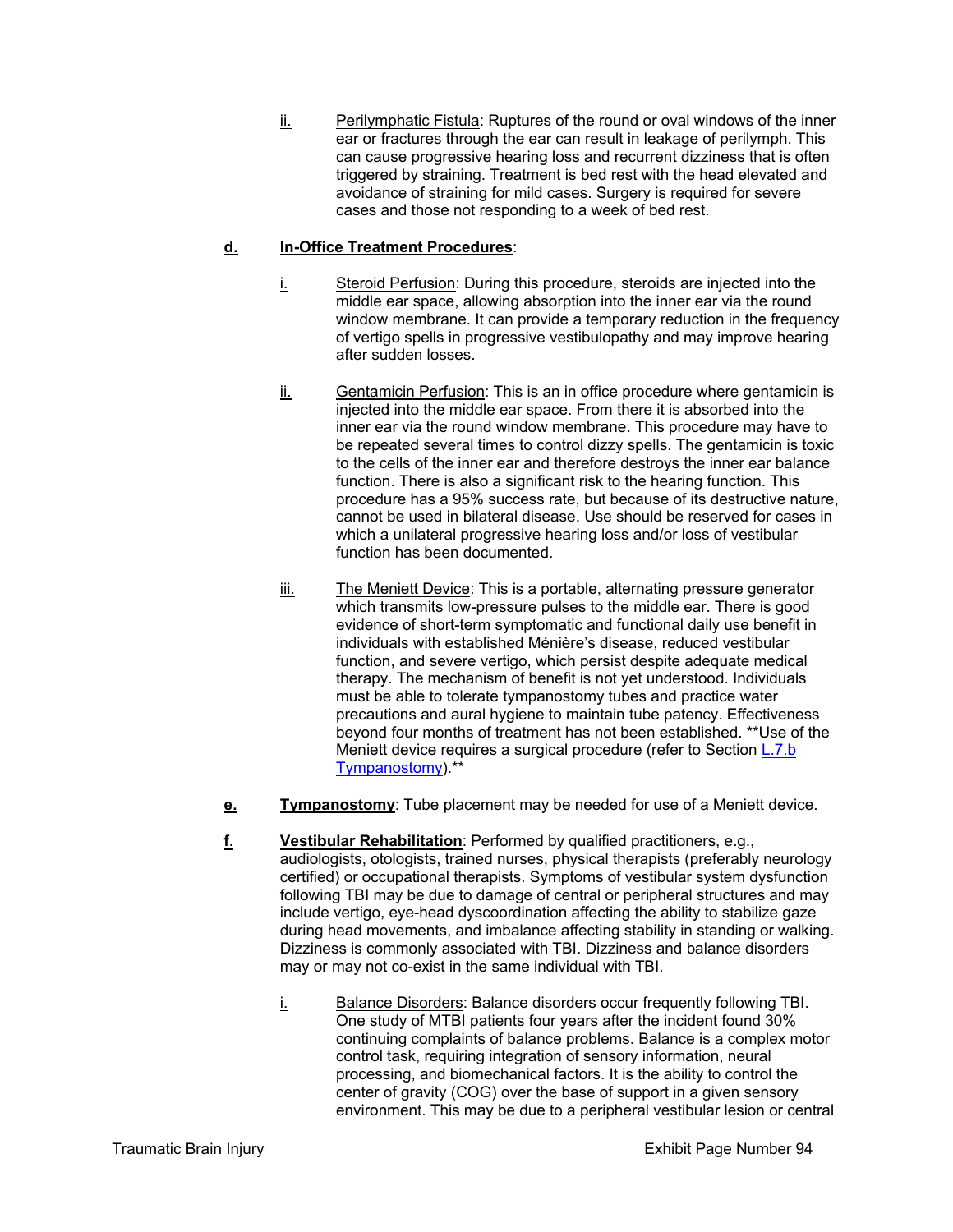ii. Perilymphatic Fistula: Ruptures of the round or oval windows of the inner ear or fractures through the ear can result in leakage of perilymph. This can cause progressive hearing loss and recurrent dizziness that is often triggered by straining. Treatment is bed rest with the head elevated and avoidance of straining for mild cases. Surgery is required for severe cases and those not responding to a week of bed rest.

**d. In-Office Treatment Procedures**:

i. Steroid Perfusion: During this procedure, steroids are injected into the middle ear space, allowing absorption into the inner ear via the round window membrane. It can provide a temporary reduction in the frequency of vertigo spells in progressive vestibulopathy and may improve hearing after sudden losses.

ii. Gentamicin Perfusion: This is an in office procedure where gentamicin is injected into the middle ear space. From there it is absorbed into the inner ear via the round window membrane. This procedure may have to be repeated several times to control dizzy spells. The gentamicin is toxic to the cells of the inner ear and therefore destroys the inner ear balance function. There is also a significant risk to the hearing function. This procedure has a 95% success rate, but because of its destructive nature, cannot be used in bilateral disease. Use should be reserved for cases in which a unilateral progressive hearing loss and/or loss of vestibular function has been documented.

iii. The Meniett Device: This is a portable, alternating pressure generator which transmits low-pressure pulses to the middle ear. There is good evidence of short-term symptomatic and functional daily use benefit in individuals with established Ménière's disease, reduced vestibular function, and severe vertigo, which persist despite adequate medical therapy. The mechanism of benefit is not yet understood. Individuals must be able to tolerate tympanostomy tubes and practice water precautions and aural hygiene to maintain tube patency. Effectiveness beyond four months of treatment has not been established. **Use of the Meniett device requires a surgical procedure (refer to Section L.7.b Tympanostomy).**

**e. Tympanostomy**: Tube placement may be needed for use of a Meniett device.

**f. Vestibular Rehabilitation**: Performed by qualified practitioners, e.g., audiologists, otologists, trained nurses, physical therapists (preferably neurology certified) or occupational therapists. Symptoms of vestibular system dysfunction following TBI may be due to damage of central or peripheral structures and may include vertigo, eye-head dyscoordination affecting the ability to stabilize gaze during head movements, and imbalance affecting stability in standing or walking. Dizziness is commonly associated with TBI. Dizziness and balance disorders may or may not co-exist in the same individual with TBI.

i. Balance Disorders: Balance disorders occur frequently following TBI. One study of MTBI patients four years after the incident found 30% continuing complaints of balance problems. Balance is a complex motor control task, requiring integration of sensory information, neural processing, and biomechanical factors. It is the ability to control the center of gravity (COG) over the base of support in a given sensory environment. This may be due to a peripheral vestibular lesion or central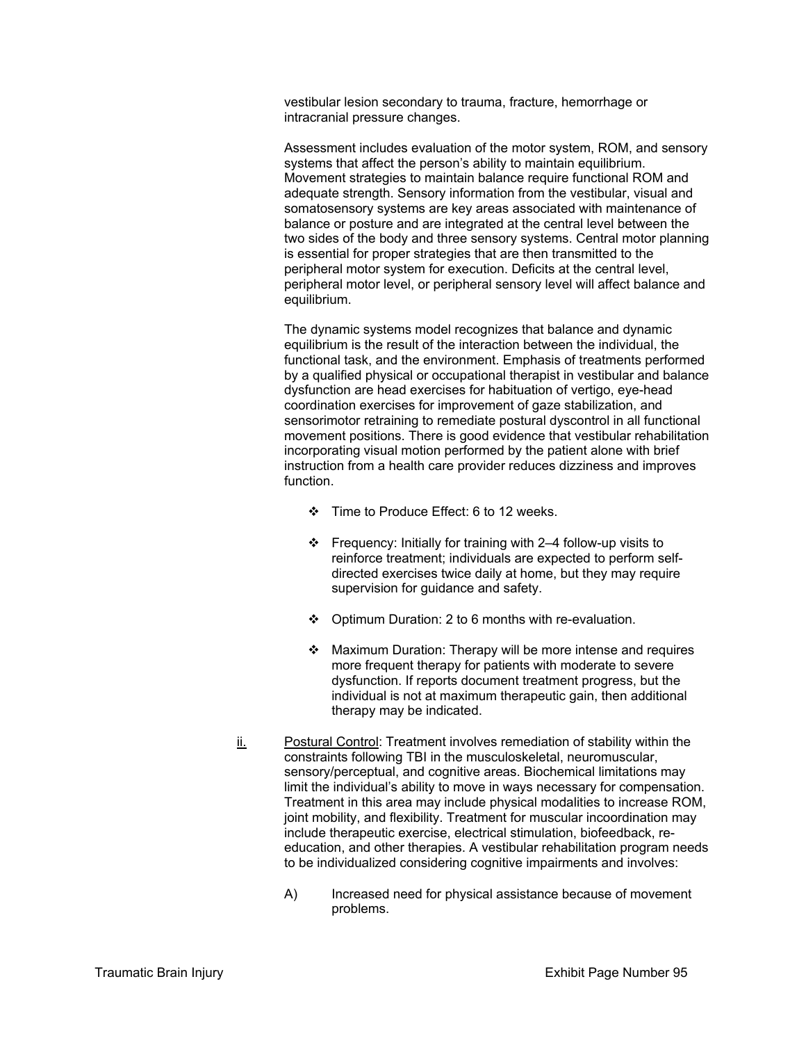vestibular lesion secondary to trauma, fracture, hemorrhage or intracranial pressure changes.

Assessment includes evaluation of the motor system, ROM, and sensory systems that affect the person's ability to maintain equilibrium. Movement strategies to maintain balance require functional ROM and adequate strength. Sensory information from the vestibular, visual and somatosensory systems are key areas associated with maintenance of balance or posture and are integrated at the central level between the two sides of the body and three sensory systems. Central motor planning is essential for proper strategies that are then transmitted to the peripheral motor system for execution. Deficits at the central level, peripheral motor level, or peripheral sensory level will affect balance and equilibrium.

The dynamic systems model recognizes that balance and dynamic equilibrium is the result of the interaction between the individual, the functional task, and the environment. Emphasis of treatments performed by a qualified physical or occupational therapist in vestibular and balance dysfunction are head exercises for habituation of vertigo, eye-head coordination exercises for improvement of gaze stabilization, and sensorimotor retraining to remediate postural dyscontrol in all functional movement positions. There is good evidence that vestibular rehabilitation incorporating visual motion performed by the patient alone with brief instruction from a health care provider reduces dizziness and improves function.

- ❖ Time to Produce Effect: 6 to 12 weeks.
- ❖ Frequency: Initially for training with 2–4 follow-up visits to reinforce treatment; individuals are expected to perform self-directed exercises twice daily at home, but they may require supervision for guidance and safety.
- ❖ Optimum Duration: 2 to 6 months with re-evaluation.
- ❖ Maximum Duration: Therapy will be more intense and requires more frequent therapy for patients with moderate to severe dysfunction. If reports document treatment progress, but the individual is not at maximum therapeutic gain, then additional therapy may be indicated.

ii. Postural Control: Treatment involves remediation of stability within the constraints following TBI in the musculoskeletal, neuromuscular, sensory/perceptual, and cognitive areas. Biochemical limitations may limit the individual's ability to move in ways necessary for compensation. Treatment in this area may include physical modalities to increase ROM, joint mobility, and flexibility. Treatment for muscular incoordination may include therapeutic exercise, electrical stimulation, biofeedback, re-education, and other therapies. A vestibular rehabilitation program needs to be individualized considering cognitive impairments and involves:

A) Increased need for physical assistance because of movement problems.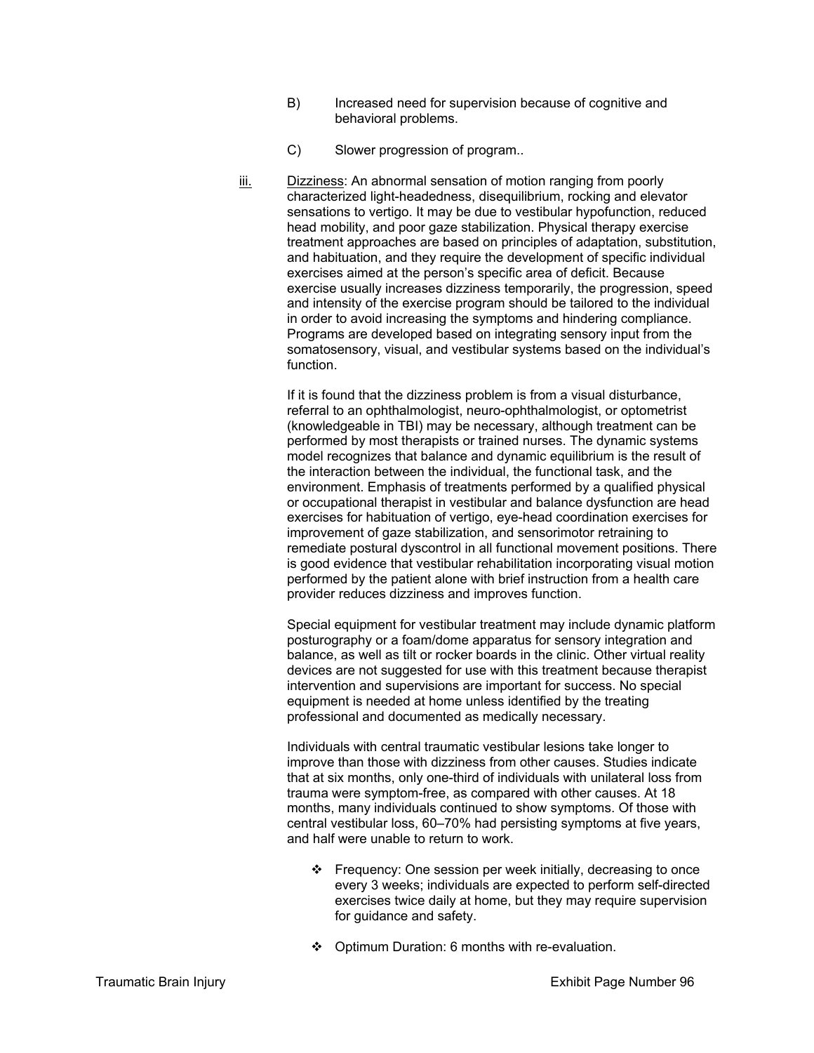B) Increased need for supervision because of cognitive and behavioral problems.

C) Slower progression of program..

iii. <u>Dizziness</u>: An abnormal sensation of motion ranging from poorly characterized light-headedness, disequilibrium, rocking and elevator sensations to vertigo. It may be due to vestibular hypofunction, reduced head mobility, and poor gaze stabilization. Physical therapy exercise treatment approaches are based on principles of adaptation, substitution, and habituation, and they require the development of specific individual exercises aimed at the person's specific area of deficit. Because exercise usually increases dizziness temporarily, the progression, speed and intensity of the exercise program should be tailored to the individual in order to avoid increasing the symptoms and hindering compliance. Programs are developed based on integrating sensory input from the somatosensory, visual, and vestibular systems based on the individual's function.

If it is found that the dizziness problem is from a visual disturbance, referral to an ophthalmologist, neuro-ophthalmologist, or optometrist (knowledgeable in TBI) may be necessary, although treatment can be performed by most therapists or trained nurses. The dynamic systems model recognizes that balance and dynamic equilibrium is the result of the interaction between the individual, the functional task, and the environment. Emphasis of treatments performed by a qualified physical or occupational therapist in vestibular and balance dysfunction are head exercises for habituation of vertigo, eye-head coordination exercises for improvement of gaze stabilization, and sensorimotor retraining to remediate postural dyscontrol in all functional movement positions. There is good evidence that vestibular rehabilitation incorporating visual motion performed by the patient alone with brief instruction from a health care provider reduces dizziness and improves function.

Special equipment for vestibular treatment may include dynamic platform posturography or a foam/dome apparatus for sensory integration and balance, as well as tilt or rocker boards in the clinic. Other virtual reality devices are not suggested for use with this treatment because therapist intervention and supervisions are important for success. No special equipment is needed at home unless identified by the treating professional and documented as medically necessary.

Individuals with central traumatic vestibular lesions take longer to improve than those with dizziness from other causes. Studies indicate that at six months, only one-third of individuals with unilateral loss from trauma were symptom-free, as compared with other causes. At 18 months, many individuals continued to show symptoms. Of those with central vestibular loss, 60–70% had persisting symptoms at five years, and half were unable to return to work.

- ❖ Frequency: One session per week initially, decreasing to once every 3 weeks; individuals are expected to perform self-directed exercises twice daily at home, but they may require supervision for guidance and safety.

- ❖ Optimum Duration: 6 months with re-evaluation.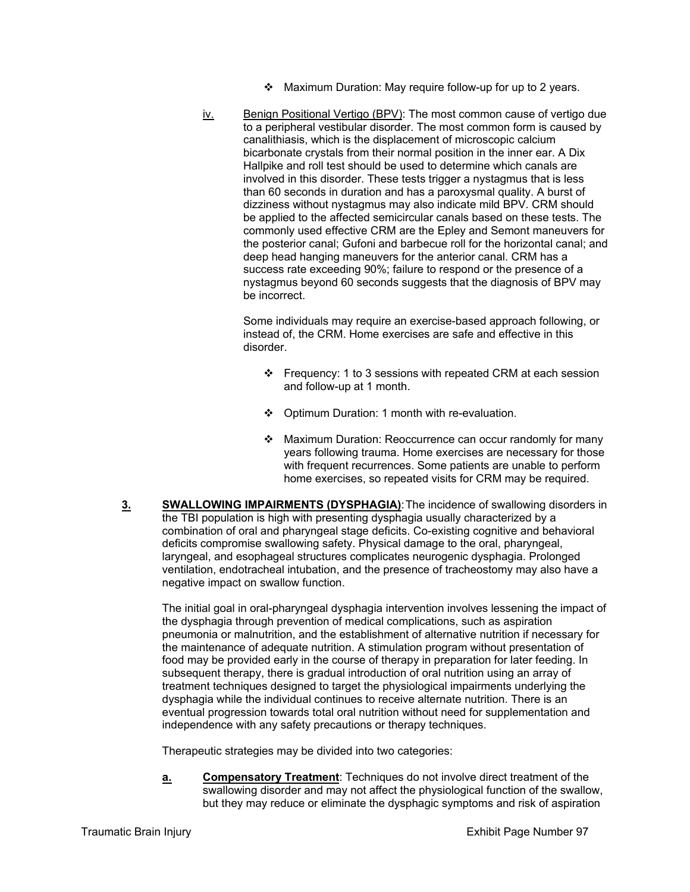- ❖ Maximum Duration: May require follow-up for up to 2 years.

iv. Benign Positional Vertigo (BPV): The most common cause of vertigo due to a peripheral vestibular disorder. The most common form is caused by canalithiasis, which is the displacement of microscopic calcium bicarbonate crystals from their normal position in the inner ear. A Dix Hallpike and roll test should be used to determine which canals are involved in this disorder. These tests trigger a nystagmus that is less than 60 seconds in duration and has a paroxysmal quality. A burst of dizziness without nystagmus may also indicate mild BPV. CRM should be applied to the affected semicircular canals based on these tests. The commonly used effective CRM are the Epley and Semont maneuvers for the posterior canal; Gufoni and barbecue roll for the horizontal canal; and deep head hanging maneuvers for the anterior canal. CRM has a success rate exceeding 90%; failure to respond or the presence of a nystagmus beyond 60 seconds suggests that the diagnosis of BPV may be incorrect.

Some individuals may require an exercise-based approach following, or instead of, the CRM. Home exercises are safe and effective in this disorder.

- ❖ Frequency: 1 to 3 sessions with repeated CRM at each session and follow-up at 1 month.
- ❖ Optimum Duration: 1 month with re-evaluation.
- ❖ Maximum Duration: Reoccurrence can occur randomly for many years following trauma. Home exercises are necessary for those with frequent recurrences. Some patients are unable to perform home exercises, so repeated visits for CRM may be required.

**3. SWALLOWING IMPAIRMENTS (DYSPHAGIA)**: The incidence of swallowing disorders in the TBI population is high with presenting dysphagia usually characterized by a combination of oral and pharyngeal stage deficits. Co-existing cognitive and behavioral deficits compromise swallowing safety. Physical damage to the oral, pharyngeal, laryngeal, and esophageal structures complicates neurogenic dysphagia. Prolonged ventilation, endotracheal intubation, and the presence of tracheostomy may also have a negative impact on swallow function.

The initial goal in oral-pharyngeal dysphagia intervention involves lessening the impact of the dysphagia through prevention of medical complications, such as aspiration pneumonia or malnutrition, and the establishment of alternative nutrition if necessary for the maintenance of adequate nutrition. A stimulation program without presentation of food may be provided early in the course of therapy in preparation for later feeding. In subsequent therapy, there is gradual introduction of oral nutrition using an array of treatment techniques designed to target the physiological impairments underlying the dysphagia while the individual continues to receive alternate nutrition. There is an eventual progression towards total oral nutrition without need for supplementation and independence with any safety precautions or therapy techniques.

Therapeutic strategies may be divided into two categories:

**a. Compensatory Treatment**: Techniques do not involve direct treatment of the swallowing disorder and may not affect the physiological function of the swallow, but they may reduce or eliminate the dysphagic symptoms and risk of aspiration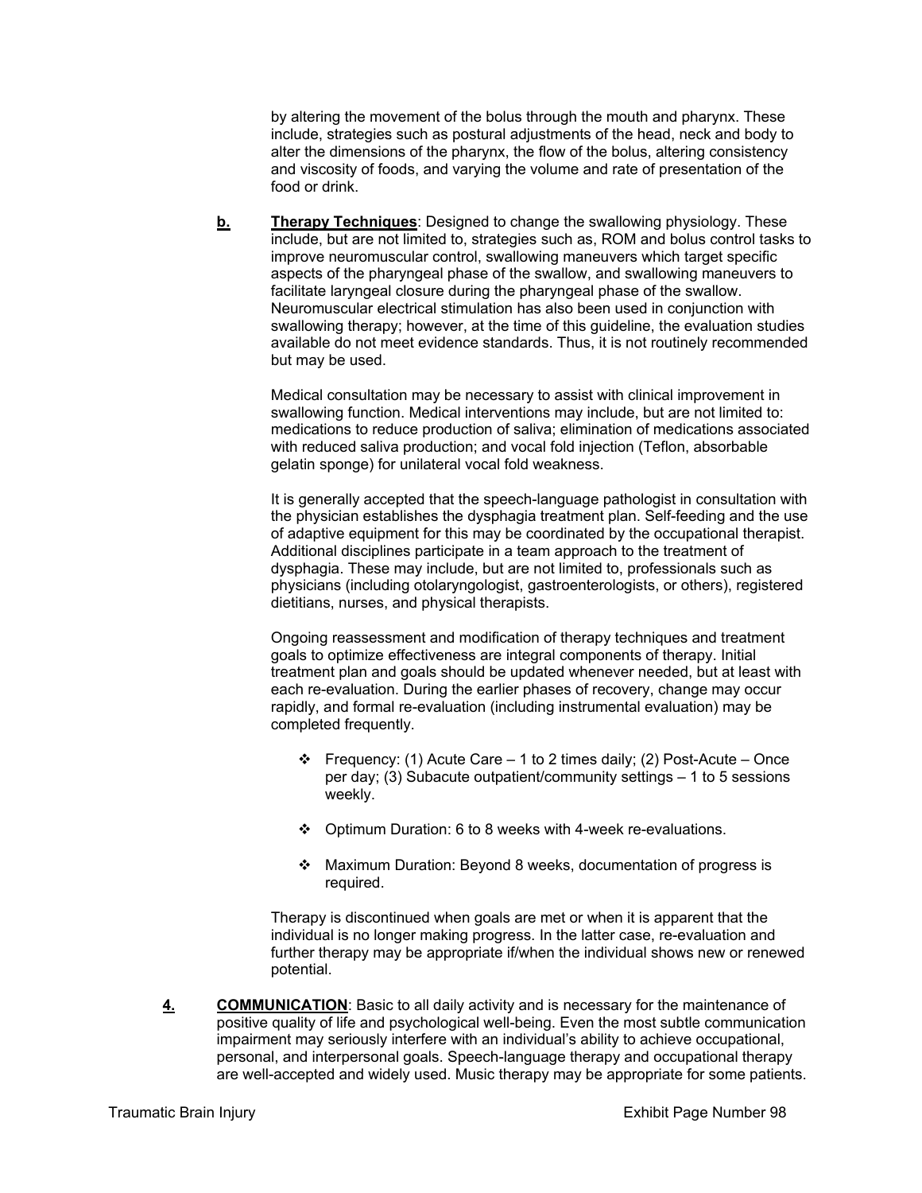by altering the movement of the bolus through the mouth and pharynx. These include, strategies such as postural adjustments of the head, neck and body to alter the dimensions of the pharynx, the flow of the bolus, altering consistency and viscosity of foods, and varying the volume and rate of presentation of the food or drink.

**b.** **Therapy Techniques**: Designed to change the swallowing physiology. These include, but are not limited to, strategies such as, ROM and bolus control tasks to improve neuromuscular control, swallowing maneuvers which target specific aspects of the pharyngeal phase of the swallow, and swallowing maneuvers to facilitate laryngeal closure during the pharyngeal phase of the swallow. Neuromuscular electrical stimulation has also been used in conjunction with swallowing therapy; however, at the time of this guideline, the evaluation studies available do not meet evidence standards. Thus, it is not routinely recommended but may be used.

Medical consultation may be necessary to assist with clinical improvement in swallowing function. Medical interventions may include, but are not limited to: medications to reduce production of saliva; elimination of medications associated with reduced saliva production; and vocal fold injection (Teflon, absorbable gelatin sponge) for unilateral vocal fold weakness.

It is generally accepted that the speech-language pathologist in consultation with the physician establishes the dysphagia treatment plan. Self-feeding and the use of adaptive equipment for this may be coordinated by the occupational therapist. Additional disciplines participate in a team approach to the treatment of dysphagia. These may include, but are not limited to, professionals such as physicians (including otolaryngologist, gastroenterologists, or others), registered dietitians, nurses, and physical therapists.

Ongoing reassessment and modification of therapy techniques and treatment goals to optimize effectiveness are integral components of therapy. Initial treatment plan and goals should be updated whenever needed, but at least with each re-evaluation. During the earlier phases of recovery, change may occur rapidly, and formal re-evaluation (including instrumental evaluation) may be completed frequently.

- Frequency: (1) Acute Care – 1 to 2 times daily; (2) Post-Acute – Once per day; (3) Subacute outpatient/community settings – 1 to 5 sessions weekly.
- Optimum Duration: 6 to 8 weeks with 4-week re-evaluations.
- Maximum Duration: Beyond 8 weeks, documentation of progress is required.

Therapy is discontinued when goals are met or when it is apparent that the individual is no longer making progress. In the latter case, re-evaluation and further therapy may be appropriate if/when the individual shows new or renewed potential.

**4.** **COMMUNICATION**: Basic to all daily activity and is necessary for the maintenance of positive quality of life and psychological well-being. Even the most subtle communication impairment may seriously interfere with an individual's ability to achieve occupational, personal, and interpersonal goals. Speech-language therapy and occupational therapy are well-accepted and widely used. Music therapy may be appropriate for some patients.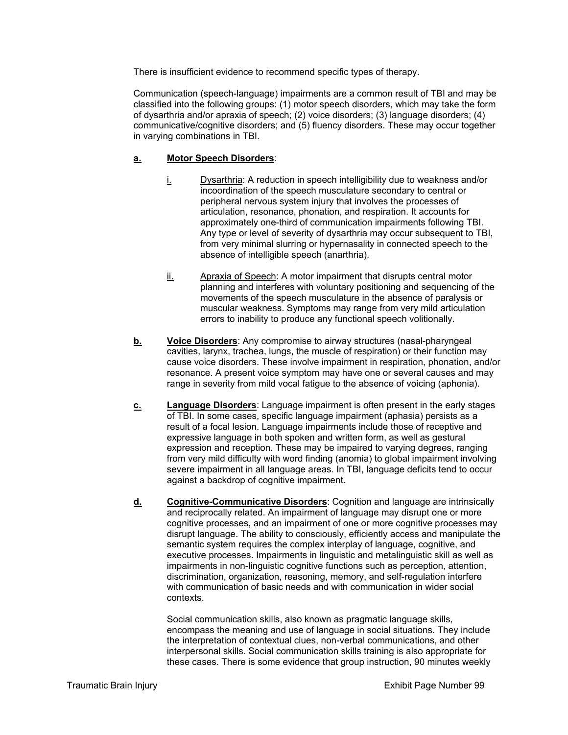There is insufficient evidence to recommend specific types of therapy.

Communication (speech-language) impairments are a common result of TBI and may be classified into the following groups: (1) motor speech disorders, which may take the form of dysarthria and/or apraxia of speech; (2) voice disorders; (3) language disorders; (4) communicative/cognitive disorders; and (5) fluency disorders. These may occur together in varying combinations in TBI.

**a.** **Motor Speech Disorders**:

i. Dysarthria: A reduction in speech intelligibility due to weakness and/or incoordination of the speech musculature secondary to central or peripheral nervous system injury that involves the processes of articulation, resonance, phonation, and respiration. It accounts for approximately one-third of communication impairments following TBI. Any type or level of severity of dysarthria may occur subsequent to TBI, from very minimal slurring or hypernasality in connected speech to the absence of intelligible speech (anarthria).

ii. Apraxia of Speech: A motor impairment that disrupts central motor planning and interferes with voluntary positioning and sequencing of the movements of the speech musculature in the absence of paralysis or muscular weakness. Symptoms may range from very mild articulation errors to inability to produce any functional speech volitionally.

**b.** **Voice Disorders**: Any compromise to airway structures (nasal-pharyngeal cavities, larynx, trachea, lungs, the muscle of respiration) or their function may cause voice disorders. These involve impairment in respiration, phonation, and/or resonance. A present voice symptom may have one or several causes and may range in severity from mild vocal fatigue to the absence of voicing (aphonia).

**c.** **Language Disorders**: Language impairment is often present in the early stages of TBI. In some cases, specific language impairment (aphasia) persists as a result of a focal lesion. Language impairments include those of receptive and expressive language in both spoken and written form, as well as gestural expression and reception. These may be impaired to varying degrees, ranging from very mild difficulty with word finding (anomia) to global impairment involving severe impairment in all language areas. In TBI, language deficits tend to occur against a backdrop of cognitive impairment.

**d.** **Cognitive-Communicative Disorders**: Cognition and language are intrinsically and reciprocally related. An impairment of language may disrupt one or more cognitive processes, and an impairment of one or more cognitive processes may disrupt language. The ability to consciously, efficiently access and manipulate the semantic system requires the complex interplay of language, cognitive, and executive processes. Impairments in linguistic and metalinguistic skill as well as impairments in non-linguistic cognitive functions such as perception, attention, discrimination, organization, reasoning, memory, and self-regulation interfere with communication of basic needs and with communication in wider social contexts.

Social communication skills, also known as pragmatic language skills, encompass the meaning and use of language in social situations. They include the interpretation of contextual clues, non-verbal communications, and other interpersonal skills. Social communication skills training is also appropriate for these cases. There is some evidence that group instruction, 90 minutes weekly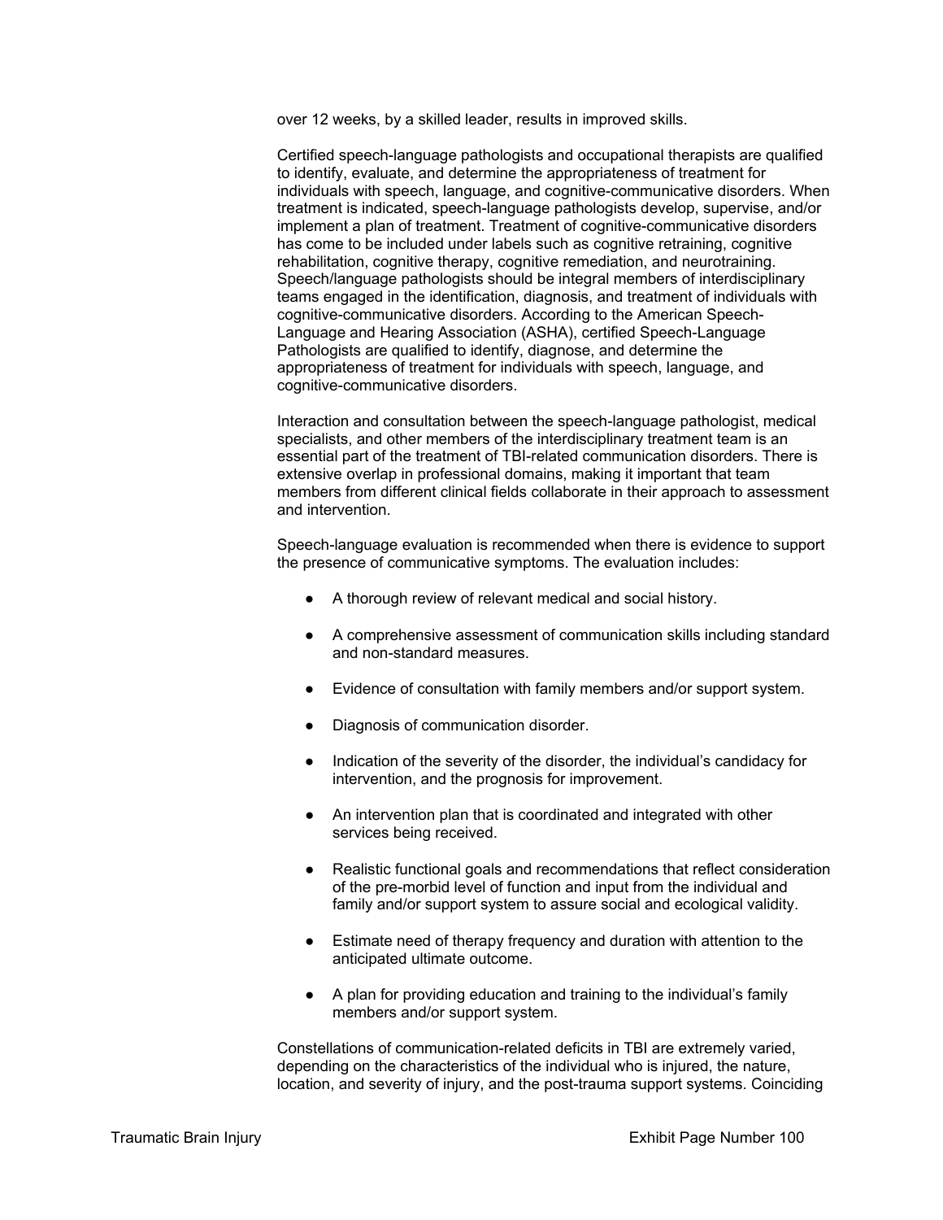over 12 weeks, by a skilled leader, results in improved skills.

Certified speech-language pathologists and occupational therapists are qualified to identify, evaluate, and determine the appropriateness of treatment for individuals with speech, language, and cognitive-communicative disorders. When treatment is indicated, speech-language pathologists develop, supervise, and/or implement a plan of treatment. Treatment of cognitive-communicative disorders has come to be included under labels such as cognitive retraining, cognitive rehabilitation, cognitive therapy, cognitive remediation, and neurotraining. Speech/language pathologists should be integral members of interdisciplinary teams engaged in the identification, diagnosis, and treatment of individuals with cognitive-communicative disorders. According to the American Speech-Language and Hearing Association (ASHA), certified Speech-Language Pathologists are qualified to identify, diagnose, and determine the appropriateness of treatment for individuals with speech, language, and cognitive-communicative disorders.

Interaction and consultation between the speech-language pathologist, medical specialists, and other members of the interdisciplinary treatment team is an essential part of the treatment of TBI-related communication disorders. There is extensive overlap in professional domains, making it important that team members from different clinical fields collaborate in their approach to assessment and intervention.

Speech-language evaluation is recommended when there is evidence to support the presence of communicative symptoms. The evaluation includes:

- A thorough review of relevant medical and social history.
- A comprehensive assessment of communication skills including standard and non-standard measures.
- Evidence of consultation with family members and/or support system.
- Diagnosis of communication disorder.
- Indication of the severity of the disorder, the individual's candidacy for intervention, and the prognosis for improvement.
- An intervention plan that is coordinated and integrated with other services being received.
- Realistic functional goals and recommendations that reflect consideration of the pre-morbid level of function and input from the individual and family and/or support system to assure social and ecological validity.
- Estimate need of therapy frequency and duration with attention to the anticipated ultimate outcome.
- A plan for providing education and training to the individual's family members and/or support system.

Constellations of communication-related deficits in TBI are extremely varied, depending on the characteristics of the individual who is injured, the nature, location, and severity of injury, and the post-trauma support systems. Coinciding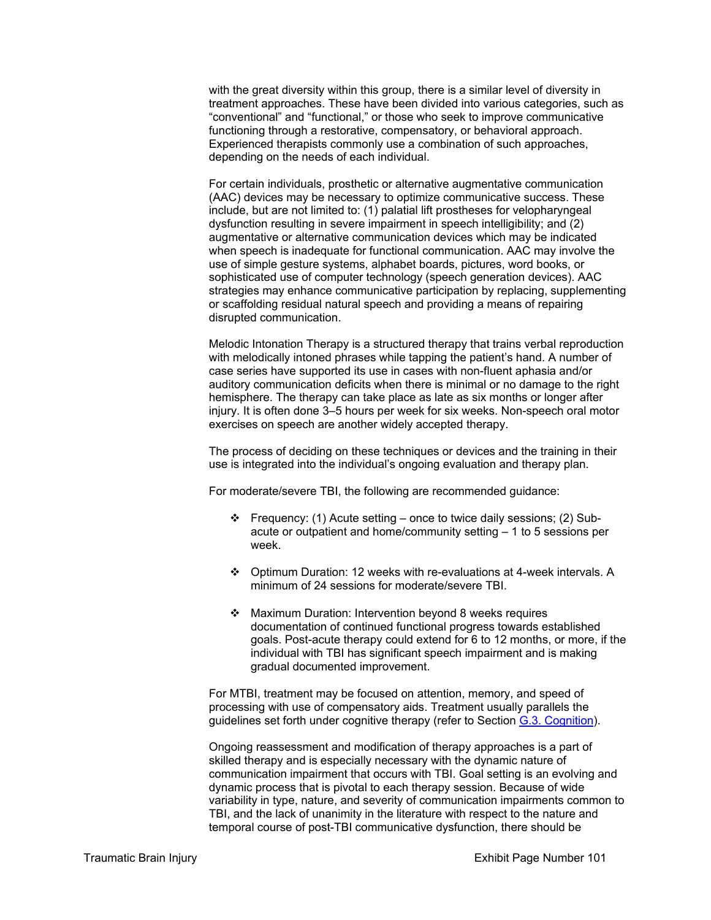with the great diversity within this group, there is a similar level of diversity in treatment approaches. These have been divided into various categories, such as "conventional" and "functional," or those who seek to improve communicative functioning through a restorative, compensatory, or behavioral approach. Experienced therapists commonly use a combination of such approaches, depending on the needs of each individual.

For certain individuals, prosthetic or alternative augmentative communication (AAC) devices may be necessary to optimize communicative success. These include, but are not limited to: (1) palatial lift prostheses for velopharyngeal dysfunction resulting in severe impairment in speech intelligibility; and (2) augmentative or alternative communication devices which may be indicated when speech is inadequate for functional communication. AAC may involve the use of simple gesture systems, alphabet boards, pictures, word books, or sophisticated use of computer technology (speech generation devices). AAC strategies may enhance communicative participation by replacing, supplementing or scaffolding residual natural speech and providing a means of repairing disrupted communication.

Melodic Intonation Therapy is a structured therapy that trains verbal reproduction with melodically intoned phrases while tapping the patient's hand. A number of case series have supported its use in cases with non-fluent aphasia and/or auditory communication deficits when there is minimal or no damage to the right hemisphere. The therapy can take place as late as six months or longer after injury. It is often done 3–5 hours per week for six weeks. Non-speech oral motor exercises on speech are another widely accepted therapy.

The process of deciding on these techniques or devices and the training in their use is integrated into the individual's ongoing evaluation and therapy plan.

For moderate/severe TBI, the following are recommended guidance:

- Frequency: (1) Acute setting – once to twice daily sessions; (2) Sub-acute or outpatient and home/community setting – 1 to 5 sessions per week.

- Optimum Duration: 12 weeks with re-evaluations at 4-week intervals. A minimum of 24 sessions for moderate/severe TBI.

- Maximum Duration: Intervention beyond 8 weeks requires documentation of continued functional progress towards established goals. Post-acute therapy could extend for 6 to 12 months, or more, if the individual with TBI has significant speech impairment and is making gradual documented improvement.

For MTBI, treatment may be focused on attention, memory, and speed of processing with use of compensatory aids. Treatment usually parallels the guidelines set forth under cognitive therapy (refer to Section G.3. Cognition).

Ongoing reassessment and modification of therapy approaches is a part of skilled therapy and is especially necessary with the dynamic nature of communication impairment that occurs with TBI. Goal setting is an evolving and dynamic process that is pivotal to each therapy session. Because of wide variability in type, nature, and severity of communication impairments common to TBI, and the lack of unanimity in the literature with respect to the nature and temporal course of post-TBI communicative dysfunction, there should be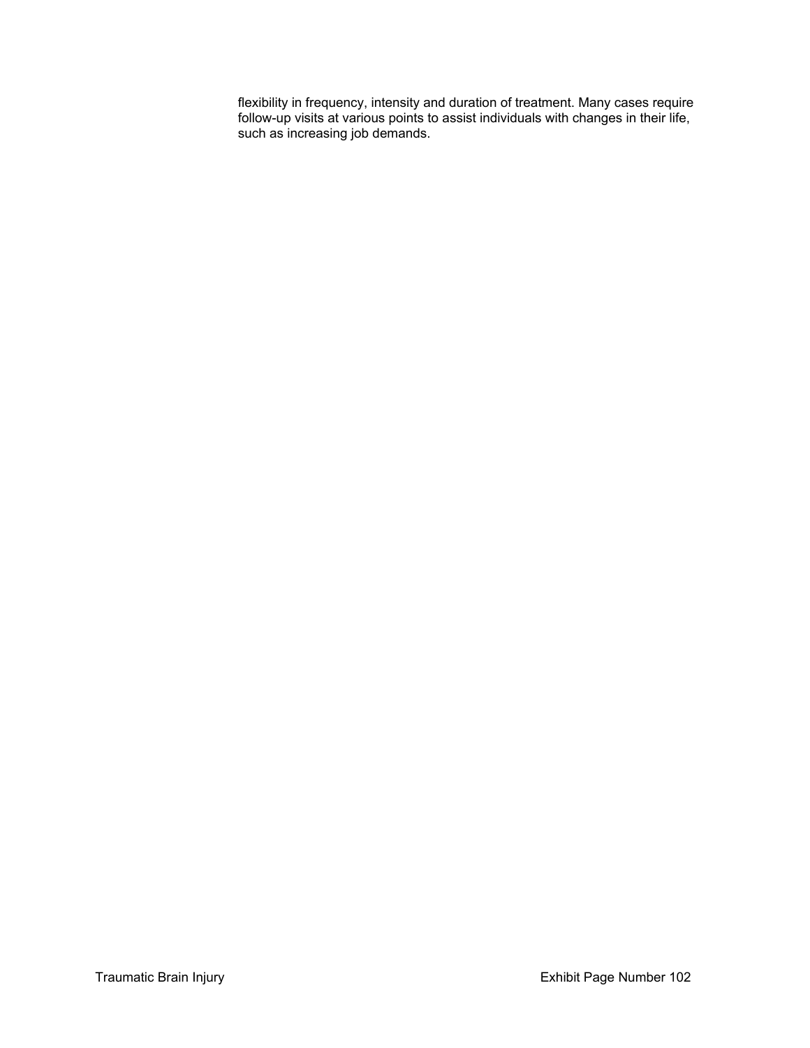flexibility in frequency, intensity and duration of treatment. Many cases require follow-up visits at various points to assist individuals with changes in their life, such as increasing job demands.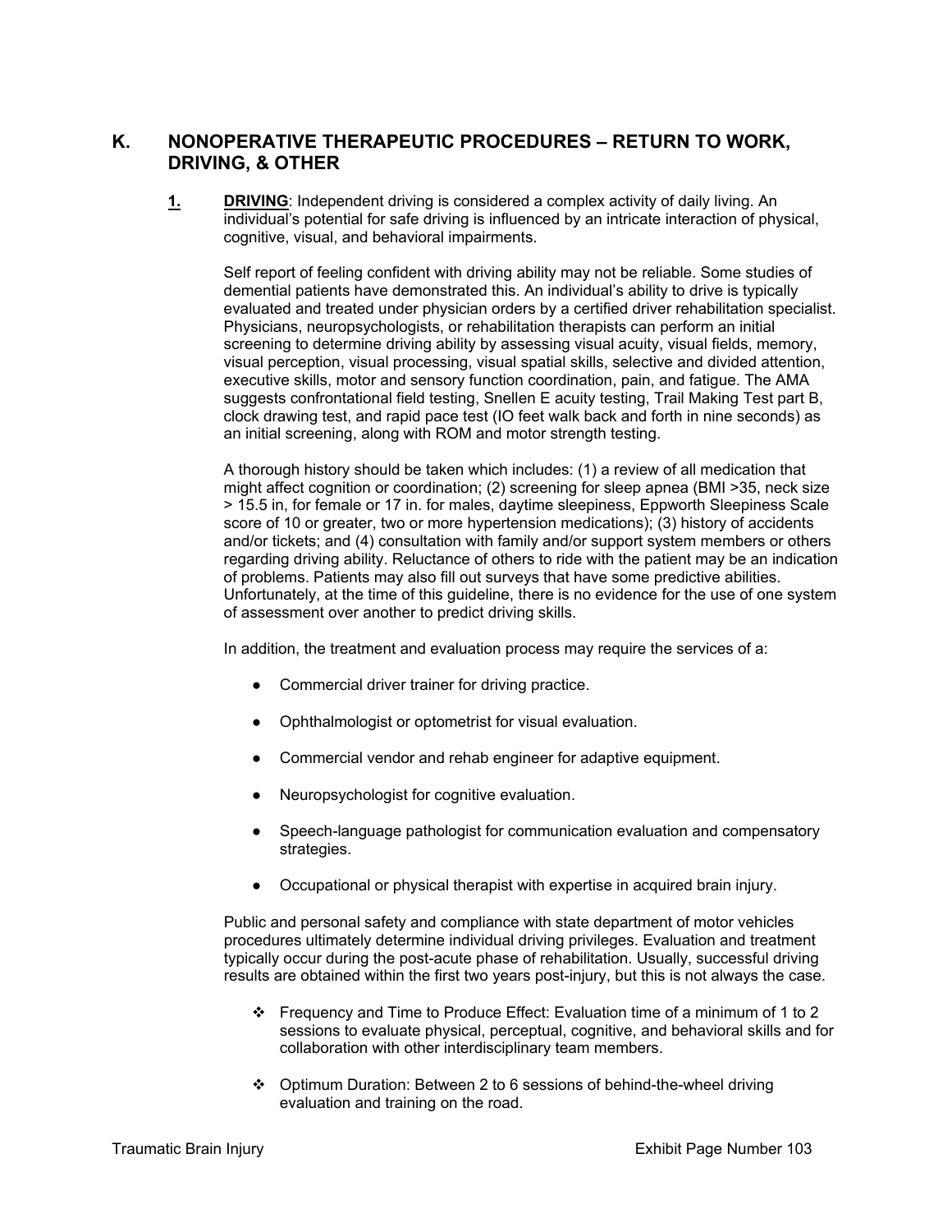## K. NONOPERATIVE THERAPEUTIC PROCEDURES – RETURN TO WORK, DRIVING, & OTHER

**1. DRIVING**: Independent driving is considered a complex activity of daily living. An individual's potential for safe driving is influenced by an intricate interaction of physical, cognitive, visual, and behavioral impairments.

Self report of feeling confident with driving ability may not be reliable. Some studies of demential patients have demonstrated this. An individual's ability to drive is typically evaluated and treated under physician orders by a certified driver rehabilitation specialist. Physicians, neuropsychologists, or rehabilitation therapists can perform an initial screening to determine driving ability by assessing visual acuity, visual fields, memory, visual perception, visual processing, visual spatial skills, selective and divided attention, executive skills, motor and sensory function coordination, pain, and fatigue. The AMA suggests confrontational field testing, Snellen E acuity testing, Trail Making Test part B, clock drawing test, and rapid pace test (IO feet walk back and forth in nine seconds) as an initial screening, along with ROM and motor strength testing.

A thorough history should be taken which includes: (1) a review of all medication that might affect cognition or coordination; (2) screening for sleep apnea (BMI >35, neck size > 15.5 in, for female or 17 in. for males, daytime sleepiness, Epworth Sleepiness Scale score of 10 or greater, two or more hypertension medications); (3) history of accidents and/or tickets; and (4) consultation with family and/or support system members or others regarding driving ability. Reluctance of others to ride with the patient may be an indication of problems. Patients may also fill out surveys that have some predictive abilities. Unfortunately, at the time of this guideline, there is no evidence for the use of one system of assessment over another to predict driving skills.

In addition, the treatment and evaluation process may require the services of a:

- Commercial driver trainer for driving practice.
- Ophthalmologist or optometrist for visual evaluation.
- Commercial vendor and rehab engineer for adaptive equipment.
- Neuropsychologist for cognitive evaluation.
- Speech-language pathologist for communication evaluation and compensatory strategies.
- Occupational or physical therapist with expertise in acquired brain injury.

Public and personal safety and compliance with state department of motor vehicles procedures ultimately determine individual driving privileges. Evaluation and treatment typically occur during the post-acute phase of rehabilitation. Usually, successful driving results are obtained within the first two years post-injury, but this is not always the case.

- ❖ Frequency and Time to Produce Effect: Evaluation time of a minimum of 1 to 2 sessions to evaluate physical, perceptual, cognitive, and behavioral skills and for collaboration with other interdisciplinary team members.
- ❖ Optimum Duration: Between 2 to 6 sessions of behind-the-wheel driving evaluation and training on the road.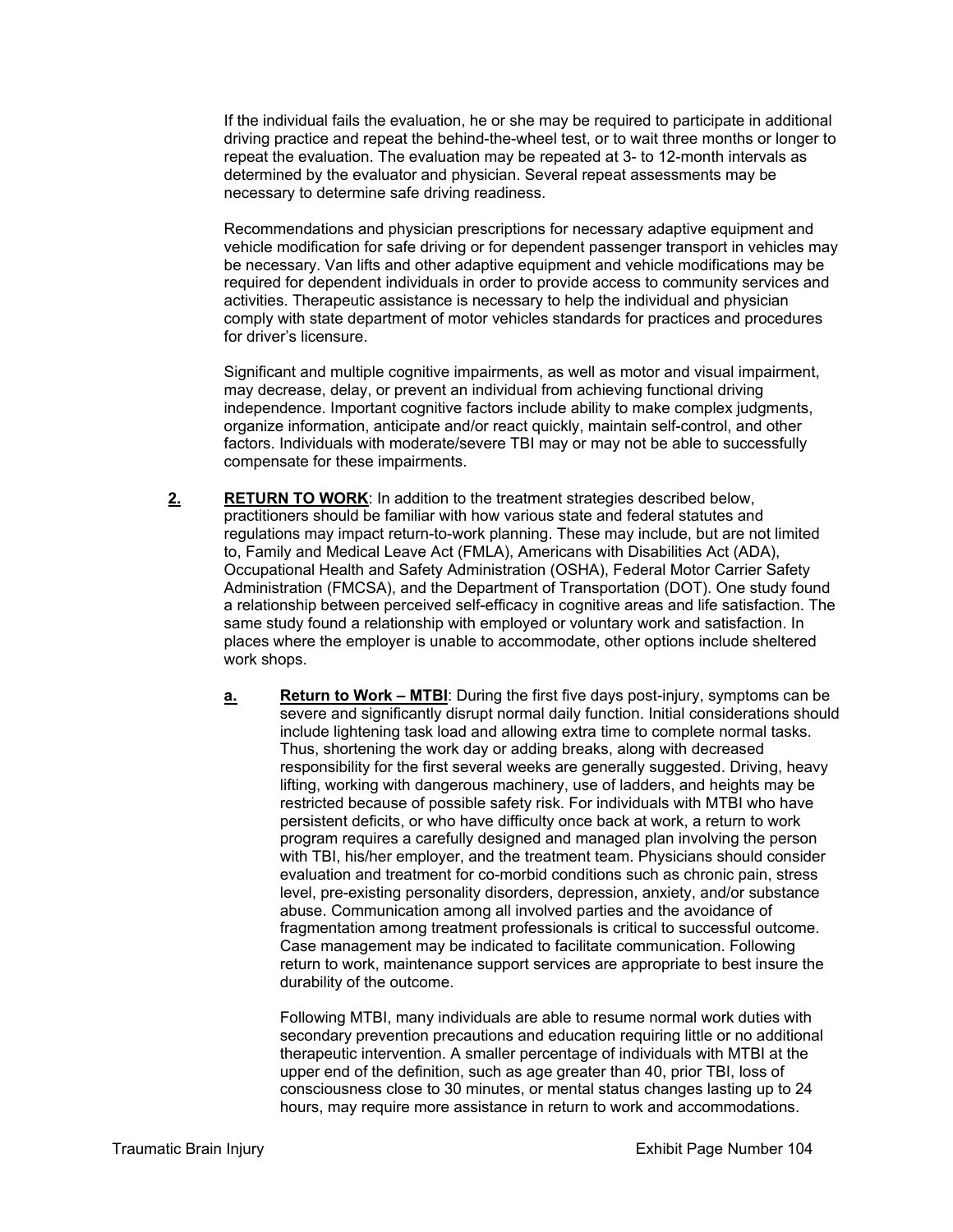If the individual fails the evaluation, he or she may be required to participate in additional driving practice and repeat the behind-the-wheel test, or to wait three months or longer to repeat the evaluation. The evaluation may be repeated at 3- to 12-month intervals as determined by the evaluator and physician. Several repeat assessments may be necessary to determine safe driving readiness.

Recommendations and physician prescriptions for necessary adaptive equipment and vehicle modification for safe driving or for dependent passenger transport in vehicles may be necessary. Van lifts and other adaptive equipment and vehicle modifications may be required for dependent individuals in order to provide access to community services and activities. Therapeutic assistance is necessary to help the individual and physician comply with state department of motor vehicles standards for practices and procedures for driver's licensure.

Significant and multiple cognitive impairments, as well as motor and visual impairment, may decrease, delay, or prevent an individual from achieving functional driving independence. Important cognitive factors include ability to make complex judgments, organize information, anticipate and/or react quickly, maintain self-control, and other factors. Individuals with moderate/severe TBI may or may not be able to successfully compensate for these impairments.

**2.** **RETURN TO WORK**: In addition to the treatment strategies described below, practitioners should be familiar with how various state and federal statutes and regulations may impact return-to-work planning. These may include, but are not limited to, Family and Medical Leave Act (FMLA), Americans with Disabilities Act (ADA), Occupational Health and Safety Administration (OSHA), Federal Motor Carrier Safety Administration (FMCSA), and the Department of Transportation (DOT). One study found a relationship between perceived self-efficacy in cognitive areas and life satisfaction. The same study found a relationship with employed or voluntary work and satisfaction. In places where the employer is unable to accommodate, other options include sheltered work shops.

**a.** **Return to Work – MTBI**: During the first five days post-injury, symptoms can be severe and significantly disrupt normal daily function. Initial considerations should include lightening task load and allowing extra time to complete normal tasks. Thus, shortening the work day or adding breaks, along with decreased responsibility for the first several weeks are generally suggested. Driving, heavy lifting, working with dangerous machinery, use of ladders, and heights may be restricted because of possible safety risk. For individuals with MTBI who have persistent deficits, or who have difficulty once back at work, a return to work program requires a carefully designed and managed plan involving the person with TBI, his/her employer, and the treatment team. Physicians should consider evaluation and treatment for co-morbid conditions such as chronic pain, stress level, pre-existing personality disorders, depression, anxiety, and/or substance abuse. Communication among all involved parties and the avoidance of fragmentation among treatment professionals is critical to successful outcome. Case management may be indicated to facilitate communication. Following return to work, maintenance support services are appropriate to best insure the durability of the outcome.

Following MTBI, many individuals are able to resume normal work duties with secondary prevention precautions and education requiring little or no additional therapeutic intervention. A smaller percentage of individuals with MTBI at the upper end of the definition, such as age greater than 40, prior TBI, loss of consciousness close to 30 minutes, or mental status changes lasting up to 24 hours, may require more assistance in return to work and accommodations.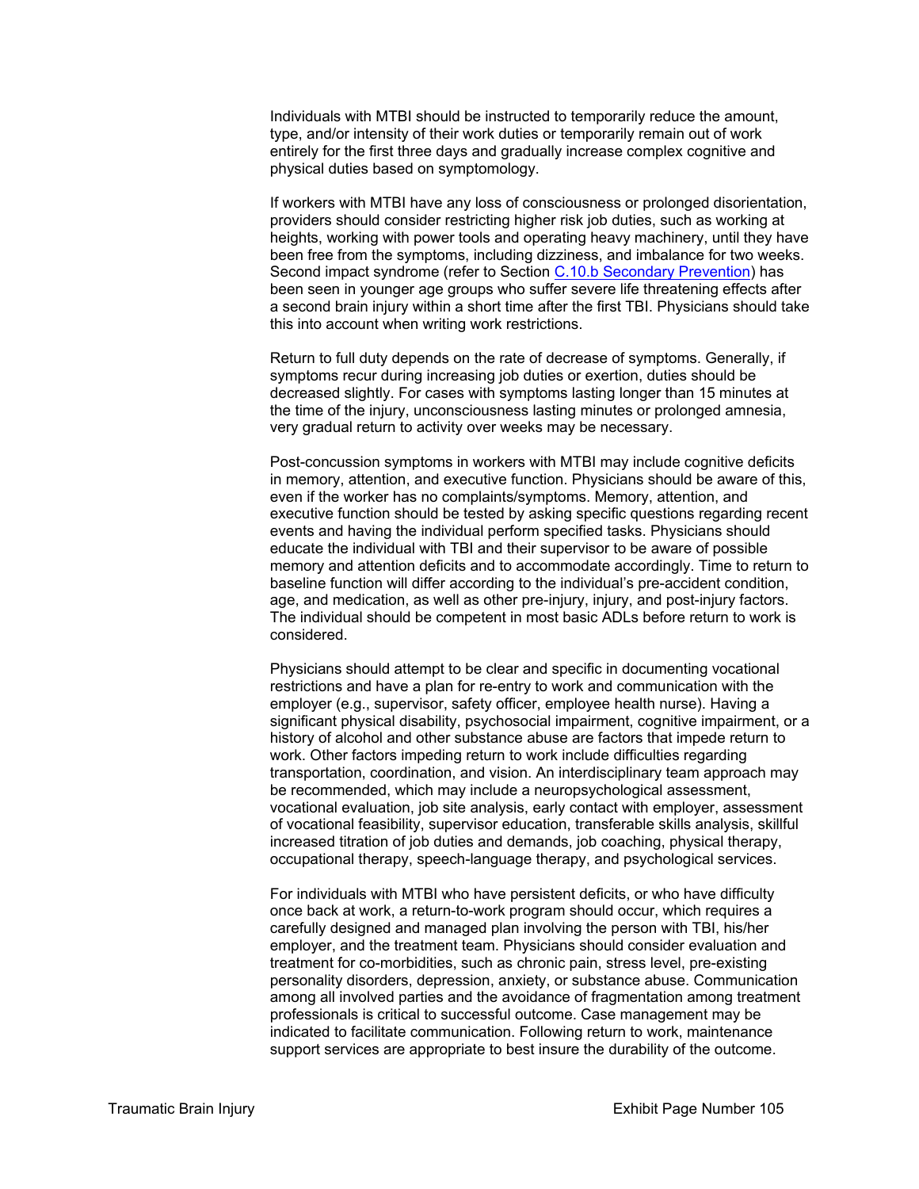Individuals with MTBI should be instructed to temporarily reduce the amount, type, and/or intensity of their work duties or temporarily remain out of work entirely for the first three days and gradually increase complex cognitive and physical duties based on symptomology.

If workers with MTBI have any loss of consciousness or prolonged disorientation, providers should consider restricting higher risk job duties, such as working at heights, working with power tools and operating heavy machinery, until they have been free from the symptoms, including dizziness, and imbalance for two weeks. Second impact syndrome (refer to Section C.10.b Secondary Prevention) has been seen in younger age groups who suffer severe life threatening effects after a second brain injury within a short time after the first TBI. Physicians should take this into account when writing work restrictions.

Return to full duty depends on the rate of decrease of symptoms. Generally, if symptoms recur during increasing job duties or exertion, duties should be decreased slightly. For cases with symptoms lasting longer than 15 minutes at the time of the injury, unconsciousness lasting minutes or prolonged amnesia, very gradual return to activity over weeks may be necessary.

Post-concussion symptoms in workers with MTBI may include cognitive deficits in memory, attention, and executive function. Physicians should be aware of this, even if the worker has no complaints/symptoms. Memory, attention, and executive function should be tested by asking specific questions regarding recent events and having the individual perform specified tasks. Physicians should educate the individual with TBI and their supervisor to be aware of possible memory and attention deficits and to accommodate accordingly. Time to return to baseline function will differ according to the individual's pre-accident condition, age, and medication, as well as other pre-injury, injury, and post-injury factors. The individual should be competent in most basic ADLs before return to work is considered.

Physicians should attempt to be clear and specific in documenting vocational restrictions and have a plan for re-entry to work and communication with the employer (e.g., supervisor, safety officer, employee health nurse). Having a significant physical disability, psychosocial impairment, cognitive impairment, or a history of alcohol and other substance abuse are factors that impede return to work. Other factors impeding return to work include difficulties regarding transportation, coordination, and vision. An interdisciplinary team approach may be recommended, which may include a neuropsychological assessment, vocational evaluation, job site analysis, early contact with employer, assessment of vocational feasibility, supervisor education, transferable skills analysis, skillful increased titration of job duties and demands, job coaching, physical therapy, occupational therapy, speech-language therapy, and psychological services.

For individuals with MTBI who have persistent deficits, or who have difficulty once back at work, a return-to-work program should occur, which requires a carefully designed and managed plan involving the person with TBI, his/her employer, and the treatment team. Physicians should consider evaluation and treatment for co-morbidities, such as chronic pain, stress level, pre-existing personality disorders, depression, anxiety, or substance abuse. Communication among all involved parties and the avoidance of fragmentation among treatment professionals is critical to successful outcome. Case management may be indicated to facilitate communication. Following return to work, maintenance support services are appropriate to best insure the durability of the outcome.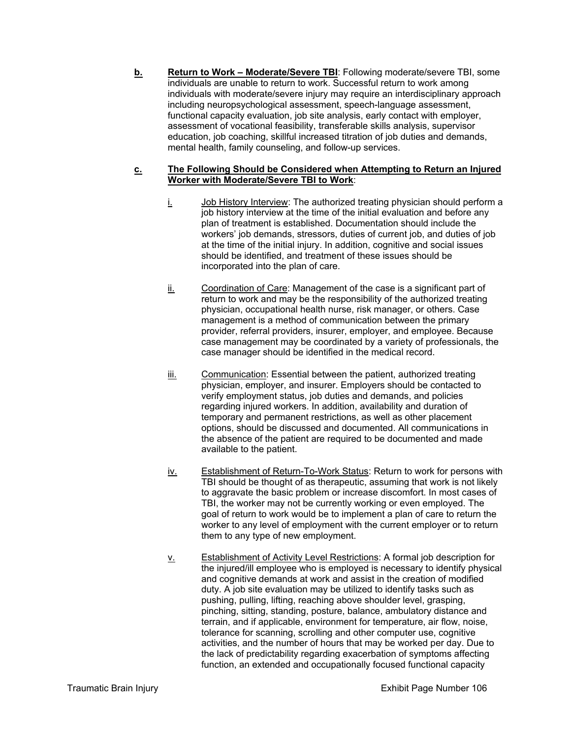**b.** **Return to Work – Moderate/Severe TBI**: Following moderate/severe TBI, some individuals are unable to return to work. Successful return to work among individuals with moderate/severe injury may require an interdisciplinary approach including neuropsychological assessment, speech-language assessment, functional capacity evaluation, job site analysis, early contact with employer, assessment of vocational feasibility, transferable skills analysis, supervisor education, job coaching, skillful increased titration of job duties and demands, mental health, family counseling, and follow-up services.

**c.** **The Following Should be Considered when Attempting to Return an Injured Worker with Moderate/Severe TBI to Work**:

i. Job History Interview: The authorized treating physician should perform a job history interview at the time of the initial evaluation and before any plan of treatment is established. Documentation should include the workers' job demands, stressors, duties of current job, and duties of job at the time of the initial injury. In addition, cognitive and social issues should be identified, and treatment of these issues should be incorporated into the plan of care.

ii. Coordination of Care: Management of the case is a significant part of return to work and may be the responsibility of the authorized treating physician, occupational health nurse, risk manager, or others. Case management is a method of communication between the primary provider, referral providers, insurer, employer, and employee. Because case management may be coordinated by a variety of professionals, the case manager should be identified in the medical record.

iii. Communication: Essential between the patient, authorized treating physician, employer, and insurer. Employers should be contacted to verify employment status, job duties and demands, and policies regarding injured workers. In addition, availability and duration of temporary and permanent restrictions, as well as other placement options, should be discussed and documented. All communications in the absence of the patient are required to be documented and made available to the patient.

iv. Establishment of Return-To-Work Status: Return to work for persons with TBI should be thought of as therapeutic, assuming that work is not likely to aggravate the basic problem or increase discomfort. In most cases of TBI, the worker may not be currently working or even employed. The goal of return to work would be to implement a plan of care to return the worker to any level of employment with the current employer or to return them to any type of new employment.

v. Establishment of Activity Level Restrictions: A formal job description for the injured/ill employee who is employed is necessary to identify physical and cognitive demands at work and assist in the creation of modified duty. A job site evaluation may be utilized to identify tasks such as pushing, pulling, lifting, reaching above shoulder level, grasping, pinching, sitting, standing, posture, balance, ambulatory distance and terrain, and if applicable, environment for temperature, air flow, noise, tolerance for scanning, scrolling and other computer use, cognitive activities, and the number of hours that may be worked per day. Due to the lack of predictability regarding exacerbation of symptoms affecting function, an extended and occupationally focused functional capacity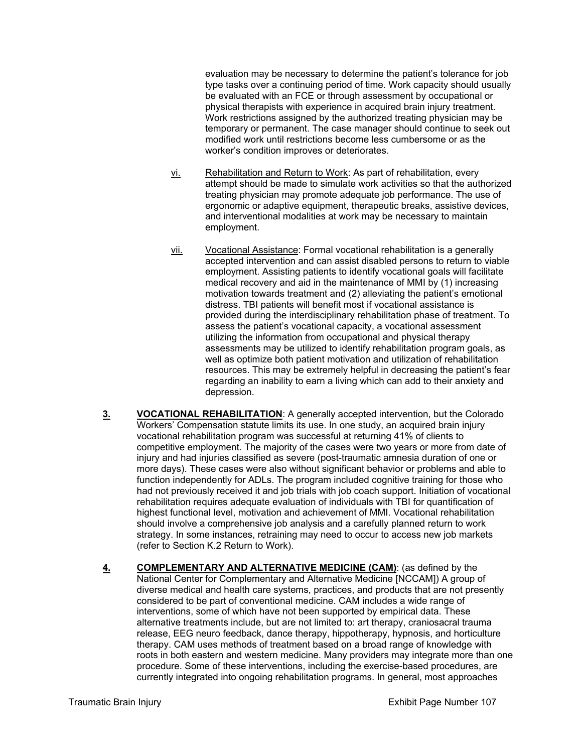evaluation may be necessary to determine the patient's tolerance for job type tasks over a continuing period of time. Work capacity should usually be evaluated with an FCE or through assessment by occupational or physical therapists with experience in acquired brain injury treatment. Work restrictions assigned by the authorized treating physician may be temporary or permanent. The case manager should continue to seek out modified work until restrictions become less cumbersome or as the worker's condition improves or deteriorates.

vi. Rehabilitation and Return to Work: As part of rehabilitation, every attempt should be made to simulate work activities so that the authorized treating physician may promote adequate job performance. The use of ergonomic or adaptive equipment, therapeutic breaks, assistive devices, and interventional modalities at work may be necessary to maintain employment.

vii. Vocational Assistance: Formal vocational rehabilitation is a generally accepted intervention and can assist disabled persons to return to viable employment. Assisting patients to identify vocational goals will facilitate medical recovery and aid in the maintenance of MMI by (1) increasing motivation towards treatment and (2) alleviating the patient's emotional distress. TBI patients will benefit most if vocational assistance is provided during the interdisciplinary rehabilitation phase of treatment. To assess the patient's vocational capacity, a vocational assessment utilizing the information from occupational and physical therapy assessments may be utilized to identify rehabilitation program goals, as well as optimize both patient motivation and utilization of rehabilitation resources. This may be extremely helpful in decreasing the patient's fear regarding an inability to earn a living which can add to their anxiety and depression.

**3. VOCATIONAL REHABILITATION**: A generally accepted intervention, but the Colorado Workers' Compensation statute limits its use. In one study, an acquired brain injury vocational rehabilitation program was successful at returning 41% of clients to competitive employment. The majority of the cases were two years or more from date of injury and had injuries classified as severe (post-traumatic amnesia duration of one or more days). These cases were also without significant behavior or problems and able to function independently for ADLs. The program included cognitive training for those who had not previously received it and job trials with job coach support. Initiation of vocational rehabilitation requires adequate evaluation of individuals with TBI for quantification of highest functional level, motivation and achievement of MMI. Vocational rehabilitation should involve a comprehensive job analysis and a carefully planned return to work strategy. In some instances, retraining may need to occur to access new job markets (refer to Section K.2 Return to Work).

**4. COMPLEMENTARY AND ALTERNATIVE MEDICINE (CAM)**: (as defined by the National Center for Complementary and Alternative Medicine [NCCAM]) A group of diverse medical and health care systems, practices, and products that are not presently considered to be part of conventional medicine. CAM includes a wide range of interventions, some of which have not been supported by empirical data. These alternative treatments include, but are not limited to: art therapy, craniosacral trauma release, EEG neuro feedback, dance therapy, hippotherapy, hypnosis, and horticulture therapy. CAM uses methods of treatment based on a broad range of knowledge with roots in both eastern and western medicine. Many providers may integrate more than one procedure. Some of these interventions, including the exercise-based procedures, are currently integrated into ongoing rehabilitation programs. In general, most approaches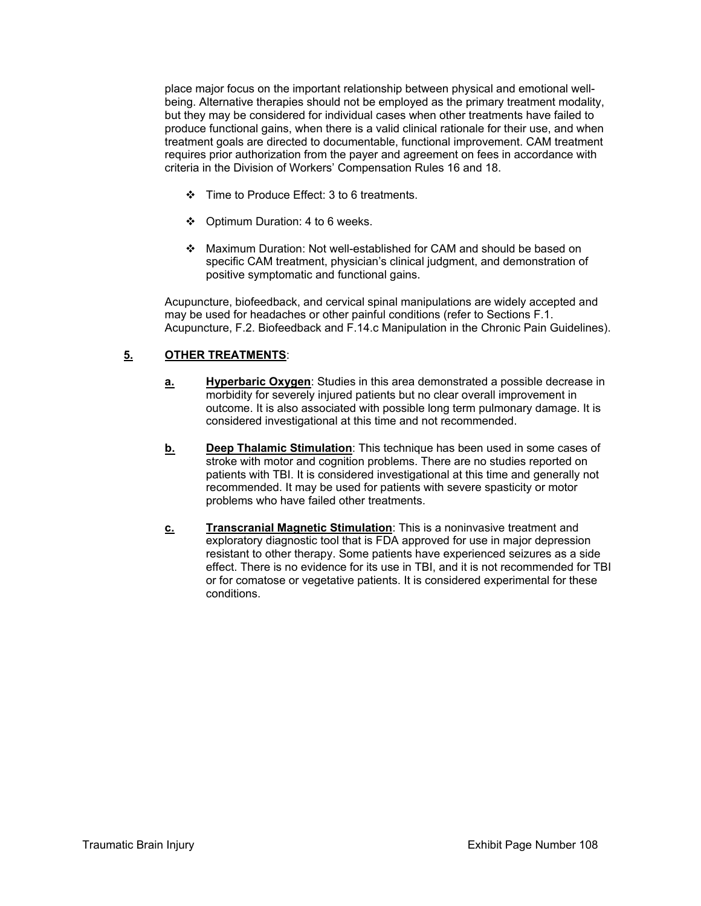place major focus on the important relationship between physical and emotional well-being. Alternative therapies should not be employed as the primary treatment modality, but they may be considered for individual cases when other treatments have failed to produce functional gains, when there is a valid clinical rationale for their use, and when treatment goals are directed to documentable, functional improvement. CAM treatment requires prior authorization from the payer and agreement on fees in accordance with criteria in the Division of Workers' Compensation Rules 16 and 18.

- Time to Produce Effect: 3 to 6 treatments.
- Optimum Duration: 4 to 6 weeks.
- Maximum Duration: Not well-established for CAM and should be based on specific CAM treatment, physician's clinical judgment, and demonstration of positive symptomatic and functional gains.

Acupuncture, biofeedback, and cervical spinal manipulations are widely accepted and may be used for headaches or other painful conditions (refer to Sections F.1. Acupuncture, F.2. Biofeedback and F.14.c Manipulation in the Chronic Pain Guidelines).

### 5. OTHER TREATMENTS:

**a. Hyperbaric Oxygen**: Studies in this area demonstrated a possible decrease in morbidity for severely injured patients but no clear overall improvement in outcome. It is also associated with possible long term pulmonary damage. It is considered investigational at this time and not recommended.

**b. Deep Thalamic Stimulation**: This technique has been used in some cases of stroke with motor and cognition problems. There are no studies reported on patients with TBI. It is considered investigational at this time and generally not recommended. It may be used for patients with severe spasticity or motor problems who have failed other treatments.

**c. Transcranial Magnetic Stimulation**: This is a noninvasive treatment and exploratory diagnostic tool that is FDA approved for use in major depression resistant to other therapy. Some patients have experienced seizures as a side effect. There is no evidence for its use in TBI, and it is not recommended for TBI or for comatose or vegetative patients. It is considered experimental for these conditions.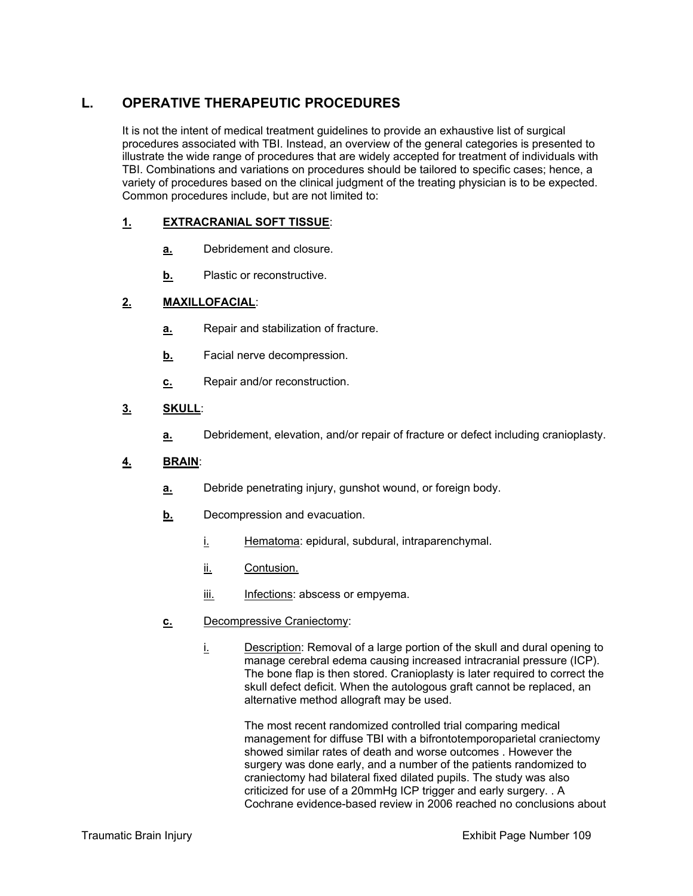## L. OPERATIVE THERAPEUTIC PROCEDURES

It is not the intent of medical treatment guidelines to provide an exhaustive list of surgical procedures associated with TBI. Instead, an overview of the general categories is presented to illustrate the wide range of procedures that are widely accepted for treatment of individuals with TBI. Combinations and variations on procedures should be tailored to specific cases; hence, a variety of procedures based on the clinical judgment of the treating physician is to be expected. Common procedures include, but are not limited to:

**1. EXTRACRANIAL SOFT TISSUE**:

**a.** Debridement and closure.

**b.** Plastic or reconstructive.

**2. MAXILLOFACIAL**:

**a.** Repair and stabilization of fracture.

**b.** Facial nerve decompression.

**c.** Repair and/or reconstruction.

**3. SKULL**:

**a.** Debridement, elevation, and/or repair of fracture or defect including cranioplasty.

**4. BRAIN**:

**a.** Debride penetrating injury, gunshot wound, or foreign body.

**b.** Decompression and evacuation.

i. Hematoma: epidural, subdural, intraparenchymal.

ii. Contusion.

iii. Infections: abscess or empyema.

**c.** Decompressive Craniectomy:

i. Description: Removal of a large portion of the skull and dural opening to manage cerebral edema causing increased intracranial pressure (ICP). The bone flap is then stored. Cranioplasty is later required to correct the skull defect deficit. When the autologous graft cannot be replaced, an alternative method allograft may be used.

The most recent randomized controlled trial comparing medical management for diffuse TBI with a bifrontotemporoparietal craniectomy showed similar rates of death and worse outcomes . However the surgery was done early, and a number of the patients randomized to craniectomy had bilateral fixed dilated pupils. The study was also criticized for use of a 20mmHg ICP trigger and early surgery. . A Cochrane evidence-based review in 2006 reached no conclusions about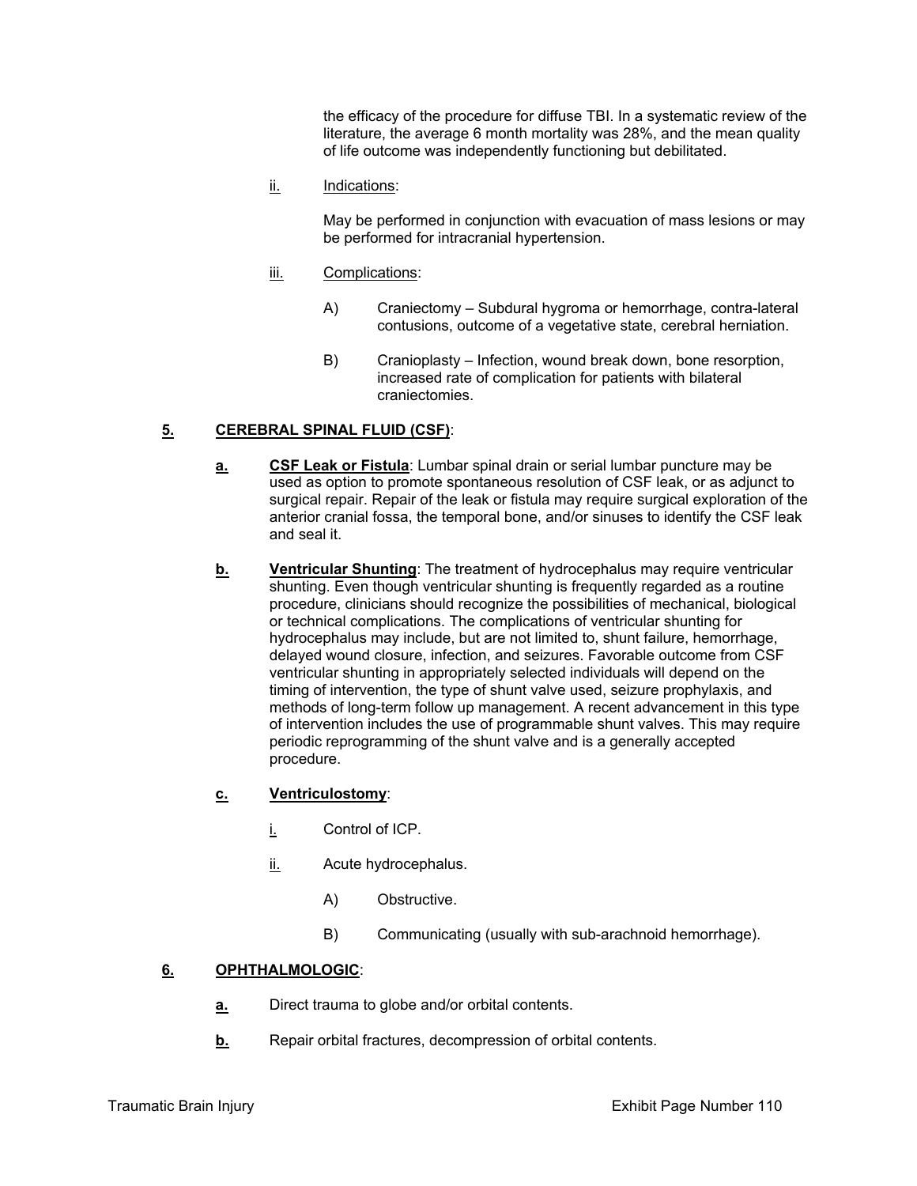the efficacy of the procedure for diffuse TBI. In a systematic review of the literature, the average 6 month mortality was 28%, and the mean quality of life outcome was independently functioning but debilitated.

ii. Indications:

May be performed in conjunction with evacuation of mass lesions or may be performed for intracranial hypertension.

iii. Complications:

A) Craniectomy – Subdural hygroma or hemorrhage, contra-lateral contusions, outcome of a vegetative state, cerebral herniation.

B) Cranioplasty – Infection, wound break down, bone resorption, increased rate of complication for patients with bilateral craniectomies.

**5. CEREBRAL SPINAL FLUID (CSF)**:

**a. CSF Leak or Fistula**: Lumbar spinal drain or serial lumbar puncture may be used as option to promote spontaneous resolution of CSF leak, or as adjunct to surgical repair. Repair of the leak or fistula may require surgical exploration of the anterior cranial fossa, the temporal bone, and/or sinuses to identify the CSF leak and seal it.

**b. Ventricular Shunting**: The treatment of hydrocephalus may require ventricular shunting. Even though ventricular shunting is frequently regarded as a routine procedure, clinicians should recognize the possibilities of mechanical, biological or technical complications. The complications of ventricular shunting for hydrocephalus may include, but are not limited to, shunt failure, hemorrhage, delayed wound closure, infection, and seizures. Favorable outcome from CSF ventricular shunting in appropriately selected individuals will depend on the timing of intervention, the type of shunt valve used, seizure prophylaxis, and methods of long-term follow up management. A recent advancement in this type of intervention includes the use of programmable shunt valves. This may require periodic reprogramming of the shunt valve and is a generally accepted procedure.

**c. Ventriculostomy**:

i. Control of ICP.

ii. Acute hydrocephalus.

A) Obstructive.

B) Communicating (usually with sub-arachnoid hemorrhage).

**6. OPHTHALMOLOGIC**:

**a.** Direct trauma to globe and/or orbital contents.

**b.** Repair orbital fractures, decompression of orbital contents.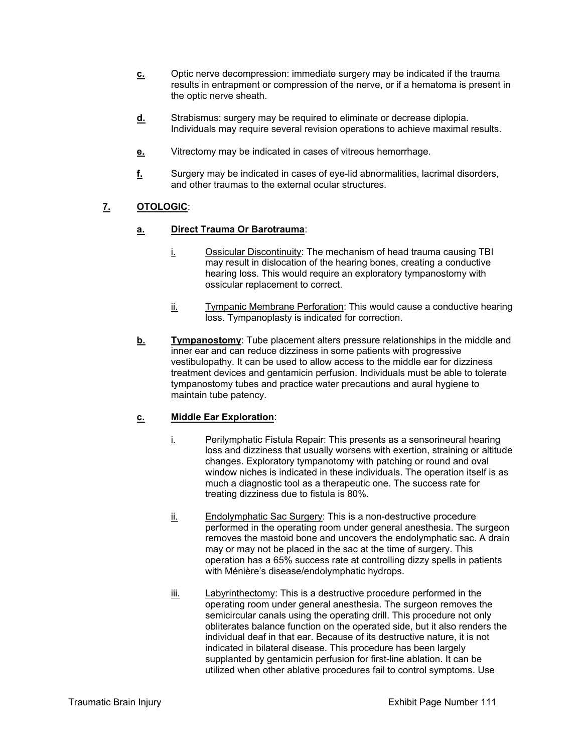**c.** Optic nerve decompression: immediate surgery may be indicated if the trauma results in entrapment or compression of the nerve, or if a hematoma is present in the optic nerve sheath.

**d.** Strabismus: surgery may be required to eliminate or decrease diplopia. Individuals may require several revision operations to achieve maximal results.

**e.** Vitrectomy may be indicated in cases of vitreous hemorrhage.

**f.** Surgery may be indicated in cases of eye-lid abnormalities, lacrimal disorders, and other traumas to the external ocular structures.

**7. OTOLOGIC**:

**a. Direct Trauma Or Barotrauma**:

i. Ossicular Discontinuity: The mechanism of head trauma causing TBI may result in dislocation of the hearing bones, creating a conductive hearing loss. This would require an exploratory tympanostomy with ossicular replacement to correct.

ii. Tympanic Membrane Perforation: This would cause a conductive hearing loss. Tympanoplasty is indicated for correction.

**b. Tympanostomy**: Tube placement alters pressure relationships in the middle and inner ear and can reduce dizziness in some patients with progressive vestibulopathy. It can be used to allow access to the middle ear for dizziness treatment devices and gentamicin perfusion. Individuals must be able to tolerate tympanostomy tubes and practice water precautions and aural hygiene to maintain tube patency.

**c. Middle Ear Exploration**:

i. Perilymphatic Fistula Repair: This presents as a sensorineural hearing loss and dizziness that usually worsens with exertion, straining or altitude changes. Exploratory tympanotomy with patching or round and oval window niches is indicated in these individuals. The operation itself is as much a diagnostic tool as a therapeutic one. The success rate for treating dizziness due to fistula is 80%.

ii. Endolymphatic Sac Surgery: This is a non-destructive procedure performed in the operating room under general anesthesia. The surgeon removes the mastoid bone and uncovers the endolymphatic sac. A drain may or may not be placed in the sac at the time of surgery. This operation has a 65% success rate at controlling dizzy spells in patients with Ménière's disease/endolymphatic hydrops.

iii. Labyrinthectomy: This is a destructive procedure performed in the operating room under general anesthesia. The surgeon removes the semicircular canals using the operating drill. This procedure not only obliterates balance function on the operated side, but it also renders the individual deaf in that ear. Because of its destructive nature, it is not indicated in bilateral disease. This procedure has been largely supplanted by gentamicin perfusion for first-line ablation. It can be utilized when other ablative procedures fail to control symptoms. Use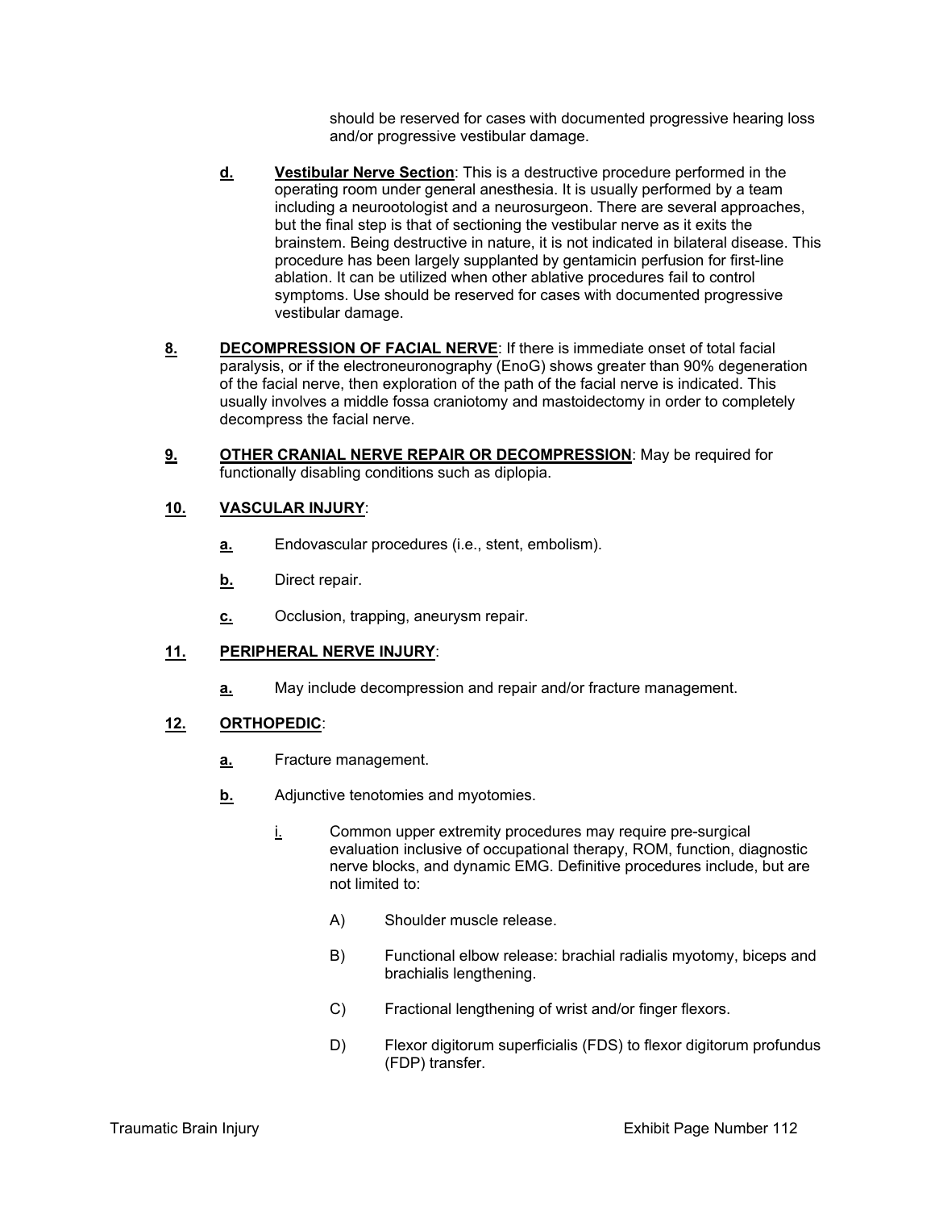should be reserved for cases with documented progressive hearing loss and/or progressive vestibular damage.

**d.** **Vestibular Nerve Section**: This is a destructive procedure performed in the operating room under general anesthesia. It is usually performed by a team including a neurootologist and a neurosurgeon. There are several approaches, but the final step is that of sectioning the vestibular nerve as it exits the brainstem. Being destructive in nature, it is not indicated in bilateral disease. This procedure has been largely supplanted by gentamicin perfusion for first-line ablation. It can be utilized when other ablative procedures fail to control symptoms. Use should be reserved for cases with documented progressive vestibular damage.

**8.** **DECOMPRESSION OF FACIAL NERVE**: If there is immediate onset of total facial paralysis, or if the electroneuronography (EnoG) shows greater than 90% degeneration of the facial nerve, then exploration of the path of the facial nerve is indicated. This usually involves a middle fossa craniotomy and mastoidectomy in order to completely decompress the facial nerve.

**9.** **OTHER CRANIAL NERVE REPAIR OR DECOMPRESSION**: May be required for functionally disabling conditions such as diplopia.

**10.** **VASCULAR INJURY**:

**a.** Endovascular procedures (i.e., stent, embolism).

**b.** Direct repair.

**c.** Occlusion, trapping, aneurysm repair.

**11.** **PERIPHERAL NERVE INJURY**:

**a.** May include decompression and repair and/or fracture management.

**12.** **ORTHOPEDIC**:

**a.** Fracture management.

**b.** Adjunctive tenotomies and myotomies.

i. Common upper extremity procedures may require pre-surgical evaluation inclusive of occupational therapy, ROM, function, diagnostic nerve blocks, and dynamic EMG. Definitive procedures include, but are not limited to:

A) Shoulder muscle release.

B) Functional elbow release: brachial radialis myotomy, biceps and brachialis lengthening.

C) Fractional lengthening of wrist and/or finger flexors.

D) Flexor digitorum superficialis (FDS) to flexor digitorum profundus (FDP) transfer.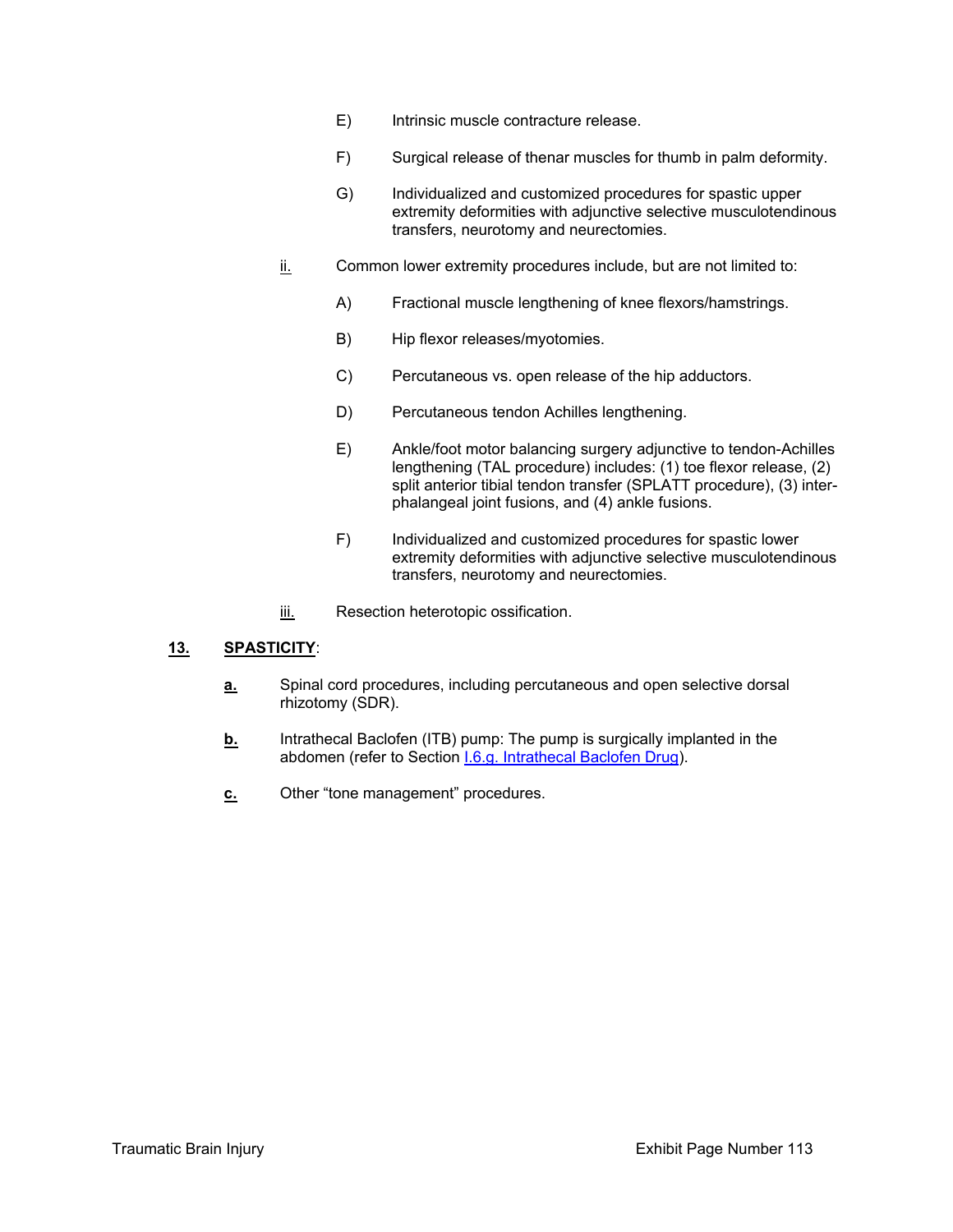E) Intrinsic muscle contracture release.

F) Surgical release of thenar muscles for thumb in palm deformity.

G) Individualized and customized procedures for spastic upper extremity deformities with adjunctive selective musculotendinous transfers, neurotomy and neurectomies.

ii. Common lower extremity procedures include, but are not limited to:

A) Fractional muscle lengthening of knee flexors/hamstrings.

B) Hip flexor releases/myotomies.

C) Percutaneous vs. open release of the hip adductors.

D) Percutaneous tendon Achilles lengthening.

E) Ankle/foot motor balancing surgery adjunctive to tendon-Achilles lengthening (TAL procedure) includes: (1) toe flexor release, (2) split anterior tibial tendon transfer (SPLATT procedure), (3) inter-phalangeal joint fusions, and (4) ankle fusions.

F) Individualized and customized procedures for spastic lower extremity deformities with adjunctive selective musculotendinous transfers, neurotomy and neurectomies.

iii. Resection heterotopic ossification.

**13. SPASTICITY**:

**a.** Spinal cord procedures, including percutaneous and open selective dorsal rhizotomy (SDR).

**b.** Intrathecal Baclofen (ITB) pump: The pump is surgically implanted in the abdomen (refer to Section I.6.g. Intrathecal Baclofen Drug).

**c.** Other “tone management” procedures.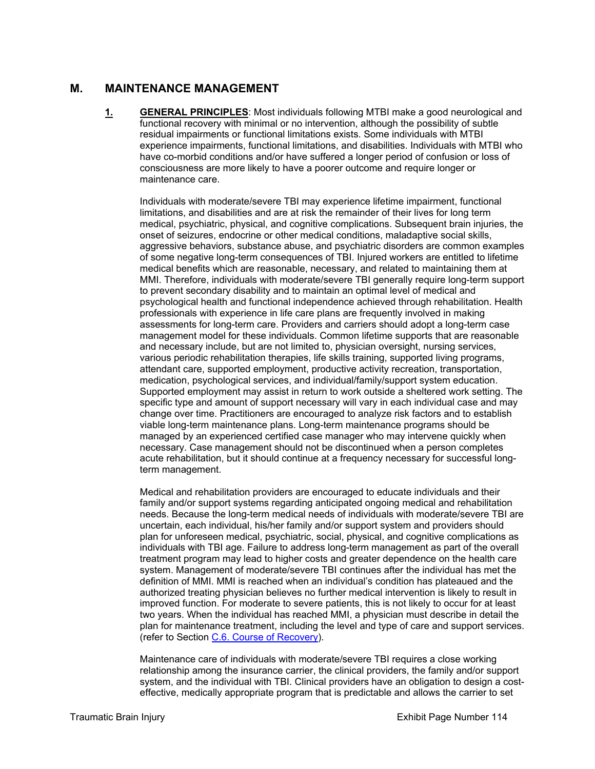## M. MAINTENANCE MANAGEMENT

**1. <u>GENERAL PRINCIPLES</u>**: Most individuals following MTBI make a good neurological and functional recovery with minimal or no intervention, although the possibility of subtle residual impairments or functional limitations exists. Some individuals with MTBI experience impairments, functional limitations, and disabilities. Individuals with MTBI who have co-morbid conditions and/or have suffered a longer period of confusion or loss of consciousness are more likely to have a poorer outcome and require longer or maintenance care.

Individuals with moderate/severe TBI may experience lifetime impairment, functional limitations, and disabilities and are at risk the remainder of their lives for long term medical, psychiatric, physical, and cognitive complications. Subsequent brain injuries, the onset of seizures, endocrine or other medical conditions, maladaptive social skills, aggressive behaviors, substance abuse, and psychiatric disorders are common examples of some negative long-term consequences of TBI. Injured workers are entitled to lifetime medical benefits which are reasonable, necessary, and related to maintaining them at MMI. Therefore, individuals with moderate/severe TBI generally require long-term support to prevent secondary disability and to maintain an optimal level of medical and psychological health and functional independence achieved through rehabilitation. Health professionals with experience in life care plans are frequently involved in making assessments for long-term care. Providers and carriers should adopt a long-term case management model for these individuals. Common lifetime supports that are reasonable and necessary include, but are not limited to, physician oversight, nursing services, various periodic rehabilitation therapies, life skills training, supported living programs, attendant care, supported employment, productive activity recreation, transportation, medication, psychological services, and individual/family/support system education. Supported employment may assist in return to work outside a sheltered work setting. The specific type and amount of support necessary will vary in each individual case and may change over time. Practitioners are encouraged to analyze risk factors and to establish viable long-term maintenance plans. Long-term maintenance programs should be managed by an experienced certified case manager who may intervene quickly when necessary. Case management should not be discontinued when a person completes acute rehabilitation, but it should continue at a frequency necessary for successful long-term management.

Medical and rehabilitation providers are encouraged to educate individuals and their family and/or support systems regarding anticipated ongoing medical and rehabilitation needs. Because the long-term medical needs of individuals with moderate/severe TBI are uncertain, each individual, his/her family and/or support system and providers should plan for unforeseen medical, psychiatric, social, physical, and cognitive complications as individuals with TBI age. Failure to address long-term management as part of the overall treatment program may lead to higher costs and greater dependence on the health care system. Management of moderate/severe TBI continues after the individual has met the definition of MMI. MMI is reached when an individual's condition has plateaued and the authorized treating physician believes no further medical intervention is likely to result in improved function. For moderate to severe patients, this is not likely to occur for at least two years. When the individual has reached MMI, a physician must describe in detail the plan for maintenance treatment, including the level and type of care and support services. (refer to Section C.6. Course of Recovery).

Maintenance care of individuals with moderate/severe TBI requires a close working relationship among the insurance carrier, the clinical providers, the family and/or support system, and the individual with TBI. Clinical providers have an obligation to design a cost-effective, medically appropriate program that is predictable and allows the carrier to set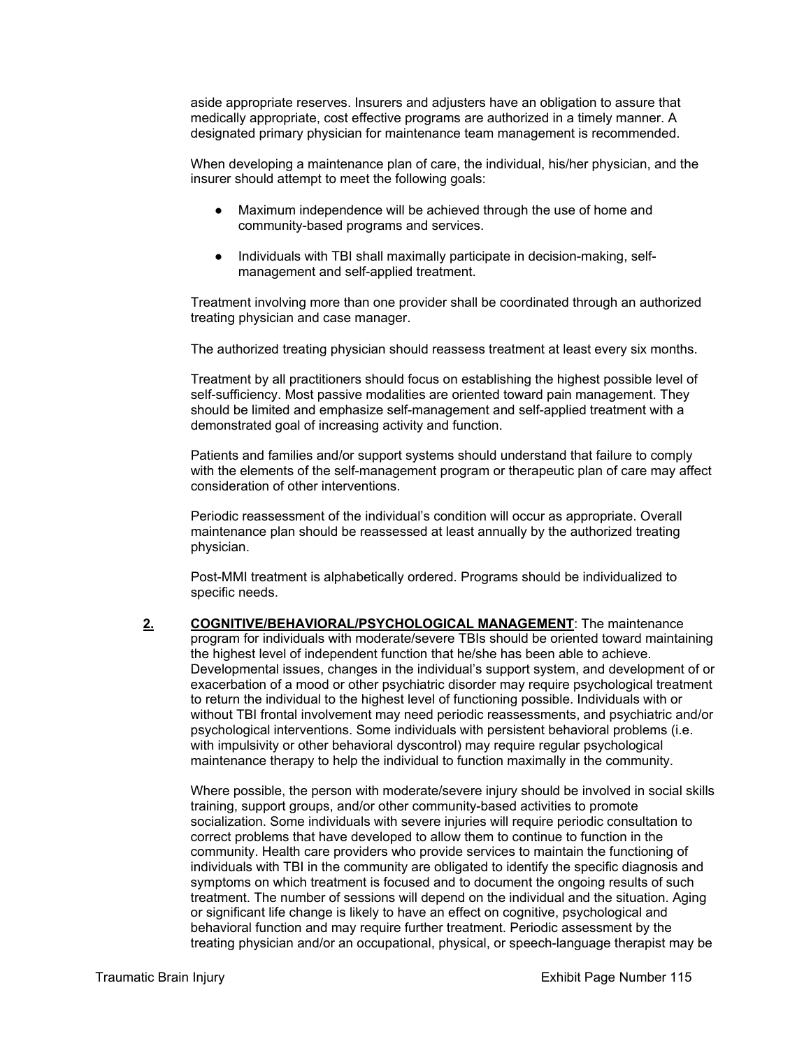aside appropriate reserves. Insurers and adjusters have an obligation to assure that medically appropriate, cost effective programs are authorized in a timely manner. A designated primary physician for maintenance team management is recommended.

When developing a maintenance plan of care, the individual, his/her physician, and the insurer should attempt to meet the following goals:

- Maximum independence will be achieved through the use of home and community-based programs and services.
- Individuals with TBI shall maximally participate in decision-making, self-management and self-applied treatment.

Treatment involving more than one provider shall be coordinated through an authorized treating physician and case manager.

The authorized treating physician should reassess treatment at least every six months.

Treatment by all practitioners should focus on establishing the highest possible level of self-sufficiency. Most passive modalities are oriented toward pain management. They should be limited and emphasize self-management and self-applied treatment with a demonstrated goal of increasing activity and function.

Patients and families and/or support systems should understand that failure to comply with the elements of the self-management program or therapeutic plan of care may affect consideration of other interventions.

Periodic reassessment of the individual's condition will occur as appropriate. Overall maintenance plan should be reassessed at least annually by the authorized treating physician.

Post-MMI treatment is alphabetically ordered. Programs should be individualized to specific needs.

**2.** **COGNITIVE/BEHAVIORAL/PSYCHOLOGICAL MANAGEMENT**: The maintenance program for individuals with moderate/severe TBIs should be oriented toward maintaining the highest level of independent function that he/she has been able to achieve. Developmental issues, changes in the individual's support system, and development of or exacerbation of a mood or other psychiatric disorder may require psychological treatment to return the individual to the highest level of functioning possible. Individuals with or without TBI frontal involvement may need periodic reassessments, and psychiatric and/or psychological interventions. Some individuals with persistent behavioral problems (i.e. with impulsivity or other behavioral dyscontrol) may require regular psychological maintenance therapy to help the individual to function maximally in the community.

Where possible, the person with moderate/severe injury should be involved in social skills training, support groups, and/or other community-based activities to promote socialization. Some individuals with severe injuries will require periodic consultation to correct problems that have developed to allow them to continue to function in the community. Health care providers who provide services to maintain the functioning of individuals with TBI in the community are obligated to identify the specific diagnosis and symptoms on which treatment is focused and to document the ongoing results of such treatment. The number of sessions will depend on the individual and the situation. Aging or significant life change is likely to have an effect on cognitive, psychological and behavioral function and may require further treatment. Periodic assessment by the treating physician and/or an occupational, physical, or speech-language therapist may be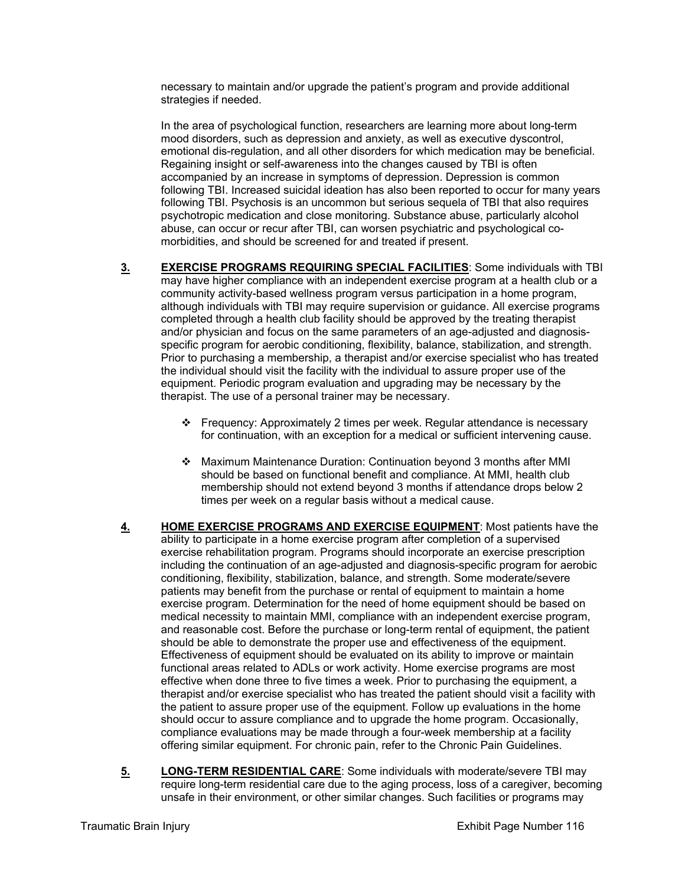necessary to maintain and/or upgrade the patient's program and provide additional strategies if needed.

In the area of psychological function, researchers are learning more about long-term mood disorders, such as depression and anxiety, as well as executive dyscontrol, emotional dis-regulation, and all other disorders for which medication may be beneficial. Regaining insight or self-awareness into the changes caused by TBI is often accompanied by an increase in symptoms of depression. Depression is common following TBI. Increased suicidal ideation has also been reported to occur for many years following TBI. Psychosis is an uncommon but serious sequela of TBI that also requires psychotropic medication and close monitoring. Substance abuse, particularly alcohol abuse, can occur or recur after TBI, can worsen psychiatric and psychological co-morbidities, and should be screened for and treated if present.

**3.** **EXERCISE PROGRAMS REQUIRING SPECIAL FACILITIES**: Some individuals with TBI may have higher compliance with an independent exercise program at a health club or a community activity-based wellness program versus participation in a home program, although individuals with TBI may require supervision or guidance. All exercise programs completed through a health club facility should be approved by the treating therapist and/or physician and focus on the same parameters of an age-adjusted and diagnosis-specific program for aerobic conditioning, flexibility, balance, stabilization, and strength. Prior to purchasing a membership, a therapist and/or exercise specialist who has treated the individual should visit the facility with the individual to assure proper use of the equipment. Periodic program evaluation and upgrading may be necessary by the therapist. The use of a personal trainer may be necessary.

- Frequency: Approximately 2 times per week. Regular attendance is necessary for continuation, with an exception for a medical or sufficient intervening cause.
- Maximum Maintenance Duration: Continuation beyond 3 months after MMI should be based on functional benefit and compliance. At MMI, health club membership should not extend beyond 3 months if attendance drops below 2 times per week on a regular basis without a medical cause.

**4.** **HOME EXERCISE PROGRAMS AND EXERCISE EQUIPMENT**: Most patients have the ability to participate in a home exercise program after completion of a supervised exercise rehabilitation program. Programs should incorporate an exercise prescription including the continuation of an age-adjusted and diagnosis-specific program for aerobic conditioning, flexibility, stabilization, balance, and strength. Some moderate/severe patients may benefit from the purchase or rental of equipment to maintain a home exercise program. Determination for the need of home equipment should be based on medical necessity to maintain MMI, compliance with an independent exercise program, and reasonable cost. Before the purchase or long-term rental of equipment, the patient should be able to demonstrate the proper use and effectiveness of the equipment. Effectiveness of equipment should be evaluated on its ability to improve or maintain functional areas related to ADLs or work activity. Home exercise programs are most effective when done three to five times a week. Prior to purchasing the equipment, a therapist and/or exercise specialist who has treated the patient should visit a facility with the patient to assure proper use of the equipment. Follow up evaluations in the home should occur to assure compliance and to upgrade the home program. Occasionally, compliance evaluations may be made through a four-week membership at a facility offering similar equipment. For chronic pain, refer to the Chronic Pain Guidelines.

**5.** **LONG-TERM RESIDENTIAL CARE**: Some individuals with moderate/severe TBI may require long-term residential care due to the aging process, loss of a caregiver, becoming unsafe in their environment, or other similar changes. Such facilities or programs may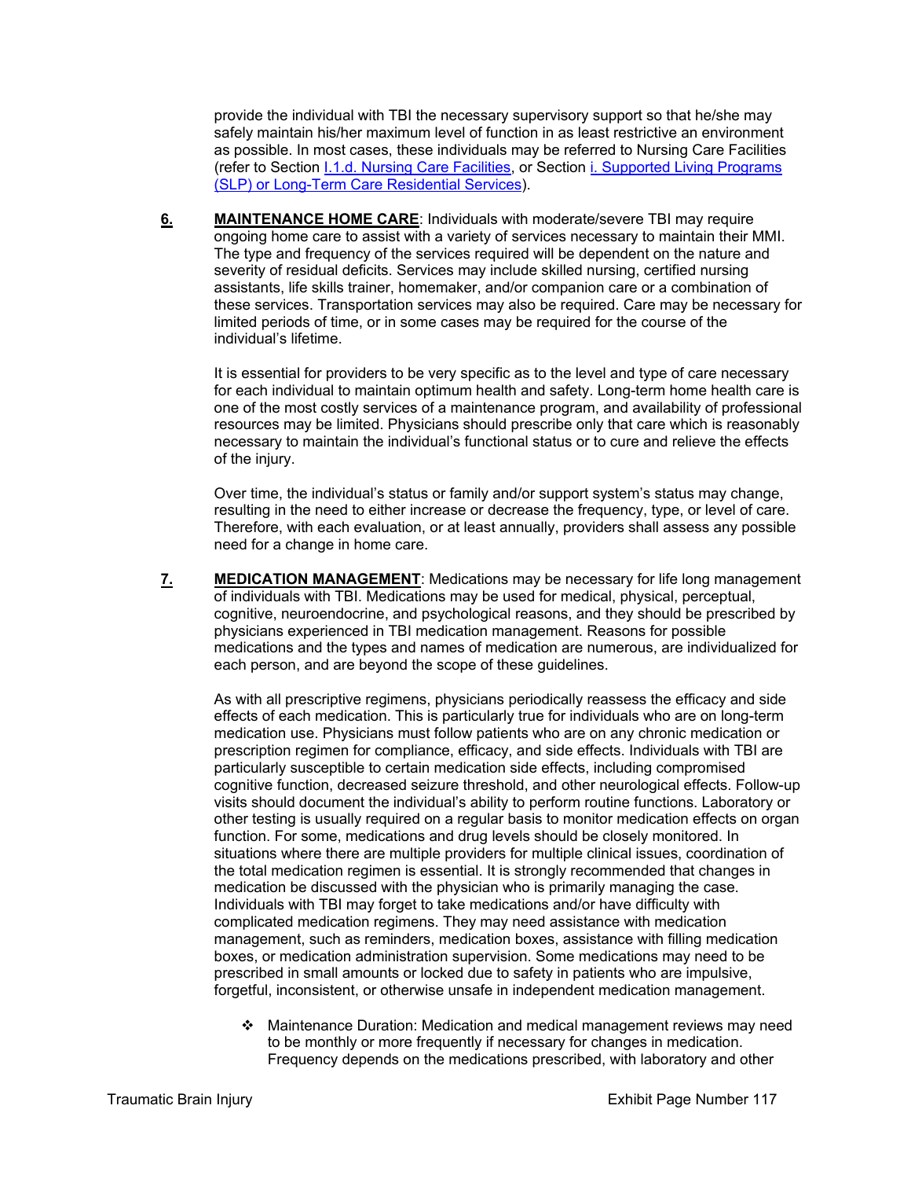provide the individual with TBI the necessary supervisory support so that he/she may safely maintain his/her maximum level of function in as least restrictive an environment as possible. In most cases, these individuals may be referred to Nursing Care Facilities (refer to Section I.1.d. Nursing Care Facilities, or Section i. Supported Living Programs (SLP) or Long-Term Care Residential Services).

**6.** **MAINTENANCE HOME CARE**: Individuals with moderate/severe TBI may require ongoing home care to assist with a variety of services necessary to maintain their MMI. The type and frequency of the services required will be dependent on the nature and severity of residual deficits. Services may include skilled nursing, certified nursing assistants, life skills trainer, homemaker, and/or companion care or a combination of these services. Transportation services may also be required. Care may be necessary for limited periods of time, or in some cases may be required for the course of the individual's lifetime.

It is essential for providers to be very specific as to the level and type of care necessary for each individual to maintain optimum health and safety. Long-term home health care is one of the most costly services of a maintenance program, and availability of professional resources may be limited. Physicians should prescribe only that care which is reasonably necessary to maintain the individual's functional status or to cure and relieve the effects of the injury.

Over time, the individual's status or family and/or support system's status may change, resulting in the need to either increase or decrease the frequency, type, or level of care. Therefore, with each evaluation, or at least annually, providers shall assess any possible need for a change in home care.

**7.** **MEDICATION MANAGEMENT**: Medications may be necessary for life long management of individuals with TBI. Medications may be used for medical, physical, perceptual, cognitive, neuroendocrine, and psychological reasons, and they should be prescribed by physicians experienced in TBI medication management. Reasons for possible medications and the types and names of medication are numerous, are individualized for each person, and are beyond the scope of these guidelines.

As with all prescriptive regimens, physicians periodically reassess the efficacy and side effects of each medication. This is particularly true for individuals who are on long-term medication use. Physicians must follow patients who are on any chronic medication or prescription regimen for compliance, efficacy, and side effects. Individuals with TBI are particularly susceptible to certain medication side effects, including compromised cognitive function, decreased seizure threshold, and other neurological effects. Follow-up visits should document the individual's ability to perform routine functions. Laboratory or other testing is usually required on a regular basis to monitor medication effects on organ function. For some, medications and drug levels should be closely monitored. In situations where there are multiple providers for multiple clinical issues, coordination of the total medication regimen is essential. It is strongly recommended that changes in medication be discussed with the physician who is primarily managing the case. Individuals with TBI may forget to take medications and/or have difficulty with complicated medication regimens. They may need assistance with medication management, such as reminders, medication boxes, assistance with filling medication boxes, or medication administration supervision. Some medications may need to be prescribed in small amounts or locked due to safety in patients who are impulsive, forgetful, inconsistent, or otherwise unsafe in independent medication management.

- Maintenance Duration: Medication and medical management reviews may need to be monthly or more frequently if necessary for changes in medication. Frequency depends on the medications prescribed, with laboratory and other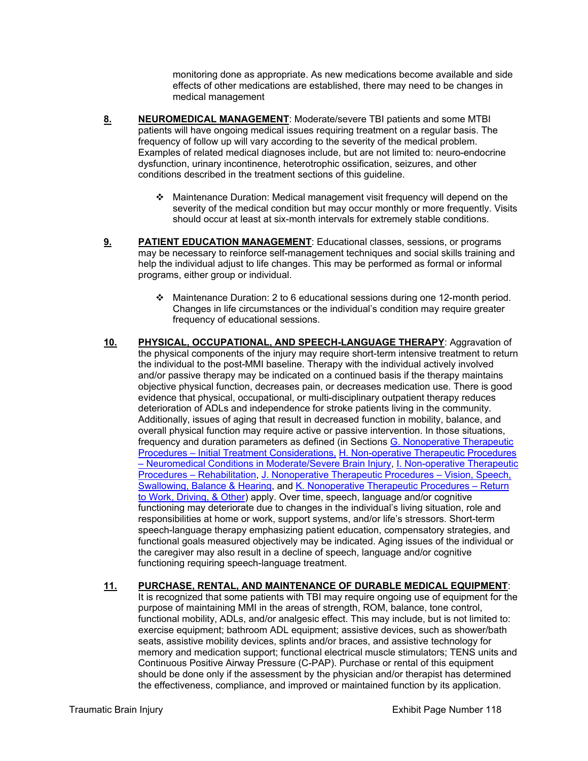monitoring done as appropriate. As new medications become available and side effects of other medications are established, there may need to be changes in medical management

8. **NEUROMEDICAL MANAGEMENT**: Moderate/severe TBI patients and some MTBI patients will have ongoing medical issues requiring treatment on a regular basis. The frequency of follow up will vary according to the severity of the medical problem. Examples of related medical diagnoses include, but are not limited to: neuro-endocrine dysfunction, urinary incontinence, heterotrophic ossification, seizures, and other conditions described in the treatment sections of this guideline.

   - Maintenance Duration: Medical management visit frequency will depend on the severity of the medical condition but may occur monthly or more frequently. Visits should occur at least at six-month intervals for extremely stable conditions.

9. **PATIENT EDUCATION MANAGEMENT**: Educational classes, sessions, or programs may be necessary to reinforce self-management techniques and social skills training and help the individual adjust to life changes. This may be performed as formal or informal programs, either group or individual.

   - Maintenance Duration: 2 to 6 educational sessions during one 12-month period. Changes in life circumstances or the individual's condition may require greater frequency of educational sessions.

10. **PHYSICAL, OCCUPATIONAL, AND SPEECH-LANGUAGE THERAPY**: Aggravation of the physical components of the injury may require short-term intensive treatment to return the individual to the post-MMI baseline. Therapy with the individual actively involved and/or passive therapy may be indicated on a continued basis if the therapy maintains objective physical function, decreases pain, or decreases medication use. There is good evidence that physical, occupational, or multi-disciplinary outpatient therapy reduces deterioration of ADLs and independence for stroke patients living in the community. Additionally, issues of aging that result in decreased function in mobility, balance, and overall physical function may require active or passive intervention. In those situations, frequency and duration parameters as defined (in Sections G. Nonoperative Therapeutic Procedures – Initial Treatment Considerations, H. Non-operative Therapeutic Procedures – Neuromedical Conditions in Moderate/Severe Brain Injury, I. Non-operative Therapeutic Procedures – Rehabilitation, J. Nonoperative Therapeutic Procedures – Vision, Speech, Swallowing, Balance & Hearing, and K. Nonoperative Therapeutic Procedures – Return to Work, Driving, & Other) apply. Over time, speech, language and/or cognitive functioning may deteriorate due to changes in the individual's living situation, role and responsibilities at home or work, support systems, and/or life's stressors. Short-term speech-language therapy emphasizing patient education, compensatory strategies, and functional goals measured objectively may be indicated. Aging issues of the individual or the caregiver may also result in a decline of speech, language and/or cognitive functioning requiring speech-language treatment.

11. **PURCHASE, RENTAL, AND MAINTENANCE OF DURABLE MEDICAL EQUIPMENT**: It is recognized that some patients with TBI may require ongoing use of equipment for the purpose of maintaining MMI in the areas of strength, ROM, balance, tone control, functional mobility, ADLs, and/or analgesic effect. This may include, but is not limited to: exercise equipment; bathroom ADL equipment; assistive devices, such as shower/bath seats, assistive mobility devices, splints and/or braces, and assistive technology for memory and medication support; functional electrical muscle stimulators; TENS units and Continuous Positive Airway Pressure (C-PAP). Purchase or rental of this equipment should be done only if the assessment by the physician and/or therapist has determined the effectiveness, compliance, and improved or maintained function by its application.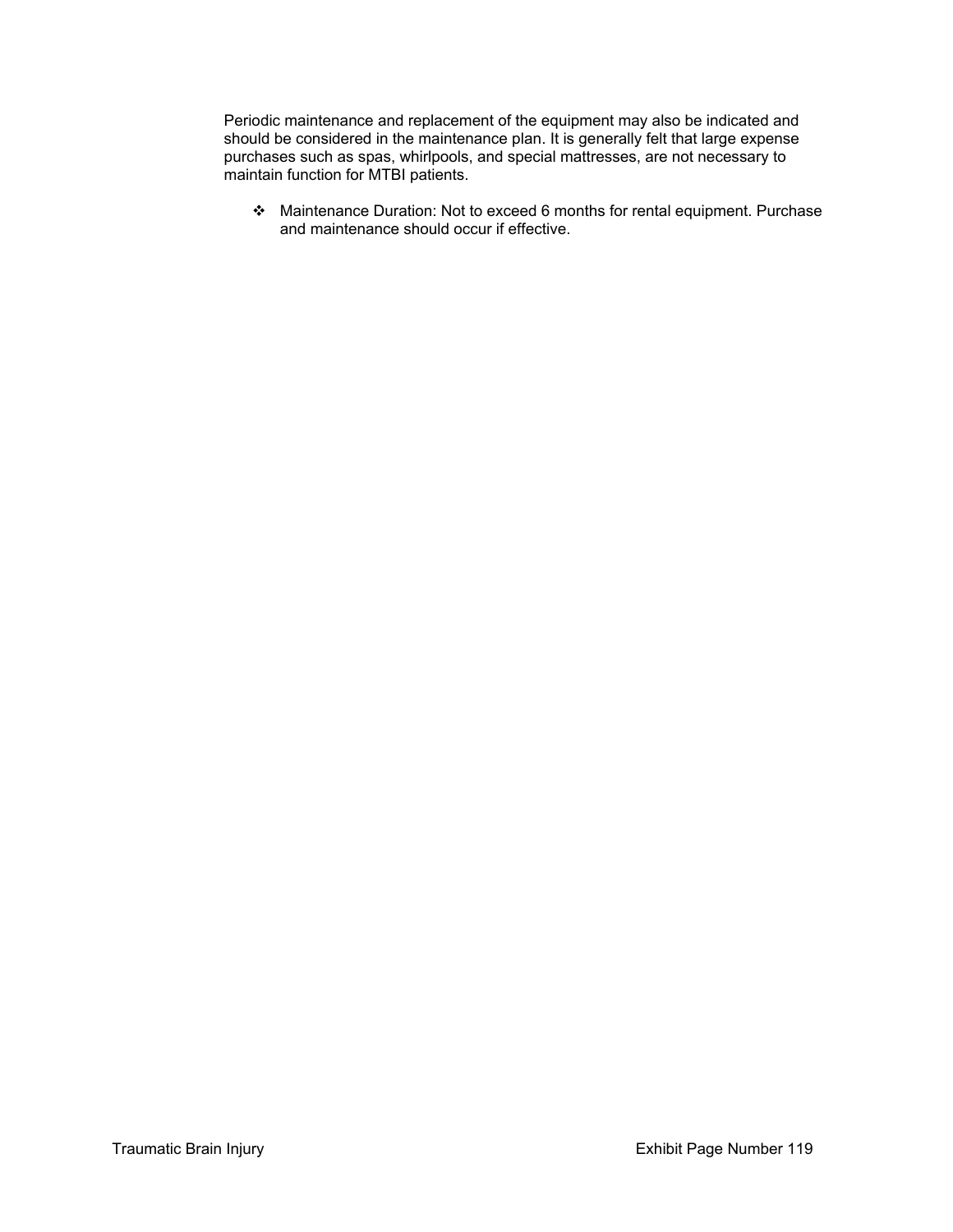Periodic maintenance and replacement of the equipment may also be indicated and should be considered in the maintenance plan. It is generally felt that large expense purchases such as spas, whirlpools, and special mattresses, are not necessary to maintain function for MTBI patients.

- Maintenance Duration: Not to exceed 6 months for rental equipment. Purchase and maintenance should occur if effective.